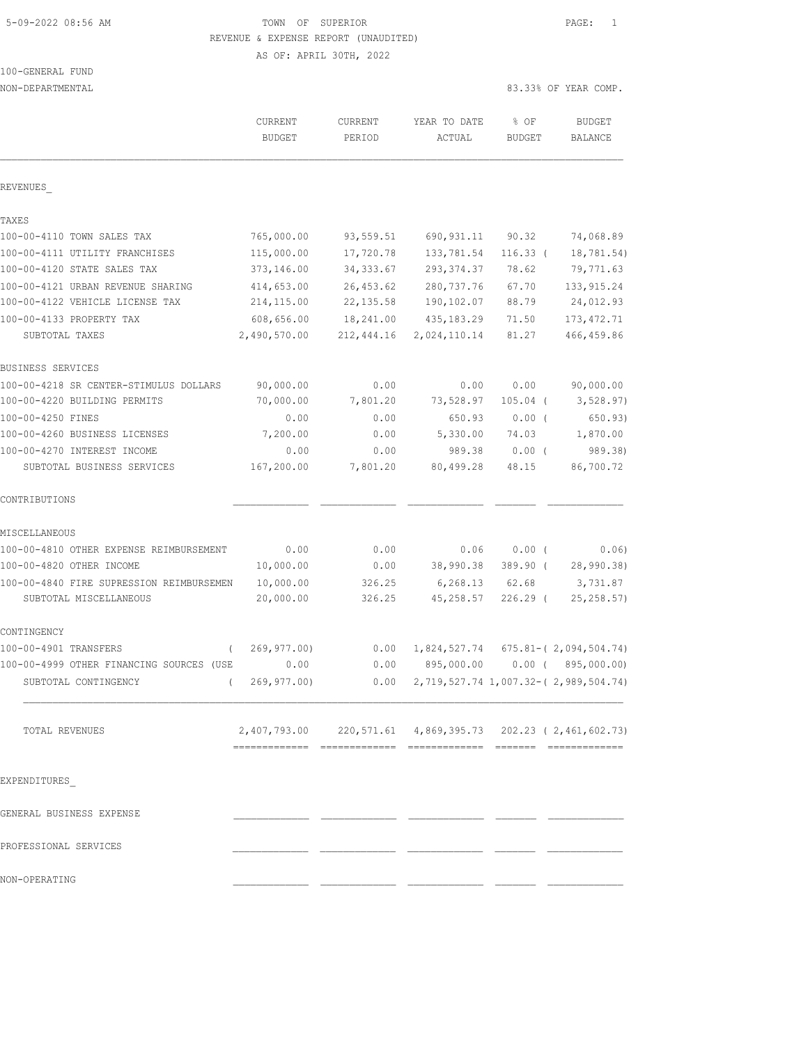TOWN OF SUPERIOR
REVENUE & EXPENSE REPORT (UNAUDITED)
AS OF: APRIL 30TH, 2022

100-GENERAL FUND
NON-DEPARTMENTAL

83.33% OF YEAR COMP.

| | CURRENT BUDGET | CURRENT PERIOD | YEAR TO DATE ACTUAL | % OF BUDGET | BUDGET BALANCE |
|---|---|---|---|---|---|
| **REVENUES_** | | | | | |
| **TAXES** | | | | | |
| 100-00-4110 TOWN SALES TAX | 765,000.00 | 93,559.51 | 690,931.11 | 90.32 | 74,068.89 |
| 100-00-4111 UTILITY FRANCHISES | 115,000.00 | 17,720.78 | 133,781.54 | 116.33 | ( 18,781.54) |
| 100-00-4120 STATE SALES TAX | 373,146.00 | 34,333.67 | 293,374.37 | 78.62 | 79,771.63 |
| 100-00-4121 URBAN REVENUE SHARING | 414,653.00 | 26,453.62 | 280,737.76 | 67.70 | 133,915.24 |
| 100-00-4122 VEHICLE LICENSE TAX | 214,115.00 | 22,135.58 | 190,102.07 | 88.79 | 24,012.93 |
| 100-00-4133 PROPERTY TAX | 608,656.00 | 18,241.00 | 435,183.29 | 71.50 | 173,472.71 |
| SUBTOTAL TAXES | 2,490,570.00 | 212,444.16 | 2,024,110.14 | 81.27 | 466,459.86 |
| **BUSINESS SERVICES** | | | | | |
| 100-00-4218 SR CENTER-STIMULUS DOLLARS | 90,000.00 | 0.00 | 0.00 | 0.00 | 90,000.00 |
| 100-00-4220 BUILDING PERMITS | 70,000.00 | 7,801.20 | 73,528.97 | 105.04 | ( 3,528.97) |
| 100-00-4250 FINES | 0.00 | 0.00 | 650.93 | 0.00 | ( 650.93) |
| 100-00-4260 BUSINESS LICENSES | 7,200.00 | 0.00 | 5,330.00 | 74.03 | 1,870.00 |
| 100-00-4270 INTEREST INCOME | 0.00 | 0.00 | 989.38 | 0.00 | ( 989.38) |
| SUBTOTAL BUSINESS SERVICES | 167,200.00 | 7,801.20 | 80,499.28 | 48.15 | 86,700.72 |
| **CONTRIBUTIONS** | | | | | |
| **MISCELLANEOUS** | | | | | |
| 100-00-4810 OTHER EXPENSE REIMBURSEMENT | 0.00 | 0.00 | 0.06 | 0.00 | ( 0.06) |
| 100-00-4820 OTHER INCOME | 10,000.00 | 0.00 | 38,990.38 | 389.90 | ( 28,990.38) |
| 100-00-4840 FIRE SUPRESSION REIMBURSEMEN | 10,000.00 | 326.25 | 6,268.13 | 62.68 | 3,731.87 |
| SUBTOTAL MISCELLANEOUS | 20,000.00 | 326.25 | 45,258.57 | 226.29 | ( 25,258.57) |
| **CONTINGENCY** | | | | | |
| 100-00-4901 TRANSFERS | ( 269,977.00) | 0.00 | 1,824,527.74 | 675.81- | ( 2,094,504.74) |
| 100-00-4999 OTHER FINANCING SOURCES (USE | 0.00 | 0.00 | 895,000.00 | 0.00 | ( 895,000.00) |
| SUBTOTAL CONTINGENCY | ( 269,977.00) | 0.00 | 2,719,527.74 | 1,007.32- | ( 2,989,504.74) |
| TOTAL REVENUES | 2,407,793.00 | 220,571.61 | 4,869,395.73 | 202.23 | ( 2,461,602.73) |
| **EXPENDITURES_** | | | | | |
| GENERAL BUSINESS EXPENSE | | | | | |
| PROFESSIONAL SERVICES | | | | | |
| NON-OPERATING | | | | | |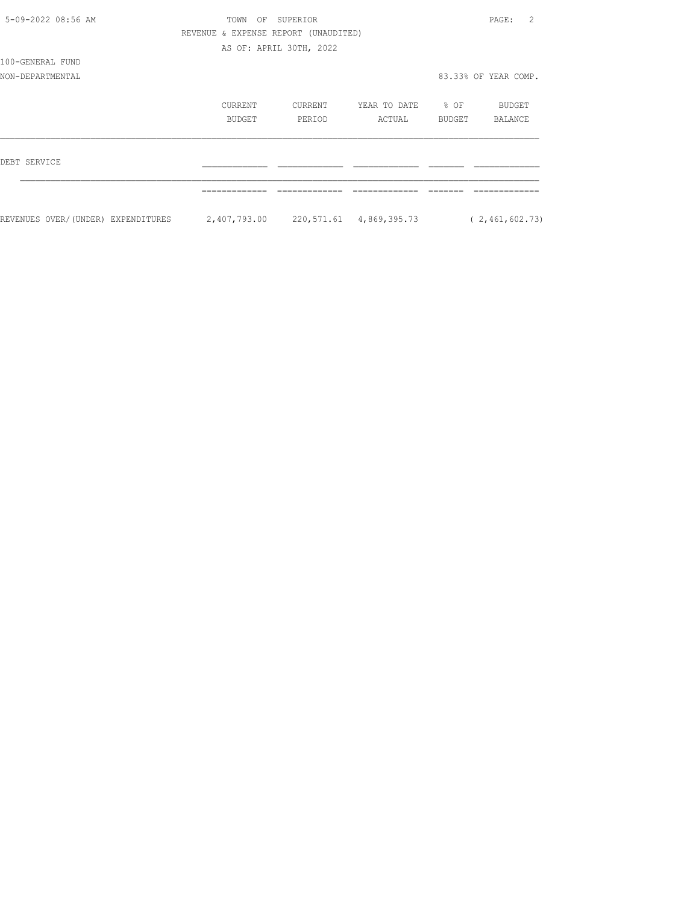TOWN OF SUPERIOR

REVENUE & EXPENSE REPORT (UNAUDITED)

AS OF: APRIL 30TH, 2022

100-GENERAL FUND

NON-DEPARTMENTAL

83.33% OF YEAR COMP.

| | CURRENT BUDGET | CURRENT PERIOD | YEAR TO DATE ACTUAL | % OF BUDGET | BUDGET BALANCE |
|---|---|---|---|---|---|
| DEBT SERVICE | | | | | |
| REVENUES OVER/(UNDER) EXPENDITURES | 2,407,793.00 | 220,571.61 | 4,869,395.73 | | ( 2,461,602.73) |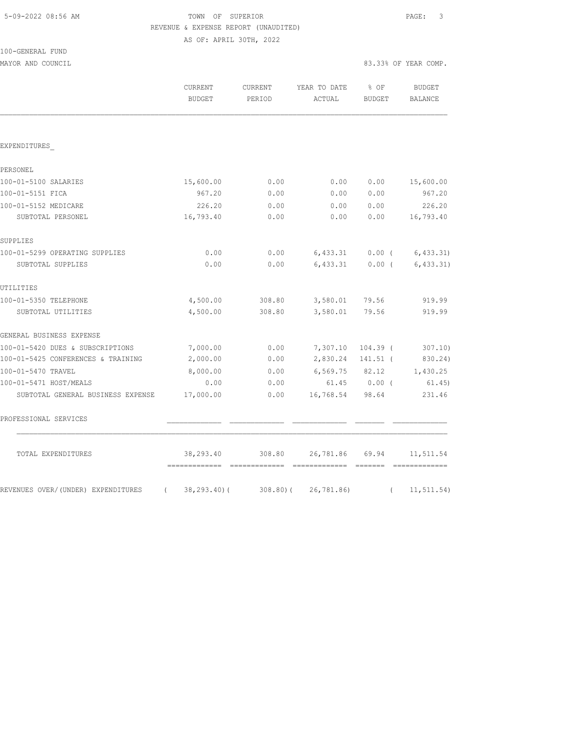TOWN OF SUPERIOR

REVENUE & EXPENSE REPORT (UNAUDITED)

AS OF: APRIL 30TH, 2022

100-GENERAL FUND

MAYOR AND COUNCIL

83.33% OF YEAR COMP.

| | CURRENT BUDGET | CURRENT PERIOD | YEAR TO DATE ACTUAL | % OF BUDGET | BUDGET BALANCE |
|---|---|---|---|---|---|
| EXPENDITURES_ | | | | | |
| PERSONEL | | | | | |
| 100-01-5100 SALARIES | 15,600.00 | 0.00 | 0.00 | 0.00 | 15,600.00 |
| 100-01-5151 FICA | 967.20 | 0.00 | 0.00 | 0.00 | 967.20 |
| 100-01-5152 MEDICARE | 226.20 | 0.00 | 0.00 | 0.00 | 226.20 |
| SUBTOTAL PERSONEL | 16,793.40 | 0.00 | 0.00 | 0.00 | 16,793.40 |
| SUPPLIES | | | | | |
| 100-01-5299 OPERATING SUPPLIES | 0.00 | 0.00 | 6,433.31 | 0.00 | ( 6,433.31) |
| SUBTOTAL SUPPLIES | 0.00 | 0.00 | 6,433.31 | 0.00 | ( 6,433.31) |
| UTILITIES | | | | | |
| 100-01-5350 TELEPHONE | 4,500.00 | 308.80 | 3,580.01 | 79.56 | 919.99 |
| SUBTOTAL UTILITIES | 4,500.00 | 308.80 | 3,580.01 | 79.56 | 919.99 |
| GENERAL BUSINESS EXPENSE | | | | | |
| 100-01-5420 DUES & SUBSCRIPTIONS | 7,000.00 | 0.00 | 7,307.10 | 104.39 | ( 307.10) |
| 100-01-5425 CONFERENCES & TRAINING | 2,000.00 | 0.00 | 2,830.24 | 141.51 | ( 830.24) |
| 100-01-5470 TRAVEL | 8,000.00 | 0.00 | 6,569.75 | 82.12 | 1,430.25 |
| 100-01-5471 HOST/MEALS | 0.00 | 0.00 | 61.45 | 0.00 | ( 61.45) |
| SUBTOTAL GENERAL BUSINESS EXPENSE | 17,000.00 | 0.00 | 16,768.54 | 98.64 | 231.46 |
| PROFESSIONAL SERVICES | | | | | |
| TOTAL EXPENDITURES | 38,293.40 | 308.80 | 26,781.86 | 69.94 | 11,511.54 |
| REVENUES OVER/(UNDER) EXPENDITURES | ( 38,293.40) | ( 308.80) | ( 26,781.86) | | ( 11,511.54) |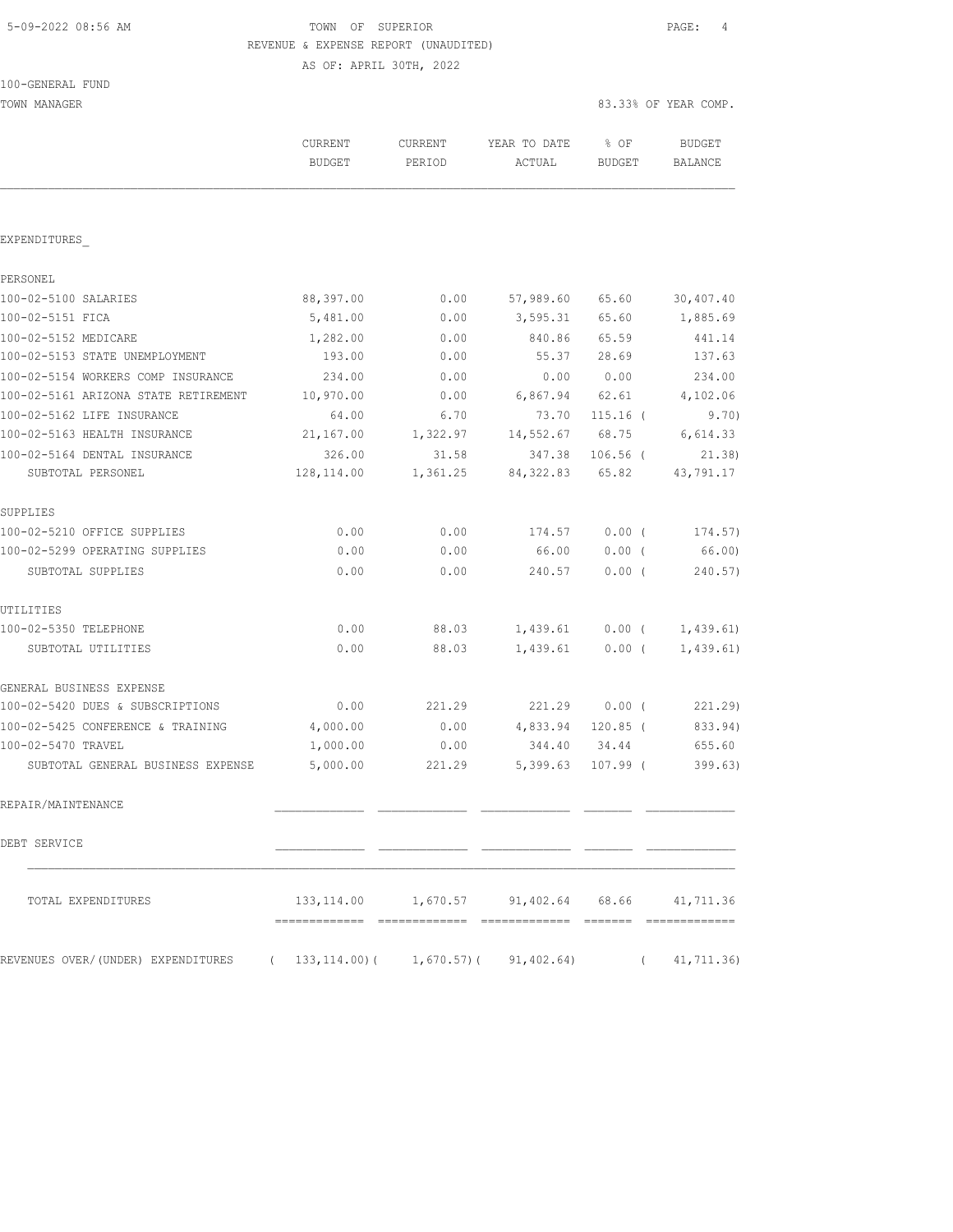5-09-2022 08:56 AM TOWN OF SUPERIOR

REVENUE & EXPENSE REPORT (UNAUDITED)

AS OF: APRIL 30TH, 2022

100-GENERAL FUND

TOWN MANAGER 83.33% OF YEAR COMP.

| | CURRENT BUDGET | CURRENT PERIOD | YEAR TO DATE ACTUAL | % OF BUDGET | BUDGET BALANCE |
|---|---|---|---|---|---|
| EXPENDITURES_ | | | | | |
| PERSONEL | | | | | |
| 100-02-5100 SALARIES | 88,397.00 | 0.00 | 57,989.60 | 65.60 | 30,407.40 |
| 100-02-5151 FICA | 5,481.00 | 0.00 | 3,595.31 | 65.60 | 1,885.69 |
| 100-02-5152 MEDICARE | 1,282.00 | 0.00 | 840.86 | 65.59 | 441.14 |
| 100-02-5153 STATE UNEMPLOYMENT | 193.00 | 0.00 | 55.37 | 28.69 | 137.63 |
| 100-02-5154 WORKERS COMP INSURANCE | 234.00 | 0.00 | 0.00 | 0.00 | 234.00 |
| 100-02-5161 ARIZONA STATE RETIREMENT | 10,970.00 | 0.00 | 6,867.94 | 62.61 | 4,102.06 |
| 100-02-5162 LIFE INSURANCE | 64.00 | 6.70 | 73.70 | 115.16 ( | 9.70) |
| 100-02-5163 HEALTH INSURANCE | 21,167.00 | 1,322.97 | 14,552.67 | 68.75 | 6,614.33 |
| 100-02-5164 DENTAL INSURANCE | 326.00 | 31.58 | 347.38 | 106.56 ( | 21.38) |
| SUBTOTAL PERSONEL | 128,114.00 | 1,361.25 | 84,322.83 | 65.82 | 43,791.17 |
| SUPPLIES | | | | | |
| 100-02-5210 OFFICE SUPPLIES | 0.00 | 0.00 | 174.57 | 0.00 ( | 174.57) |
| 100-02-5299 OPERATING SUPPLIES | 0.00 | 0.00 | 66.00 | 0.00 ( | 66.00) |
| SUBTOTAL SUPPLIES | 0.00 | 0.00 | 240.57 | 0.00 ( | 240.57) |
| UTILITIES | | | | | |
| 100-02-5350 TELEPHONE | 0.00 | 88.03 | 1,439.61 | 0.00 ( | 1,439.61) |
| SUBTOTAL UTILITIES | 0.00 | 88.03 | 1,439.61 | 0.00 ( | 1,439.61) |
| GENERAL BUSINESS EXPENSE | | | | | |
| 100-02-5420 DUES & SUBSCRIPTIONS | 0.00 | 221.29 | 221.29 | 0.00 ( | 221.29) |
| 100-02-5425 CONFERENCE & TRAINING | 4,000.00 | 0.00 | 4,833.94 | 120.85 ( | 833.94) |
| 100-02-5470 TRAVEL | 1,000.00 | 0.00 | 344.40 | 34.44 | 655.60 |
| SUBTOTAL GENERAL BUSINESS EXPENSE | 5,000.00 | 221.29 | 5,399.63 | 107.99 ( | 399.63) |
| REPAIR/MAINTENANCE | | | | | |
| DEBT SERVICE | | | | | |
| TOTAL EXPENDITURES | 133,114.00 | 1,670.57 | 91,402.64 | 68.66 | 41,711.36 |
| REVENUES OVER/(UNDER) EXPENDITURES | ( 133,114.00) | ( 1,670.57) | ( 91,402.64) | ( | 41,711.36) |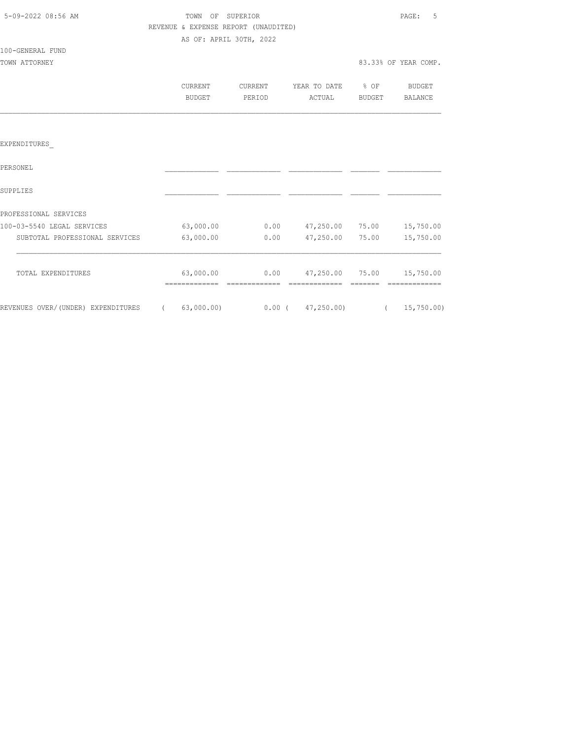TOWN OF SUPERIOR

REVENUE & EXPENSE REPORT (UNAUDITED)

AS OF: APRIL 30TH, 2022

100-GENERAL FUND

TOWN ATTORNEY — 83.33% OF YEAR COMP.

| | CURRENT BUDGET | CURRENT PERIOD | YEAR TO DATE ACTUAL | % OF BUDGET | BUDGET BALANCE |
|---|---|---|---|---|---|
| EXPENDITURES_ | | | | | |
| PERSONEL | | | | | |
| SUPPLIES | | | | | |
| PROFESSIONAL SERVICES | | | | | |
| 100-03-5540 LEGAL SERVICES | 63,000.00 | 0.00 | 47,250.00 | 75.00 | 15,750.00 |
| SUBTOTAL PROFESSIONAL SERVICES | 63,000.00 | 0.00 | 47,250.00 | 75.00 | 15,750.00 |
| TOTAL EXPENDITURES | 63,000.00 | 0.00 | 47,250.00 | 75.00 | 15,750.00 |
| REVENUES OVER/(UNDER) EXPENDITURES | ( 63,000.00) | 0.00 | ( 47,250.00) | | ( 15,750.00) |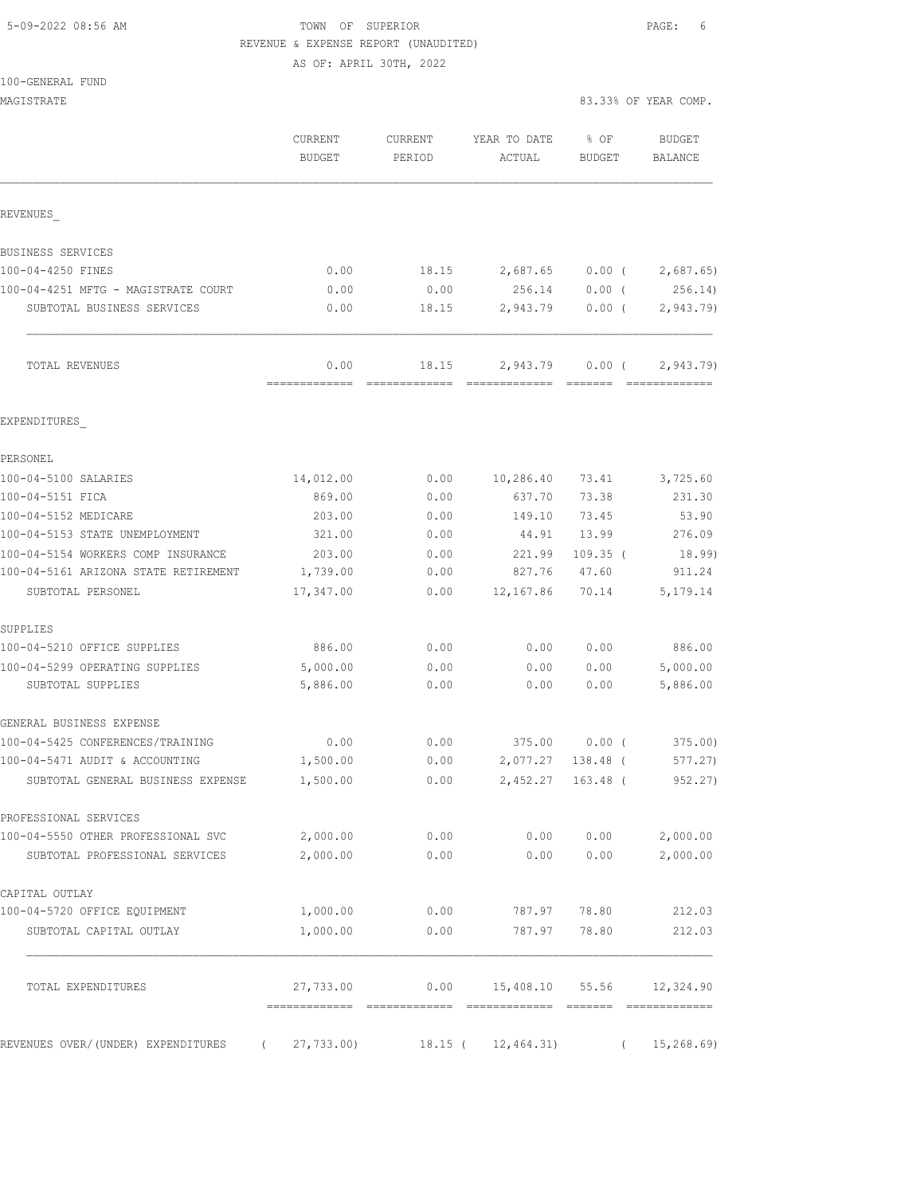TOWN OF SUPERIOR
REVENUE & EXPENSE REPORT (UNAUDITED)
AS OF: APRIL 30TH, 2022

100-GENERAL FUND
MAGISTRATE

83.33% OF YEAR COMP.

| | CURRENT BUDGET | CURRENT PERIOD | YEAR TO DATE ACTUAL | % OF BUDGET | BUDGET BALANCE |
|---|---|---|---|---|---|
| **REVENUES_** | | | | | |
| BUSINESS SERVICES | | | | | |
| 100-04-4250 FINES | 0.00 | 18.15 | 2,687.65 | 0.00 ( | 2,687.65) |
| 100-04-4251 MFTG - MAGISTRATE COURT | 0.00 | 0.00 | 256.14 | 0.00 ( | 256.14) |
| SUBTOTAL BUSINESS SERVICES | 0.00 | 18.15 | 2,943.79 | 0.00 ( | 2,943.79) |
| TOTAL REVENUES | 0.00 | 18.15 | 2,943.79 | 0.00 ( | 2,943.79) |
| **EXPENDITURES_** | | | | | |
| PERSONEL | | | | | |
| 100-04-5100 SALARIES | 14,012.00 | 0.00 | 10,286.40 | 73.41 | 3,725.60 |
| 100-04-5151 FICA | 869.00 | 0.00 | 637.70 | 73.38 | 231.30 |
| 100-04-5152 MEDICARE | 203.00 | 0.00 | 149.10 | 73.45 | 53.90 |
| 100-04-5153 STATE UNEMPLOYMENT | 321.00 | 0.00 | 44.91 | 13.99 | 276.09 |
| 100-04-5154 WORKERS COMP INSURANCE | 203.00 | 0.00 | 221.99 | 109.35 ( | 18.99) |
| 100-04-5161 ARIZONA STATE RETIREMENT | 1,739.00 | 0.00 | 827.76 | 47.60 | 911.24 |
| SUBTOTAL PERSONEL | 17,347.00 | 0.00 | 12,167.86 | 70.14 | 5,179.14 |
| SUPPLIES | | | | | |
| 100-04-5210 OFFICE SUPPLIES | 886.00 | 0.00 | 0.00 | 0.00 | 886.00 |
| 100-04-5299 OPERATING SUPPLIES | 5,000.00 | 0.00 | 0.00 | 0.00 | 5,000.00 |
| SUBTOTAL SUPPLIES | 5,886.00 | 0.00 | 0.00 | 0.00 | 5,886.00 |
| GENERAL BUSINESS EXPENSE | | | | | |
| 100-04-5425 CONFERENCES/TRAINING | 0.00 | 0.00 | 375.00 | 0.00 ( | 375.00) |
| 100-04-5471 AUDIT & ACCOUNTING | 1,500.00 | 0.00 | 2,077.27 | 138.48 ( | 577.27) |
| SUBTOTAL GENERAL BUSINESS EXPENSE | 1,500.00 | 0.00 | 2,452.27 | 163.48 ( | 952.27) |
| PROFESSIONAL SERVICES | | | | | |
| 100-04-5550 OTHER PROFESSIONAL SVC | 2,000.00 | 0.00 | 0.00 | 0.00 | 2,000.00 |
| SUBTOTAL PROFESSIONAL SERVICES | 2,000.00 | 0.00 | 0.00 | 0.00 | 2,000.00 |
| CAPITAL OUTLAY | | | | | |
| 100-04-5720 OFFICE EQUIPMENT | 1,000.00 | 0.00 | 787.97 | 78.80 | 212.03 |
| SUBTOTAL CAPITAL OUTLAY | 1,000.00 | 0.00 | 787.97 | 78.80 | 212.03 |
| TOTAL EXPENDITURES | 27,733.00 | 0.00 | 15,408.10 | 55.56 | 12,324.90 |
| REVENUES OVER/(UNDER) EXPENDITURES | ( 27,733.00) | 18.15 | ( 12,464.31) | | ( 15,268.69) |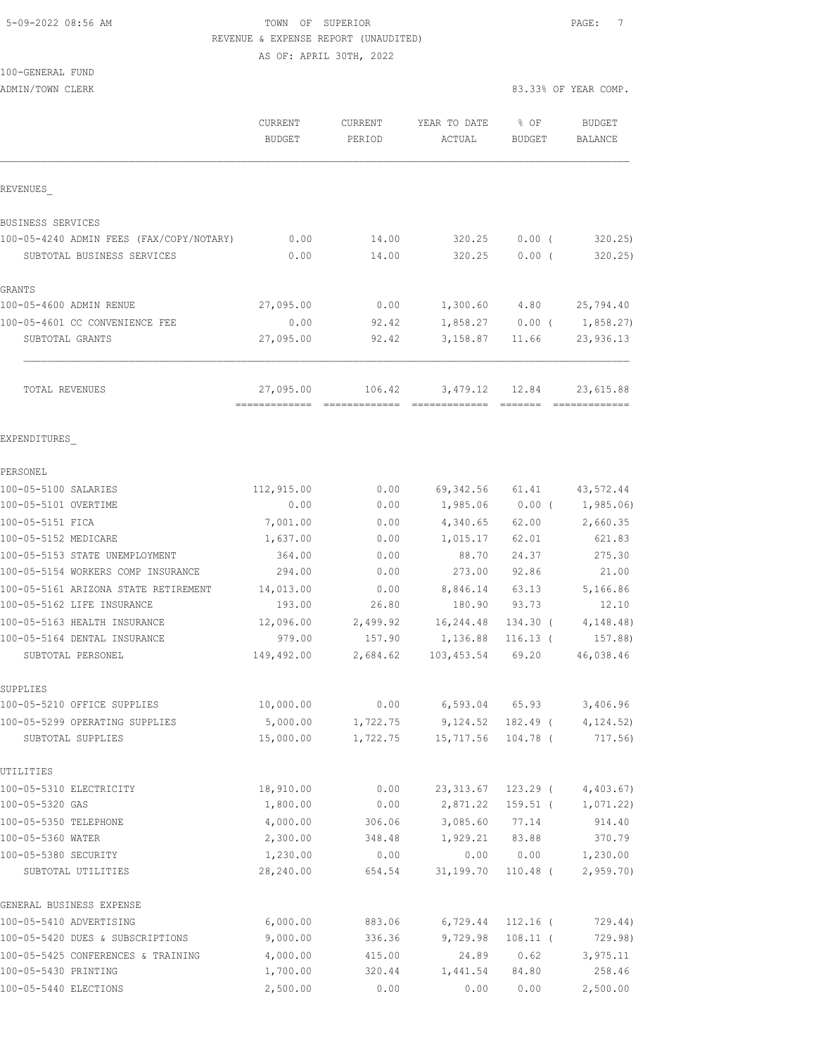5-09-2022 08:56 AM

# TOWN OF SUPERIOR

REVENUE & EXPENSE REPORT (UNAUDITED)

AS OF: APRIL 30TH, 2022

100-GENERAL FUND

ADMIN/TOWN CLERK

83.33% OF YEAR COMP.

| | CURRENT BUDGET | CURRENT PERIOD | YEAR TO DATE ACTUAL | % OF BUDGET | BUDGET BALANCE |
|---|---|---|---|---|---|
| **REVENUES** | | | | | |
| BUSINESS SERVICES | | | | | |
| 100-05-4240 ADMIN FEES (FAX/COPY/NOTARY) | 0.00 | 14.00 | 320.25 | 0.00 ( | 320.25) |
| SUBTOTAL BUSINESS SERVICES | 0.00 | 14.00 | 320.25 | 0.00 ( | 320.25) |
| GRANTS | | | | | |
| 100-05-4600 ADMIN RENUE | 27,095.00 | 0.00 | 1,300.60 | 4.80 | 25,794.40 |
| 100-05-4601 CC CONVENIENCE FEE | 0.00 | 92.42 | 1,858.27 | 0.00 ( | 1,858.27) |
| SUBTOTAL GRANTS | 27,095.00 | 92.42 | 3,158.87 | 11.66 | 23,936.13 |
| TOTAL REVENUES | 27,095.00 | 106.42 | 3,479.12 | 12.84 | 23,615.88 |
| **EXPENDITURES** | | | | | |
| PERSONEL | | | | | |
| 100-05-5100 SALARIES | 112,915.00 | 0.00 | 69,342.56 | 61.41 | 43,572.44 |
| 100-05-5101 OVERTIME | 0.00 | 0.00 | 1,985.06 | 0.00 ( | 1,985.06) |
| 100-05-5151 FICA | 7,001.00 | 0.00 | 4,340.65 | 62.00 | 2,660.35 |
| 100-05-5152 MEDICARE | 1,637.00 | 0.00 | 1,015.17 | 62.01 | 621.83 |
| 100-05-5153 STATE UNEMPLOYMENT | 364.00 | 0.00 | 88.70 | 24.37 | 275.30 |
| 100-05-5154 WORKERS COMP INSURANCE | 294.00 | 0.00 | 273.00 | 92.86 | 21.00 |
| 100-05-5161 ARIZONA STATE RETIREMENT | 14,013.00 | 0.00 | 8,846.14 | 63.13 | 5,166.86 |
| 100-05-5162 LIFE INSURANCE | 193.00 | 26.80 | 180.90 | 93.73 | 12.10 |
| 100-05-5163 HEALTH INSURANCE | 12,096.00 | 2,499.92 | 16,244.48 | 134.30 ( | 4,148.48) |
| 100-05-5164 DENTAL INSURANCE | 979.00 | 157.90 | 1,136.88 | 116.13 ( | 157.88) |
| SUBTOTAL PERSONEL | 149,492.00 | 2,684.62 | 103,453.54 | 69.20 | 46,038.46 |
| SUPPLIES | | | | | |
| 100-05-5210 OFFICE SUPPLIES | 10,000.00 | 0.00 | 6,593.04 | 65.93 | 3,406.96 |
| 100-05-5299 OPERATING SUPPLIES | 5,000.00 | 1,722.75 | 9,124.52 | 182.49 ( | 4,124.52) |
| SUBTOTAL SUPPLIES | 15,000.00 | 1,722.75 | 15,717.56 | 104.78 ( | 717.56) |
| UTILITIES | | | | | |
| 100-05-5310 ELECTRICITY | 18,910.00 | 0.00 | 23,313.67 | 123.29 ( | 4,403.67) |
| 100-05-5320 GAS | 1,800.00 | 0.00 | 2,871.22 | 159.51 ( | 1,071.22) |
| 100-05-5350 TELEPHONE | 4,000.00 | 306.06 | 3,085.60 | 77.14 | 914.40 |
| 100-05-5360 WATER | 2,300.00 | 348.48 | 1,929.21 | 83.88 | 370.79 |
| 100-05-5380 SECURITY | 1,230.00 | 0.00 | 0.00 | 0.00 | 1,230.00 |
| SUBTOTAL UTILITIES | 28,240.00 | 654.54 | 31,199.70 | 110.48 ( | 2,959.70) |
| GENERAL BUSINESS EXPENSE | | | | | |
| 100-05-5410 ADVERTISING | 6,000.00 | 883.06 | 6,729.44 | 112.16 ( | 729.44) |
| 100-05-5420 DUES & SUBSCRIPTIONS | 9,000.00 | 336.36 | 9,729.98 | 108.11 ( | 729.98) |
| 100-05-5425 CONFERENCES & TRAINING | 4,000.00 | 415.00 | 24.89 | 0.62 | 3,975.11 |
| 100-05-5430 PRINTING | 1,700.00 | 320.44 | 1,441.54 | 84.80 | 258.46 |
| 100-05-5440 ELECTIONS | 2,500.00 | 0.00 | 0.00 | 0.00 | 2,500.00 |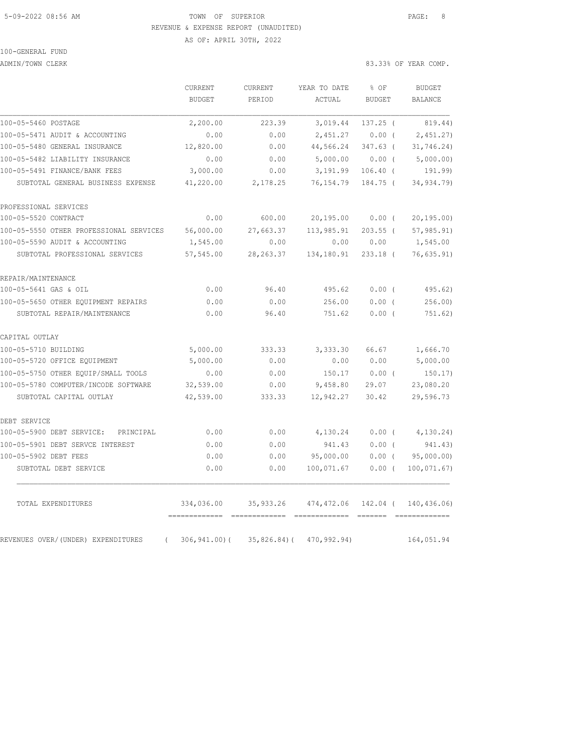5-09-2022 08:56 AM TOWN OF SUPERIOR

REVENUE & EXPENSE REPORT (UNAUDITED)

AS OF: APRIL 30TH, 2022

100-GENERAL FUND

ADMIN/TOWN CLERK 83.33% OF YEAR COMP.

| | CURRENT BUDGET | CURRENT PERIOD | YEAR TO DATE ACTUAL | % OF BUDGET | BUDGET BALANCE |
|---|---|---|---|---|---|
| 100-05-5460 POSTAGE | 2,200.00 | 223.39 | 3,019.44 | 137.25 ( | 819.44) |
| 100-05-5471 AUDIT & ACCOUNTING | 0.00 | 0.00 | 2,451.27 | 0.00 ( | 2,451.27) |
| 100-05-5480 GENERAL INSURANCE | 12,820.00 | 0.00 | 44,566.24 | 347.63 ( | 31,746.24) |
| 100-05-5482 LIABILITY INSURANCE | 0.00 | 0.00 | 5,000.00 | 0.00 ( | 5,000.00) |
| 100-05-5491 FINANCE/BANK FEES | 3,000.00 | 0.00 | 3,191.99 | 106.40 ( | 191.99) |
| SUBTOTAL GENERAL BUSINESS EXPENSE | 41,220.00 | 2,178.25 | 76,154.79 | 184.75 ( | 34,934.79) |
| PROFESSIONAL SERVICES | | | | | |
| 100-05-5520 CONTRACT | 0.00 | 600.00 | 20,195.00 | 0.00 ( | 20,195.00) |
| 100-05-5550 OTHER PROFESSIONAL SERVICES | 56,000.00 | 27,663.37 | 113,985.91 | 203.55 ( | 57,985.91) |
| 100-05-5590 AUDIT & ACCOUNTING | 1,545.00 | 0.00 | 0.00 | 0.00 | 1,545.00 |
| SUBTOTAL PROFESSIONAL SERVICES | 57,545.00 | 28,263.37 | 134,180.91 | 233.18 ( | 76,635.91) |
| REPAIR/MAINTENANCE | | | | | |
| 100-05-5641 GAS & OIL | 0.00 | 96.40 | 495.62 | 0.00 ( | 495.62) |
| 100-05-5650 OTHER EQUIPMENT REPAIRS | 0.00 | 0.00 | 256.00 | 0.00 ( | 256.00) |
| SUBTOTAL REPAIR/MAINTENANCE | 0.00 | 96.40 | 751.62 | 0.00 ( | 751.62) |
| CAPITAL OUTLAY | | | | | |
| 100-05-5710 BUILDING | 5,000.00 | 333.33 | 3,333.30 | 66.67 | 1,666.70 |
| 100-05-5720 OFFICE EQUIPMENT | 5,000.00 | 0.00 | 0.00 | 0.00 | 5,000.00 |
| 100-05-5750 OTHER EQUIP/SMALL TOOLS | 0.00 | 0.00 | 150.17 | 0.00 ( | 150.17) |
| 100-05-5780 COMPUTER/INCODE SOFTWARE | 32,539.00 | 0.00 | 9,458.80 | 29.07 | 23,080.20 |
| SUBTOTAL CAPITAL OUTLAY | 42,539.00 | 333.33 | 12,942.27 | 30.42 | 29,596.73 |
| DEBT SERVICE | | | | | |
| 100-05-5900 DEBT SERVICE: PRINCIPAL | 0.00 | 0.00 | 4,130.24 | 0.00 ( | 4,130.24) |
| 100-05-5901 DEBT SERVCE INTEREST | 0.00 | 0.00 | 941.43 | 0.00 ( | 941.43) |
| 100-05-5902 DEBT FEES | 0.00 | 0.00 | 95,000.00 | 0.00 ( | 95,000.00) |
| SUBTOTAL DEBT SERVICE | 0.00 | 0.00 | 100,071.67 | 0.00 ( | 100,071.67) |
| TOTAL EXPENDITURES | 334,036.00 | 35,933.26 | 474,472.06 | 142.04 ( | 140,436.06) |
| REVENUES OVER/(UNDER) EXPENDITURES | ( 306,941.00)( | 35,826.84)( | 470,992.94) | | 164,051.94 |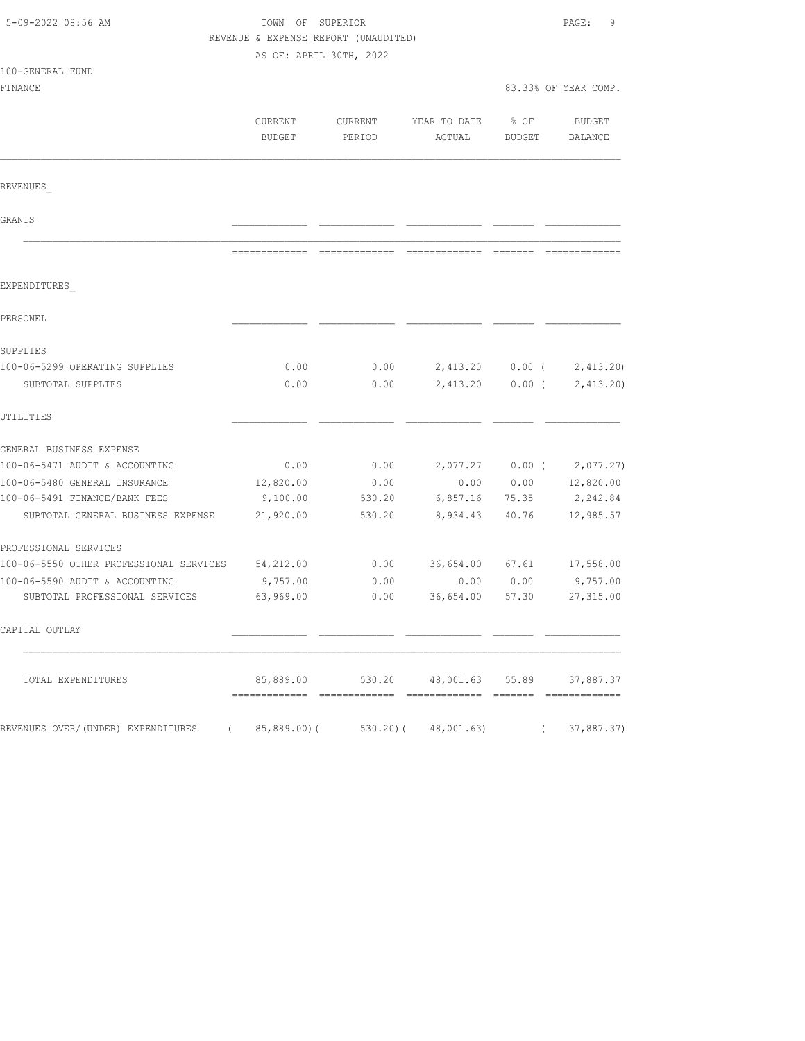TOWN OF SUPERIOR
REVENUE & EXPENSE REPORT (UNAUDITED)
AS OF: APRIL 30TH, 2022

100-GENERAL FUND
FINANCE

83.33% OF YEAR COMP.

| | CURRENT BUDGET | CURRENT PERIOD | YEAR TO DATE ACTUAL | % OF BUDGET | BUDGET BALANCE |
|---|---|---|---|---|---|
| REVENUES_ | | | | | |
| GRANTS | | | | | |
| EXPENDITURES_ | | | | | |
| PERSONEL | | | | | |
| SUPPLIES | | | | | |
| 100-06-5299 OPERATING SUPPLIES | 0.00 | 0.00 | 2,413.20 | 0.00 | (2,413.20) |
| SUBTOTAL SUPPLIES | 0.00 | 0.00 | 2,413.20 | 0.00 | (2,413.20) |
| UTILITIES | | | | | |
| GENERAL BUSINESS EXPENSE | | | | | |
| 100-06-5471 AUDIT & ACCOUNTING | 0.00 | 0.00 | 2,077.27 | 0.00 | (2,077.27) |
| 100-06-5480 GENERAL INSURANCE | 12,820.00 | 0.00 | 0.00 | 0.00 | 12,820.00 |
| 100-06-5491 FINANCE/BANK FEES | 9,100.00 | 530.20 | 6,857.16 | 75.35 | 2,242.84 |
| SUBTOTAL GENERAL BUSINESS EXPENSE | 21,920.00 | 530.20 | 8,934.43 | 40.76 | 12,985.57 |
| PROFESSIONAL SERVICES | | | | | |
| 100-06-5550 OTHER PROFESSIONAL SERVICES | 54,212.00 | 0.00 | 36,654.00 | 67.61 | 17,558.00 |
| 100-06-5590 AUDIT & ACCOUNTING | 9,757.00 | 0.00 | 0.00 | 0.00 | 9,757.00 |
| SUBTOTAL PROFESSIONAL SERVICES | 63,969.00 | 0.00 | 36,654.00 | 57.30 | 27,315.00 |
| CAPITAL OUTLAY | | | | | |
| TOTAL EXPENDITURES | 85,889.00 | 530.20 | 48,001.63 | 55.89 | 37,887.37 |
| REVENUES OVER/(UNDER) EXPENDITURES | (85,889.00) | (530.20) | (48,001.63) | | (37,887.37) |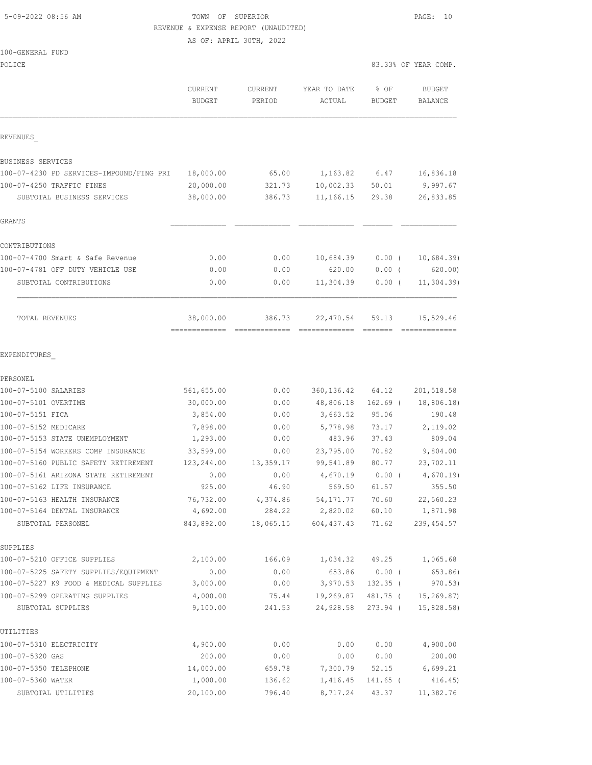TOWN OF SUPERIOR
REVENUE & EXPENSE REPORT (UNAUDITED)
AS OF: APRIL 30TH, 2022

100-GENERAL FUND
POLICE

83.33% OF YEAR COMP.

| | CURRENT BUDGET | CURRENT PERIOD | YEAR TO DATE ACTUAL | % OF BUDGET | BUDGET BALANCE |
|---|---|---|---|---|---|
| **REVENUES** | | | | | |
| BUSINESS SERVICES | | | | | |
| 100-07-4230 PD SERVICES-IMPOUND/FING PRI | 18,000.00 | 65.00 | 1,163.82 | 6.47 | 16,836.18 |
| 100-07-4250 TRAFFIC FINES | 20,000.00 | 321.73 | 10,002.33 | 50.01 | 9,997.67 |
| SUBTOTAL BUSINESS SERVICES | 38,000.00 | 386.73 | 11,166.15 | 29.38 | 26,833.85 |
| GRANTS | | | | | |
| CONTRIBUTIONS | | | | | |
| 100-07-4700 Smart & Safe Revenue | 0.00 | 0.00 | 10,684.39 | 0.00 ( | 10,684.39) |
| 100-07-4781 OFF DUTY VEHICLE USE | 0.00 | 0.00 | 620.00 | 0.00 ( | 620.00) |
| SUBTOTAL CONTRIBUTIONS | 0.00 | 0.00 | 11,304.39 | 0.00 ( | 11,304.39) |
| TOTAL REVENUES | 38,000.00 | 386.73 | 22,470.54 | 59.13 | 15,529.46 |
| **EXPENDITURES** | | | | | |
| PERSONEL | | | | | |
| 100-07-5100 SALARIES | 561,655.00 | 0.00 | 360,136.42 | 64.12 | 201,518.58 |
| 100-07-5101 OVERTIME | 30,000.00 | 0.00 | 48,806.18 | 162.69 ( | 18,806.18) |
| 100-07-5151 FICA | 3,854.00 | 0.00 | 3,663.52 | 95.06 | 190.48 |
| 100-07-5152 MEDICARE | 7,898.00 | 0.00 | 5,778.98 | 73.17 | 2,119.02 |
| 100-07-5153 STATE UNEMPLOYMENT | 1,293.00 | 0.00 | 483.96 | 37.43 | 809.04 |
| 100-07-5154 WORKERS COMP INSURANCE | 33,599.00 | 0.00 | 23,795.00 | 70.82 | 9,804.00 |
| 100-07-5160 PUBLIC SAFETY RETIREMENT | 123,244.00 | 13,359.17 | 99,541.89 | 80.77 | 23,702.11 |
| 100-07-5161 ARIZONA STATE RETIREMENT | 0.00 | 0.00 | 4,670.19 | 0.00 ( | 4,670.19) |
| 100-07-5162 LIFE INSURANCE | 925.00 | 46.90 | 569.50 | 61.57 | 355.50 |
| 100-07-5163 HEALTH INSURANCE | 76,732.00 | 4,374.86 | 54,171.77 | 70.60 | 22,560.23 |
| 100-07-5164 DENTAL INSURANCE | 4,692.00 | 284.22 | 2,820.02 | 60.10 | 1,871.98 |
| SUBTOTAL PERSONEL | 843,892.00 | 18,065.15 | 604,437.43 | 71.62 | 239,454.57 |
| SUPPLIES | | | | | |
| 100-07-5210 OFFICE SUPPLIES | 2,100.00 | 166.09 | 1,034.32 | 49.25 | 1,065.68 |
| 100-07-5225 SAFETY SUPPLIES/EQUIPMENT | 0.00 | 0.00 | 653.86 | 0.00 ( | 653.86) |
| 100-07-5227 K9 FOOD & MEDICAL SUPPLIES | 3,000.00 | 0.00 | 3,970.53 | 132.35 ( | 970.53) |
| 100-07-5299 OPERATING SUPPLIES | 4,000.00 | 75.44 | 19,269.87 | 481.75 ( | 15,269.87) |
| SUBTOTAL SUPPLIES | 9,100.00 | 241.53 | 24,928.58 | 273.94 ( | 15,828.58) |
| UTILITIES | | | | | |
| 100-07-5310 ELECTRICITY | 4,900.00 | 0.00 | 0.00 | 0.00 | 4,900.00 |
| 100-07-5320 GAS | 200.00 | 0.00 | 0.00 | 0.00 | 200.00 |
| 100-07-5350 TELEPHONE | 14,000.00 | 659.78 | 7,300.79 | 52.15 | 6,699.21 |
| 100-07-5360 WATER | 1,000.00 | 136.62 | 1,416.45 | 141.65 ( | 416.45) |
| SUBTOTAL UTILITIES | 20,100.00 | 796.40 | 8,717.24 | 43.37 | 11,382.76 |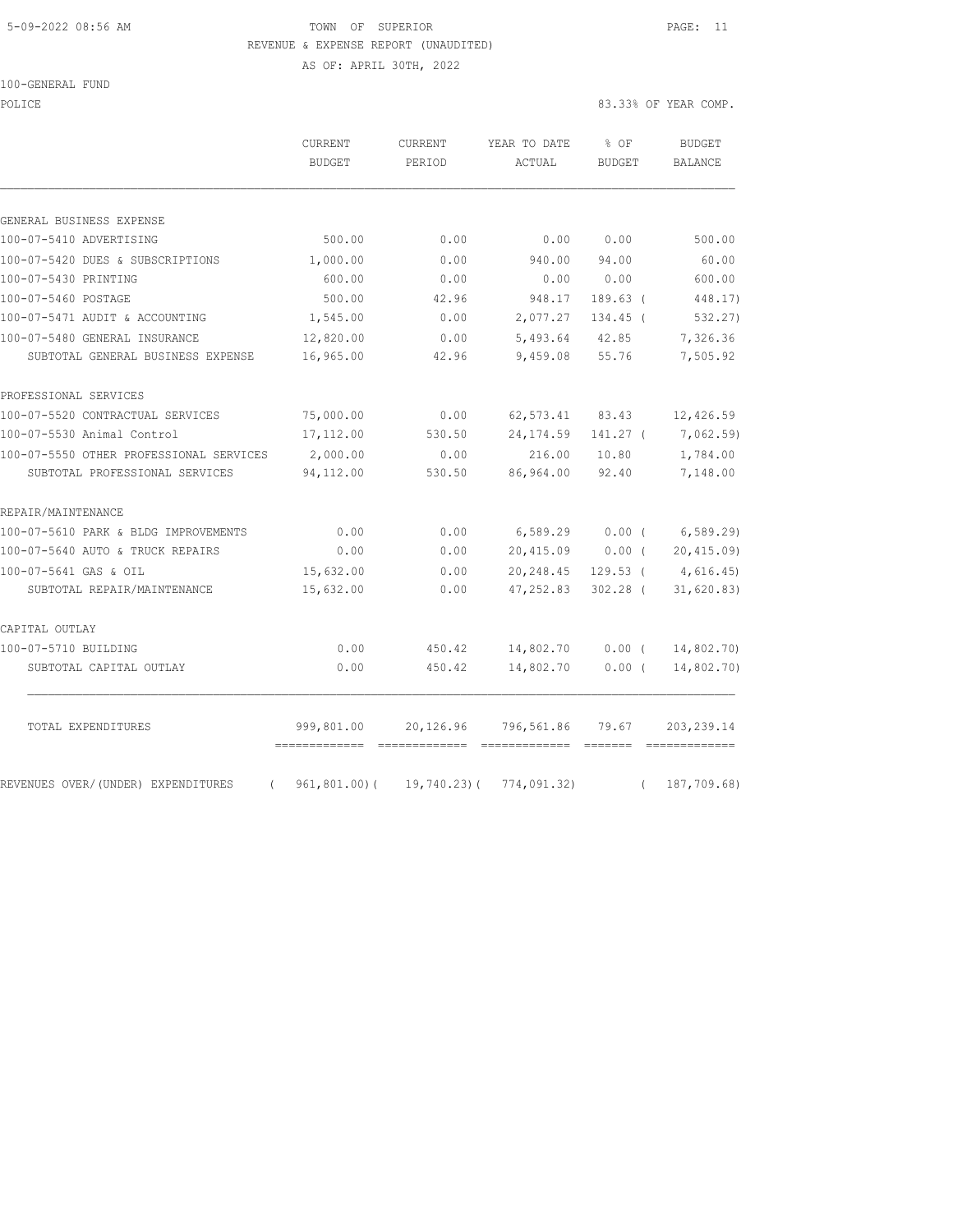TOWN OF SUPERIOR

REVENUE & EXPENSE REPORT (UNAUDITED)

AS OF: APRIL 30TH, 2022

100-GENERAL FUND

POLICE — 83.33% OF YEAR COMP.

| | CURRENT BUDGET | CURRENT PERIOD | YEAR TO DATE ACTUAL | % OF BUDGET | BUDGET BALANCE |
|---|---|---|---|---|---|
| **GENERAL BUSINESS EXPENSE** | | | | | |
| 100-07-5410 ADVERTISING | 500.00 | 0.00 | 0.00 | 0.00 | 500.00 |
| 100-07-5420 DUES & SUBSCRIPTIONS | 1,000.00 | 0.00 | 940.00 | 94.00 | 60.00 |
| 100-07-5430 PRINTING | 600.00 | 0.00 | 0.00 | 0.00 | 600.00 |
| 100-07-5460 POSTAGE | 500.00 | 42.96 | 948.17 | 189.63 | ( 448.17) |
| 100-07-5471 AUDIT & ACCOUNTING | 1,545.00 | 0.00 | 2,077.27 | 134.45 | ( 532.27) |
| 100-07-5480 GENERAL INSURANCE | 12,820.00 | 0.00 | 5,493.64 | 42.85 | 7,326.36 |
| SUBTOTAL GENERAL BUSINESS EXPENSE | 16,965.00 | 42.96 | 9,459.08 | 55.76 | 7,505.92 |
| **PROFESSIONAL SERVICES** | | | | | |
| 100-07-5520 CONTRACTUAL SERVICES | 75,000.00 | 0.00 | 62,573.41 | 83.43 | 12,426.59 |
| 100-07-5530 Animal Control | 17,112.00 | 530.50 | 24,174.59 | 141.27 | ( 7,062.59) |
| 100-07-5550 OTHER PROFESSIONAL SERVICES | 2,000.00 | 0.00 | 216.00 | 10.80 | 1,784.00 |
| SUBTOTAL PROFESSIONAL SERVICES | 94,112.00 | 530.50 | 86,964.00 | 92.40 | 7,148.00 |
| **REPAIR/MAINTENANCE** | | | | | |
| 100-07-5610 PARK & BLDG IMPROVEMENTS | 0.00 | 0.00 | 6,589.29 | 0.00 | ( 6,589.29) |
| 100-07-5640 AUTO & TRUCK REPAIRS | 0.00 | 0.00 | 20,415.09 | 0.00 | ( 20,415.09) |
| 100-07-5641 GAS & OIL | 15,632.00 | 0.00 | 20,248.45 | 129.53 | ( 4,616.45) |
| SUBTOTAL REPAIR/MAINTENANCE | 15,632.00 | 0.00 | 47,252.83 | 302.28 | ( 31,620.83) |
| **CAPITAL OUTLAY** | | | | | |
| 100-07-5710 BUILDING | 0.00 | 450.42 | 14,802.70 | 0.00 | ( 14,802.70) |
| SUBTOTAL CAPITAL OUTLAY | 0.00 | 450.42 | 14,802.70 | 0.00 | ( 14,802.70) |
| TOTAL EXPENDITURES | 999,801.00 | 20,126.96 | 796,561.86 | 79.67 | 203,239.14 |
| REVENUES OVER/(UNDER) EXPENDITURES | ( 961,801.00) | ( 19,740.23) | ( 774,091.32) | | ( 187,709.68) |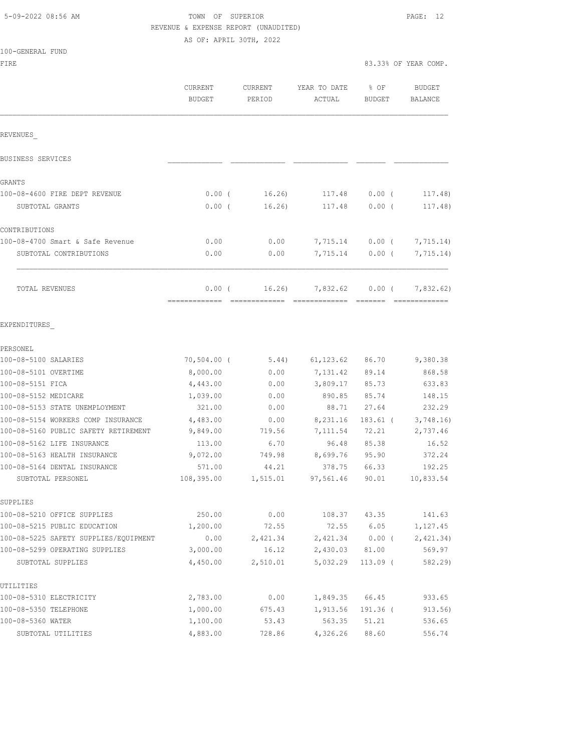TOWN OF SUPERIOR
REVENUE & EXPENSE REPORT (UNAUDITED)
AS OF: APRIL 30TH, 2022

100-GENERAL FUND
FIRE

83.33% OF YEAR COMP.

| | CURRENT BUDGET | CURRENT PERIOD | YEAR TO DATE ACTUAL | % OF BUDGET | BUDGET BALANCE |
|---|---|---|---|---|---|
| **REVENUES** | | | | | |
| BUSINESS SERVICES | | | | | |
| GRANTS | | | | | |
| 100-08-4600 FIRE DEPT REVENUE | 0.00 | ( 16.26) | 117.48 | 0.00 | ( 117.48) |
| SUBTOTAL GRANTS | 0.00 | ( 16.26) | 117.48 | 0.00 | ( 117.48) |
| CONTRIBUTIONS | | | | | |
| 100-08-4700 Smart & Safe Revenue | 0.00 | 0.00 | 7,715.14 | 0.00 | ( 7,715.14) |
| SUBTOTAL CONTRIBUTIONS | 0.00 | 0.00 | 7,715.14 | 0.00 | ( 7,715.14) |
| TOTAL REVENUES | 0.00 | ( 16.26) | 7,832.62 | 0.00 | ( 7,832.62) |
| **EXPENDITURES** | | | | | |
| PERSONEL | | | | | |
| 100-08-5100 SALARIES | 70,504.00 | ( 5.44) | 61,123.62 | 86.70 | 9,380.38 |
| 100-08-5101 OVERTIME | 8,000.00 | 0.00 | 7,131.42 | 89.14 | 868.58 |
| 100-08-5151 FICA | 4,443.00 | 0.00 | 3,809.17 | 85.73 | 633.83 |
| 100-08-5152 MEDICARE | 1,039.00 | 0.00 | 890.85 | 85.74 | 148.15 |
| 100-08-5153 STATE UNEMPLOYMENT | 321.00 | 0.00 | 88.71 | 27.64 | 232.29 |
| 100-08-5154 WORKERS COMP INSURANCE | 4,483.00 | 0.00 | 8,231.16 | 183.61 | ( 3,748.16) |
| 100-08-5160 PUBLIC SAFETY RETIREMENT | 9,849.00 | 719.56 | 7,111.54 | 72.21 | 2,737.46 |
| 100-08-5162 LIFE INSURANCE | 113.00 | 6.70 | 96.48 | 85.38 | 16.52 |
| 100-08-5163 HEALTH INSURANCE | 9,072.00 | 749.98 | 8,699.76 | 95.90 | 372.24 |
| 100-08-5164 DENTAL INSURANCE | 571.00 | 44.21 | 378.75 | 66.33 | 192.25 |
| SUBTOTAL PERSONEL | 108,395.00 | 1,515.01 | 97,561.46 | 90.01 | 10,833.54 |
| SUPPLIES | | | | | |
| 100-08-5210 OFFICE SUPPLIES | 250.00 | 0.00 | 108.37 | 43.35 | 141.63 |
| 100-08-5215 PUBLIC EDUCATION | 1,200.00 | 72.55 | 72.55 | 6.05 | 1,127.45 |
| 100-08-5225 SAFETY SUPPLIES/EQUIPMENT | 0.00 | 2,421.34 | 2,421.34 | 0.00 | ( 2,421.34) |
| 100-08-5299 OPERATING SUPPLIES | 3,000.00 | 16.12 | 2,430.03 | 81.00 | 569.97 |
| SUBTOTAL SUPPLIES | 4,450.00 | 2,510.01 | 5,032.29 | 113.09 | ( 582.29) |
| UTILITIES | | | | | |
| 100-08-5310 ELECTRICITY | 2,783.00 | 0.00 | 1,849.35 | 66.45 | 933.65 |
| 100-08-5350 TELEPHONE | 1,000.00 | 675.43 | 1,913.56 | 191.36 | ( 913.56) |
| 100-08-5360 WATER | 1,100.00 | 53.43 | 563.35 | 51.21 | 536.65 |
| SUBTOTAL UTILITIES | 4,883.00 | 728.86 | 4,326.26 | 88.60 | 556.74 |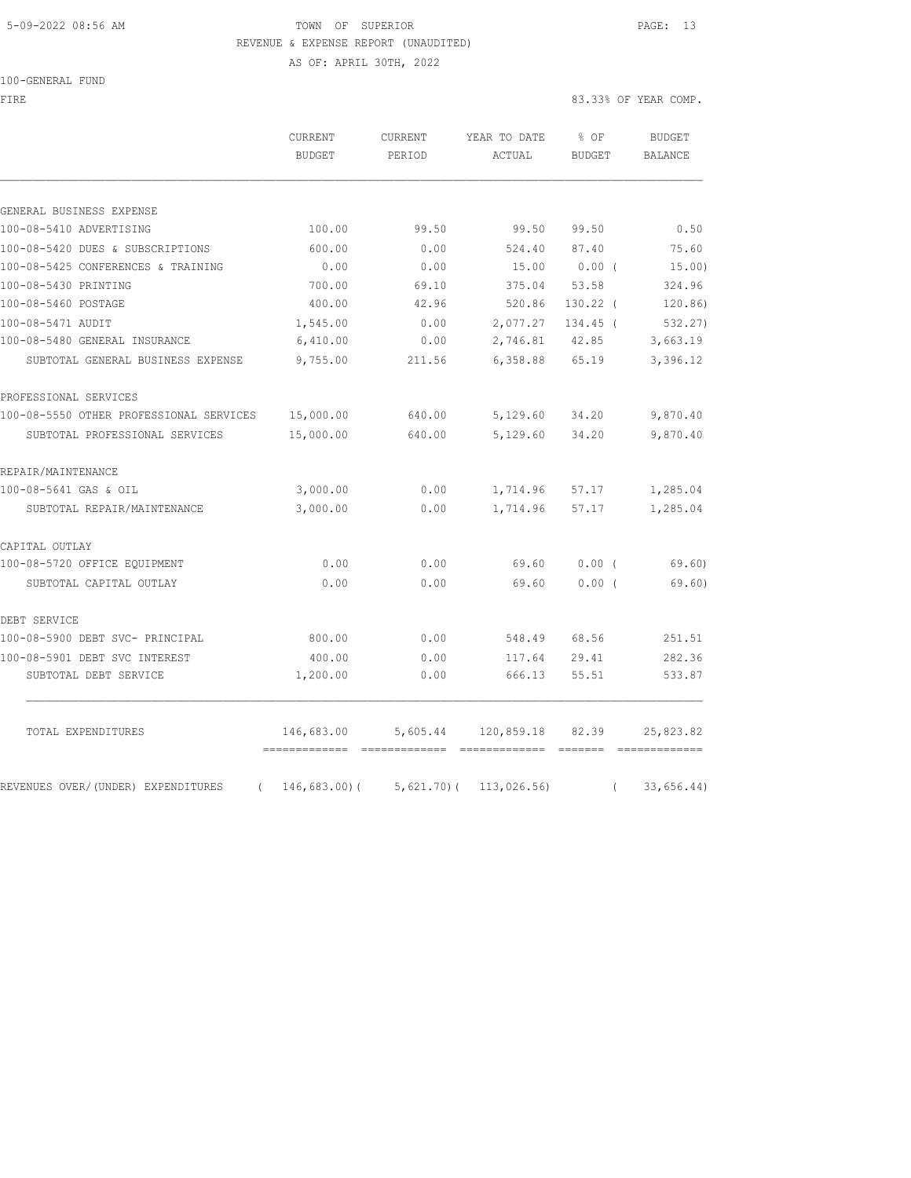TOWN OF SUPERIOR

REVENUE & EXPENSE REPORT (UNAUDITED)

AS OF: APRIL 30TH, 2022

100-GENERAL FUND

FIRE

83.33% OF YEAR COMP.

| | CURRENT BUDGET | CURRENT PERIOD | YEAR TO DATE ACTUAL | % OF BUDGET | BUDGET BALANCE |
|---|---|---|---|---|---|
| GENERAL BUSINESS EXPENSE | | | | | |
| 100-08-5410 ADVERTISING | 100.00 | 99.50 | 99.50 | 99.50 | 0.50 |
| 100-08-5420 DUES & SUBSCRIPTIONS | 600.00 | 0.00 | 524.40 | 87.40 | 75.60 |
| 100-08-5425 CONFERENCES & TRAINING | 0.00 | 0.00 | 15.00 | 0.00 ( | 15.00) |
| 100-08-5430 PRINTING | 700.00 | 69.10 | 375.04 | 53.58 | 324.96 |
| 100-08-5460 POSTAGE | 400.00 | 42.96 | 520.86 | 130.22 ( | 120.86) |
| 100-08-5471 AUDIT | 1,545.00 | 0.00 | 2,077.27 | 134.45 ( | 532.27) |
| 100-08-5480 GENERAL INSURANCE | 6,410.00 | 0.00 | 2,746.81 | 42.85 | 3,663.19 |
| SUBTOTAL GENERAL BUSINESS EXPENSE | 9,755.00 | 211.56 | 6,358.88 | 65.19 | 3,396.12 |
| PROFESSIONAL SERVICES | | | | | |
| 100-08-5550 OTHER PROFESSIONAL SERVICES | 15,000.00 | 640.00 | 5,129.60 | 34.20 | 9,870.40 |
| SUBTOTAL PROFESSIONAL SERVICES | 15,000.00 | 640.00 | 5,129.60 | 34.20 | 9,870.40 |
| REPAIR/MAINTENANCE | | | | | |
| 100-08-5641 GAS & OIL | 3,000.00 | 0.00 | 1,714.96 | 57.17 | 1,285.04 |
| SUBTOTAL REPAIR/MAINTENANCE | 3,000.00 | 0.00 | 1,714.96 | 57.17 | 1,285.04 |
| CAPITAL OUTLAY | | | | | |
| 100-08-5720 OFFICE EQUIPMENT | 0.00 | 0.00 | 69.60 | 0.00 ( | 69.60) |
| SUBTOTAL CAPITAL OUTLAY | 0.00 | 0.00 | 69.60 | 0.00 ( | 69.60) |
| DEBT SERVICE | | | | | |
| 100-08-5900 DEBT SVC- PRINCIPAL | 800.00 | 0.00 | 548.49 | 68.56 | 251.51 |
| 100-08-5901 DEBT SVC INTEREST | 400.00 | 0.00 | 117.64 | 29.41 | 282.36 |
| SUBTOTAL DEBT SERVICE | 1,200.00 | 0.00 | 666.13 | 55.51 | 533.87 |
| TOTAL EXPENDITURES | 146,683.00 | 5,605.44 | 120,859.18 | 82.39 | 25,823.82 |
| REVENUES OVER/(UNDER) EXPENDITURES | ( 146,683.00)( | 5,621.70)( | 113,026.56) | ( | 33,656.44) |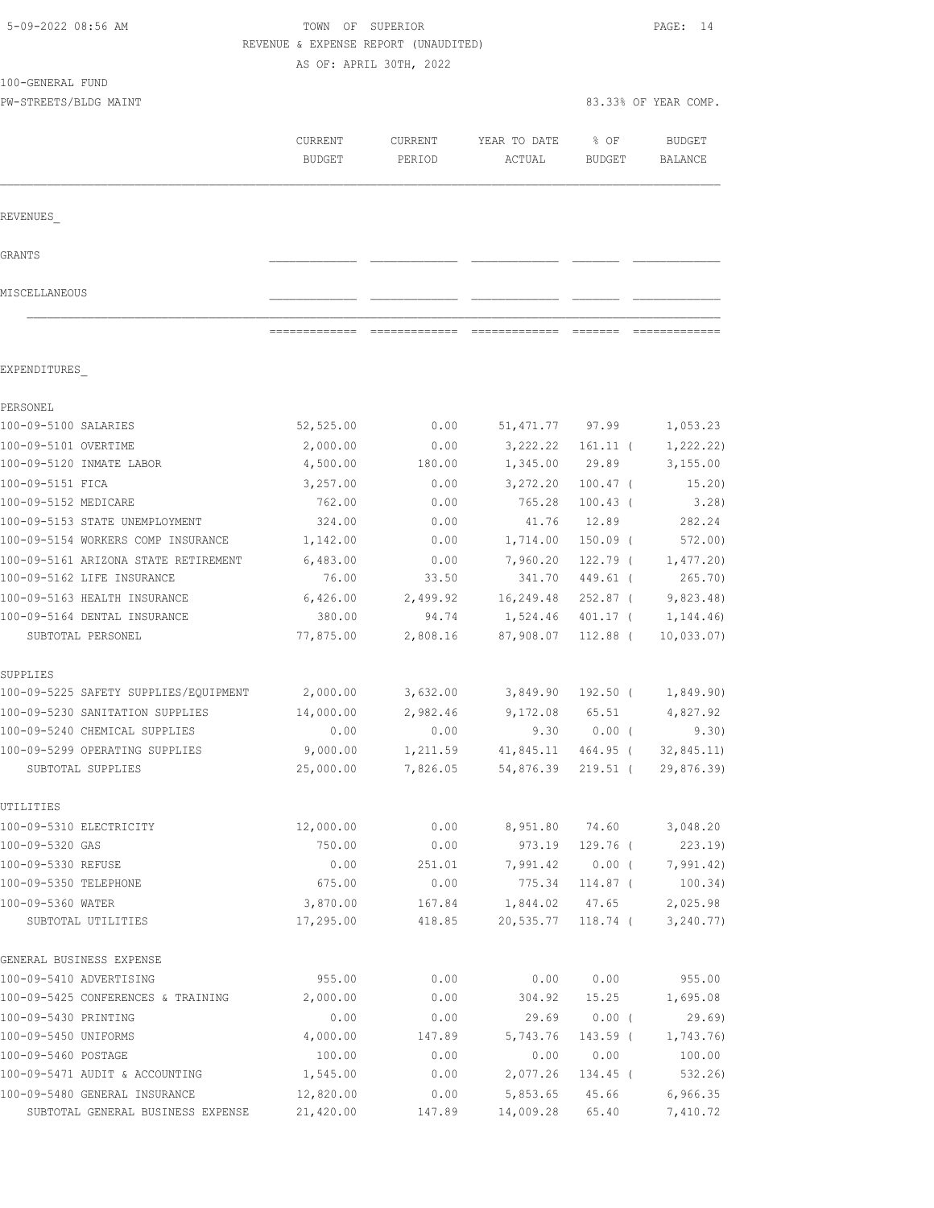TOWN OF SUPERIOR
REVENUE & EXPENSE REPORT (UNAUDITED)
AS OF: APRIL 30TH, 2022

100-GENERAL FUND
PW-STREETS/BLDG MAINT — 83.33% OF YEAR COMP.

| | CURRENT BUDGET | CURRENT PERIOD | YEAR TO DATE ACTUAL | % OF BUDGET | BUDGET BALANCE |
|---|---|---|---|---|---|
| **REVENUES** | | | | | |
| GRANTS | | | | | |
| MISCELLANEOUS | | | | | |
| **EXPENDITURES** | | | | | |
| **PERSONEL** | | | | | |
| 100-09-5100 SALARIES | 52,525.00 | 0.00 | 51,471.77 | 97.99 | 1,053.23 |
| 100-09-5101 OVERTIME | 2,000.00 | 0.00 | 3,222.22 | 161.11 ( | 1,222.22) |
| 100-09-5120 INMATE LABOR | 4,500.00 | 180.00 | 1,345.00 | 29.89 | 3,155.00 |
| 100-09-5151 FICA | 3,257.00 | 0.00 | 3,272.20 | 100.47 ( | 15.20) |
| 100-09-5152 MEDICARE | 762.00 | 0.00 | 765.28 | 100.43 ( | 3.28) |
| 100-09-5153 STATE UNEMPLOYMENT | 324.00 | 0.00 | 41.76 | 12.89 | 282.24 |
| 100-09-5154 WORKERS COMP INSURANCE | 1,142.00 | 0.00 | 1,714.00 | 150.09 ( | 572.00) |
| 100-09-5161 ARIZONA STATE RETIREMENT | 6,483.00 | 0.00 | 7,960.20 | 122.79 ( | 1,477.20) |
| 100-09-5162 LIFE INSURANCE | 76.00 | 33.50 | 341.70 | 449.61 ( | 265.70) |
| 100-09-5163 HEALTH INSURANCE | 6,426.00 | 2,499.92 | 16,249.48 | 252.87 ( | 9,823.48) |
| 100-09-5164 DENTAL INSURANCE | 380.00 | 94.74 | 1,524.46 | 401.17 ( | 1,144.46) |
| SUBTOTAL PERSONEL | 77,875.00 | 2,808.16 | 87,908.07 | 112.88 ( | 10,033.07) |
| **SUPPLIES** | | | | | |
| 100-09-5225 SAFETY SUPPLIES/EQUIPMENT | 2,000.00 | 3,632.00 | 3,849.90 | 192.50 ( | 1,849.90) |
| 100-09-5230 SANITATION SUPPLIES | 14,000.00 | 2,982.46 | 9,172.08 | 65.51 | 4,827.92 |
| 100-09-5240 CHEMICAL SUPPLIES | 0.00 | 0.00 | 9.30 | 0.00 ( | 9.30) |
| 100-09-5299 OPERATING SUPPLIES | 9,000.00 | 1,211.59 | 41,845.11 | 464.95 ( | 32,845.11) |
| SUBTOTAL SUPPLIES | 25,000.00 | 7,826.05 | 54,876.39 | 219.51 ( | 29,876.39) |
| **UTILITIES** | | | | | |
| 100-09-5310 ELECTRICITY | 12,000.00 | 0.00 | 8,951.80 | 74.60 | 3,048.20 |
| 100-09-5320 GAS | 750.00 | 0.00 | 973.19 | 129.76 ( | 223.19) |
| 100-09-5330 REFUSE | 0.00 | 251.01 | 7,991.42 | 0.00 ( | 7,991.42) |
| 100-09-5350 TELEPHONE | 675.00 | 0.00 | 775.34 | 114.87 ( | 100.34) |
| 100-09-5360 WATER | 3,870.00 | 167.84 | 1,844.02 | 47.65 | 2,025.98 |
| SUBTOTAL UTILITIES | 17,295.00 | 418.85 | 20,535.77 | 118.74 ( | 3,240.77) |
| **GENERAL BUSINESS EXPENSE** | | | | | |
| 100-09-5410 ADVERTISING | 955.00 | 0.00 | 0.00 | 0.00 | 955.00 |
| 100-09-5425 CONFERENCES & TRAINING | 2,000.00 | 0.00 | 304.92 | 15.25 | 1,695.08 |
| 100-09-5430 PRINTING | 0.00 | 0.00 | 29.69 | 0.00 ( | 29.69) |
| 100-09-5450 UNIFORMS | 4,000.00 | 147.89 | 5,743.76 | 143.59 ( | 1,743.76) |
| 100-09-5460 POSTAGE | 100.00 | 0.00 | 0.00 | 0.00 | 100.00 |
| 100-09-5471 AUDIT & ACCOUNTING | 1,545.00 | 0.00 | 2,077.26 | 134.45 ( | 532.26) |
| 100-09-5480 GENERAL INSURANCE | 12,820.00 | 0.00 | 5,853.65 | 45.66 | 6,966.35 |
| SUBTOTAL GENERAL BUSINESS EXPENSE | 21,420.00 | 147.89 | 14,009.28 | 65.40 | 7,410.72 |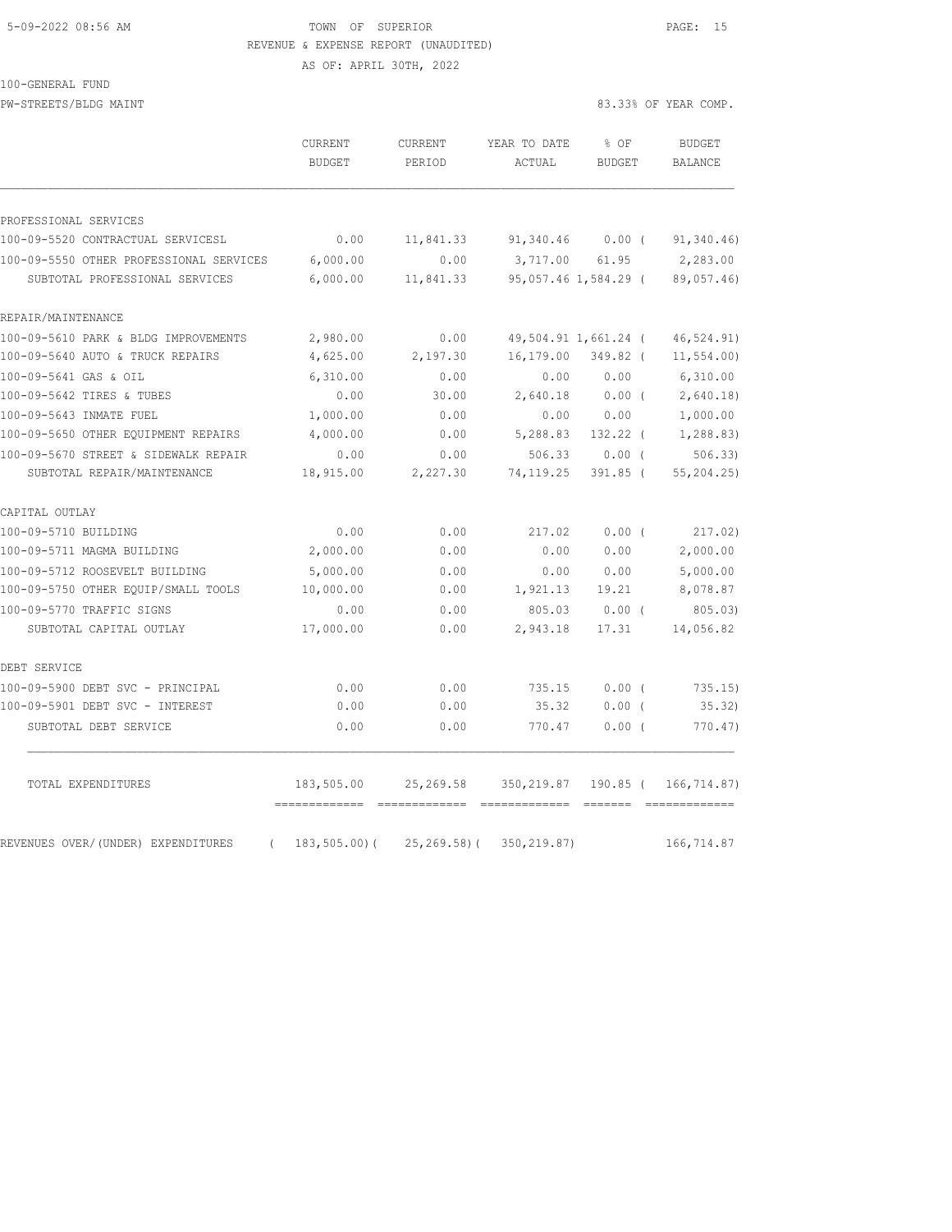TOWN OF SUPERIOR
REVENUE & EXPENSE REPORT (UNAUDITED)
AS OF: APRIL 30TH, 2022

100-GENERAL FUND
PW-STREETS/BLDG MAINT — 83.33% OF YEAR COMP.

| | CURRENT BUDGET | CURRENT PERIOD | YEAR TO DATE ACTUAL | % OF BUDGET | BUDGET BALANCE |
|---|---|---|---|---|---|
| **PROFESSIONAL SERVICES** | | | | | |
| 100-09-5520 CONTRACTUAL SERVICESL | 0.00 | 11,841.33 | 91,340.46 | 0.00 ( | 91,340.46) |
| 100-09-5550 OTHER PROFESSIONAL SERVICES | 6,000.00 | 0.00 | 3,717.00 | 61.95 | 2,283.00 |
| SUBTOTAL PROFESSIONAL SERVICES | 6,000.00 | 11,841.33 | 95,057.46 | 1,584.29 ( | 89,057.46) |
| **REPAIR/MAINTENANCE** | | | | | |
| 100-09-5610 PARK & BLDG IMPROVEMENTS | 2,980.00 | 0.00 | 49,504.91 | 1,661.24 ( | 46,524.91) |
| 100-09-5640 AUTO & TRUCK REPAIRS | 4,625.00 | 2,197.30 | 16,179.00 | 349.82 ( | 11,554.00) |
| 100-09-5641 GAS & OIL | 6,310.00 | 0.00 | 0.00 | 0.00 | 6,310.00 |
| 100-09-5642 TIRES & TUBES | 0.00 | 30.00 | 2,640.18 | 0.00 ( | 2,640.18) |
| 100-09-5643 INMATE FUEL | 1,000.00 | 0.00 | 0.00 | 0.00 | 1,000.00 |
| 100-09-5650 OTHER EQUIPMENT REPAIRS | 4,000.00 | 0.00 | 5,288.83 | 132.22 ( | 1,288.83) |
| 100-09-5670 STREET & SIDEWALK REPAIR | 0.00 | 0.00 | 506.33 | 0.00 ( | 506.33) |
| SUBTOTAL REPAIR/MAINTENANCE | 18,915.00 | 2,227.30 | 74,119.25 | 391.85 ( | 55,204.25) |
| **CAPITAL OUTLAY** | | | | | |
| 100-09-5710 BUILDING | 0.00 | 0.00 | 217.02 | 0.00 ( | 217.02) |
| 100-09-5711 MAGMA BUILDING | 2,000.00 | 0.00 | 0.00 | 0.00 | 2,000.00 |
| 100-09-5712 ROOSEVELT BUILDING | 5,000.00 | 0.00 | 0.00 | 0.00 | 5,000.00 |
| 100-09-5750 OTHER EQUIP/SMALL TOOLS | 10,000.00 | 0.00 | 1,921.13 | 19.21 | 8,078.87 |
| 100-09-5770 TRAFFIC SIGNS | 0.00 | 0.00 | 805.03 | 0.00 ( | 805.03) |
| SUBTOTAL CAPITAL OUTLAY | 17,000.00 | 0.00 | 2,943.18 | 17.31 | 14,056.82 |
| **DEBT SERVICE** | | | | | |
| 100-09-5900 DEBT SVC - PRINCIPAL | 0.00 | 0.00 | 735.15 | 0.00 ( | 735.15) |
| 100-09-5901 DEBT SVC - INTEREST | 0.00 | 0.00 | 35.32 | 0.00 ( | 35.32) |
| SUBTOTAL DEBT SERVICE | 0.00 | 0.00 | 770.47 | 0.00 ( | 770.47) |
| TOTAL EXPENDITURES | 183,505.00 | 25,269.58 | 350,219.87 | 190.85 ( | 166,714.87) |
| REVENUES OVER/(UNDER) EXPENDITURES | ( 183,505.00)( | 25,269.58)( | 350,219.87) | | 166,714.87 |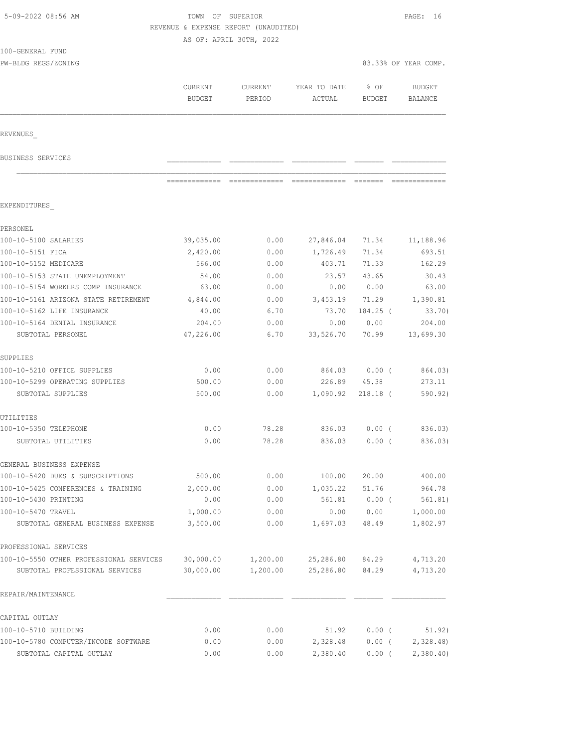TOWN OF SUPERIOR
REVENUE & EXPENSE REPORT (UNAUDITED)
AS OF: APRIL 30TH, 2022

100-GENERAL FUND
PW-BLDG REGS/ZONING

83.33% OF YEAR COMP.

| | CURRENT BUDGET | CURRENT PERIOD | YEAR TO DATE ACTUAL | % OF BUDGET | BUDGET BALANCE |
|---|---|---|---|---|---|
| REVENUES_ | | | | | |
| BUSINESS SERVICES | | | | | |
| EXPENDITURES_ | | | | | |
| PERSONEL | | | | | |
| 100-10-5100 SALARIES | 39,035.00 | 0.00 | 27,846.04 | 71.34 | 11,188.96 |
| 100-10-5151 FICA | 2,420.00 | 0.00 | 1,726.49 | 71.34 | 693.51 |
| 100-10-5152 MEDICARE | 566.00 | 0.00 | 403.71 | 71.33 | 162.29 |
| 100-10-5153 STATE UNEMPLOYMENT | 54.00 | 0.00 | 23.57 | 43.65 | 30.43 |
| 100-10-5154 WORKERS COMP INSURANCE | 63.00 | 0.00 | 0.00 | 0.00 | 63.00 |
| 100-10-5161 ARIZONA STATE RETIREMENT | 4,844.00 | 0.00 | 3,453.19 | 71.29 | 1,390.81 |
| 100-10-5162 LIFE INSURANCE | 40.00 | 6.70 | 73.70 | 184.25 | ( 33.70) |
| 100-10-5164 DENTAL INSURANCE | 204.00 | 0.00 | 0.00 | 0.00 | 204.00 |
| SUBTOTAL PERSONEL | 47,226.00 | 6.70 | 33,526.70 | 70.99 | 13,699.30 |
| SUPPLIES | | | | | |
| 100-10-5210 OFFICE SUPPLIES | 0.00 | 0.00 | 864.03 | 0.00 | ( 864.03) |
| 100-10-5299 OPERATING SUPPLIES | 500.00 | 0.00 | 226.89 | 45.38 | 273.11 |
| SUBTOTAL SUPPLIES | 500.00 | 0.00 | 1,090.92 | 218.18 | ( 590.92) |
| UTILITIES | | | | | |
| 100-10-5350 TELEPHONE | 0.00 | 78.28 | 836.03 | 0.00 | ( 836.03) |
| SUBTOTAL UTILITIES | 0.00 | 78.28 | 836.03 | 0.00 | ( 836.03) |
| GENERAL BUSINESS EXPENSE | | | | | |
| 100-10-5420 DUES & SUBSCRIPTIONS | 500.00 | 0.00 | 100.00 | 20.00 | 400.00 |
| 100-10-5425 CONFERENCES & TRAINING | 2,000.00 | 0.00 | 1,035.22 | 51.76 | 964.78 |
| 100-10-5430 PRINTING | 0.00 | 0.00 | 561.81 | 0.00 | ( 561.81) |
| 100-10-5470 TRAVEL | 1,000.00 | 0.00 | 0.00 | 0.00 | 1,000.00 |
| SUBTOTAL GENERAL BUSINESS EXPENSE | 3,500.00 | 0.00 | 1,697.03 | 48.49 | 1,802.97 |
| PROFESSIONAL SERVICES | | | | | |
| 100-10-5550 OTHER PROFESSIONAL SERVICES | 30,000.00 | 1,200.00 | 25,286.80 | 84.29 | 4,713.20 |
| SUBTOTAL PROFESSIONAL SERVICES | 30,000.00 | 1,200.00 | 25,286.80 | 84.29 | 4,713.20 |
| REPAIR/MAINTENANCE | | | | | |
| CAPITAL OUTLAY | | | | | |
| 100-10-5710 BUILDING | 0.00 | 0.00 | 51.92 | 0.00 | ( 51.92) |
| 100-10-5780 COMPUTER/INCODE SOFTWARE | 0.00 | 0.00 | 2,328.48 | 0.00 | ( 2,328.48) |
| SUBTOTAL CAPITAL OUTLAY | 0.00 | 0.00 | 2,380.40 | 0.00 | ( 2,380.40) |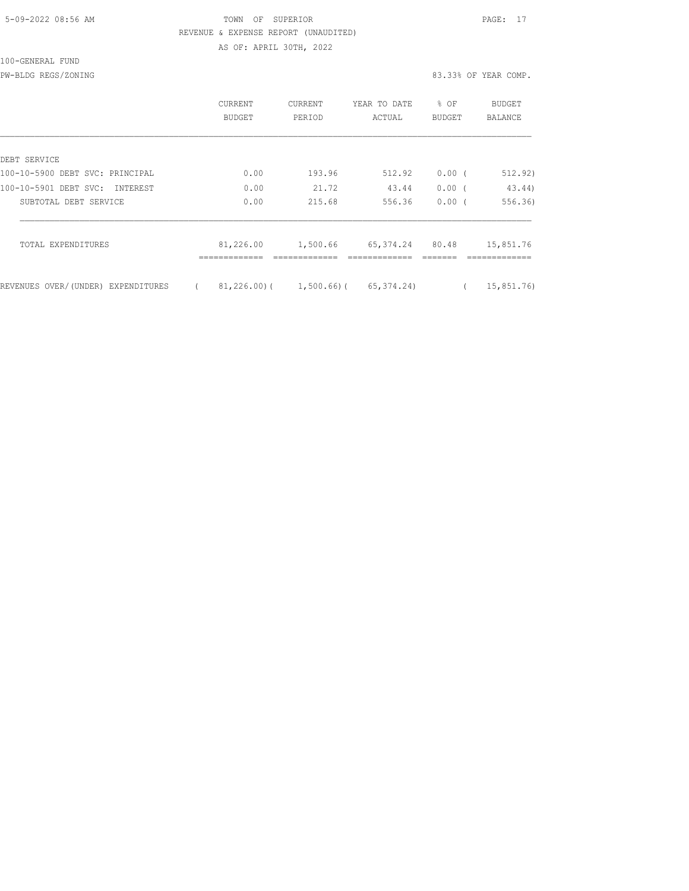TOWN OF SUPERIOR

REVENUE & EXPENSE REPORT (UNAUDITED)

AS OF: APRIL 30TH, 2022

100-GENERAL FUND

PW-BLDG REGS/ZONING

83.33% OF YEAR COMP.

| | CURRENT BUDGET | CURRENT PERIOD | YEAR TO DATE ACTUAL | % OF BUDGET | BUDGET BALANCE |
|---|---|---|---|---|---|
| DEBT SERVICE | | | | | |
| 100-10-5900 DEBT SVC: PRINCIPAL | 0.00 | 193.96 | 512.92 | 0.00 | ( 512.92) |
| 100-10-5901 DEBT SVC: INTEREST | 0.00 | 21.72 | 43.44 | 0.00 | ( 43.44) |
| SUBTOTAL DEBT SERVICE | 0.00 | 215.68 | 556.36 | 0.00 | ( 556.36) |
| TOTAL EXPENDITURES | 81,226.00 | 1,500.66 | 65,374.24 | 80.48 | 15,851.76 |
| REVENUES OVER/(UNDER) EXPENDITURES | ( 81,226.00) | ( 1,500.66) | ( 65,374.24) | | ( 15,851.76) |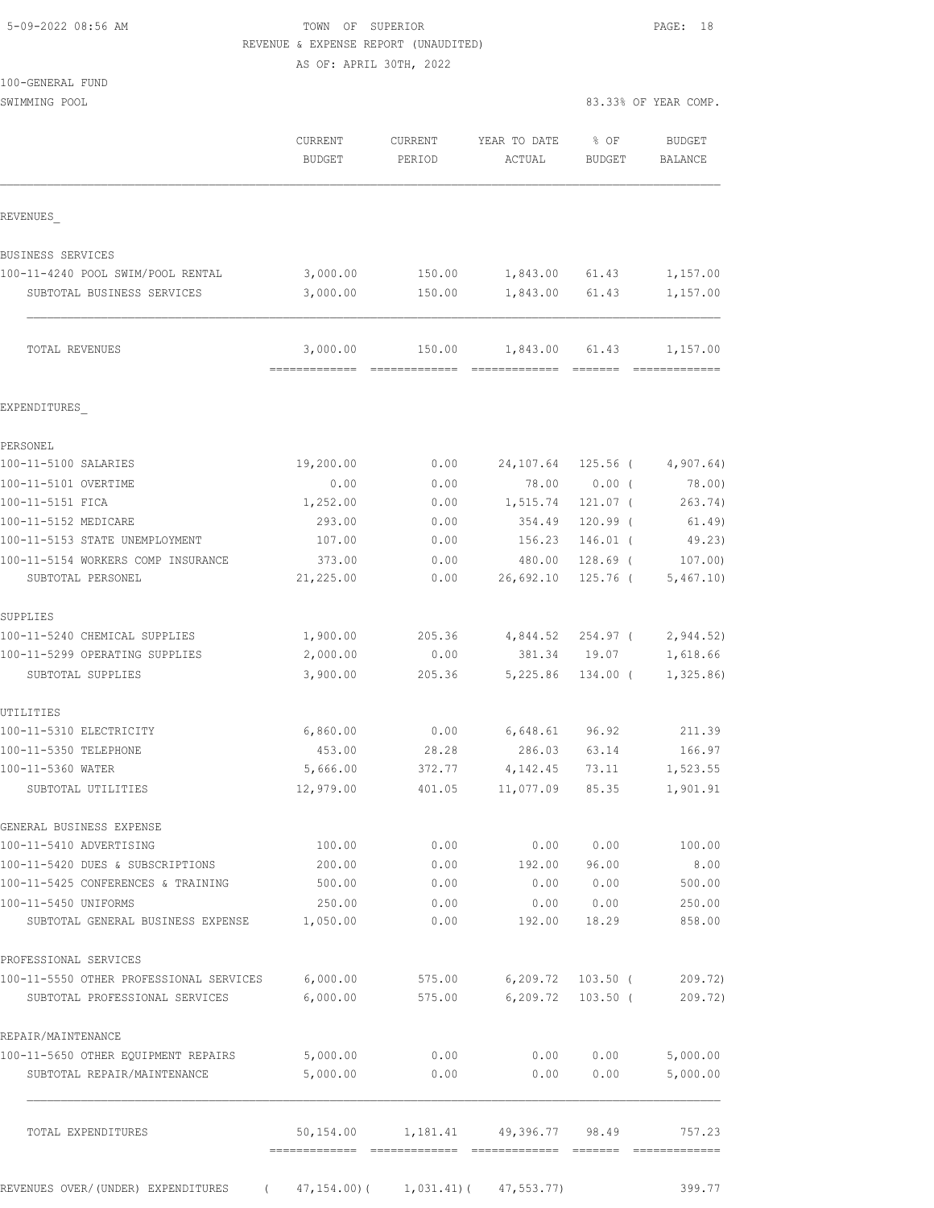TOWN OF SUPERIOR
REVENUE & EXPENSE REPORT (UNAUDITED)
AS OF: APRIL 30TH, 2022

100-GENERAL FUND
SWIMMING POOL — 83.33% OF YEAR COMP.

| | CURRENT BUDGET | CURRENT PERIOD | YEAR TO DATE ACTUAL | % OF BUDGET | BUDGET BALANCE |
|---|---|---|---|---|---|
| **REVENUES** | | | | | |
| BUSINESS SERVICES | | | | | |
| 100-11-4240 POOL SWIM/POOL RENTAL | 3,000.00 | 150.00 | 1,843.00 | 61.43 | 1,157.00 |
| SUBTOTAL BUSINESS SERVICES | 3,000.00 | 150.00 | 1,843.00 | 61.43 | 1,157.00 |
| TOTAL REVENUES | 3,000.00 | 150.00 | 1,843.00 | 61.43 | 1,157.00 |
| **EXPENDITURES** | | | | | |
| PERSONEL | | | | | |
| 100-11-5100 SALARIES | 19,200.00 | 0.00 | 24,107.64 | 125.56 | (4,907.64) |
| 100-11-5101 OVERTIME | 0.00 | 0.00 | 78.00 | 0.00 | (78.00) |
| 100-11-5151 FICA | 1,252.00 | 0.00 | 1,515.74 | 121.07 | (263.74) |
| 100-11-5152 MEDICARE | 293.00 | 0.00 | 354.49 | 120.99 | (61.49) |
| 100-11-5153 STATE UNEMPLOYMENT | 107.00 | 0.00 | 156.23 | 146.01 | (49.23) |
| 100-11-5154 WORKERS COMP INSURANCE | 373.00 | 0.00 | 480.00 | 128.69 | (107.00) |
| SUBTOTAL PERSONEL | 21,225.00 | 0.00 | 26,692.10 | 125.76 | (5,467.10) |
| SUPPLIES | | | | | |
| 100-11-5240 CHEMICAL SUPPLIES | 1,900.00 | 205.36 | 4,844.52 | 254.97 | (2,944.52) |
| 100-11-5299 OPERATING SUPPLIES | 2,000.00 | 0.00 | 381.34 | 19.07 | 1,618.66 |
| SUBTOTAL SUPPLIES | 3,900.00 | 205.36 | 5,225.86 | 134.00 | (1,325.86) |
| UTILITIES | | | | | |
| 100-11-5310 ELECTRICITY | 6,860.00 | 0.00 | 6,648.61 | 96.92 | 211.39 |
| 100-11-5350 TELEPHONE | 453.00 | 28.28 | 286.03 | 63.14 | 166.97 |
| 100-11-5360 WATER | 5,666.00 | 372.77 | 4,142.45 | 73.11 | 1,523.55 |
| SUBTOTAL UTILITIES | 12,979.00 | 401.05 | 11,077.09 | 85.35 | 1,901.91 |
| GENERAL BUSINESS EXPENSE | | | | | |
| 100-11-5410 ADVERTISING | 100.00 | 0.00 | 0.00 | 0.00 | 100.00 |
| 100-11-5420 DUES & SUBSCRIPTIONS | 200.00 | 0.00 | 192.00 | 96.00 | 8.00 |
| 100-11-5425 CONFERENCES & TRAINING | 500.00 | 0.00 | 0.00 | 0.00 | 500.00 |
| 100-11-5450 UNIFORMS | 250.00 | 0.00 | 0.00 | 0.00 | 250.00 |
| SUBTOTAL GENERAL BUSINESS EXPENSE | 1,050.00 | 0.00 | 192.00 | 18.29 | 858.00 |
| PROFESSIONAL SERVICES | | | | | |
| 100-11-5550 OTHER PROFESSIONAL SERVICES | 6,000.00 | 575.00 | 6,209.72 | 103.50 | (209.72) |
| SUBTOTAL PROFESSIONAL SERVICES | 6,000.00 | 575.00 | 6,209.72 | 103.50 | (209.72) |
| REPAIR/MAINTENANCE | | | | | |
| 100-11-5650 OTHER EQUIPMENT REPAIRS | 5,000.00 | 0.00 | 0.00 | 0.00 | 5,000.00 |
| SUBTOTAL REPAIR/MAINTENANCE | 5,000.00 | 0.00 | 0.00 | 0.00 | 5,000.00 |
| TOTAL EXPENDITURES | 50,154.00 | 1,181.41 | 49,396.77 | 98.49 | 757.23 |
| REVENUES OVER/(UNDER) EXPENDITURES | (47,154.00) | (1,031.41) | (47,553.77) | | 399.77 |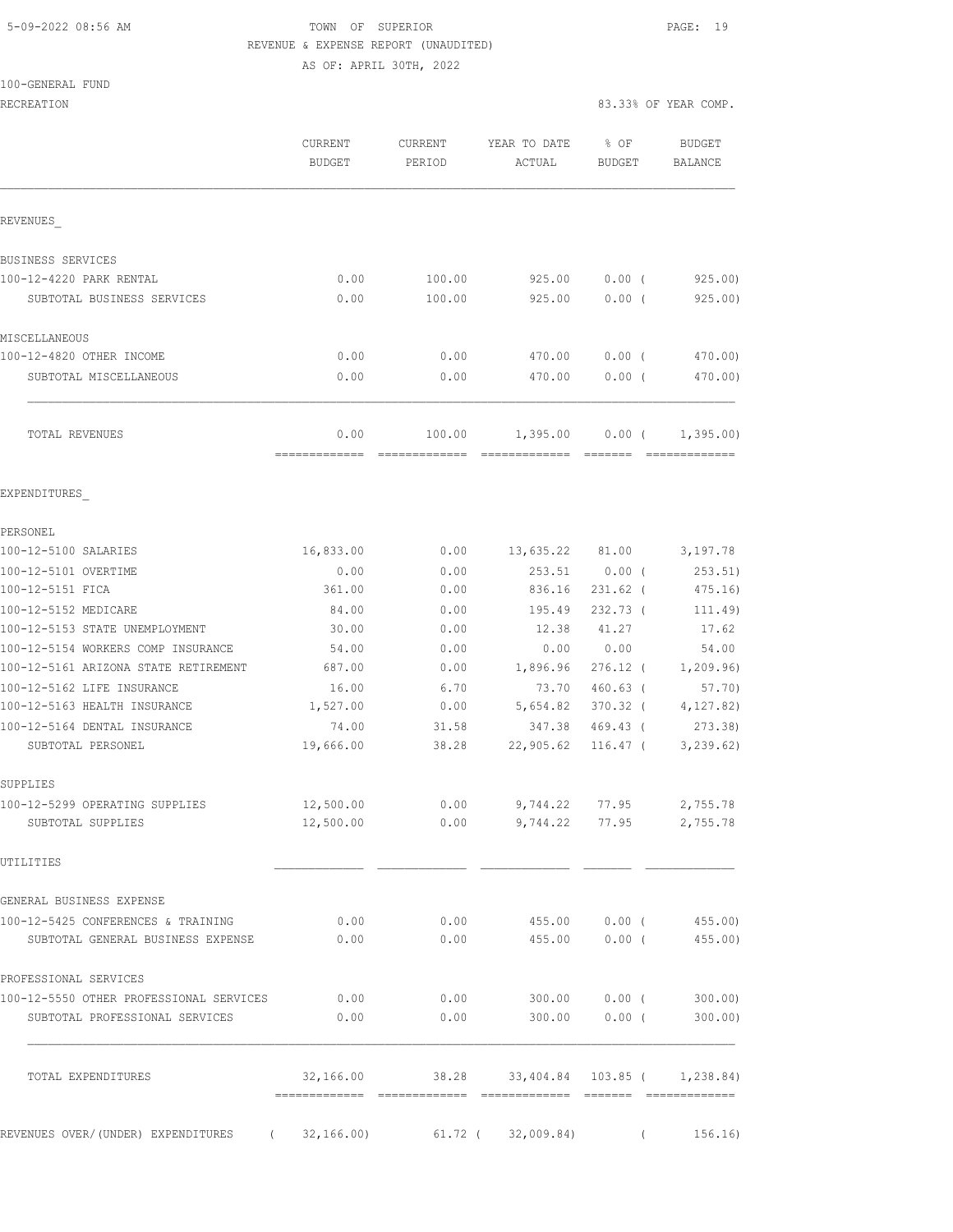5-09-2022 08:56 AM

TOWN OF SUPERIOR

REVENUE & EXPENSE REPORT (UNAUDITED)

AS OF: APRIL 30TH, 2022

100-GENERAL FUND

RECREATION

83.33% OF YEAR COMP.

| | CURRENT BUDGET | CURRENT PERIOD | YEAR TO DATE ACTUAL | % OF BUDGET | BUDGET BALANCE |
|---|---|---|---|---|---|
| **REVENUES** | | | | | |
| BUSINESS SERVICES | | | | | |
| 100-12-4220 PARK RENTAL | 0.00 | 100.00 | 925.00 | 0.00 ( | 925.00) |
| SUBTOTAL BUSINESS SERVICES | 0.00 | 100.00 | 925.00 | 0.00 ( | 925.00) |
| MISCELLANEOUS | | | | | |
| 100-12-4820 OTHER INCOME | 0.00 | 0.00 | 470.00 | 0.00 ( | 470.00) |
| SUBTOTAL MISCELLANEOUS | 0.00 | 0.00 | 470.00 | 0.00 ( | 470.00) |
| TOTAL REVENUES | 0.00 | 100.00 | 1,395.00 | 0.00 ( | 1,395.00) |
| **EXPENDITURES** | | | | | |
| PERSONEL | | | | | |
| 100-12-5100 SALARIES | 16,833.00 | 0.00 | 13,635.22 | 81.00 | 3,197.78 |
| 100-12-5101 OVERTIME | 0.00 | 0.00 | 253.51 | 0.00 ( | 253.51) |
| 100-12-5151 FICA | 361.00 | 0.00 | 836.16 | 231.62 ( | 475.16) |
| 100-12-5152 MEDICARE | 84.00 | 0.00 | 195.49 | 232.73 ( | 111.49) |
| 100-12-5153 STATE UNEMPLOYMENT | 30.00 | 0.00 | 12.38 | 41.27 | 17.62 |
| 100-12-5154 WORKERS COMP INSURANCE | 54.00 | 0.00 | 0.00 | 0.00 | 54.00 |
| 100-12-5161 ARIZONA STATE RETIREMENT | 687.00 | 0.00 | 1,896.96 | 276.12 ( | 1,209.96) |
| 100-12-5162 LIFE INSURANCE | 16.00 | 6.70 | 73.70 | 460.63 ( | 57.70) |
| 100-12-5163 HEALTH INSURANCE | 1,527.00 | 0.00 | 5,654.82 | 370.32 ( | 4,127.82) |
| 100-12-5164 DENTAL INSURANCE | 74.00 | 31.58 | 347.38 | 469.43 ( | 273.38) |
| SUBTOTAL PERSONEL | 19,666.00 | 38.28 | 22,905.62 | 116.47 ( | 3,239.62) |
| SUPPLIES | | | | | |
| 100-12-5299 OPERATING SUPPLIES | 12,500.00 | 0.00 | 9,744.22 | 77.95 | 2,755.78 |
| SUBTOTAL SUPPLIES | 12,500.00 | 0.00 | 9,744.22 | 77.95 | 2,755.78 |
| UTILITIES | | | | | |
| GENERAL BUSINESS EXPENSE | | | | | |
| 100-12-5425 CONFERENCES & TRAINING | 0.00 | 0.00 | 455.00 | 0.00 ( | 455.00) |
| SUBTOTAL GENERAL BUSINESS EXPENSE | 0.00 | 0.00 | 455.00 | 0.00 ( | 455.00) |
| PROFESSIONAL SERVICES | | | | | |
| 100-12-5550 OTHER PROFESSIONAL SERVICES | 0.00 | 0.00 | 300.00 | 0.00 ( | 300.00) |
| SUBTOTAL PROFESSIONAL SERVICES | 0.00 | 0.00 | 300.00 | 0.00 ( | 300.00) |
| TOTAL EXPENDITURES | 32,166.00 | 38.28 | 33,404.84 | 103.85 ( | 1,238.84) |
| REVENUES OVER/(UNDER) EXPENDITURES | ( 32,166.00) | 61.72 | ( 32,009.84) | ( | 156.16) |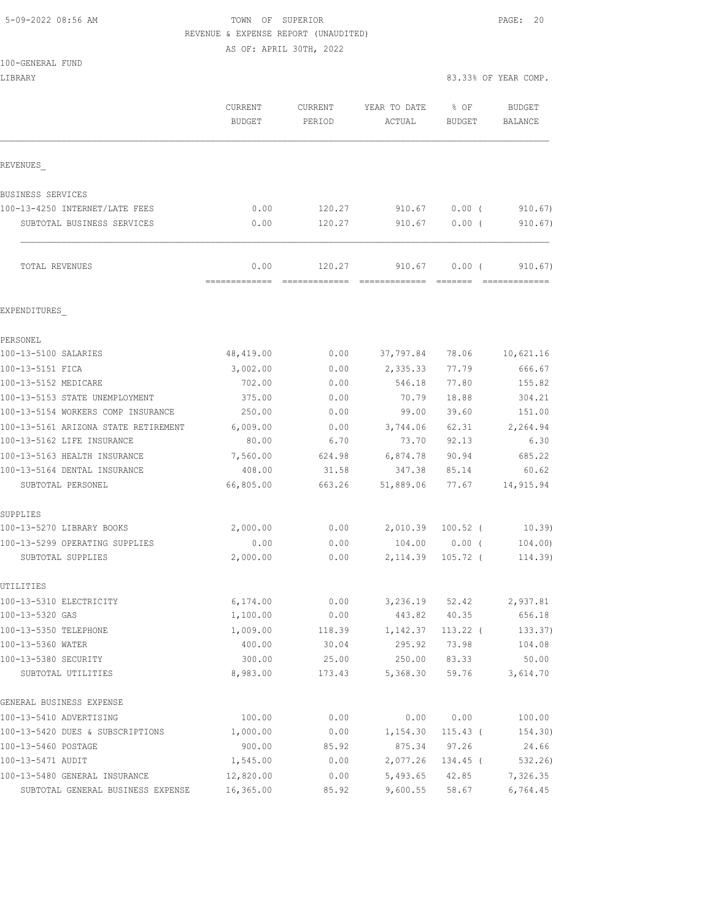5-09-2022 08:56 AM — TOWN OF SUPERIOR — PAGE: 20

REVENUE & EXPENSE REPORT (UNAUDITED)

AS OF: APRIL 30TH, 2022

100-GENERAL FUND

LIBRARY — 83.33% OF YEAR COMP.

| | CURRENT BUDGET | CURRENT PERIOD | YEAR TO DATE ACTUAL | % OF BUDGET | BUDGET BALANCE |
|---|---|---|---|---|---|
| **REVENUES** | | | | | |
| BUSINESS SERVICES | | | | | |
| 100-13-4250 INTERNET/LATE FEES | 0.00 | 120.27 | 910.67 | 0.00 ( | 910.67) |
| SUBTOTAL BUSINESS SERVICES | 0.00 | 120.27 | 910.67 | 0.00 ( | 910.67) |
| TOTAL REVENUES | 0.00 | 120.27 | 910.67 | 0.00 ( | 910.67) |
| **EXPENDITURES** | | | | | |
| PERSONEL | | | | | |
| 100-13-5100 SALARIES | 48,419.00 | 0.00 | 37,797.84 | 78.06 | 10,621.16 |
| 100-13-5151 FICA | 3,002.00 | 0.00 | 2,335.33 | 77.79 | 666.67 |
| 100-13-5152 MEDICARE | 702.00 | 0.00 | 546.18 | 77.80 | 155.82 |
| 100-13-5153 STATE UNEMPLOYMENT | 375.00 | 0.00 | 70.79 | 18.88 | 304.21 |
| 100-13-5154 WORKERS COMP INSURANCE | 250.00 | 0.00 | 99.00 | 39.60 | 151.00 |
| 100-13-5161 ARIZONA STATE RETIREMENT | 6,009.00 | 0.00 | 3,744.06 | 62.31 | 2,264.94 |
| 100-13-5162 LIFE INSURANCE | 80.00 | 6.70 | 73.70 | 92.13 | 6.30 |
| 100-13-5163 HEALTH INSURANCE | 7,560.00 | 624.98 | 6,874.78 | 90.94 | 685.22 |
| 100-13-5164 DENTAL INSURANCE | 408.00 | 31.58 | 347.38 | 85.14 | 60.62 |
| SUBTOTAL PERSONEL | 66,805.00 | 663.26 | 51,889.06 | 77.67 | 14,915.94 |
| SUPPLIES | | | | | |
| 100-13-5270 LIBRARY BOOKS | 2,000.00 | 0.00 | 2,010.39 | 100.52 ( | 10.39) |
| 100-13-5299 OPERATING SUPPLIES | 0.00 | 0.00 | 104.00 | 0.00 ( | 104.00) |
| SUBTOTAL SUPPLIES | 2,000.00 | 0.00 | 2,114.39 | 105.72 ( | 114.39) |
| UTILITIES | | | | | |
| 100-13-5310 ELECTRICITY | 6,174.00 | 0.00 | 3,236.19 | 52.42 | 2,937.81 |
| 100-13-5320 GAS | 1,100.00 | 0.00 | 443.82 | 40.35 | 656.18 |
| 100-13-5350 TELEPHONE | 1,009.00 | 118.39 | 1,142.37 | 113.22 ( | 133.37) |
| 100-13-5360 WATER | 400.00 | 30.04 | 295.92 | 73.98 | 104.08 |
| 100-13-5380 SECURITY | 300.00 | 25.00 | 250.00 | 83.33 | 50.00 |
| SUBTOTAL UTILITIES | 8,983.00 | 173.43 | 5,368.30 | 59.76 | 3,614.70 |
| GENERAL BUSINESS EXPENSE | | | | | |
| 100-13-5410 ADVERTISING | 100.00 | 0.00 | 0.00 | 0.00 | 100.00 |
| 100-13-5420 DUES & SUBSCRIPTIONS | 1,000.00 | 0.00 | 1,154.30 | 115.43 ( | 154.30) |
| 100-13-5460 POSTAGE | 900.00 | 85.92 | 875.34 | 97.26 | 24.66 |
| 100-13-5471 AUDIT | 1,545.00 | 0.00 | 2,077.26 | 134.45 ( | 532.26) |
| 100-13-5480 GENERAL INSURANCE | 12,820.00 | 0.00 | 5,493.65 | 42.85 | 7,326.35 |
| SUBTOTAL GENERAL BUSINESS EXPENSE | 16,365.00 | 85.92 | 9,600.55 | 58.67 | 6,764.45 |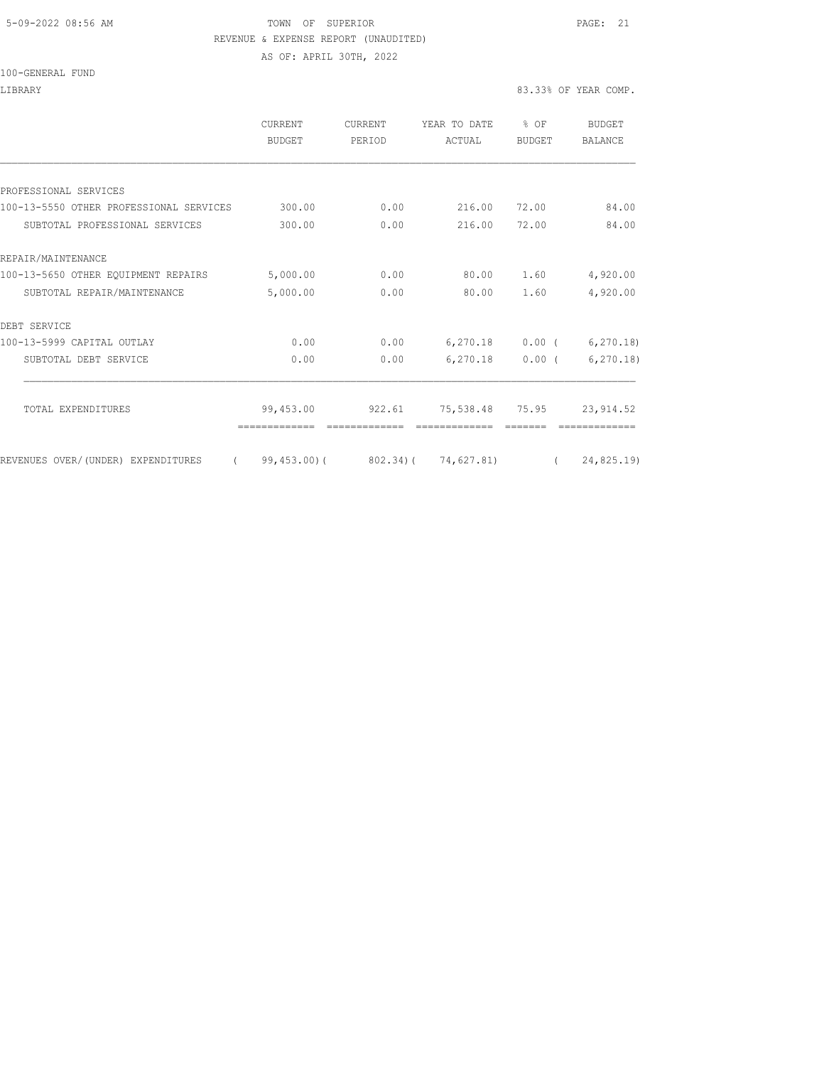TOWN OF SUPERIOR
REVENUE & EXPENSE REPORT (UNAUDITED)
AS OF: APRIL 30TH, 2022

100-GENERAL FUND

LIBRARY — 83.33% OF YEAR COMP.

| | CURRENT BUDGET | CURRENT PERIOD | YEAR TO DATE ACTUAL | % OF BUDGET | BUDGET BALANCE |
|---|---|---|---|---|---|
| PROFESSIONAL SERVICES | | | | | |
| 100-13-5550 OTHER PROFESSIONAL SERVICES | 300.00 | 0.00 | 216.00 | 72.00 | 84.00 |
| SUBTOTAL PROFESSIONAL SERVICES | 300.00 | 0.00 | 216.00 | 72.00 | 84.00 |
| REPAIR/MAINTENANCE | | | | | |
| 100-13-5650 OTHER EQUIPMENT REPAIRS | 5,000.00 | 0.00 | 80.00 | 1.60 | 4,920.00 |
| SUBTOTAL REPAIR/MAINTENANCE | 5,000.00 | 0.00 | 80.00 | 1.60 | 4,920.00 |
| DEBT SERVICE | | | | | |
| 100-13-5999 CAPITAL OUTLAY | 0.00 | 0.00 | 6,270.18 | 0.00 | ( 6,270.18) |
| SUBTOTAL DEBT SERVICE | 0.00 | 0.00 | 6,270.18 | 0.00 | ( 6,270.18) |
| TOTAL EXPENDITURES | 99,453.00 | 922.61 | 75,538.48 | 75.95 | 23,914.52 |
| REVENUES OVER/(UNDER) EXPENDITURES | ( 99,453.00) | ( 802.34) | ( 74,627.81) | | ( 24,825.19) |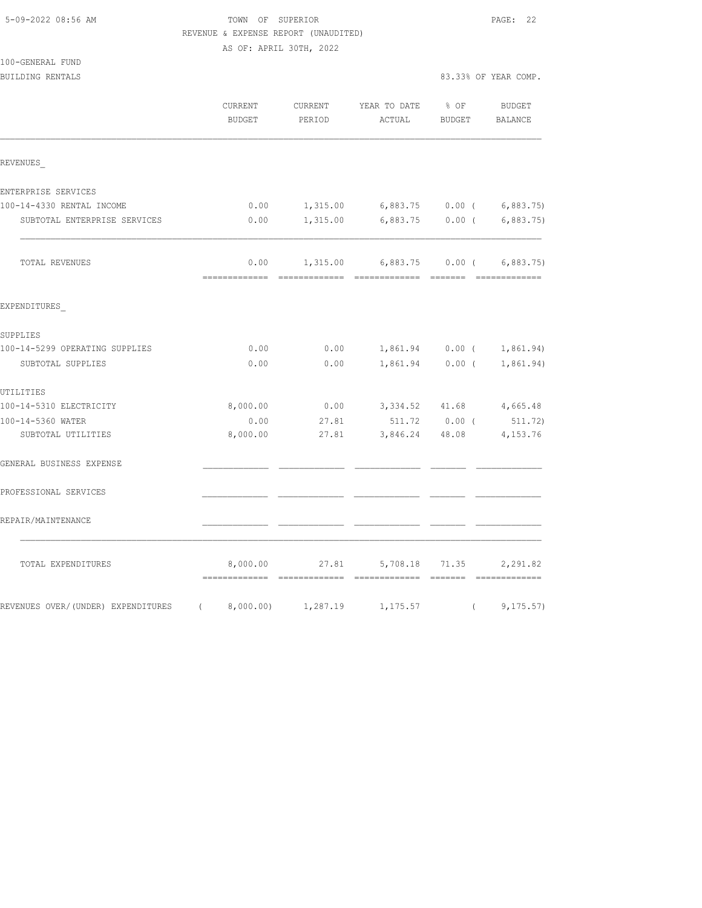TOWN OF SUPERIOR

REVENUE & EXPENSE REPORT (UNAUDITED)

AS OF: APRIL 30TH, 2022

100-GENERAL FUND

BUILDING RENTALS — 83.33% OF YEAR COMP.

| | CURRENT BUDGET | CURRENT PERIOD | YEAR TO DATE ACTUAL | % OF BUDGET | BUDGET BALANCE |
|---|---|---|---|---|---|
| **REVENUES** | | | | | |
| ENTERPRISE SERVICES | | | | | |
| 100-14-4330 RENTAL INCOME | 0.00 | 1,315.00 | 6,883.75 | 0.00 | ( 6,883.75) |
| SUBTOTAL ENTERPRISE SERVICES | 0.00 | 1,315.00 | 6,883.75 | 0.00 | ( 6,883.75) |
| TOTAL REVENUES | 0.00 | 1,315.00 | 6,883.75 | 0.00 | ( 6,883.75) |
| **EXPENDITURES** | | | | | |
| SUPPLIES | | | | | |
| 100-14-5299 OPERATING SUPPLIES | 0.00 | 0.00 | 1,861.94 | 0.00 | ( 1,861.94) |
| SUBTOTAL SUPPLIES | 0.00 | 0.00 | 1,861.94 | 0.00 | ( 1,861.94) |
| UTILITIES | | | | | |
| 100-14-5310 ELECTRICITY | 8,000.00 | 0.00 | 3,334.52 | 41.68 | 4,665.48 |
| 100-14-5360 WATER | 0.00 | 27.81 | 511.72 | 0.00 | ( 511.72) |
| SUBTOTAL UTILITIES | 8,000.00 | 27.81 | 3,846.24 | 48.08 | 4,153.76 |
| GENERAL BUSINESS EXPENSE | | | | | |
| PROFESSIONAL SERVICES | | | | | |
| REPAIR/MAINTENANCE | | | | | |
| TOTAL EXPENDITURES | 8,000.00 | 27.81 | 5,708.18 | 71.35 | 2,291.82 |
| REVENUES OVER/(UNDER) EXPENDITURES | ( 8,000.00) | 1,287.19 | 1,175.57 | | ( 9,175.57) |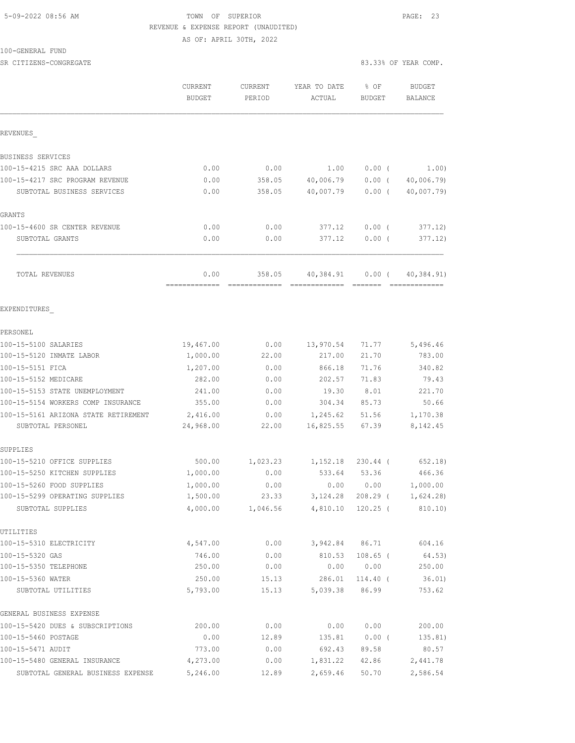5-09-2022 08:56 AM TOWN OF SUPERIOR

REVENUE & EXPENSE REPORT (UNAUDITED)

AS OF: APRIL 30TH, 2022

100-GENERAL FUND

SR CITIZENS-CONGREGATE 83.33% OF YEAR COMP.

| | CURRENT BUDGET | CURRENT PERIOD | YEAR TO DATE ACTUAL | % OF BUDGET | BUDGET BALANCE |
|---|---|---|---|---|---|
| REVENUES_ | | | | | |
| BUSINESS SERVICES | | | | | |
| 100-15-4215 SRC AAA DOLLARS | 0.00 | 0.00 | 1.00 | 0.00 ( | 1.00) |
| 100-15-4217 SRC PROGRAM REVENUE | 0.00 | 358.05 | 40,006.79 | 0.00 ( | 40,006.79) |
| SUBTOTAL BUSINESS SERVICES | 0.00 | 358.05 | 40,007.79 | 0.00 ( | 40,007.79) |
| GRANTS | | | | | |
| 100-15-4600 SR CENTER REVENUE | 0.00 | 0.00 | 377.12 | 0.00 ( | 377.12) |
| SUBTOTAL GRANTS | 0.00 | 0.00 | 377.12 | 0.00 ( | 377.12) |
| TOTAL REVENUES | 0.00 | 358.05 | 40,384.91 | 0.00 ( | 40,384.91) |
| EXPENDITURES_ | | | | | |
| PERSONEL | | | | | |
| 100-15-5100 SALARIES | 19,467.00 | 0.00 | 13,970.54 | 71.77 | 5,496.46 |
| 100-15-5120 INMATE LABOR | 1,000.00 | 22.00 | 217.00 | 21.70 | 783.00 |
| 100-15-5151 FICA | 1,207.00 | 0.00 | 866.18 | 71.76 | 340.82 |
| 100-15-5152 MEDICARE | 282.00 | 0.00 | 202.57 | 71.83 | 79.43 |
| 100-15-5153 STATE UNEMPLOYMENT | 241.00 | 0.00 | 19.30 | 8.01 | 221.70 |
| 100-15-5154 WORKERS COMP INSURANCE | 355.00 | 0.00 | 304.34 | 85.73 | 50.66 |
| 100-15-5161 ARIZONA STATE RETIREMENT | 2,416.00 | 0.00 | 1,245.62 | 51.56 | 1,170.38 |
| SUBTOTAL PERSONEL | 24,968.00 | 22.00 | 16,825.55 | 67.39 | 8,142.45 |
| SUPPLIES | | | | | |
| 100-15-5210 OFFICE SUPPLIES | 500.00 | 1,023.23 | 1,152.18 | 230.44 ( | 652.18) |
| 100-15-5250 KITCHEN SUPPLIES | 1,000.00 | 0.00 | 533.64 | 53.36 | 466.36 |
| 100-15-5260 FOOD SUPPLIES | 1,000.00 | 0.00 | 0.00 | 0.00 | 1,000.00 |
| 100-15-5299 OPERATING SUPPLIES | 1,500.00 | 23.33 | 3,124.28 | 208.29 ( | 1,624.28) |
| SUBTOTAL SUPPLIES | 4,000.00 | 1,046.56 | 4,810.10 | 120.25 ( | 810.10) |
| UTILITIES | | | | | |
| 100-15-5310 ELECTRICITY | 4,547.00 | 0.00 | 3,942.84 | 86.71 | 604.16 |
| 100-15-5320 GAS | 746.00 | 0.00 | 810.53 | 108.65 ( | 64.53) |
| 100-15-5350 TELEPHONE | 250.00 | 0.00 | 0.00 | 0.00 | 250.00 |
| 100-15-5360 WATER | 250.00 | 15.13 | 286.01 | 114.40 ( | 36.01) |
| SUBTOTAL UTILITIES | 5,793.00 | 15.13 | 5,039.38 | 86.99 | 753.62 |
| GENERAL BUSINESS EXPENSE | | | | | |
| 100-15-5420 DUES & SUBSCRIPTIONS | 200.00 | 0.00 | 0.00 | 0.00 | 200.00 |
| 100-15-5460 POSTAGE | 0.00 | 12.89 | 135.81 | 0.00 ( | 135.81) |
| 100-15-5471 AUDIT | 773.00 | 0.00 | 692.43 | 89.58 | 80.57 |
| 100-15-5480 GENERAL INSURANCE | 4,273.00 | 0.00 | 1,831.22 | 42.86 | 2,441.78 |
| SUBTOTAL GENERAL BUSINESS EXPENSE | 5,246.00 | 12.89 | 2,659.46 | 50.70 | 2,586.54 |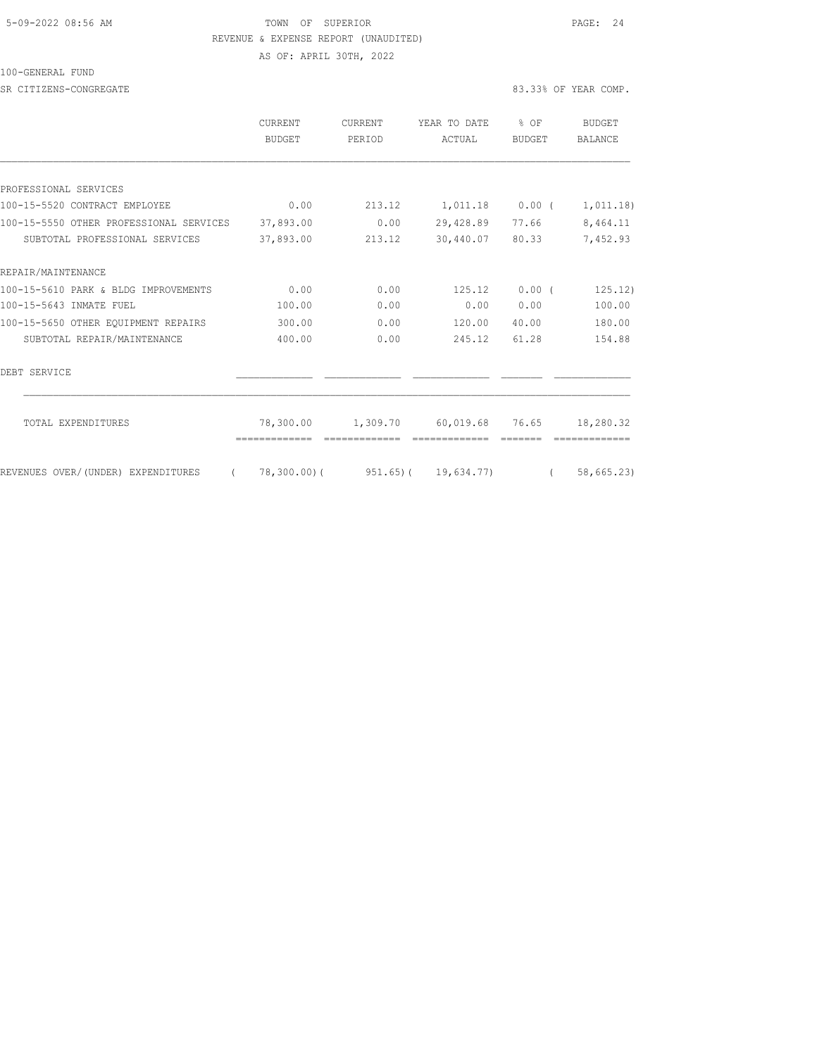TOWN OF SUPERIOR

REVENUE & EXPENSE REPORT (UNAUDITED)

AS OF: APRIL 30TH, 2022

100-GENERAL FUND

SR CITIZENS-CONGREGATE — 83.33% OF YEAR COMP.

| | CURRENT BUDGET | CURRENT PERIOD | YEAR TO DATE ACTUAL | % OF BUDGET | BUDGET BALANCE |
|---|---|---|---|---|---|
| PROFESSIONAL SERVICES | | | | | |
| 100-15-5520 CONTRACT EMPLOYEE | 0.00 | 213.12 | 1,011.18 | 0.00 | ( 1,011.18) |
| 100-15-5550 OTHER PROFESSIONAL SERVICES | 37,893.00 | 0.00 | 29,428.89 | 77.66 | 8,464.11 |
| SUBTOTAL PROFESSIONAL SERVICES | 37,893.00 | 213.12 | 30,440.07 | 80.33 | 7,452.93 |
| REPAIR/MAINTENANCE | | | | | |
| 100-15-5610 PARK & BLDG IMPROVEMENTS | 0.00 | 0.00 | 125.12 | 0.00 | ( 125.12) |
| 100-15-5643 INMATE FUEL | 100.00 | 0.00 | 0.00 | 0.00 | 100.00 |
| 100-15-5650 OTHER EQUIPMENT REPAIRS | 300.00 | 0.00 | 120.00 | 40.00 | 180.00 |
| SUBTOTAL REPAIR/MAINTENANCE | 400.00 | 0.00 | 245.12 | 61.28 | 154.88 |
| DEBT SERVICE | | | | | |
| TOTAL EXPENDITURES | 78,300.00 | 1,309.70 | 60,019.68 | 76.65 | 18,280.32 |
| REVENUES OVER/(UNDER) EXPENDITURES | ( 78,300.00) | ( 951.65) | ( 19,634.77) | | ( 58,665.23) |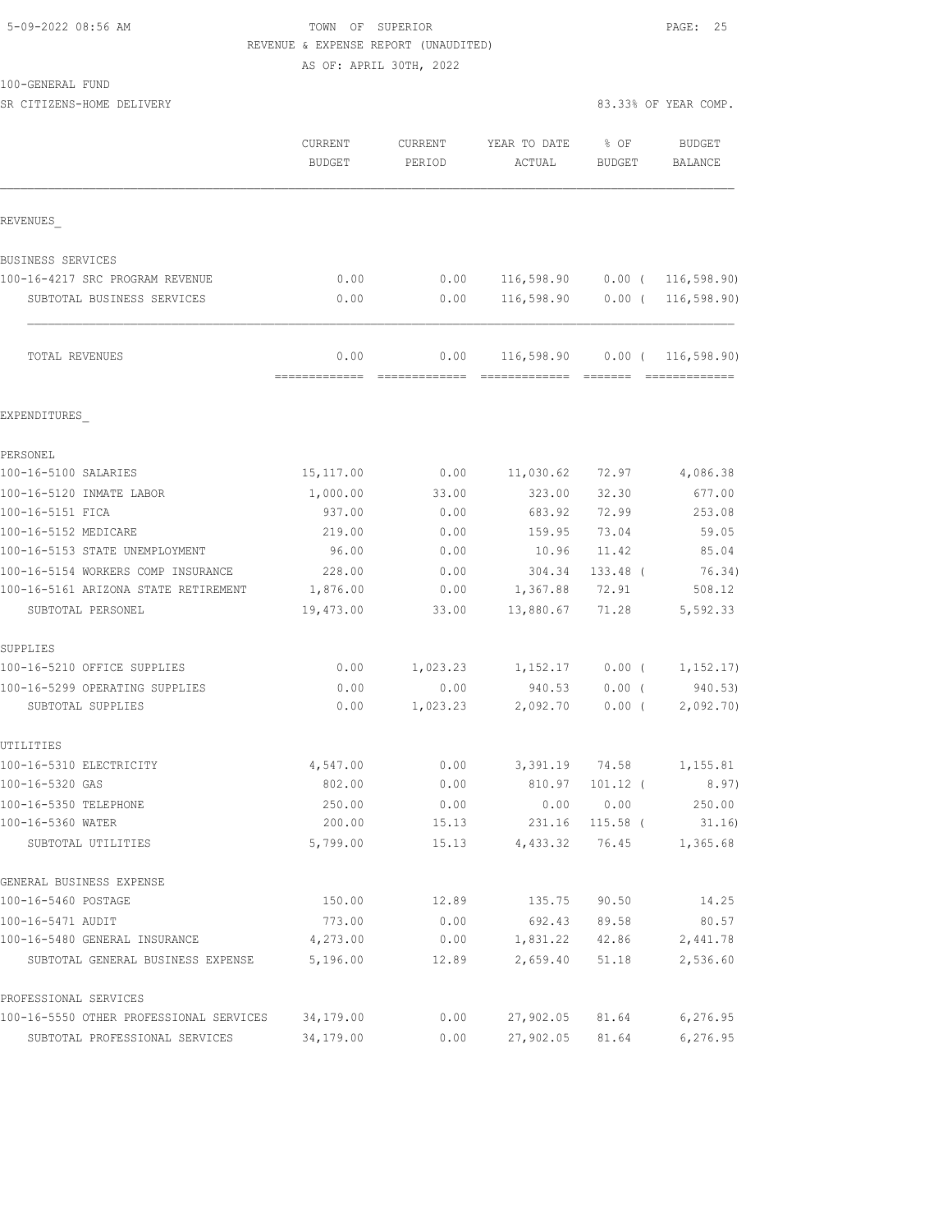5-09-2022 08:56 AM

TOWN OF SUPERIOR

REVENUE & EXPENSE REPORT (UNAUDITED)

AS OF: APRIL 30TH, 2022

100-GENERAL FUND

SR CITIZENS-HOME DELIVERY

83.33% OF YEAR COMP.

| | CURRENT BUDGET | CURRENT PERIOD | YEAR TO DATE ACTUAL | % OF BUDGET | BUDGET BALANCE |
|---|---|---|---|---|---|
| **REVENUES_** | | | | | |
| BUSINESS SERVICES | | | | | |
| 100-16-4217 SRC PROGRAM REVENUE | 0.00 | 0.00 | 116,598.90 | 0.00 ( | 116,598.90) |
| SUBTOTAL BUSINESS SERVICES | 0.00 | 0.00 | 116,598.90 | 0.00 ( | 116,598.90) |
| TOTAL REVENUES | 0.00 | 0.00 | 116,598.90 | 0.00 ( | 116,598.90) |
| **EXPENDITURES_** | | | | | |
| PERSONEL | | | | | |
| 100-16-5100 SALARIES | 15,117.00 | 0.00 | 11,030.62 | 72.97 | 4,086.38 |
| 100-16-5120 INMATE LABOR | 1,000.00 | 33.00 | 323.00 | 32.30 | 677.00 |
| 100-16-5151 FICA | 937.00 | 0.00 | 683.92 | 72.99 | 253.08 |
| 100-16-5152 MEDICARE | 219.00 | 0.00 | 159.95 | 73.04 | 59.05 |
| 100-16-5153 STATE UNEMPLOYMENT | 96.00 | 0.00 | 10.96 | 11.42 | 85.04 |
| 100-16-5154 WORKERS COMP INSURANCE | 228.00 | 0.00 | 304.34 | 133.48 ( | 76.34) |
| 100-16-5161 ARIZONA STATE RETIREMENT | 1,876.00 | 0.00 | 1,367.88 | 72.91 | 508.12 |
| SUBTOTAL PERSONEL | 19,473.00 | 33.00 | 13,880.67 | 71.28 | 5,592.33 |
| SUPPLIES | | | | | |
| 100-16-5210 OFFICE SUPPLIES | 0.00 | 1,023.23 | 1,152.17 | 0.00 ( | 1,152.17) |
| 100-16-5299 OPERATING SUPPLIES | 0.00 | 0.00 | 940.53 | 0.00 ( | 940.53) |
| SUBTOTAL SUPPLIES | 0.00 | 1,023.23 | 2,092.70 | 0.00 ( | 2,092.70) |
| UTILITIES | | | | | |
| 100-16-5310 ELECTRICITY | 4,547.00 | 0.00 | 3,391.19 | 74.58 | 1,155.81 |
| 100-16-5320 GAS | 802.00 | 0.00 | 810.97 | 101.12 ( | 8.97) |
| 100-16-5350 TELEPHONE | 250.00 | 0.00 | 0.00 | 0.00 | 250.00 |
| 100-16-5360 WATER | 200.00 | 15.13 | 231.16 | 115.58 ( | 31.16) |
| SUBTOTAL UTILITIES | 5,799.00 | 15.13 | 4,433.32 | 76.45 | 1,365.68 |
| GENERAL BUSINESS EXPENSE | | | | | |
| 100-16-5460 POSTAGE | 150.00 | 12.89 | 135.75 | 90.50 | 14.25 |
| 100-16-5471 AUDIT | 773.00 | 0.00 | 692.43 | 89.58 | 80.57 |
| 100-16-5480 GENERAL INSURANCE | 4,273.00 | 0.00 | 1,831.22 | 42.86 | 2,441.78 |
| SUBTOTAL GENERAL BUSINESS EXPENSE | 5,196.00 | 12.89 | 2,659.40 | 51.18 | 2,536.60 |
| PROFESSIONAL SERVICES | | | | | |
| 100-16-5550 OTHER PROFESSIONAL SERVICES | 34,179.00 | 0.00 | 27,902.05 | 81.64 | 6,276.95 |
| SUBTOTAL PROFESSIONAL SERVICES | 34,179.00 | 0.00 | 27,902.05 | 81.64 | 6,276.95 |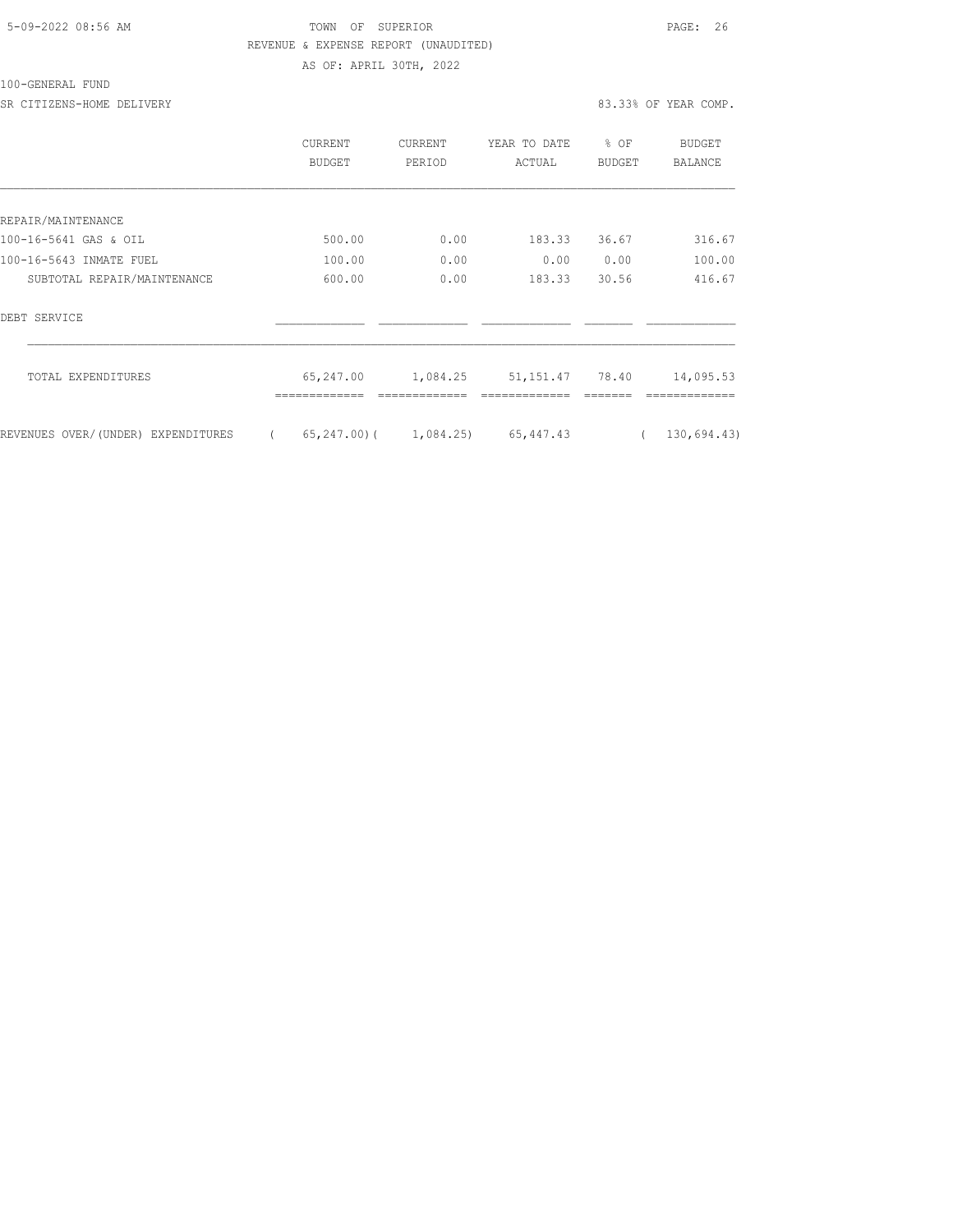TOWN OF SUPERIOR
REVENUE & EXPENSE REPORT (UNAUDITED)
AS OF: APRIL 30TH, 2022

100-GENERAL FUND

SR CITIZENS-HOME DELIVERY — 83.33% OF YEAR COMP.

| | CURRENT BUDGET | CURRENT PERIOD | YEAR TO DATE ACTUAL | % OF BUDGET | BUDGET BALANCE |
|---|---|---|---|---|---|
| REPAIR/MAINTENANCE | | | | | |
| 100-16-5641 GAS & OIL | 500.00 | 0.00 | 183.33 | 36.67 | 316.67 |
| 100-16-5643 INMATE FUEL | 100.00 | 0.00 | 0.00 | 0.00 | 100.00 |
| SUBTOTAL REPAIR/MAINTENANCE | 600.00 | 0.00 | 183.33 | 30.56 | 416.67 |
| DEBT SERVICE | | | | | |
| TOTAL EXPENDITURES | 65,247.00 | 1,084.25 | 51,151.47 | 78.40 | 14,095.53 |
| REVENUES OVER/(UNDER) EXPENDITURES | ( 65,247.00) | ( 1,084.25) | 65,447.43 | | ( 130,694.43) |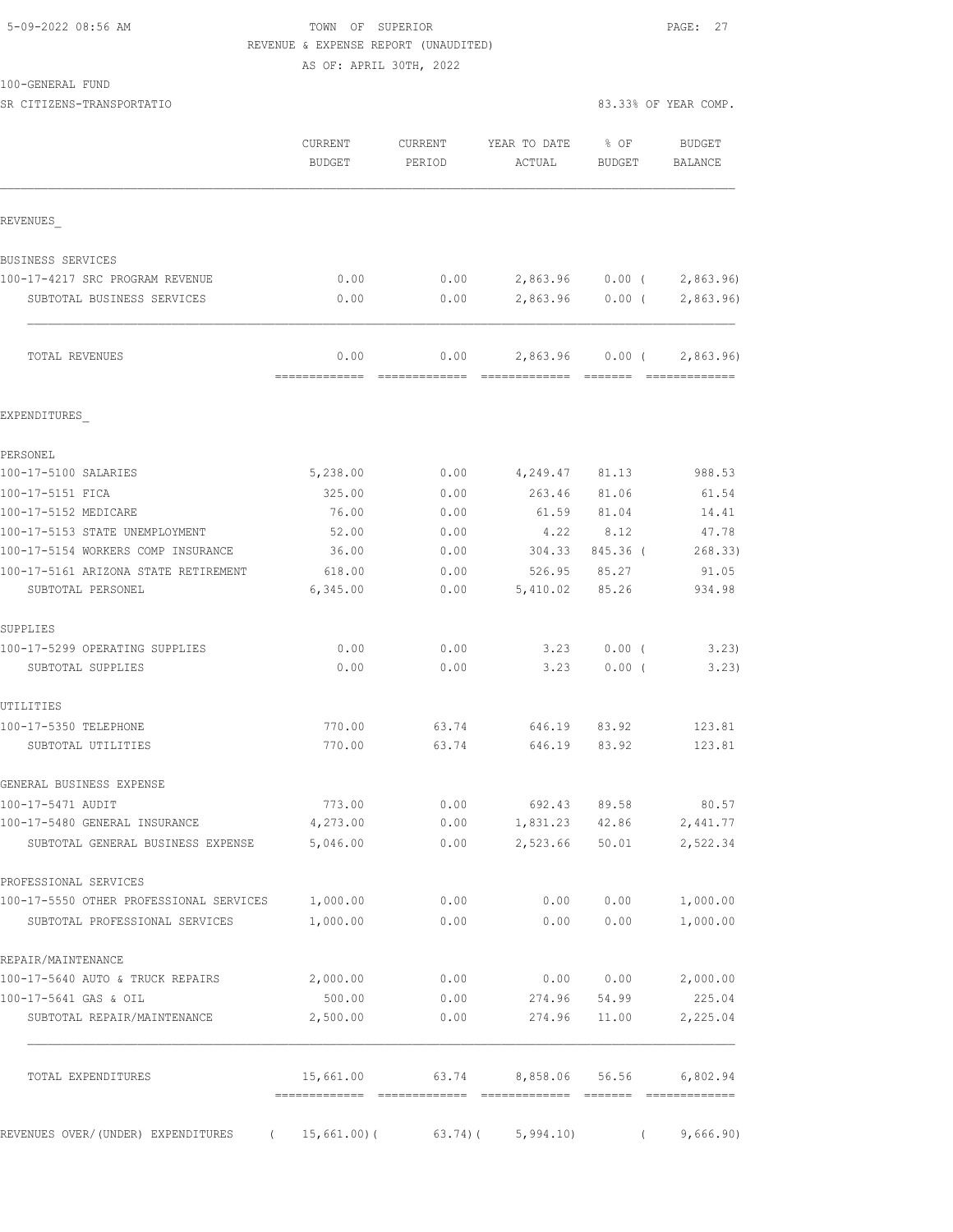TOWN OF SUPERIOR
REVENUE & EXPENSE REPORT (UNAUDITED)
AS OF: APRIL 30TH, 2022

100-GENERAL FUND
SR CITIZENS-TRANSPORTATIO

83.33% OF YEAR COMP.

| | CURRENT BUDGET | CURRENT PERIOD | YEAR TO DATE ACTUAL | % OF BUDGET | BUDGET BALANCE |
|---|---|---|---|---|---|
| REVENUES_ | | | | | |
| BUSINESS SERVICES | | | | | |
| 100-17-4217 SRC PROGRAM REVENUE | 0.00 | 0.00 | 2,863.96 | 0.00 ( | 2,863.96) |
| SUBTOTAL BUSINESS SERVICES | 0.00 | 0.00 | 2,863.96 | 0.00 ( | 2,863.96) |
| TOTAL REVENUES | 0.00 | 0.00 | 2,863.96 | 0.00 ( | 2,863.96) |
| EXPENDITURES_ | | | | | |
| PERSONEL | | | | | |
| 100-17-5100 SALARIES | 5,238.00 | 0.00 | 4,249.47 | 81.13 | 988.53 |
| 100-17-5151 FICA | 325.00 | 0.00 | 263.46 | 81.06 | 61.54 |
| 100-17-5152 MEDICARE | 76.00 | 0.00 | 61.59 | 81.04 | 14.41 |
| 100-17-5153 STATE UNEMPLOYMENT | 52.00 | 0.00 | 4.22 | 8.12 | 47.78 |
| 100-17-5154 WORKERS COMP INSURANCE | 36.00 | 0.00 | 304.33 | 845.36 ( | 268.33) |
| 100-17-5161 ARIZONA STATE RETIREMENT | 618.00 | 0.00 | 526.95 | 85.27 | 91.05 |
| SUBTOTAL PERSONEL | 6,345.00 | 0.00 | 5,410.02 | 85.26 | 934.98 |
| SUPPLIES | | | | | |
| 100-17-5299 OPERATING SUPPLIES | 0.00 | 0.00 | 3.23 | 0.00 ( | 3.23) |
| SUBTOTAL SUPPLIES | 0.00 | 0.00 | 3.23 | 0.00 ( | 3.23) |
| UTILITIES | | | | | |
| 100-17-5350 TELEPHONE | 770.00 | 63.74 | 646.19 | 83.92 | 123.81 |
| SUBTOTAL UTILITIES | 770.00 | 63.74 | 646.19 | 83.92 | 123.81 |
| GENERAL BUSINESS EXPENSE | | | | | |
| 100-17-5471 AUDIT | 773.00 | 0.00 | 692.43 | 89.58 | 80.57 |
| 100-17-5480 GENERAL INSURANCE | 4,273.00 | 0.00 | 1,831.23 | 42.86 | 2,441.77 |
| SUBTOTAL GENERAL BUSINESS EXPENSE | 5,046.00 | 0.00 | 2,523.66 | 50.01 | 2,522.34 |
| PROFESSIONAL SERVICES | | | | | |
| 100-17-5550 OTHER PROFESSIONAL SERVICES | 1,000.00 | 0.00 | 0.00 | 0.00 | 1,000.00 |
| SUBTOTAL PROFESSIONAL SERVICES | 1,000.00 | 0.00 | 0.00 | 0.00 | 1,000.00 |
| REPAIR/MAINTENANCE | | | | | |
| 100-17-5640 AUTO & TRUCK REPAIRS | 2,000.00 | 0.00 | 0.00 | 0.00 | 2,000.00 |
| 100-17-5641 GAS & OIL | 500.00 | 0.00 | 274.96 | 54.99 | 225.04 |
| SUBTOTAL REPAIR/MAINTENANCE | 2,500.00 | 0.00 | 274.96 | 11.00 | 2,225.04 |
| TOTAL EXPENDITURES | 15,661.00 | 63.74 | 8,858.06 | 56.56 | 6,802.94 |
| REVENUES OVER/(UNDER) EXPENDITURES | ( 15,661.00)( | 63.74)( | 5,994.10) | ( | 9,666.90) |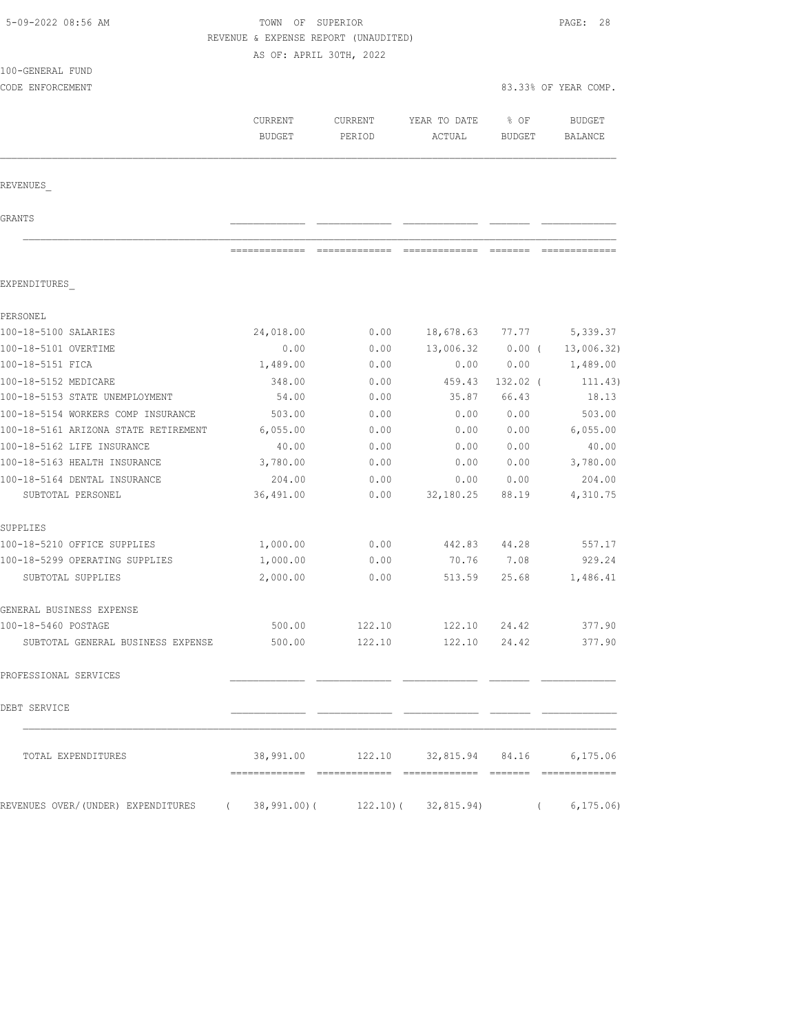TOWN OF SUPERIOR
REVENUE & EXPENSE REPORT (UNAUDITED)
AS OF: APRIL 30TH, 2022

100-GENERAL FUND
CODE ENFORCEMENT

83.33% OF YEAR COMP.

| | CURRENT BUDGET | CURRENT PERIOD | YEAR TO DATE ACTUAL | % OF BUDGET | BUDGET BALANCE |
|---|---|---|---|---|---|
| **REVENUES** | | | | | |
| GRANTS | | | | | |
| **EXPENDITURES** | | | | | |
| PERSONEL | | | | | |
| 100-18-5100 SALARIES | 24,018.00 | 0.00 | 18,678.63 | 77.77 | 5,339.37 |
| 100-18-5101 OVERTIME | 0.00 | 0.00 | 13,006.32 | 0.00 | ( 13,006.32) |
| 100-18-5151 FICA | 1,489.00 | 0.00 | 0.00 | 0.00 | 1,489.00 |
| 100-18-5152 MEDICARE | 348.00 | 0.00 | 459.43 | 132.02 | ( 111.43) |
| 100-18-5153 STATE UNEMPLOYMENT | 54.00 | 0.00 | 35.87 | 66.43 | 18.13 |
| 100-18-5154 WORKERS COMP INSURANCE | 503.00 | 0.00 | 0.00 | 0.00 | 503.00 |
| 100-18-5161 ARIZONA STATE RETIREMENT | 6,055.00 | 0.00 | 0.00 | 0.00 | 6,055.00 |
| 100-18-5162 LIFE INSURANCE | 40.00 | 0.00 | 0.00 | 0.00 | 40.00 |
| 100-18-5163 HEALTH INSURANCE | 3,780.00 | 0.00 | 0.00 | 0.00 | 3,780.00 |
| 100-18-5164 DENTAL INSURANCE | 204.00 | 0.00 | 0.00 | 0.00 | 204.00 |
| SUBTOTAL PERSONEL | 36,491.00 | 0.00 | 32,180.25 | 88.19 | 4,310.75 |
| SUPPLIES | | | | | |
| 100-18-5210 OFFICE SUPPLIES | 1,000.00 | 0.00 | 442.83 | 44.28 | 557.17 |
| 100-18-5299 OPERATING SUPPLIES | 1,000.00 | 0.00 | 70.76 | 7.08 | 929.24 |
| SUBTOTAL SUPPLIES | 2,000.00 | 0.00 | 513.59 | 25.68 | 1,486.41 |
| GENERAL BUSINESS EXPENSE | | | | | |
| 100-18-5460 POSTAGE | 500.00 | 122.10 | 122.10 | 24.42 | 377.90 |
| SUBTOTAL GENERAL BUSINESS EXPENSE | 500.00 | 122.10 | 122.10 | 24.42 | 377.90 |
| PROFESSIONAL SERVICES | | | | | |
| DEBT SERVICE | | | | | |
| TOTAL EXPENDITURES | 38,991.00 | 122.10 | 32,815.94 | 84.16 | 6,175.06 |
| REVENUES OVER/(UNDER) EXPENDITURES | ( 38,991.00) | ( 122.10) | ( 32,815.94) | | ( 6,175.06) |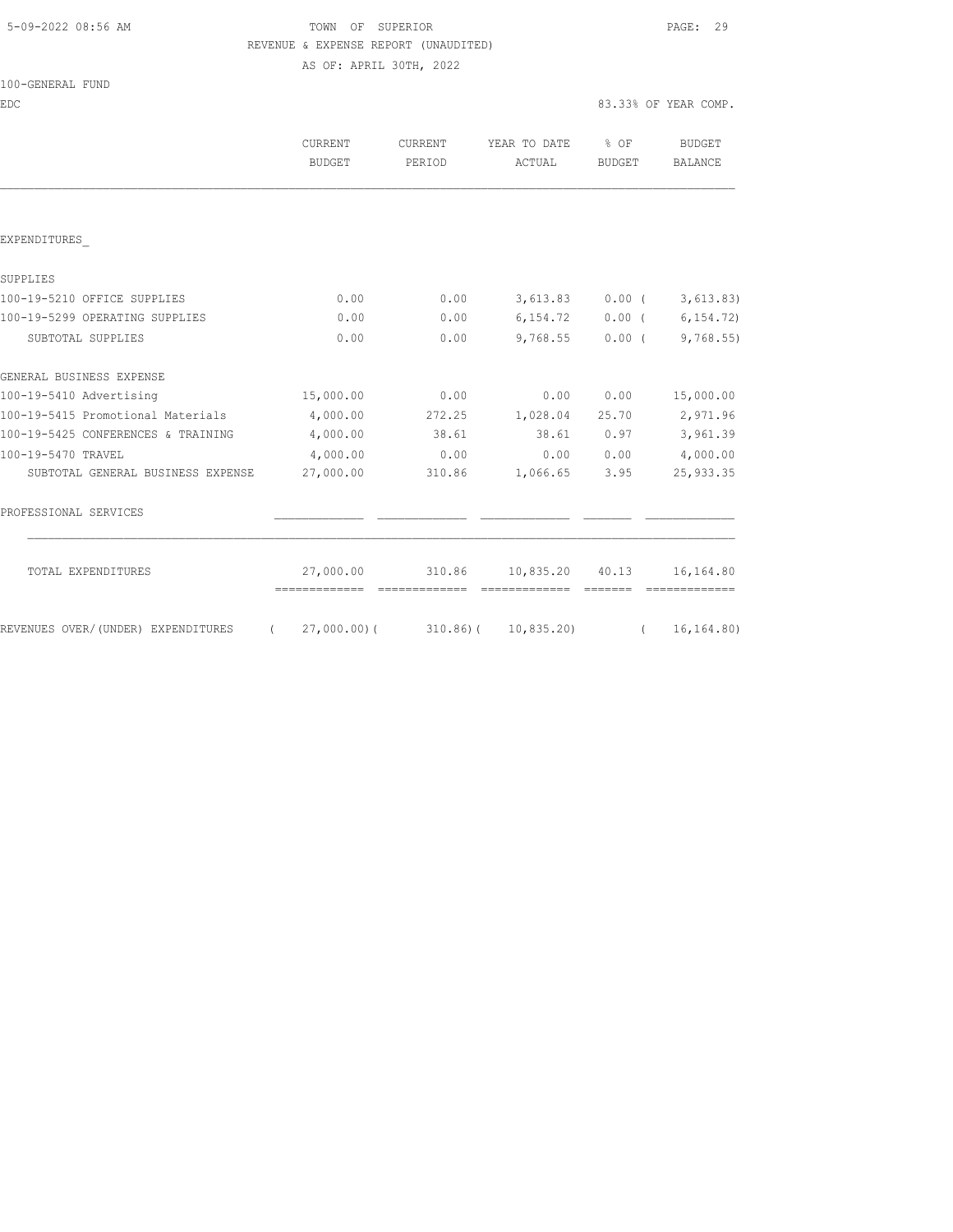TOWN OF SUPERIOR

REVENUE & EXPENSE REPORT (UNAUDITED)

AS OF: APRIL 30TH, 2022

100-GENERAL FUND

EDC — 83.33% OF YEAR COMP.

| | CURRENT BUDGET | CURRENT PERIOD | YEAR TO DATE ACTUAL | % OF BUDGET | BUDGET BALANCE |
|---|---|---|---|---|---|
| EXPENDITURES_ | | | | | |
| SUPPLIES | | | | | |
| 100-19-5210 OFFICE SUPPLIES | 0.00 | 0.00 | 3,613.83 | 0.00 | ( 3,613.83) |
| 100-19-5299 OPERATING SUPPLIES | 0.00 | 0.00 | 6,154.72 | 0.00 | ( 6,154.72) |
| SUBTOTAL SUPPLIES | 0.00 | 0.00 | 9,768.55 | 0.00 | ( 9,768.55) |
| GENERAL BUSINESS EXPENSE | | | | | |
| 100-19-5410 Advertising | 15,000.00 | 0.00 | 0.00 | 0.00 | 15,000.00 |
| 100-19-5415 Promotional Materials | 4,000.00 | 272.25 | 1,028.04 | 25.70 | 2,971.96 |
| 100-19-5425 CONFERENCES & TRAINING | 4,000.00 | 38.61 | 38.61 | 0.97 | 3,961.39 |
| 100-19-5470 TRAVEL | 4,000.00 | 0.00 | 0.00 | 0.00 | 4,000.00 |
| SUBTOTAL GENERAL BUSINESS EXPENSE | 27,000.00 | 310.86 | 1,066.65 | 3.95 | 25,933.35 |
| PROFESSIONAL SERVICES | | | | | |
| TOTAL EXPENDITURES | 27,000.00 | 310.86 | 10,835.20 | 40.13 | 16,164.80 |
| REVENUES OVER/(UNDER) EXPENDITURES | ( 27,000.00) | ( 310.86) | ( 10,835.20) | | ( 16,164.80) |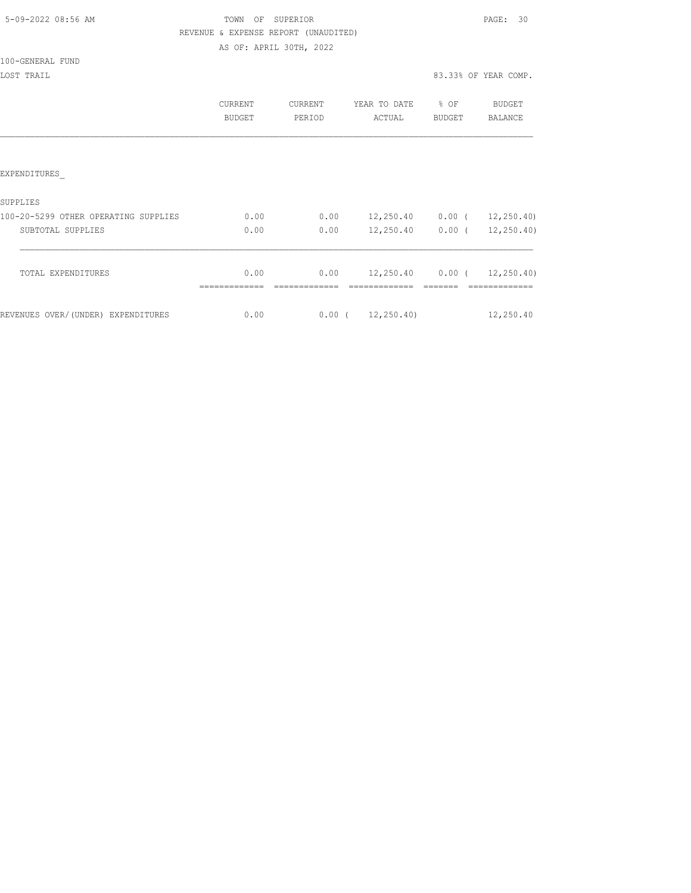TOWN OF SUPERIOR

REVENUE & EXPENSE REPORT (UNAUDITED)

AS OF: APRIL 30TH, 2022

100-GENERAL FUND

LOST TRAIL

83.33% OF YEAR COMP.

| | CURRENT BUDGET | CURRENT PERIOD | YEAR TO DATE ACTUAL | % OF BUDGET | BUDGET BALANCE |
|---|---|---|---|---|---|
| EXPENDITURES_ | | | | | |
| SUPPLIES | | | | | |
| 100-20-5299 OTHER OPERATING SUPPLIES | 0.00 | 0.00 | 12,250.40 | 0.00 | ( 12,250.40) |
| SUBTOTAL SUPPLIES | 0.00 | 0.00 | 12,250.40 | 0.00 | ( 12,250.40) |
| TOTAL EXPENDITURES | 0.00 | 0.00 | 12,250.40 | 0.00 | ( 12,250.40) |
| REVENUES OVER/(UNDER) EXPENDITURES | 0.00 | 0.00 | ( 12,250.40) | | 12,250.40 |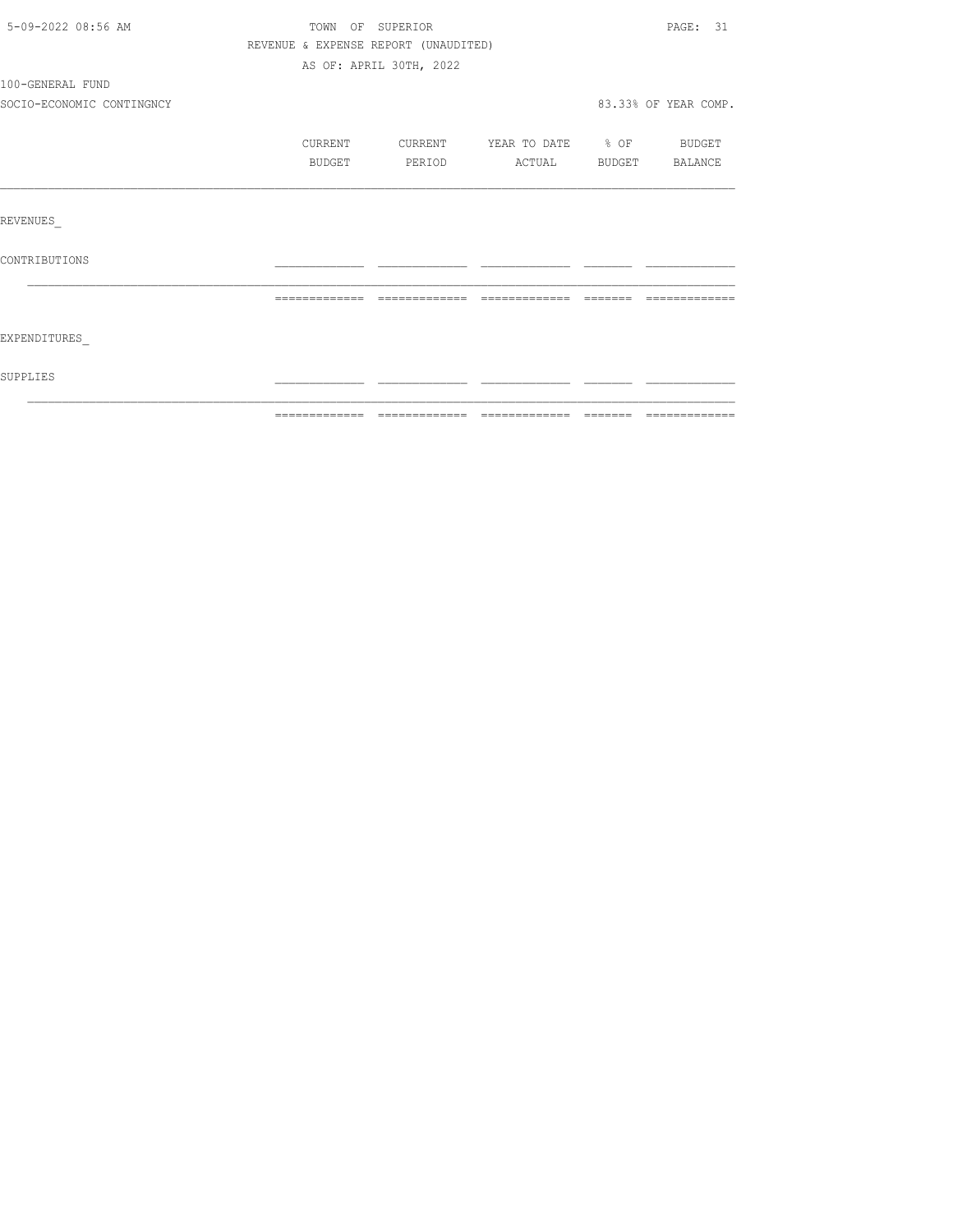TOWN OF SUPERIOR

REVENUE & EXPENSE REPORT (UNAUDITED)

AS OF: APRIL 30TH, 2022

100-GENERAL FUND

SOCIO-ECONOMIC CONTINGNCY — 83.33% OF YEAR COMP.

| | CURRENT BUDGET | CURRENT PERIOD | YEAR TO DATE ACTUAL | % OF BUDGET | BUDGET BALANCE |
|---|---|---|---|---|---|
| REVENUES_ | | | | | |
| CONTRIBUTIONS | | | | | |
| EXPENDITURES_ | | | | | |
| SUPPLIES | | | | | |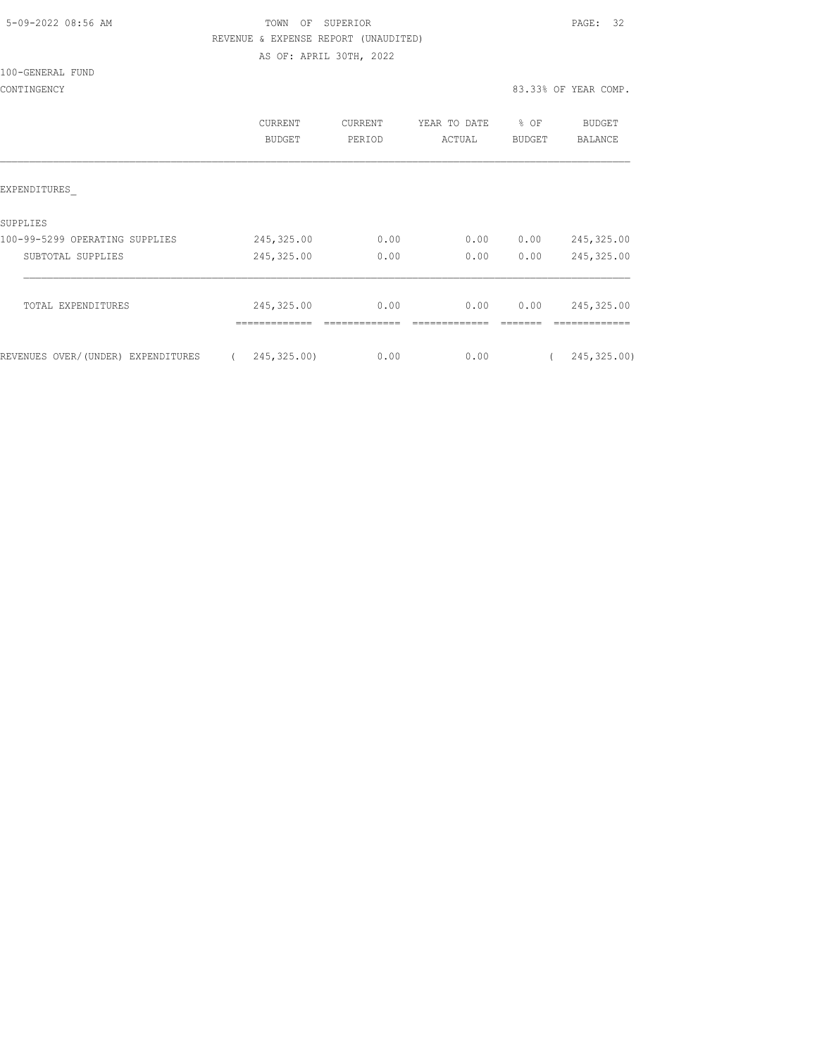TOWN OF SUPERIOR

REVENUE & EXPENSE REPORT (UNAUDITED)

AS OF: APRIL 30TH, 2022

100-GENERAL FUND

CONTINGENCY — 83.33% OF YEAR COMP.

| | CURRENT BUDGET | CURRENT PERIOD | YEAR TO DATE ACTUAL | % OF BUDGET | BUDGET BALANCE |
|---|---|---|---|---|---|
| EXPENDITURES_ | | | | | |
| SUPPLIES | | | | | |
| 100-99-5299 OPERATING SUPPLIES | 245,325.00 | 0.00 | 0.00 | 0.00 | 245,325.00 |
| SUBTOTAL SUPPLIES | 245,325.00 | 0.00 | 0.00 | 0.00 | 245,325.00 |
| TOTAL EXPENDITURES | 245,325.00 | 0.00 | 0.00 | 0.00 | 245,325.00 |
| REVENUES OVER/(UNDER) EXPENDITURES | ( 245,325.00) | 0.00 | 0.00 | | ( 245,325.00) |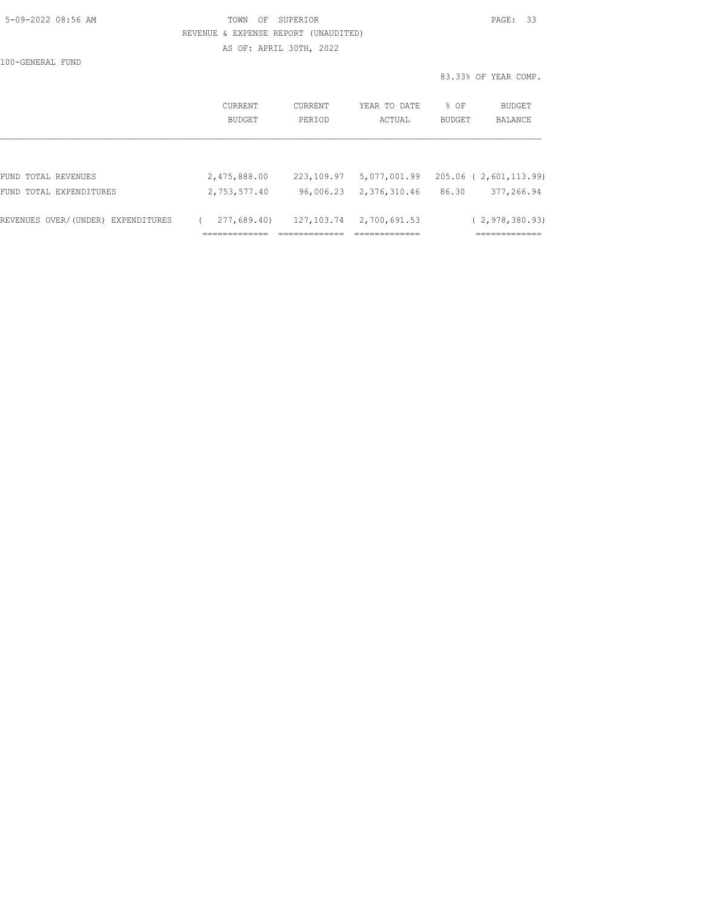5-09-2022 08:56 AM

TOWN OF SUPERIOR

REVENUE & EXPENSE REPORT (UNAUDITED)

AS OF: APRIL 30TH, 2022

100-GENERAL FUND

83.33% OF YEAR COMP.

| | CURRENT BUDGET | CURRENT PERIOD | YEAR TO DATE ACTUAL | % OF BUDGET | BUDGET BALANCE |
|---|---|---|---|---|---|
| FUND TOTAL REVENUES | 2,475,888.00 | 223,109.97 | 5,077,001.99 | 205.06 | ( 2,601,113.99) |
| FUND TOTAL EXPENDITURES | 2,753,577.40 | 96,006.23 | 2,376,310.46 | 86.30 | 377,266.94 |
| REVENUES OVER/(UNDER) EXPENDITURES | ( 277,689.40) | 127,103.74 | 2,700,691.53 | | ( 2,978,380.93) |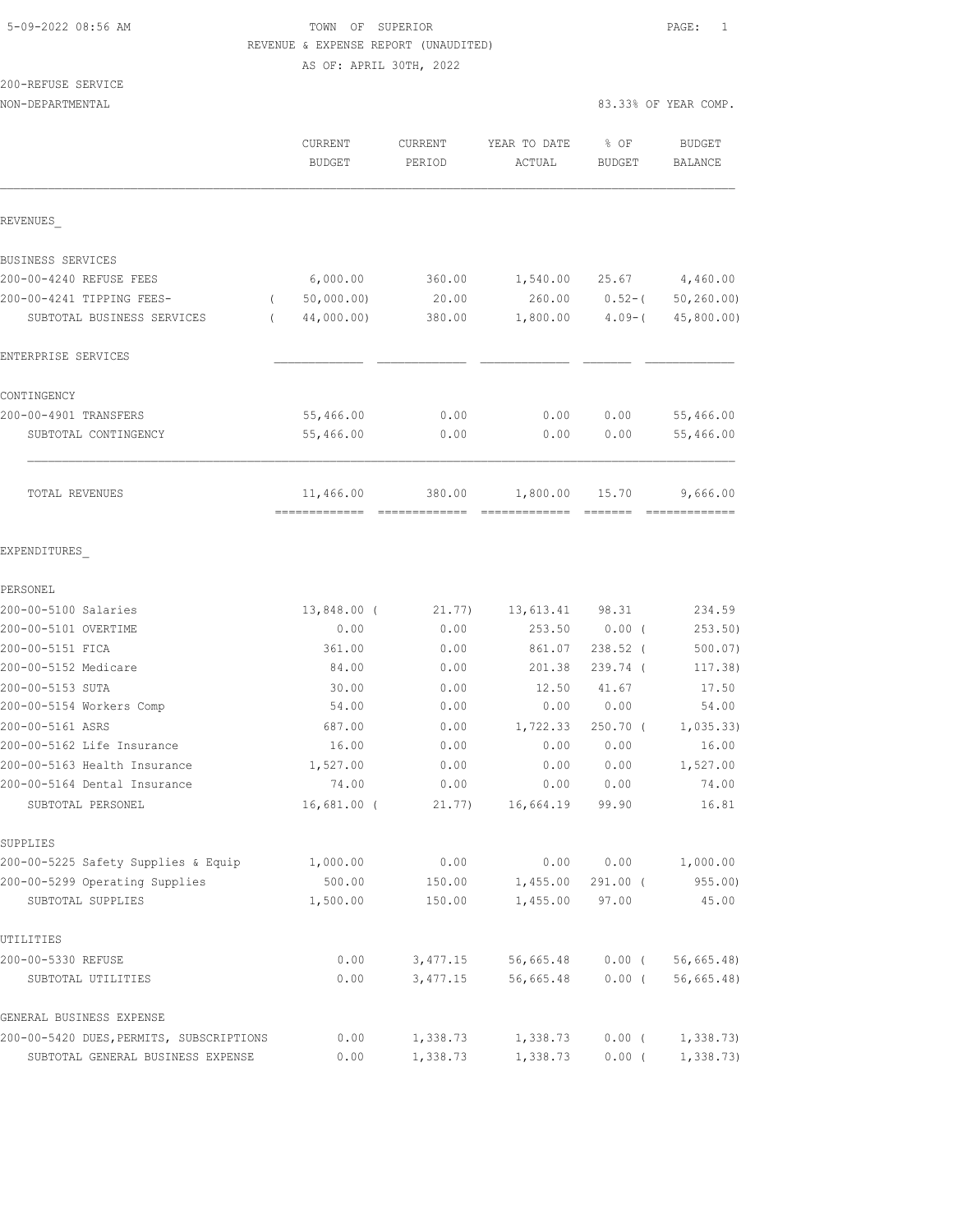5-09-2022 08:56 AM

TOWN OF SUPERIOR

REVENUE & EXPENSE REPORT (UNAUDITED)

AS OF: APRIL 30TH, 2022

200-REFUSE SERVICE

NON-DEPARTMENTAL

83.33% OF YEAR COMP.

| | CURRENT BUDGET | CURRENT PERIOD | YEAR TO DATE ACTUAL | % OF BUDGET | BUDGET BALANCE |
|---|---|---|---|---|---|
| REVENUES_ | | | | | |
| BUSINESS SERVICES | | | | | |
| 200-00-4240 REFUSE FEES | 6,000.00 | 360.00 | 1,540.00 | 25.67 | 4,460.00 |
| 200-00-4241 TIPPING FEES- | ( 50,000.00) | 20.00 | 260.00 | 0.52-( | 50,260.00) |
| SUBTOTAL BUSINESS SERVICES | ( 44,000.00) | 380.00 | 1,800.00 | 4.09-( | 45,800.00) |
| ENTERPRISE SERVICES | | | | | |
| CONTINGENCY | | | | | |
| 200-00-4901 TRANSFERS | 55,466.00 | 0.00 | 0.00 | 0.00 | 55,466.00 |
| SUBTOTAL CONTINGENCY | 55,466.00 | 0.00 | 0.00 | 0.00 | 55,466.00 |
| TOTAL REVENUES | 11,466.00 | 380.00 | 1,800.00 | 15.70 | 9,666.00 |
| EXPENDITURES_ | | | | | |
| PERSONEL | | | | | |
| 200-00-5100 Salaries | 13,848.00 ( | 21.77) | 13,613.41 | 98.31 | 234.59 |
| 200-00-5101 OVERTIME | 0.00 | 0.00 | 253.50 | 0.00 ( | 253.50) |
| 200-00-5151 FICA | 361.00 | 0.00 | 861.07 | 238.52 ( | 500.07) |
| 200-00-5152 Medicare | 84.00 | 0.00 | 201.38 | 239.74 ( | 117.38) |
| 200-00-5153 SUTA | 30.00 | 0.00 | 12.50 | 41.67 | 17.50 |
| 200-00-5154 Workers Comp | 54.00 | 0.00 | 0.00 | 0.00 | 54.00 |
| 200-00-5161 ASRS | 687.00 | 0.00 | 1,722.33 | 250.70 ( | 1,035.33) |
| 200-00-5162 Life Insurance | 16.00 | 0.00 | 0.00 | 0.00 | 16.00 |
| 200-00-5163 Health Insurance | 1,527.00 | 0.00 | 0.00 | 0.00 | 1,527.00 |
| 200-00-5164 Dental Insurance | 74.00 | 0.00 | 0.00 | 0.00 | 74.00 |
| SUBTOTAL PERSONEL | 16,681.00 ( | 21.77) | 16,664.19 | 99.90 | 16.81 |
| SUPPLIES | | | | | |
| 200-00-5225 Safety Supplies & Equip | 1,000.00 | 0.00 | 0.00 | 0.00 | 1,000.00 |
| 200-00-5299 Operating Supplies | 500.00 | 150.00 | 1,455.00 | 291.00 ( | 955.00) |
| SUBTOTAL SUPPLIES | 1,500.00 | 150.00 | 1,455.00 | 97.00 | 45.00 |
| UTILITIES | | | | | |
| 200-00-5330 REFUSE | 0.00 | 3,477.15 | 56,665.48 | 0.00 ( | 56,665.48) |
| SUBTOTAL UTILITIES | 0.00 | 3,477.15 | 56,665.48 | 0.00 ( | 56,665.48) |
| GENERAL BUSINESS EXPENSE | | | | | |
| 200-00-5420 DUES,PERMITS, SUBSCRIPTIONS | 0.00 | 1,338.73 | 1,338.73 | 0.00 ( | 1,338.73) |
| SUBTOTAL GENERAL BUSINESS EXPENSE | 0.00 | 1,338.73 | 1,338.73 | 0.00 ( | 1,338.73) |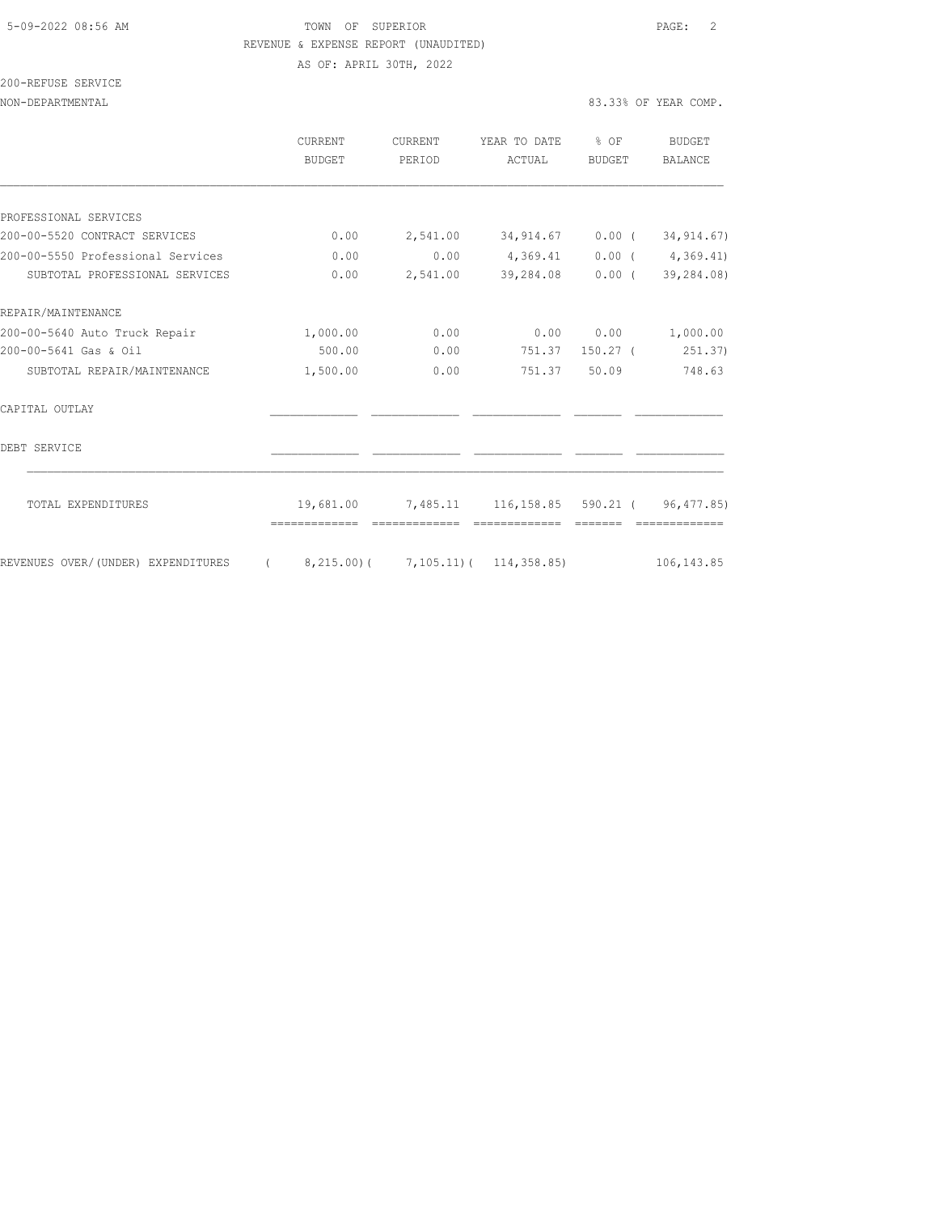TOWN OF SUPERIOR

REVENUE & EXPENSE REPORT (UNAUDITED)

AS OF: APRIL 30TH, 2022

200-REFUSE SERVICE

NON-DEPARTMENTAL — 83.33% OF YEAR COMP.

| | CURRENT BUDGET | CURRENT PERIOD | YEAR TO DATE ACTUAL | % OF BUDGET | BUDGET BALANCE |
|---|---|---|---|---|---|
| PROFESSIONAL SERVICES | | | | | |
| 200-00-5520 CONTRACT SERVICES | 0.00 | 2,541.00 | 34,914.67 | 0.00 | ( 34,914.67) |
| 200-00-5550 Professional Services | 0.00 | 0.00 | 4,369.41 | 0.00 | ( 4,369.41) |
| SUBTOTAL PROFESSIONAL SERVICES | 0.00 | 2,541.00 | 39,284.08 | 0.00 | ( 39,284.08) |
| REPAIR/MAINTENANCE | | | | | |
| 200-00-5640 Auto Truck Repair | 1,000.00 | 0.00 | 0.00 | 0.00 | 1,000.00 |
| 200-00-5641 Gas & Oil | 500.00 | 0.00 | 751.37 | 150.27 | ( 251.37) |
| SUBTOTAL REPAIR/MAINTENANCE | 1,500.00 | 0.00 | 751.37 | 50.09 | 748.63 |
| CAPITAL OUTLAY | | | | | |
| DEBT SERVICE | | | | | |
| TOTAL EXPENDITURES | 19,681.00 | 7,485.11 | 116,158.85 | 590.21 | ( 96,477.85) |
| REVENUES OVER/(UNDER) EXPENDITURES | ( 8,215.00) | ( 7,105.11) | ( 114,358.85) | | 106,143.85 |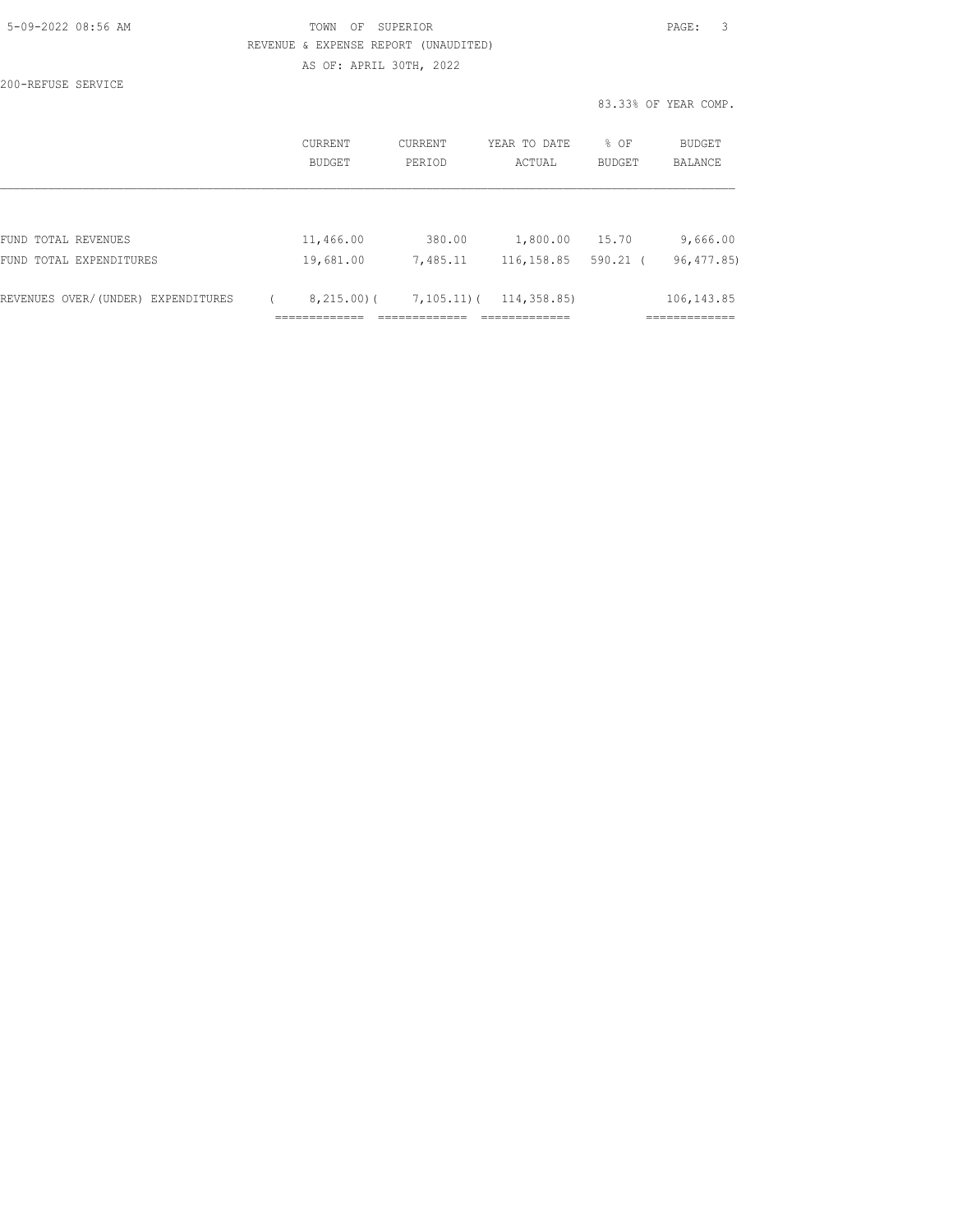TOWN OF SUPERIOR

REVENUE & EXPENSE REPORT (UNAUDITED)

AS OF: APRIL 30TH, 2022

200-REFUSE SERVICE

83.33% OF YEAR COMP.

| | CURRENT BUDGET | CURRENT PERIOD | YEAR TO DATE ACTUAL | % OF BUDGET | BUDGET BALANCE |
|---|---|---|---|---|---|
| FUND TOTAL REVENUES | 11,466.00 | 380.00 | 1,800.00 | 15.70 | 9,666.00 |
| FUND TOTAL EXPENDITURES | 19,681.00 | 7,485.11 | 116,158.85 | 590.21 | ( 96,477.85) |
| REVENUES OVER/(UNDER) EXPENDITURES | ( 8,215.00) | ( 7,105.11) | ( 114,358.85) | | 106,143.85 |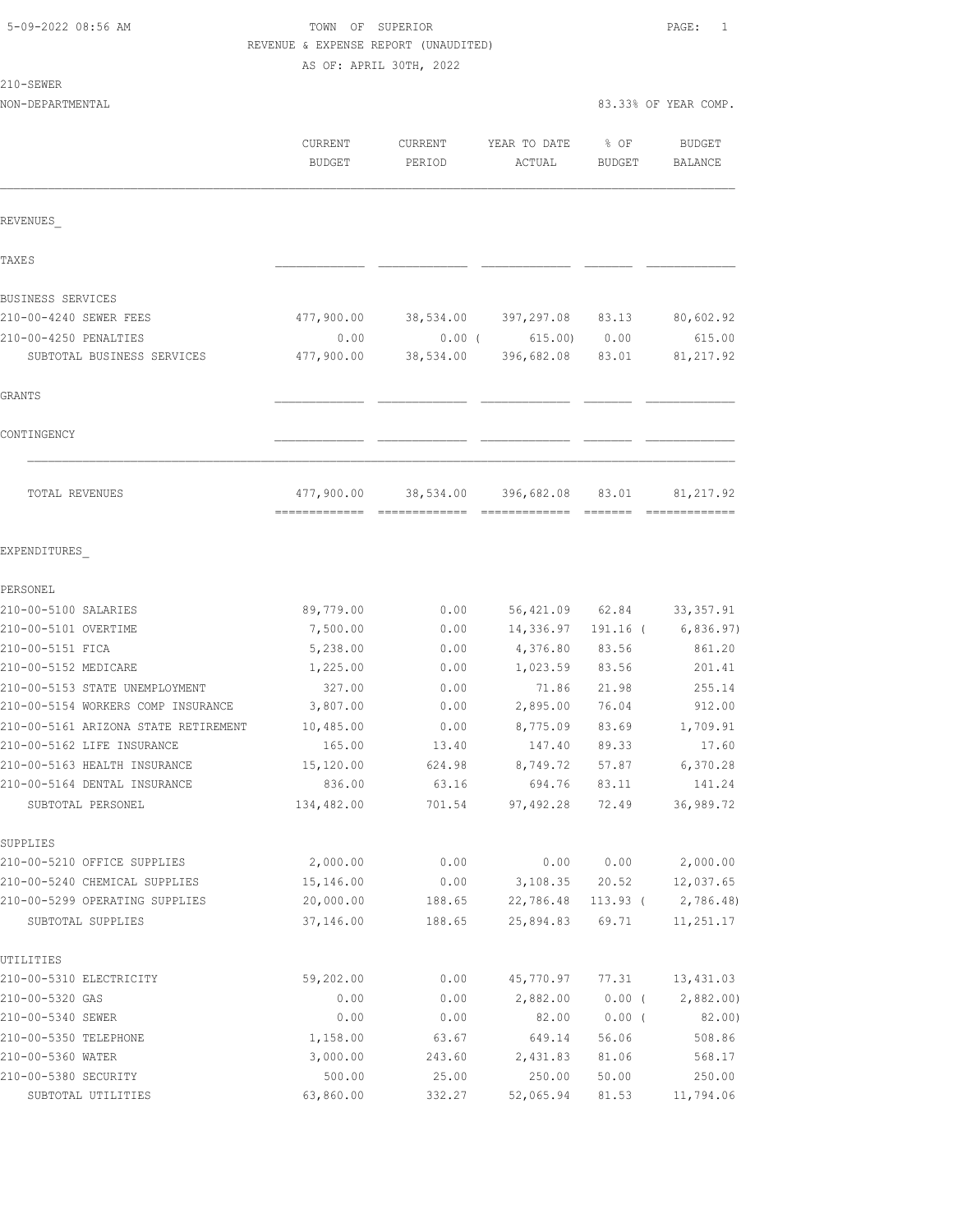5-09-2022 08:56 AM

TOWN OF SUPERIOR

REVENUE & EXPENSE REPORT (UNAUDITED)

AS OF: APRIL 30TH, 2022

210-SEWER

NON-DEPARTMENTAL

83.33% OF YEAR COMP.

| | CURRENT BUDGET | CURRENT PERIOD | YEAR TO DATE ACTUAL | % OF BUDGET | BUDGET BALANCE |
|---|---|---|---|---|---|
| REVENUES_ | | | | | |
| TAXES | | | | | |
| BUSINESS SERVICES | | | | | |
| 210-00-4240 SEWER FEES | 477,900.00 | 38,534.00 | 397,297.08 | 83.13 | 80,602.92 |
| 210-00-4250 PENALTIES | 0.00 | 0.00 | ( 615.00) | 0.00 | 615.00 |
| SUBTOTAL BUSINESS SERVICES | 477,900.00 | 38,534.00 | 396,682.08 | 83.01 | 81,217.92 |
| GRANTS | | | | | |
| CONTINGENCY | | | | | |
| TOTAL REVENUES | 477,900.00 | 38,534.00 | 396,682.08 | 83.01 | 81,217.92 |
| EXPENDITURES_ | | | | | |
| PERSONEL | | | | | |
| 210-00-5100 SALARIES | 89,779.00 | 0.00 | 56,421.09 | 62.84 | 33,357.91 |
| 210-00-5101 OVERTIME | 7,500.00 | 0.00 | 14,336.97 | 191.16 | ( 6,836.97) |
| 210-00-5151 FICA | 5,238.00 | 0.00 | 4,376.80 | 83.56 | 861.20 |
| 210-00-5152 MEDICARE | 1,225.00 | 0.00 | 1,023.59 | 83.56 | 201.41 |
| 210-00-5153 STATE UNEMPLOYMENT | 327.00 | 0.00 | 71.86 | 21.98 | 255.14 |
| 210-00-5154 WORKERS COMP INSURANCE | 3,807.00 | 0.00 | 2,895.00 | 76.04 | 912.00 |
| 210-00-5161 ARIZONA STATE RETIREMENT | 10,485.00 | 0.00 | 8,775.09 | 83.69 | 1,709.91 |
| 210-00-5162 LIFE INSURANCE | 165.00 | 13.40 | 147.40 | 89.33 | 17.60 |
| 210-00-5163 HEALTH INSURANCE | 15,120.00 | 624.98 | 8,749.72 | 57.87 | 6,370.28 |
| 210-00-5164 DENTAL INSURANCE | 836.00 | 63.16 | 694.76 | 83.11 | 141.24 |
| SUBTOTAL PERSONEL | 134,482.00 | 701.54 | 97,492.28 | 72.49 | 36,989.72 |
| SUPPLIES | | | | | |
| 210-00-5210 OFFICE SUPPLIES | 2,000.00 | 0.00 | 0.00 | 0.00 | 2,000.00 |
| 210-00-5240 CHEMICAL SUPPLIES | 15,146.00 | 0.00 | 3,108.35 | 20.52 | 12,037.65 |
| 210-00-5299 OPERATING SUPPLIES | 20,000.00 | 188.65 | 22,786.48 | 113.93 | ( 2,786.48) |
| SUBTOTAL SUPPLIES | 37,146.00 | 188.65 | 25,894.83 | 69.71 | 11,251.17 |
| UTILITIES | | | | | |
| 210-00-5310 ELECTRICITY | 59,202.00 | 0.00 | 45,770.97 | 77.31 | 13,431.03 |
| 210-00-5320 GAS | 0.00 | 0.00 | 2,882.00 | 0.00 | ( 2,882.00) |
| 210-00-5340 SEWER | 0.00 | 0.00 | 82.00 | 0.00 | ( 82.00) |
| 210-00-5350 TELEPHONE | 1,158.00 | 63.67 | 649.14 | 56.06 | 508.86 |
| 210-00-5360 WATER | 3,000.00 | 243.60 | 2,431.83 | 81.06 | 568.17 |
| 210-00-5380 SECURITY | 500.00 | 25.00 | 250.00 | 50.00 | 250.00 |
| SUBTOTAL UTILITIES | 63,860.00 | 332.27 | 52,065.94 | 81.53 | 11,794.06 |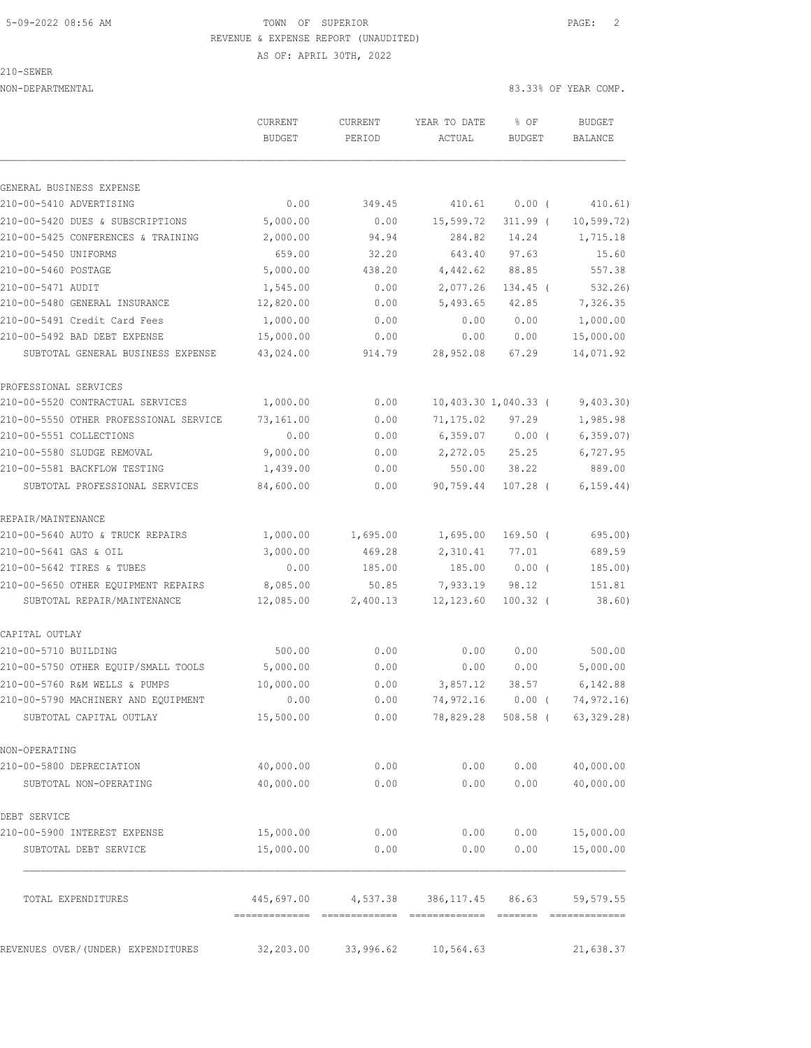TOWN OF SUPERIOR
REVENUE & EXPENSE REPORT (UNAUDITED)
AS OF: APRIL 30TH, 2022

210-SEWER
NON-DEPARTMENTAL — 83.33% OF YEAR COMP.

| | CURRENT BUDGET | CURRENT PERIOD | YEAR TO DATE ACTUAL | % OF BUDGET | BUDGET BALANCE |
|---|---|---|---|---|---|
| **GENERAL BUSINESS EXPENSE** | | | | | |
| 210-00-5410 ADVERTISING | 0.00 | 349.45 | 410.61 | 0.00 ( | 410.61) |
| 210-00-5420 DUES & SUBSCRIPTIONS | 5,000.00 | 0.00 | 15,599.72 | 311.99 ( | 10,599.72) |
| 210-00-5425 CONFERENCES & TRAINING | 2,000.00 | 94.94 | 284.82 | 14.24 | 1,715.18 |
| 210-00-5450 UNIFORMS | 659.00 | 32.20 | 643.40 | 97.63 | 15.60 |
| 210-00-5460 POSTAGE | 5,000.00 | 438.20 | 4,442.62 | 88.85 | 557.38 |
| 210-00-5471 AUDIT | 1,545.00 | 0.00 | 2,077.26 | 134.45 ( | 532.26) |
| 210-00-5480 GENERAL INSURANCE | 12,820.00 | 0.00 | 5,493.65 | 42.85 | 7,326.35 |
| 210-00-5491 Credit Card Fees | 1,000.00 | 0.00 | 0.00 | 0.00 | 1,000.00 |
| 210-00-5492 BAD DEBT EXPENSE | 15,000.00 | 0.00 | 0.00 | 0.00 | 15,000.00 |
| SUBTOTAL GENERAL BUSINESS EXPENSE | 43,024.00 | 914.79 | 28,952.08 | 67.29 | 14,071.92 |
| **PROFESSIONAL SERVICES** | | | | | |
| 210-00-5520 CONTRACTUAL SERVICES | 1,000.00 | 0.00 | 10,403.30 | 1,040.33 ( | 9,403.30) |
| 210-00-5550 OTHER PROFESSIONAL SERVICE | 73,161.00 | 0.00 | 71,175.02 | 97.29 | 1,985.98 |
| 210-00-5551 COLLECTIONS | 0.00 | 0.00 | 6,359.07 | 0.00 ( | 6,359.07) |
| 210-00-5580 SLUDGE REMOVAL | 9,000.00 | 0.00 | 2,272.05 | 25.25 | 6,727.95 |
| 210-00-5581 BACKFLOW TESTING | 1,439.00 | 0.00 | 550.00 | 38.22 | 889.00 |
| SUBTOTAL PROFESSIONAL SERVICES | 84,600.00 | 0.00 | 90,759.44 | 107.28 ( | 6,159.44) |
| **REPAIR/MAINTENANCE** | | | | | |
| 210-00-5640 AUTO & TRUCK REPAIRS | 1,000.00 | 1,695.00 | 1,695.00 | 169.50 ( | 695.00) |
| 210-00-5641 GAS & OIL | 3,000.00 | 469.28 | 2,310.41 | 77.01 | 689.59 |
| 210-00-5642 TIRES & TUBES | 0.00 | 185.00 | 185.00 | 0.00 ( | 185.00) |
| 210-00-5650 OTHER EQUIPMENT REPAIRS | 8,085.00 | 50.85 | 7,933.19 | 98.12 | 151.81 |
| SUBTOTAL REPAIR/MAINTENANCE | 12,085.00 | 2,400.13 | 12,123.60 | 100.32 ( | 38.60) |
| **CAPITAL OUTLAY** | | | | | |
| 210-00-5710 BUILDING | 500.00 | 0.00 | 0.00 | 0.00 | 500.00 |
| 210-00-5750 OTHER EQUIP/SMALL TOOLS | 5,000.00 | 0.00 | 0.00 | 0.00 | 5,000.00 |
| 210-00-5760 R&M WELLS & PUMPS | 10,000.00 | 0.00 | 3,857.12 | 38.57 | 6,142.88 |
| 210-00-5790 MACHINERY AND EQUIPMENT | 0.00 | 0.00 | 74,972.16 | 0.00 ( | 74,972.16) |
| SUBTOTAL CAPITAL OUTLAY | 15,500.00 | 0.00 | 78,829.28 | 508.58 ( | 63,329.28) |
| **NON-OPERATING** | | | | | |
| 210-00-5800 DEPRECIATION | 40,000.00 | 0.00 | 0.00 | 0.00 | 40,000.00 |
| SUBTOTAL NON-OPERATING | 40,000.00 | 0.00 | 0.00 | 0.00 | 40,000.00 |
| **DEBT SERVICE** | | | | | |
| 210-00-5900 INTEREST EXPENSE | 15,000.00 | 0.00 | 0.00 | 0.00 | 15,000.00 |
| SUBTOTAL DEBT SERVICE | 15,000.00 | 0.00 | 0.00 | 0.00 | 15,000.00 |
| TOTAL EXPENDITURES | 445,697.00 | 4,537.38 | 386,117.45 | 86.63 | 59,579.55 |
| REVENUES OVER/(UNDER) EXPENDITURES | 32,203.00 | 33,996.62 | 10,564.63 | | 21,638.37 |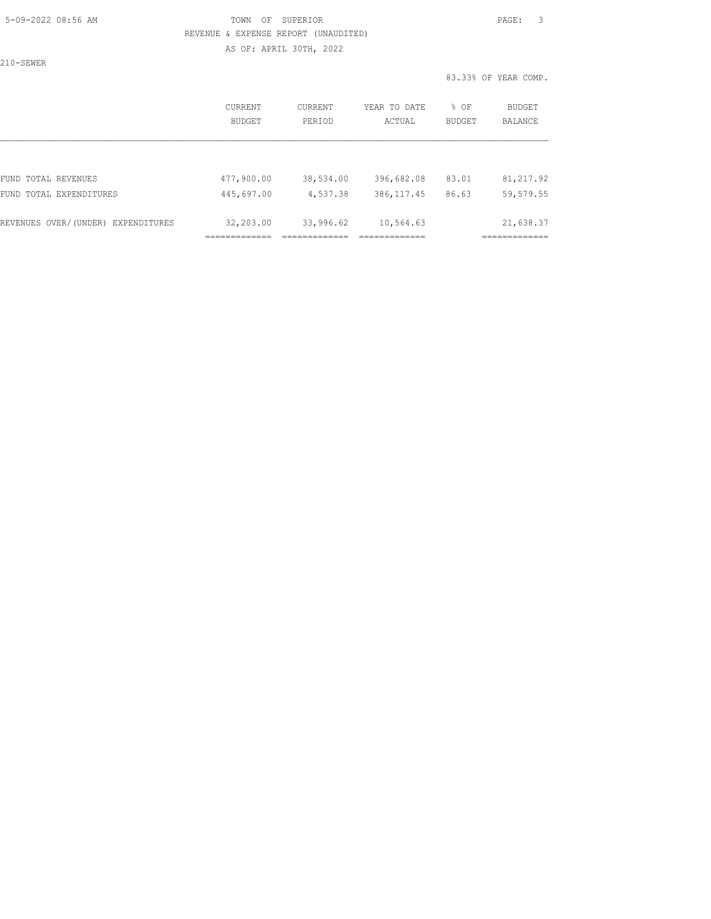TOWN OF SUPERIOR

REVENUE & EXPENSE REPORT (UNAUDITED)

AS OF: APRIL 30TH, 2022

210-SEWER

83.33% OF YEAR COMP.

| | CURRENT BUDGET | CURRENT PERIOD | YEAR TO DATE ACTUAL | % OF BUDGET | BUDGET BALANCE |
|---|---|---|---|---|---|
| FUND TOTAL REVENUES | 477,900.00 | 38,534.00 | 396,682.08 | 83.01 | 81,217.92 |
| FUND TOTAL EXPENDITURES | 445,697.00 | 4,537.38 | 386,117.45 | 86.63 | 59,579.55 |
| REVENUES OVER/(UNDER) EXPENDITURES | 32,203.00 | 33,996.62 | 10,564.63 | | 21,638.37 |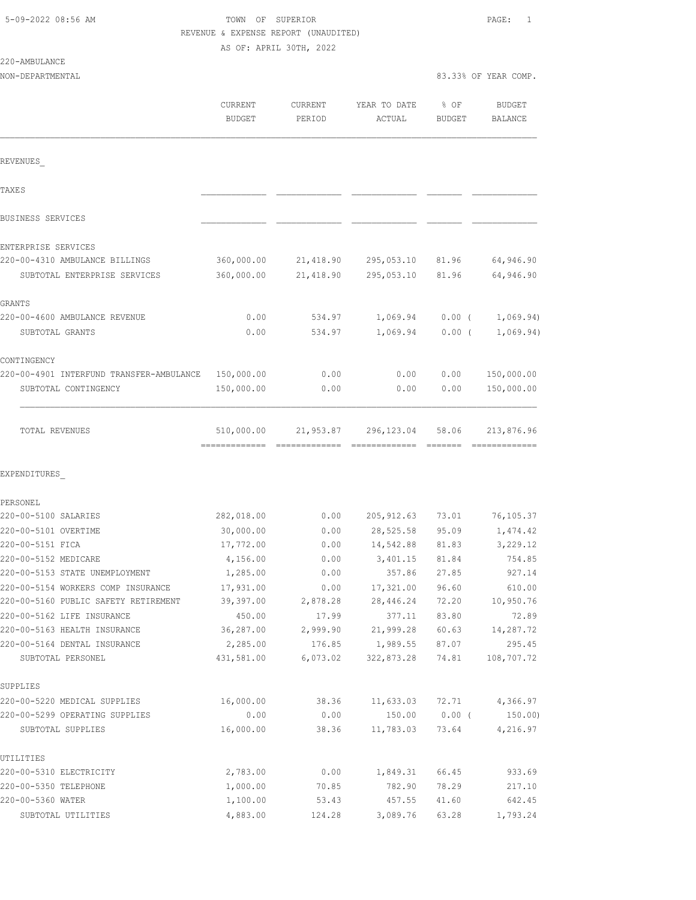TOWN OF SUPERIOR
REVENUE & EXPENSE REPORT (UNAUDITED)
AS OF: APRIL 30TH, 2022

220-AMBULANCE
NON-DEPARTMENTAL — 83.33% OF YEAR COMP.

| | CURRENT BUDGET | CURRENT PERIOD | YEAR TO DATE ACTUAL | % OF BUDGET | BUDGET BALANCE |
|---|---|---|---|---|---|
| **REVENUES** | | | | | |
| TAXES | | | | | |
| BUSINESS SERVICES | | | | | |
| ENTERPRISE SERVICES | | | | | |
| 220-00-4310 AMBULANCE BILLINGS | 360,000.00 | 21,418.90 | 295,053.10 | 81.96 | 64,946.90 |
| SUBTOTAL ENTERPRISE SERVICES | 360,000.00 | 21,418.90 | 295,053.10 | 81.96 | 64,946.90 |
| GRANTS | | | | | |
| 220-00-4600 AMBULANCE REVENUE | 0.00 | 534.97 | 1,069.94 | 0.00 ( | 1,069.94) |
| SUBTOTAL GRANTS | 0.00 | 534.97 | 1,069.94 | 0.00 ( | 1,069.94) |
| CONTINGENCY | | | | | |
| 220-00-4901 INTERFUND TRANSFER-AMBULANCE | 150,000.00 | 0.00 | 0.00 | 0.00 | 150,000.00 |
| SUBTOTAL CONTINGENCY | 150,000.00 | 0.00 | 0.00 | 0.00 | 150,000.00 |
| TOTAL REVENUES | 510,000.00 | 21,953.87 | 296,123.04 | 58.06 | 213,876.96 |
| **EXPENDITURES** | | | | | |
| PERSONEL | | | | | |
| 220-00-5100 SALARIES | 282,018.00 | 0.00 | 205,912.63 | 73.01 | 76,105.37 |
| 220-00-5101 OVERTIME | 30,000.00 | 0.00 | 28,525.58 | 95.09 | 1,474.42 |
| 220-00-5151 FICA | 17,772.00 | 0.00 | 14,542.88 | 81.83 | 3,229.12 |
| 220-00-5152 MEDICARE | 4,156.00 | 0.00 | 3,401.15 | 81.84 | 754.85 |
| 220-00-5153 STATE UNEMPLOYMENT | 1,285.00 | 0.00 | 357.86 | 27.85 | 927.14 |
| 220-00-5154 WORKERS COMP INSURANCE | 17,931.00 | 0.00 | 17,321.00 | 96.60 | 610.00 |
| 220-00-5160 PUBLIC SAFETY RETIREMENT | 39,397.00 | 2,878.28 | 28,446.24 | 72.20 | 10,950.76 |
| 220-00-5162 LIFE INSURANCE | 450.00 | 17.99 | 377.11 | 83.80 | 72.89 |
| 220-00-5163 HEALTH INSURANCE | 36,287.00 | 2,999.90 | 21,999.28 | 60.63 | 14,287.72 |
| 220-00-5164 DENTAL INSURANCE | 2,285.00 | 176.85 | 1,989.55 | 87.07 | 295.45 |
| SUBTOTAL PERSONEL | 431,581.00 | 6,073.02 | 322,873.28 | 74.81 | 108,707.72 |
| SUPPLIES | | | | | |
| 220-00-5220 MEDICAL SUPPLIES | 16,000.00 | 38.36 | 11,633.03 | 72.71 | 4,366.97 |
| 220-00-5299 OPERATING SUPPLIES | 0.00 | 0.00 | 150.00 | 0.00 ( | 150.00) |
| SUBTOTAL SUPPLIES | 16,000.00 | 38.36 | 11,783.03 | 73.64 | 4,216.97 |
| UTILITIES | | | | | |
| 220-00-5310 ELECTRICITY | 2,783.00 | 0.00 | 1,849.31 | 66.45 | 933.69 |
| 220-00-5350 TELEPHONE | 1,000.00 | 70.85 | 782.90 | 78.29 | 217.10 |
| 220-00-5360 WATER | 1,100.00 | 53.43 | 457.55 | 41.60 | 642.45 |
| SUBTOTAL UTILITIES | 4,883.00 | 124.28 | 3,089.76 | 63.28 | 1,793.24 |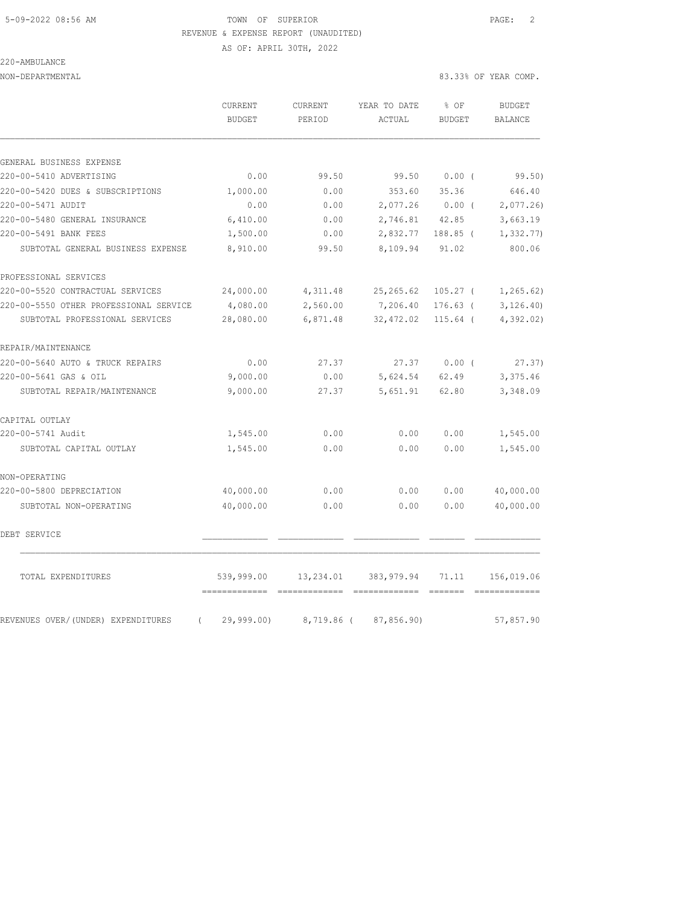TOWN OF SUPERIOR

REVENUE & EXPENSE REPORT (UNAUDITED)

AS OF: APRIL 30TH, 2022

220-AMBULANCE

NON-DEPARTMENTAL

83.33% OF YEAR COMP.

| | CURRENT BUDGET | CURRENT PERIOD | YEAR TO DATE ACTUAL | % OF BUDGET | BUDGET BALANCE |
|---|---|---|---|---|---|
| GENERAL BUSINESS EXPENSE | | | | | |
| 220-00-5410 ADVERTISING | 0.00 | 99.50 | 99.50 | 0.00 ( | 99.50) |
| 220-00-5420 DUES & SUBSCRIPTIONS | 1,000.00 | 0.00 | 353.60 | 35.36 | 646.40 |
| 220-00-5471 AUDIT | 0.00 | 0.00 | 2,077.26 | 0.00 ( | 2,077.26) |
| 220-00-5480 GENERAL INSURANCE | 6,410.00 | 0.00 | 2,746.81 | 42.85 | 3,663.19 |
| 220-00-5491 BANK FEES | 1,500.00 | 0.00 | 2,832.77 | 188.85 ( | 1,332.77) |
| SUBTOTAL GENERAL BUSINESS EXPENSE | 8,910.00 | 99.50 | 8,109.94 | 91.02 | 800.06 |
| PROFESSIONAL SERVICES | | | | | |
| 220-00-5520 CONTRACTUAL SERVICES | 24,000.00 | 4,311.48 | 25,265.62 | 105.27 ( | 1,265.62) |
| 220-00-5550 OTHER PROFESSIONAL SERVICE | 4,080.00 | 2,560.00 | 7,206.40 | 176.63 ( | 3,126.40) |
| SUBTOTAL PROFESSIONAL SERVICES | 28,080.00 | 6,871.48 | 32,472.02 | 115.64 ( | 4,392.02) |
| REPAIR/MAINTENANCE | | | | | |
| 220-00-5640 AUTO & TRUCK REPAIRS | 0.00 | 27.37 | 27.37 | 0.00 ( | 27.37) |
| 220-00-5641 GAS & OIL | 9,000.00 | 0.00 | 5,624.54 | 62.49 | 3,375.46 |
| SUBTOTAL REPAIR/MAINTENANCE | 9,000.00 | 27.37 | 5,651.91 | 62.80 | 3,348.09 |
| CAPITAL OUTLAY | | | | | |
| 220-00-5741 Audit | 1,545.00 | 0.00 | 0.00 | 0.00 | 1,545.00 |
| SUBTOTAL CAPITAL OUTLAY | 1,545.00 | 0.00 | 0.00 | 0.00 | 1,545.00 |
| NON-OPERATING | | | | | |
| 220-00-5800 DEPRECIATION | 40,000.00 | 0.00 | 0.00 | 0.00 | 40,000.00 |
| SUBTOTAL NON-OPERATING | 40,000.00 | 0.00 | 0.00 | 0.00 | 40,000.00 |
| DEBT SERVICE | | | | | |
| TOTAL EXPENDITURES | 539,999.00 | 13,234.01 | 383,979.94 | 71.11 | 156,019.06 |
| REVENUES OVER/(UNDER) EXPENDITURES | ( 29,999.00) | 8,719.86 | ( 87,856.90) | | 57,857.90 |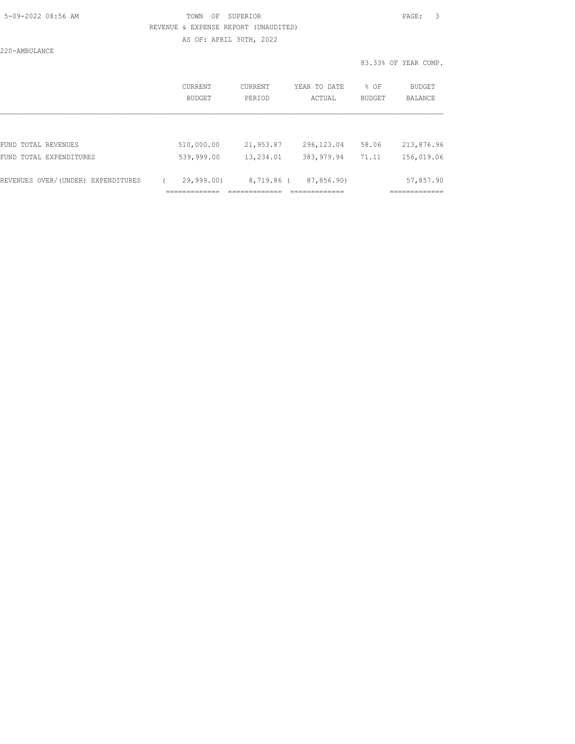220-AMBULANCE

83.33% OF YEAR COMP.

| | CURRENT BUDGET | CURRENT PERIOD | YEAR TO DATE ACTUAL | % OF BUDGET | BUDGET BALANCE |
|---|---|---|---|---|---|
| FUND TOTAL REVENUES | 510,000.00 | 21,953.87 | 296,123.04 | 58.06 | 213,876.96 |
| FUND TOTAL EXPENDITURES | 539,999.00 | 13,234.01 | 383,979.94 | 71.11 | 156,019.06 |
| REVENUES OVER/(UNDER) EXPENDITURES | ( 29,999.00) | 8,719.86 | ( 87,856.90) | | 57,857.90 |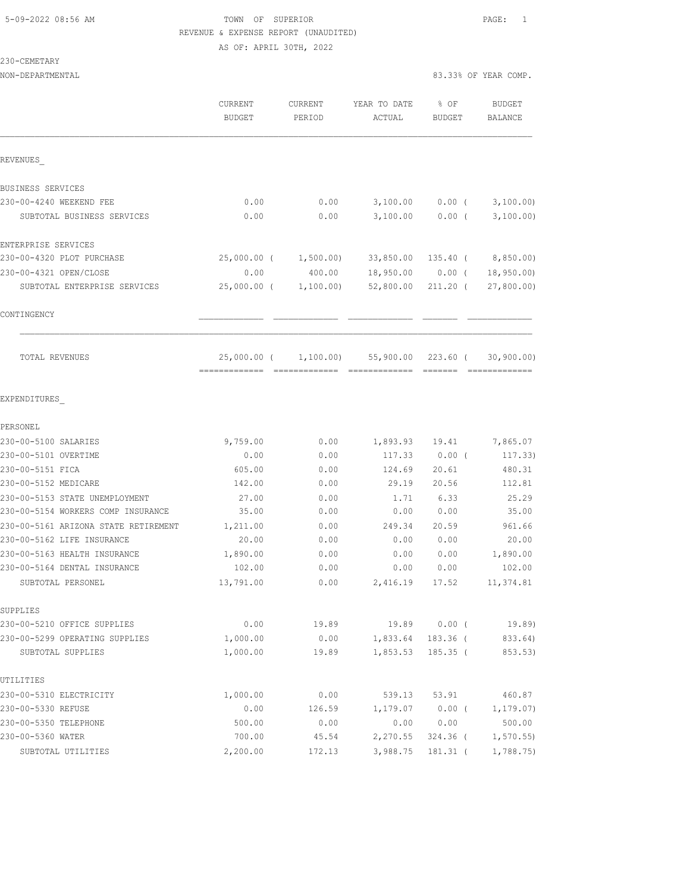TOWN OF SUPERIOR

REVENUE & EXPENSE REPORT (UNAUDITED)

AS OF: APRIL 30TH, 2022

230-CEMETARY

NON-DEPARTMENTAL

83.33% OF YEAR COMP.

| | CURRENT BUDGET | CURRENT PERIOD | YEAR TO DATE ACTUAL | % OF BUDGET | BUDGET BALANCE |
|---|---|---|---|---|---|
| **REVENUES** | | | | | |
| BUSINESS SERVICES | | | | | |
| 230-00-4240 WEEKEND FEE | 0.00 | 0.00 | 3,100.00 | 0.00 | ( 3,100.00) |
| SUBTOTAL BUSINESS SERVICES | 0.00 | 0.00 | 3,100.00 | 0.00 | ( 3,100.00) |
| ENTERPRISE SERVICES | | | | | |
| 230-00-4320 PLOT PURCHASE | 25,000.00 | ( 1,500.00) | 33,850.00 | 135.40 | ( 8,850.00) |
| 230-00-4321 OPEN/CLOSE | 0.00 | 400.00 | 18,950.00 | 0.00 | ( 18,950.00) |
| SUBTOTAL ENTERPRISE SERVICES | 25,000.00 | ( 1,100.00) | 52,800.00 | 211.20 | ( 27,800.00) |
| CONTINGENCY | | | | | |
| TOTAL REVENUES | 25,000.00 | ( 1,100.00) | 55,900.00 | 223.60 | ( 30,900.00) |
| **EXPENDITURES** | | | | | |
| PERSONEL | | | | | |
| 230-00-5100 SALARIES | 9,759.00 | 0.00 | 1,893.93 | 19.41 | 7,865.07 |
| 230-00-5101 OVERTIME | 0.00 | 0.00 | 117.33 | 0.00 | ( 117.33) |
| 230-00-5151 FICA | 605.00 | 0.00 | 124.69 | 20.61 | 480.31 |
| 230-00-5152 MEDICARE | 142.00 | 0.00 | 29.19 | 20.56 | 112.81 |
| 230-00-5153 STATE UNEMPLOYMENT | 27.00 | 0.00 | 1.71 | 6.33 | 25.29 |
| 230-00-5154 WORKERS COMP INSURANCE | 35.00 | 0.00 | 0.00 | 0.00 | 35.00 |
| 230-00-5161 ARIZONA STATE RETIREMENT | 1,211.00 | 0.00 | 249.34 | 20.59 | 961.66 |
| 230-00-5162 LIFE INSURANCE | 20.00 | 0.00 | 0.00 | 0.00 | 20.00 |
| 230-00-5163 HEALTH INSURANCE | 1,890.00 | 0.00 | 0.00 | 0.00 | 1,890.00 |
| 230-00-5164 DENTAL INSURANCE | 102.00 | 0.00 | 0.00 | 0.00 | 102.00 |
| SUBTOTAL PERSONEL | 13,791.00 | 0.00 | 2,416.19 | 17.52 | 11,374.81 |
| SUPPLIES | | | | | |
| 230-00-5210 OFFICE SUPPLIES | 0.00 | 19.89 | 19.89 | 0.00 | ( 19.89) |
| 230-00-5299 OPERATING SUPPLIES | 1,000.00 | 0.00 | 1,833.64 | 183.36 | ( 833.64) |
| SUBTOTAL SUPPLIES | 1,000.00 | 19.89 | 1,853.53 | 185.35 | ( 853.53) |
| UTILITIES | | | | | |
| 230-00-5310 ELECTRICITY | 1,000.00 | 0.00 | 539.13 | 53.91 | 460.87 |
| 230-00-5330 REFUSE | 0.00 | 126.59 | 1,179.07 | 0.00 | ( 1,179.07) |
| 230-00-5350 TELEPHONE | 500.00 | 0.00 | 0.00 | 0.00 | 500.00 |
| 230-00-5360 WATER | 700.00 | 45.54 | 2,270.55 | 324.36 | ( 1,570.55) |
| SUBTOTAL UTILITIES | 2,200.00 | 172.13 | 3,988.75 | 181.31 | ( 1,788.75) |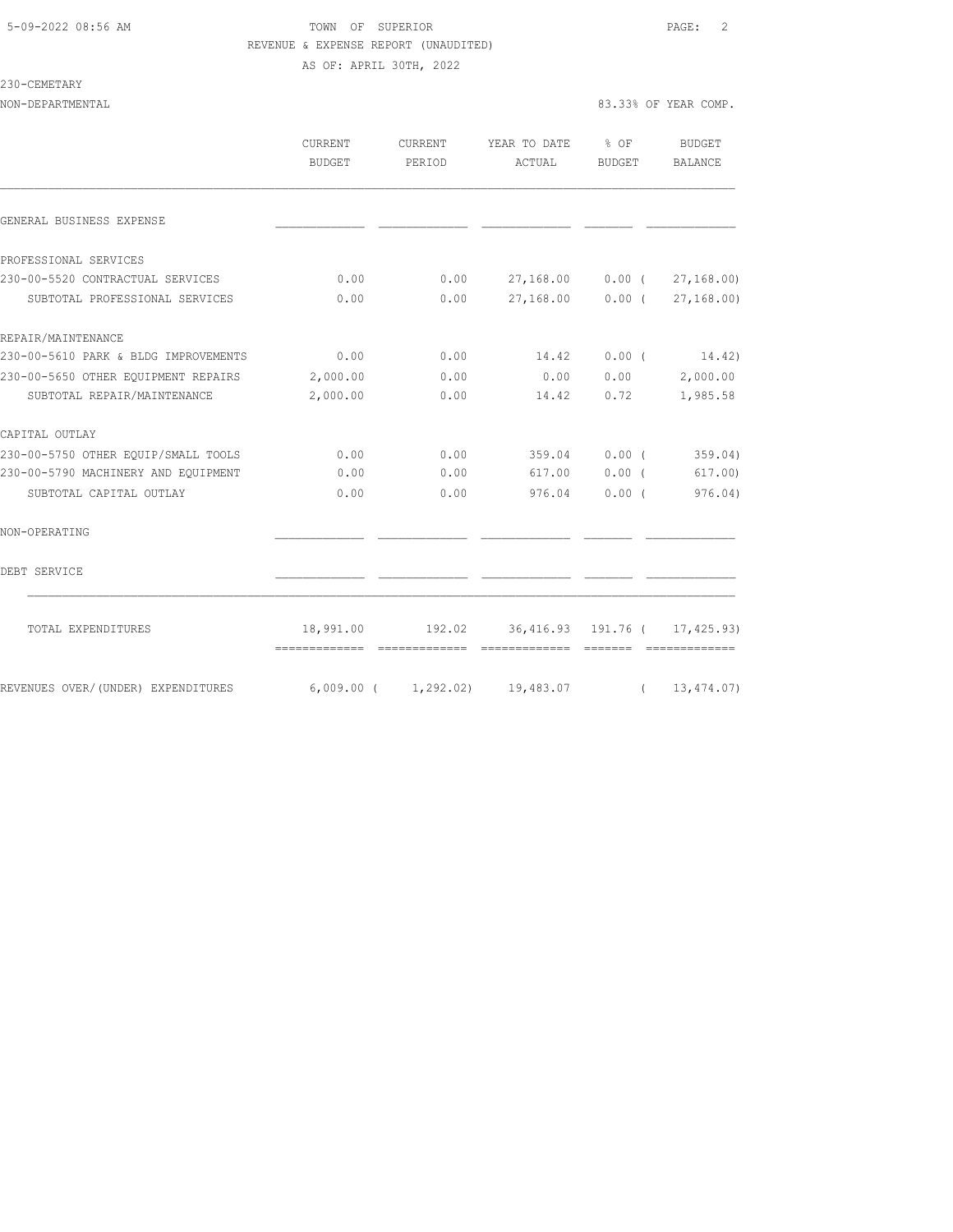TOWN OF SUPERIOR
REVENUE & EXPENSE REPORT (UNAUDITED)
AS OF: APRIL 30TH, 2022

230-CEMETARY

NON-DEPARTMENTAL — 83.33% OF YEAR COMP.

| | CURRENT BUDGET | CURRENT PERIOD | YEAR TO DATE ACTUAL | % OF BUDGET | BUDGET BALANCE |
|---|---|---|---|---|---|
| GENERAL BUSINESS EXPENSE | | | | | |
| PROFESSIONAL SERVICES | | | | | |
| 230-00-5520 CONTRACTUAL SERVICES | 0.00 | 0.00 | 27,168.00 | 0.00 | ( 27,168.00) |
| SUBTOTAL PROFESSIONAL SERVICES | 0.00 | 0.00 | 27,168.00 | 0.00 | ( 27,168.00) |
| REPAIR/MAINTENANCE | | | | | |
| 230-00-5610 PARK & BLDG IMPROVEMENTS | 0.00 | 0.00 | 14.42 | 0.00 | ( 14.42) |
| 230-00-5650 OTHER EQUIPMENT REPAIRS | 2,000.00 | 0.00 | 0.00 | 0.00 | 2,000.00 |
| SUBTOTAL REPAIR/MAINTENANCE | 2,000.00 | 0.00 | 14.42 | 0.72 | 1,985.58 |
| CAPITAL OUTLAY | | | | | |
| 230-00-5750 OTHER EQUIP/SMALL TOOLS | 0.00 | 0.00 | 359.04 | 0.00 | ( 359.04) |
| 230-00-5790 MACHINERY AND EQUIPMENT | 0.00 | 0.00 | 617.00 | 0.00 | ( 617.00) |
| SUBTOTAL CAPITAL OUTLAY | 0.00 | 0.00 | 976.04 | 0.00 | ( 976.04) |
| NON-OPERATING | | | | | |
| DEBT SERVICE | | | | | |
| TOTAL EXPENDITURES | 18,991.00 | 192.02 | 36,416.93 | 191.76 | ( 17,425.93) |
| REVENUES OVER/(UNDER) EXPENDITURES | 6,009.00 | ( 1,292.02) | 19,483.07 | | ( 13,474.07) |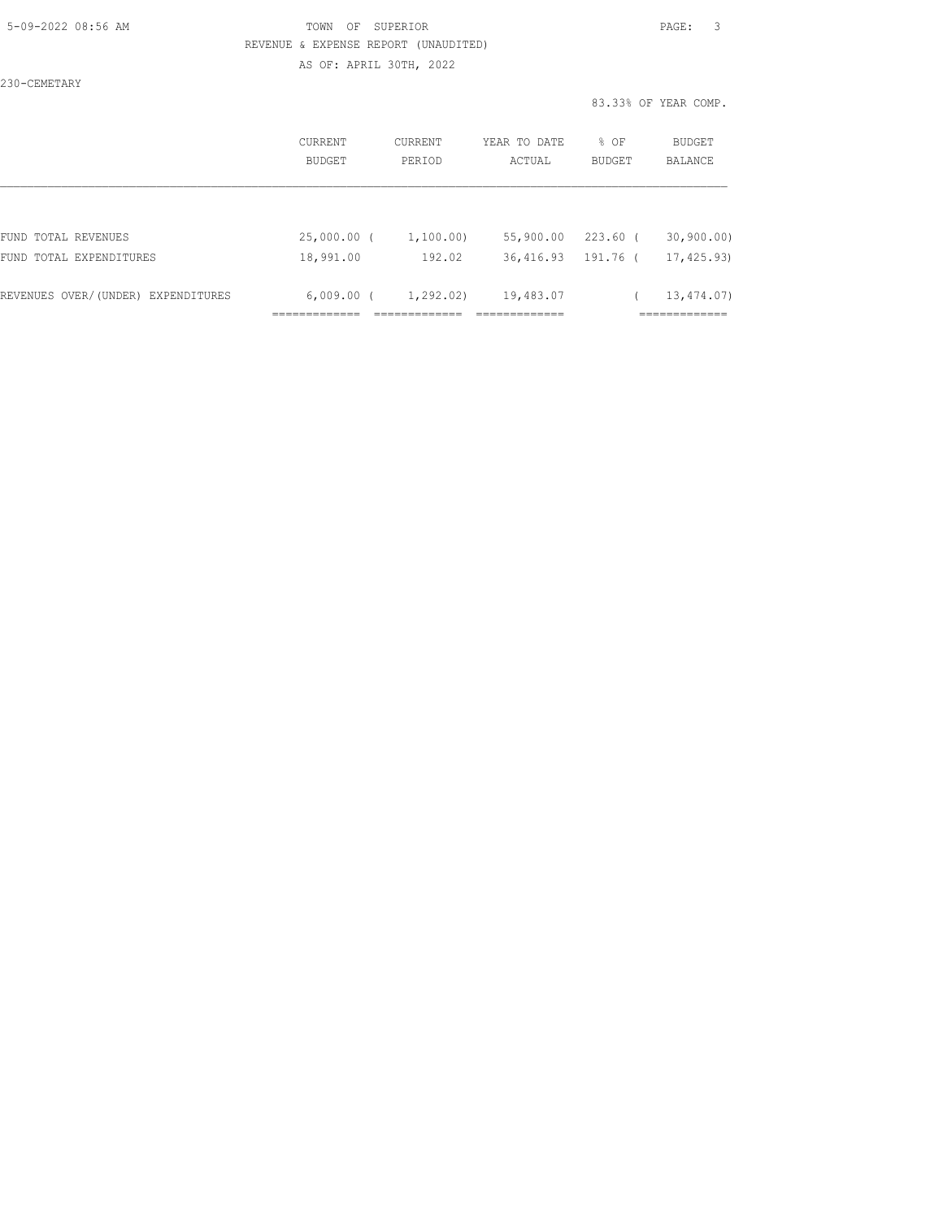TOWN OF SUPERIOR

REVENUE & EXPENSE REPORT (UNAUDITED)

AS OF: APRIL 30TH, 2022

230-CEMETARY

83.33% OF YEAR COMP.

| | CURRENT BUDGET | CURRENT PERIOD | YEAR TO DATE ACTUAL | % OF BUDGET | BUDGET BALANCE |
|---|---|---|---|---|---|
| FUND TOTAL REVENUES | 25,000.00 | ( 1,100.00) | 55,900.00 | 223.60 | ( 30,900.00) |
| FUND TOTAL EXPENDITURES | 18,991.00 | 192.02 | 36,416.93 | 191.76 | ( 17,425.93) |
| REVENUES OVER/(UNDER) EXPENDITURES | 6,009.00 | ( 1,292.02) | 19,483.07 | | ( 13,474.07) |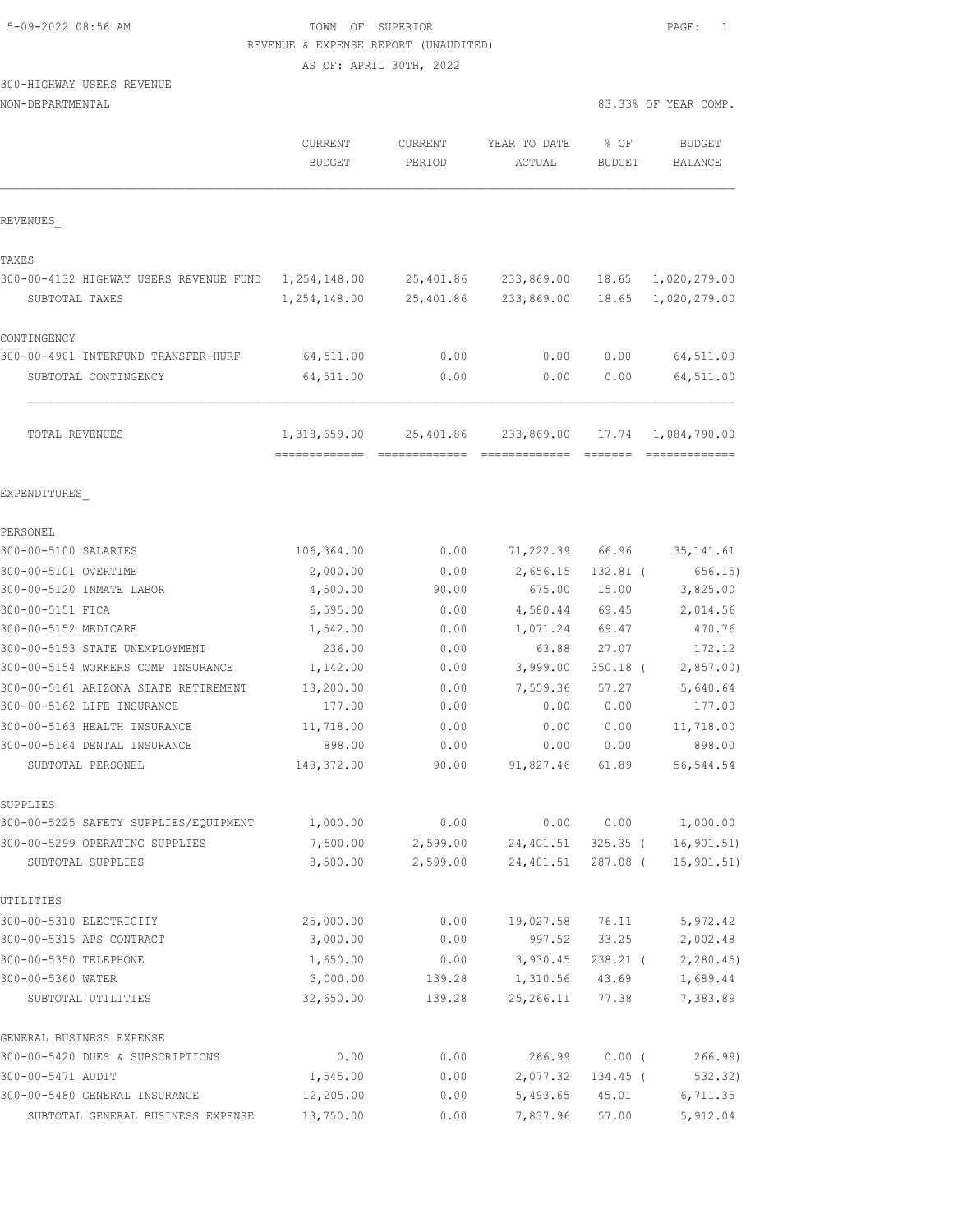5-09-2022 08:56 AM TOWN OF SUPERIOR

REVENUE & EXPENSE REPORT (UNAUDITED)

AS OF: APRIL 30TH, 2022

300-HIGHWAY USERS REVENUE

NON-DEPARTMENTAL 83.33% OF YEAR COMP.

| | CURRENT BUDGET | CURRENT PERIOD | YEAR TO DATE ACTUAL | % OF BUDGET | BUDGET BALANCE |
|---|---|---|---|---|---|
| **REVENUES_** | | | | | |
| **TAXES** | | | | | |
| 300-00-4132 HIGHWAY USERS REVENUE FUND | 1,254,148.00 | 25,401.86 | 233,869.00 | 18.65 | 1,020,279.00 |
| SUBTOTAL TAXES | 1,254,148.00 | 25,401.86 | 233,869.00 | 18.65 | 1,020,279.00 |
| **CONTINGENCY** | | | | | |
| 300-00-4901 INTERFUND TRANSFER-HURF | 64,511.00 | 0.00 | 0.00 | 0.00 | 64,511.00 |
| SUBTOTAL CONTINGENCY | 64,511.00 | 0.00 | 0.00 | 0.00 | 64,511.00 |
| TOTAL REVENUES | 1,318,659.00 | 25,401.86 | 233,869.00 | 17.74 | 1,084,790.00 |
| **EXPENDITURES_** | | | | | |
| **PERSONEL** | | | | | |
| 300-00-5100 SALARIES | 106,364.00 | 0.00 | 71,222.39 | 66.96 | 35,141.61 |
| 300-00-5101 OVERTIME | 2,000.00 | 0.00 | 2,656.15 | 132.81 | ( 656.15) |
| 300-00-5120 INMATE LABOR | 4,500.00 | 90.00 | 675.00 | 15.00 | 3,825.00 |
| 300-00-5151 FICA | 6,595.00 | 0.00 | 4,580.44 | 69.45 | 2,014.56 |
| 300-00-5152 MEDICARE | 1,542.00 | 0.00 | 1,071.24 | 69.47 | 470.76 |
| 300-00-5153 STATE UNEMPLOYMENT | 236.00 | 0.00 | 63.88 | 27.07 | 172.12 |
| 300-00-5154 WORKERS COMP INSURANCE | 1,142.00 | 0.00 | 3,999.00 | 350.18 | ( 2,857.00) |
| 300-00-5161 ARIZONA STATE RETIREMENT | 13,200.00 | 0.00 | 7,559.36 | 57.27 | 5,640.64 |
| 300-00-5162 LIFE INSURANCE | 177.00 | 0.00 | 0.00 | 0.00 | 177.00 |
| 300-00-5163 HEALTH INSURANCE | 11,718.00 | 0.00 | 0.00 | 0.00 | 11,718.00 |
| 300-00-5164 DENTAL INSURANCE | 898.00 | 0.00 | 0.00 | 0.00 | 898.00 |
| SUBTOTAL PERSONEL | 148,372.00 | 90.00 | 91,827.46 | 61.89 | 56,544.54 |
| **SUPPLIES** | | | | | |
| 300-00-5225 SAFETY SUPPLIES/EQUIPMENT | 1,000.00 | 0.00 | 0.00 | 0.00 | 1,000.00 |
| 300-00-5299 OPERATING SUPPLIES | 7,500.00 | 2,599.00 | 24,401.51 | 325.35 | ( 16,901.51) |
| SUBTOTAL SUPPLIES | 8,500.00 | 2,599.00 | 24,401.51 | 287.08 | ( 15,901.51) |
| **UTILITIES** | | | | | |
| 300-00-5310 ELECTRICITY | 25,000.00 | 0.00 | 19,027.58 | 76.11 | 5,972.42 |
| 300-00-5315 APS CONTRACT | 3,000.00 | 0.00 | 997.52 | 33.25 | 2,002.48 |
| 300-00-5350 TELEPHONE | 1,650.00 | 0.00 | 3,930.45 | 238.21 | ( 2,280.45) |
| 300-00-5360 WATER | 3,000.00 | 139.28 | 1,310.56 | 43.69 | 1,689.44 |
| SUBTOTAL UTILITIES | 32,650.00 | 139.28 | 25,266.11 | 77.38 | 7,383.89 |
| **GENERAL BUSINESS EXPENSE** | | | | | |
| 300-00-5420 DUES & SUBSCRIPTIONS | 0.00 | 0.00 | 266.99 | 0.00 | ( 266.99) |
| 300-00-5471 AUDIT | 1,545.00 | 0.00 | 2,077.32 | 134.45 | ( 532.32) |
| 300-00-5480 GENERAL INSURANCE | 12,205.00 | 0.00 | 5,493.65 | 45.01 | 6,711.35 |
| SUBTOTAL GENERAL BUSINESS EXPENSE | 13,750.00 | 0.00 | 7,837.96 | 57.00 | 5,912.04 |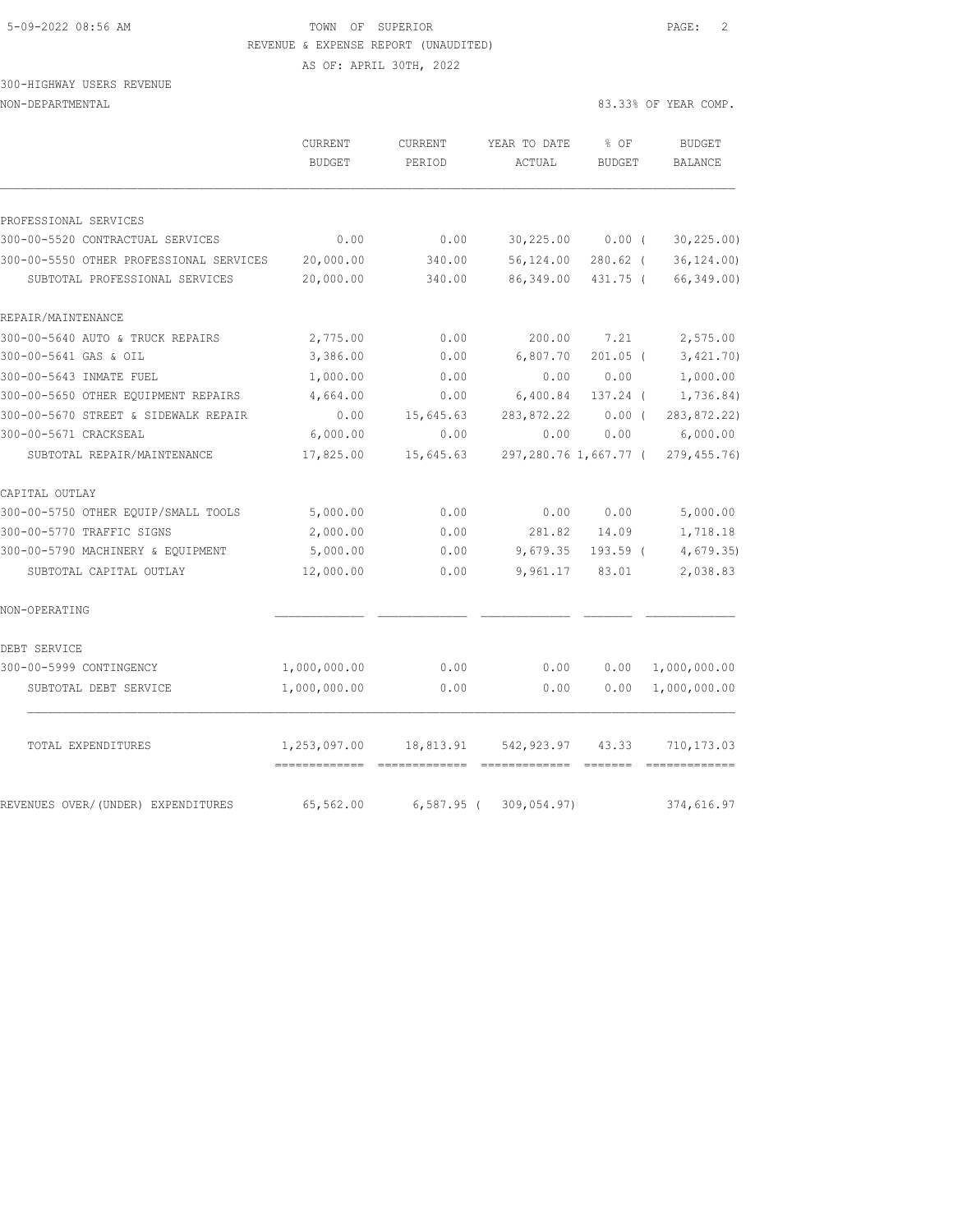TOWN OF SUPERIOR

REVENUE & EXPENSE REPORT (UNAUDITED)

AS OF: APRIL 30TH, 2022

300-HIGHWAY USERS REVENUE

NON-DEPARTMENTAL — 83.33% OF YEAR COMP.

| | CURRENT BUDGET | CURRENT PERIOD | YEAR TO DATE ACTUAL | % OF BUDGET | BUDGET BALANCE |
|---|---|---|---|---|---|
| PROFESSIONAL SERVICES | | | | | |
| 300-00-5520 CONTRACTUAL SERVICES | 0.00 | 0.00 | 30,225.00 | 0.00 ( | 30,225.00) |
| 300-00-5550 OTHER PROFESSIONAL SERVICES | 20,000.00 | 340.00 | 56,124.00 | 280.62 ( | 36,124.00) |
| SUBTOTAL PROFESSIONAL SERVICES | 20,000.00 | 340.00 | 86,349.00 | 431.75 ( | 66,349.00) |
| REPAIR/MAINTENANCE | | | | | |
| 300-00-5640 AUTO & TRUCK REPAIRS | 2,775.00 | 0.00 | 200.00 | 7.21 | 2,575.00 |
| 300-00-5641 GAS & OIL | 3,386.00 | 0.00 | 6,807.70 | 201.05 ( | 3,421.70) |
| 300-00-5643 INMATE FUEL | 1,000.00 | 0.00 | 0.00 | 0.00 | 1,000.00 |
| 300-00-5650 OTHER EQUIPMENT REPAIRS | 4,664.00 | 0.00 | 6,400.84 | 137.24 ( | 1,736.84) |
| 300-00-5670 STREET & SIDEWALK REPAIR | 0.00 | 15,645.63 | 283,872.22 | 0.00 ( | 283,872.22) |
| 300-00-5671 CRACKSEAL | 6,000.00 | 0.00 | 0.00 | 0.00 | 6,000.00 |
| SUBTOTAL REPAIR/MAINTENANCE | 17,825.00 | 15,645.63 | 297,280.76 | 1,667.77 ( | 279,455.76) |
| CAPITAL OUTLAY | | | | | |
| 300-00-5750 OTHER EQUIP/SMALL TOOLS | 5,000.00 | 0.00 | 0.00 | 0.00 | 5,000.00 |
| 300-00-5770 TRAFFIC SIGNS | 2,000.00 | 0.00 | 281.82 | 14.09 | 1,718.18 |
| 300-00-5790 MACHINERY & EQUIPMENT | 5,000.00 | 0.00 | 9,679.35 | 193.59 ( | 4,679.35) |
| SUBTOTAL CAPITAL OUTLAY | 12,000.00 | 0.00 | 9,961.17 | 83.01 | 2,038.83 |
| NON-OPERATING | | | | | |
| DEBT SERVICE | | | | | |
| 300-00-5999 CONTINGENCY | 1,000,000.00 | 0.00 | 0.00 | 0.00 | 1,000,000.00 |
| SUBTOTAL DEBT SERVICE | 1,000,000.00 | 0.00 | 0.00 | 0.00 | 1,000,000.00 |
| TOTAL EXPENDITURES | 1,253,097.00 | 18,813.91 | 542,923.97 | 43.33 | 710,173.03 |
| REVENUES OVER/(UNDER) EXPENDITURES | 65,562.00 | 6,587.95 ( | 309,054.97) | | 374,616.97 |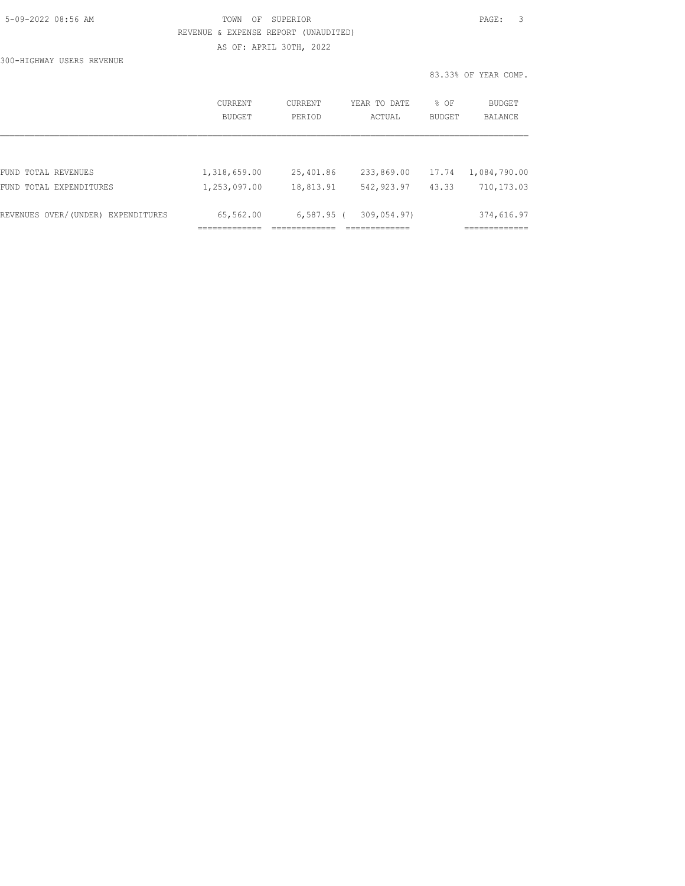TOWN OF SUPERIOR
REVENUE & EXPENSE REPORT (UNAUDITED)
AS OF: APRIL 30TH, 2022

300-HIGHWAY USERS REVENUE

83.33% OF YEAR COMP.

| | CURRENT BUDGET | CURRENT PERIOD | YEAR TO DATE ACTUAL | % OF BUDGET | BUDGET BALANCE |
|---|---|---|---|---|---|
| FUND TOTAL REVENUES | 1,318,659.00 | 25,401.86 | 233,869.00 | 17.74 | 1,084,790.00 |
| FUND TOTAL EXPENDITURES | 1,253,097.00 | 18,813.91 | 542,923.97 | 43.33 | 710,173.03 |
| REVENUES OVER/(UNDER) EXPENDITURES | 65,562.00 | 6,587.95 | ( 309,054.97) | | 374,616.97 |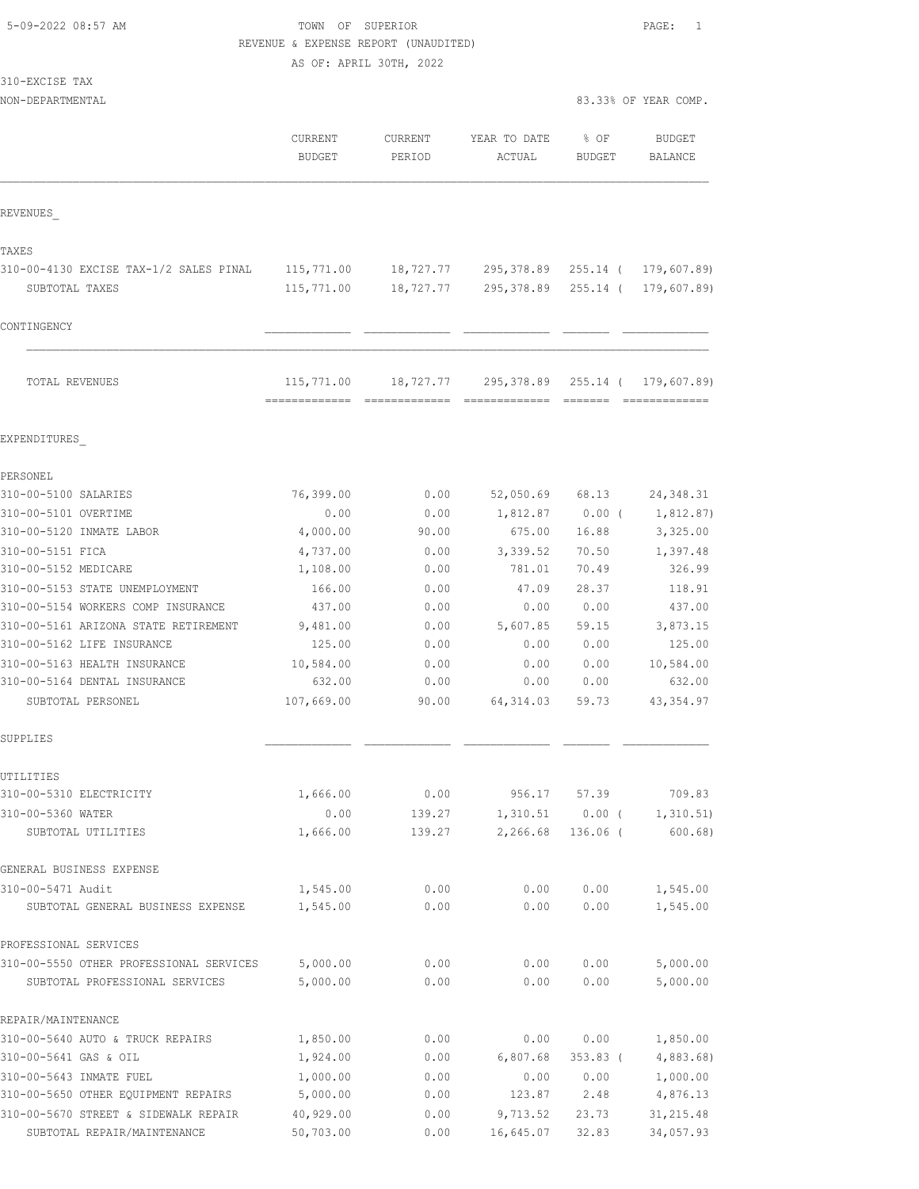5-09-2022 08:57 AM

TOWN OF SUPERIOR

REVENUE & EXPENSE REPORT (UNAUDITED)

AS OF: APRIL 30TH, 2022

310-EXCISE TAX

NON-DEPARTMENTAL

83.33% OF YEAR COMP.

| | CURRENT BUDGET | CURRENT PERIOD | YEAR TO DATE ACTUAL | % OF BUDGET | BUDGET BALANCE |
|---|---|---|---|---|---|
| **REVENUES** | | | | | |
| TAXES | | | | | |
| 310-00-4130 EXCISE TAX-1/2 SALES PINAL | 115,771.00 | 18,727.77 | 295,378.89 | 255.14 | ( 179,607.89) |
| SUBTOTAL TAXES | 115,771.00 | 18,727.77 | 295,378.89 | 255.14 | ( 179,607.89) |
| CONTINGENCY | | | | | |
| TOTAL REVENUES | 115,771.00 | 18,727.77 | 295,378.89 | 255.14 | ( 179,607.89) |
| **EXPENDITURES** | | | | | |
| PERSONEL | | | | | |
| 310-00-5100 SALARIES | 76,399.00 | 0.00 | 52,050.69 | 68.13 | 24,348.31 |
| 310-00-5101 OVERTIME | 0.00 | 0.00 | 1,812.87 | 0.00 | ( 1,812.87) |
| 310-00-5120 INMATE LABOR | 4,000.00 | 90.00 | 675.00 | 16.88 | 3,325.00 |
| 310-00-5151 FICA | 4,737.00 | 0.00 | 3,339.52 | 70.50 | 1,397.48 |
| 310-00-5152 MEDICARE | 1,108.00 | 0.00 | 781.01 | 70.49 | 326.99 |
| 310-00-5153 STATE UNEMPLOYMENT | 166.00 | 0.00 | 47.09 | 28.37 | 118.91 |
| 310-00-5154 WORKERS COMP INSURANCE | 437.00 | 0.00 | 0.00 | 0.00 | 437.00 |
| 310-00-5161 ARIZONA STATE RETIREMENT | 9,481.00 | 0.00 | 5,607.85 | 59.15 | 3,873.15 |
| 310-00-5162 LIFE INSURANCE | 125.00 | 0.00 | 0.00 | 0.00 | 125.00 |
| 310-00-5163 HEALTH INSURANCE | 10,584.00 | 0.00 | 0.00 | 0.00 | 10,584.00 |
| 310-00-5164 DENTAL INSURANCE | 632.00 | 0.00 | 0.00 | 0.00 | 632.00 |
| SUBTOTAL PERSONEL | 107,669.00 | 90.00 | 64,314.03 | 59.73 | 43,354.97 |
| SUPPLIES | | | | | |
| UTILITIES | | | | | |
| 310-00-5310 ELECTRICITY | 1,666.00 | 0.00 | 956.17 | 57.39 | 709.83 |
| 310-00-5360 WATER | 0.00 | 139.27 | 1,310.51 | 0.00 | ( 1,310.51) |
| SUBTOTAL UTILITIES | 1,666.00 | 139.27 | 2,266.68 | 136.06 | ( 600.68) |
| GENERAL BUSINESS EXPENSE | | | | | |
| 310-00-5471 Audit | 1,545.00 | 0.00 | 0.00 | 0.00 | 1,545.00 |
| SUBTOTAL GENERAL BUSINESS EXPENSE | 1,545.00 | 0.00 | 0.00 | 0.00 | 1,545.00 |
| PROFESSIONAL SERVICES | | | | | |
| 310-00-5550 OTHER PROFESSIONAL SERVICES | 5,000.00 | 0.00 | 0.00 | 0.00 | 5,000.00 |
| SUBTOTAL PROFESSIONAL SERVICES | 5,000.00 | 0.00 | 0.00 | 0.00 | 5,000.00 |
| REPAIR/MAINTENANCE | | | | | |
| 310-00-5640 AUTO & TRUCK REPAIRS | 1,850.00 | 0.00 | 0.00 | 0.00 | 1,850.00 |
| 310-00-5641 GAS & OIL | 1,924.00 | 0.00 | 6,807.68 | 353.83 | ( 4,883.68) |
| 310-00-5643 INMATE FUEL | 1,000.00 | 0.00 | 0.00 | 0.00 | 1,000.00 |
| 310-00-5650 OTHER EQUIPMENT REPAIRS | 5,000.00 | 0.00 | 123.87 | 2.48 | 4,876.13 |
| 310-00-5670 STREET & SIDEWALK REPAIR | 40,929.00 | 0.00 | 9,713.52 | 23.73 | 31,215.48 |
| SUBTOTAL REPAIR/MAINTENANCE | 50,703.00 | 0.00 | 16,645.07 | 32.83 | 34,057.93 |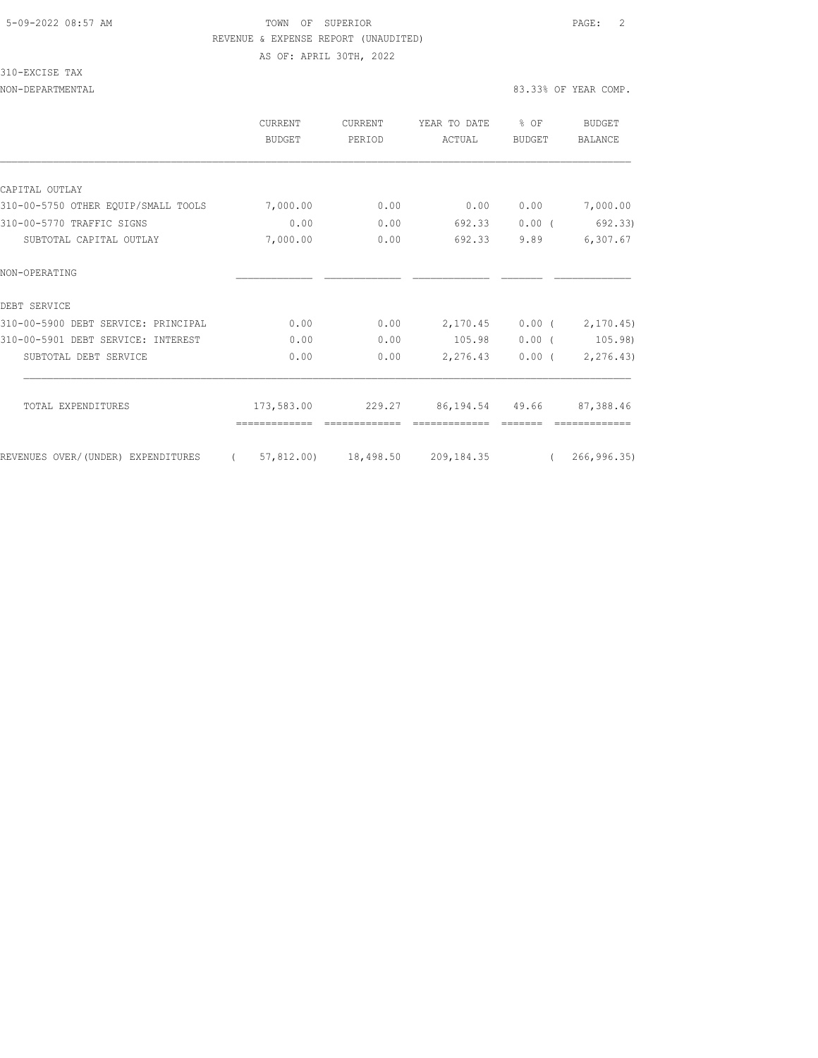TOWN OF SUPERIOR

REVENUE & EXPENSE REPORT (UNAUDITED)

AS OF: APRIL 30TH, 2022

310-EXCISE TAX

NON-DEPARTMENTAL — 83.33% OF YEAR COMP.

| | CURRENT BUDGET | CURRENT PERIOD | YEAR TO DATE ACTUAL | % OF BUDGET | BUDGET BALANCE |
|---|---|---|---|---|---|
| CAPITAL OUTLAY | | | | | |
| 310-00-5750 OTHER EQUIP/SMALL TOOLS | 7,000.00 | 0.00 | 0.00 | 0.00 | 7,000.00 |
| 310-00-5770 TRAFFIC SIGNS | 0.00 | 0.00 | 692.33 | 0.00 | ( 692.33) |
| SUBTOTAL CAPITAL OUTLAY | 7,000.00 | 0.00 | 692.33 | 9.89 | 6,307.67 |
| NON-OPERATING | | | | | |
| DEBT SERVICE | | | | | |
| 310-00-5900 DEBT SERVICE: PRINCIPAL | 0.00 | 0.00 | 2,170.45 | 0.00 | ( 2,170.45) |
| 310-00-5901 DEBT SERVICE: INTEREST | 0.00 | 0.00 | 105.98 | 0.00 | ( 105.98) |
| SUBTOTAL DEBT SERVICE | 0.00 | 0.00 | 2,276.43 | 0.00 | ( 2,276.43) |
| TOTAL EXPENDITURES | 173,583.00 | 229.27 | 86,194.54 | 49.66 | 87,388.46 |
| REVENUES OVER/(UNDER) EXPENDITURES | ( 57,812.00) | 18,498.50 | 209,184.35 | | ( 266,996.35) |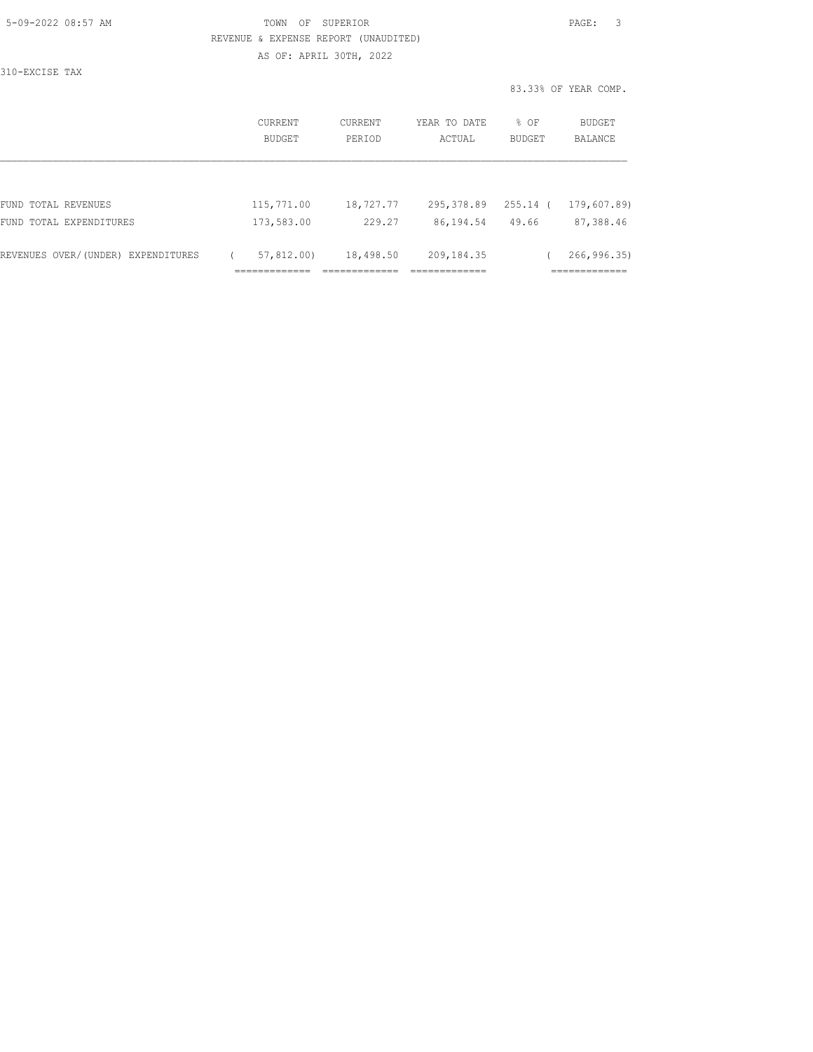TOWN OF SUPERIOR

REVENUE & EXPENSE REPORT (UNAUDITED)

AS OF: APRIL 30TH, 2022

310-EXCISE TAX

83.33% OF YEAR COMP.

| | CURRENT BUDGET | CURRENT PERIOD | YEAR TO DATE ACTUAL | % OF BUDGET | BUDGET BALANCE |
|---|---|---|---|---|---|
| FUND TOTAL REVENUES | 115,771.00 | 18,727.77 | 295,378.89 | 255.14 | ( 179,607.89) |
| FUND TOTAL EXPENDITURES | 173,583.00 | 229.27 | 86,194.54 | 49.66 | 87,388.46 |
| REVENUES OVER/(UNDER) EXPENDITURES | ( 57,812.00) | 18,498.50 | 209,184.35 | | ( 266,996.35) |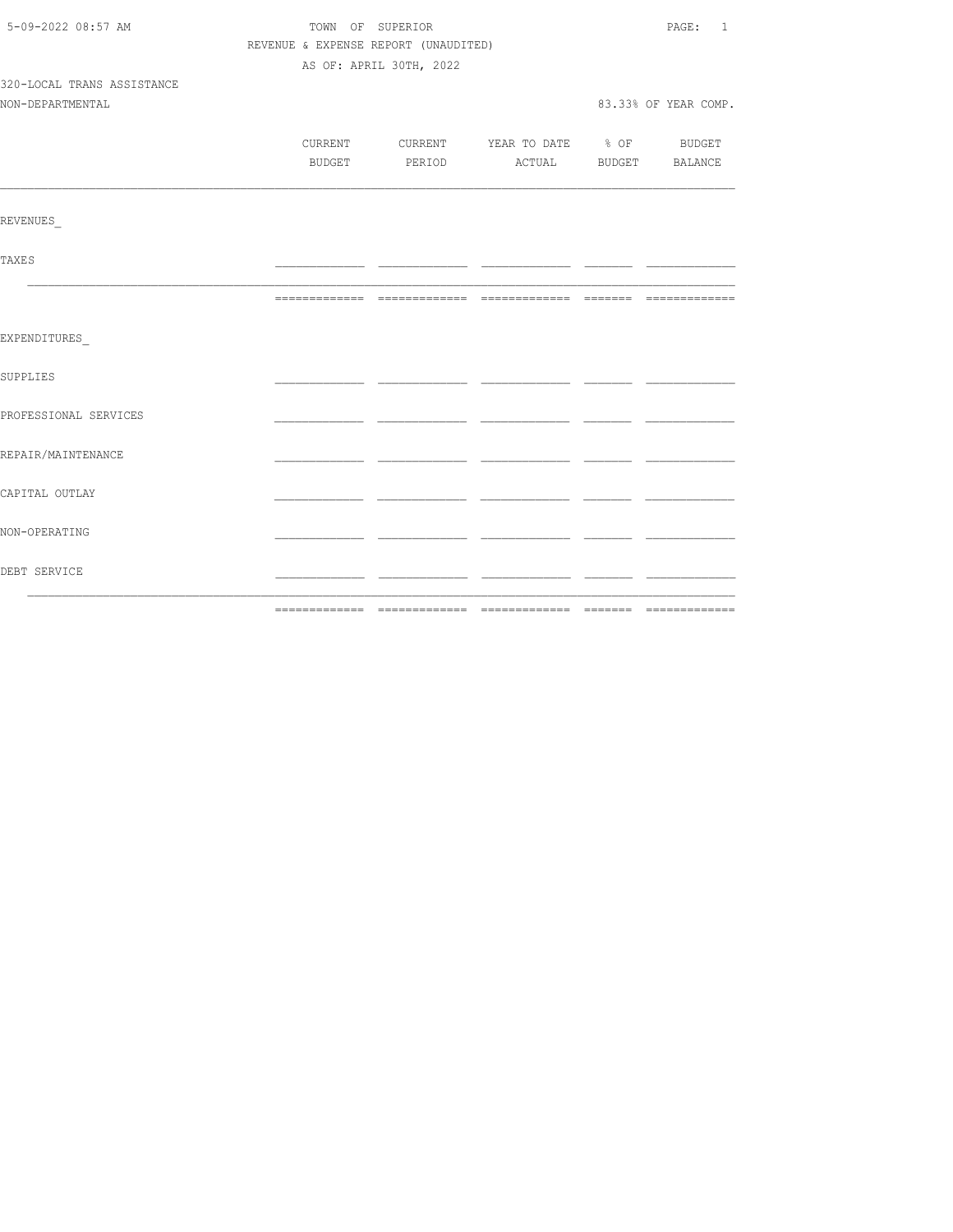TOWN OF SUPERIOR

REVENUE & EXPENSE REPORT (UNAUDITED)

AS OF: APRIL 30TH, 2022

320-LOCAL TRANS ASSISTANCE

NON-DEPARTMENTAL

83.33% OF YEAR COMP.

| | CURRENT BUDGET | CURRENT PERIOD | YEAR TO DATE ACTUAL | % OF BUDGET | BUDGET BALANCE |
|---|---|---|---|---|---|
| REVENUES_ | | | | | |
| TAXES | | | | | |
| | | | | | |
| EXPENDITURES_ | | | | | |
| SUPPLIES | | | | | |
| PROFESSIONAL SERVICES | | | | | |
| REPAIR/MAINTENANCE | | | | | |
| CAPITAL OUTLAY | | | | | |
| NON-OPERATING | | | | | |
| DEBT SERVICE | | | | | |
| | | | | | |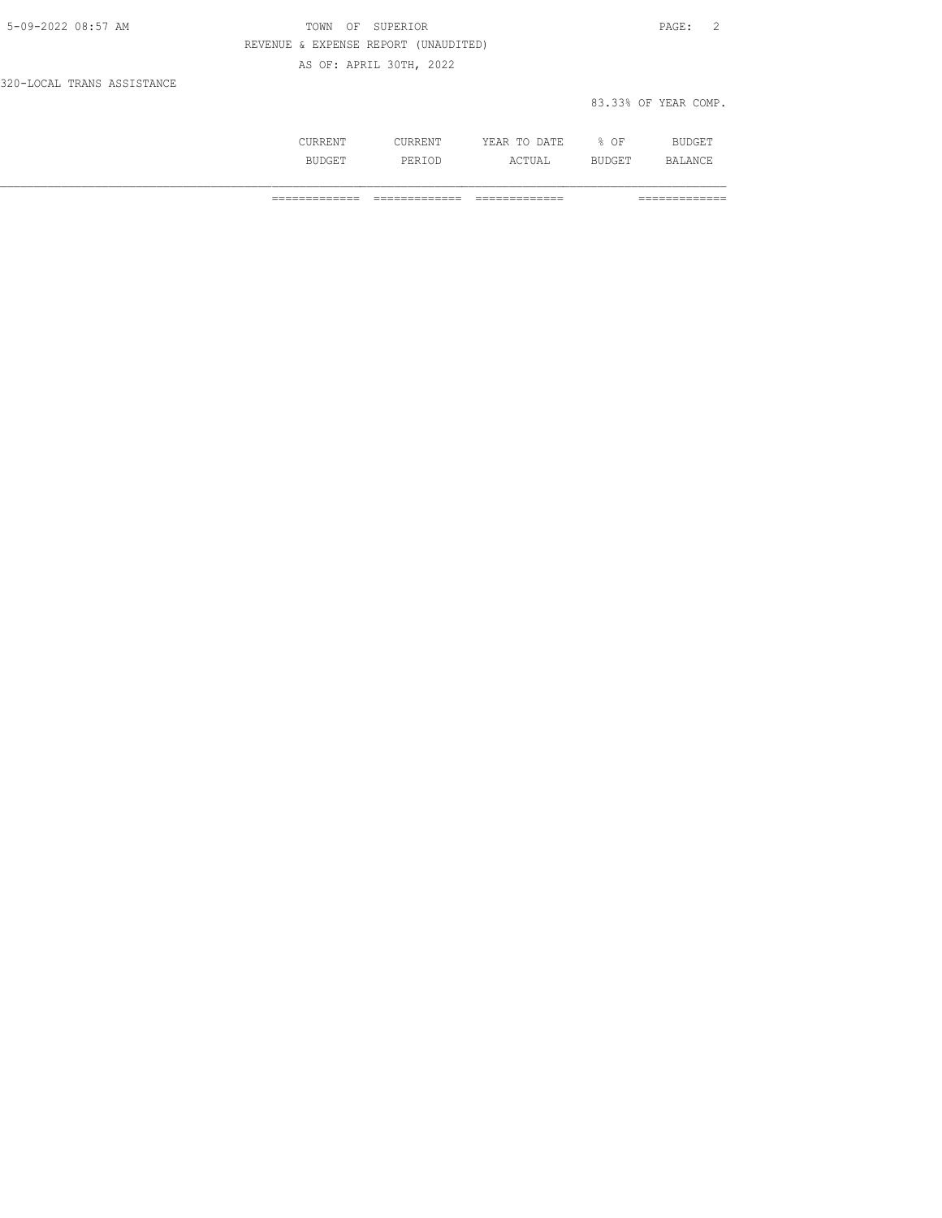TOWN OF SUPERIOR

REVENUE & EXPENSE REPORT (UNAUDITED)

AS OF: APRIL 30TH, 2022

320-LOCAL TRANS ASSISTANCE

83.33% OF YEAR COMP.

| | CURRENT BUDGET | CURRENT PERIOD | YEAR TO DATE ACTUAL | % OF BUDGET | BUDGET BALANCE |
|---|---|---|---|---|---|
| | ============= | ============= | ============= | | ============= |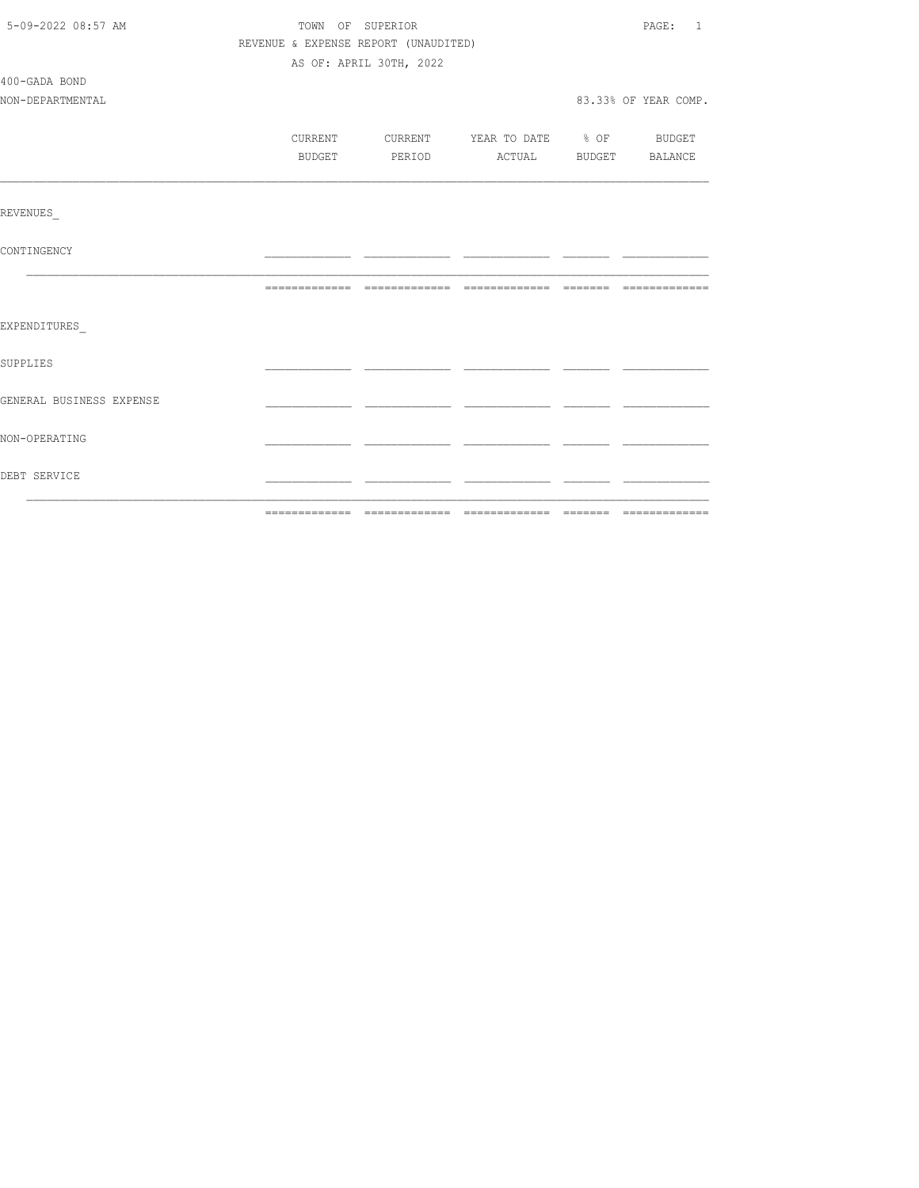TOWN OF SUPERIOR

REVENUE & EXPENSE REPORT (UNAUDITED)

AS OF: APRIL 30TH, 2022

400-GADA BOND

NON-DEPARTMENTAL

83.33% OF YEAR COMP.

| | CURRENT BUDGET | CURRENT PERIOD | YEAR TO DATE ACTUAL | % OF BUDGET | BUDGET BALANCE |
|---|---|---|---|---|---|
| REVENUES_ | | | | | |
| CONTINGENCY | | | | | |
| | | | | | |
| EXPENDITURES_ | | | | | |
| SUPPLIES | | | | | |
| GENERAL BUSINESS EXPENSE | | | | | |
| NON-OPERATING | | | | | |
| DEBT SERVICE | | | | | |
| | | | | | |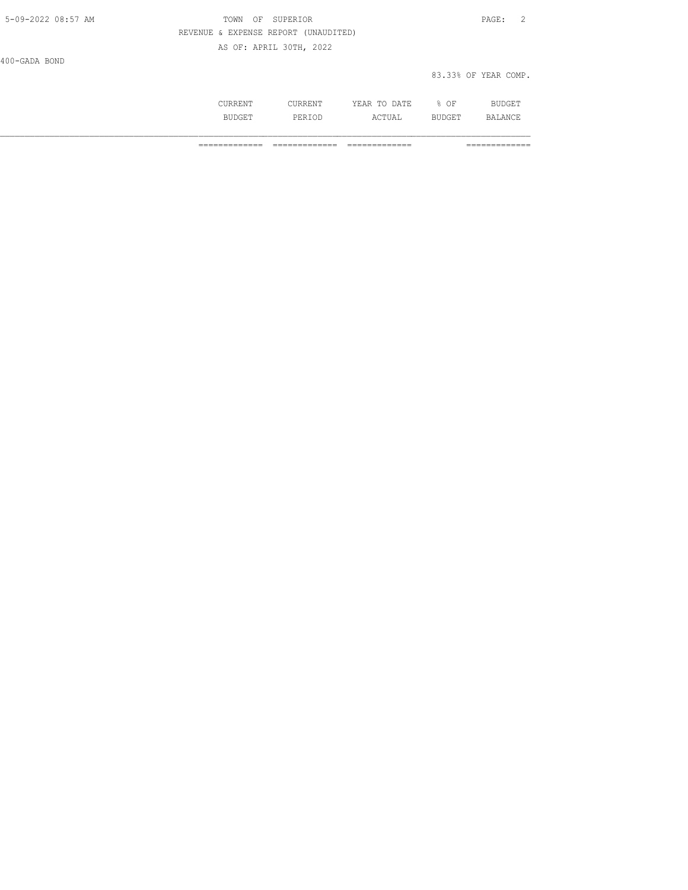TOWN OF SUPERIOR

REVENUE & EXPENSE REPORT (UNAUDITED)

AS OF: APRIL 30TH, 2022

400-GADA BOND

83.33% OF YEAR COMP.

| | CURRENT BUDGET | CURRENT PERIOD | YEAR TO DATE ACTUAL | % OF BUDGET | BUDGET BALANCE |
|---|---|---|---|---|---|
| | ============= | ============= | ============= | | ============= |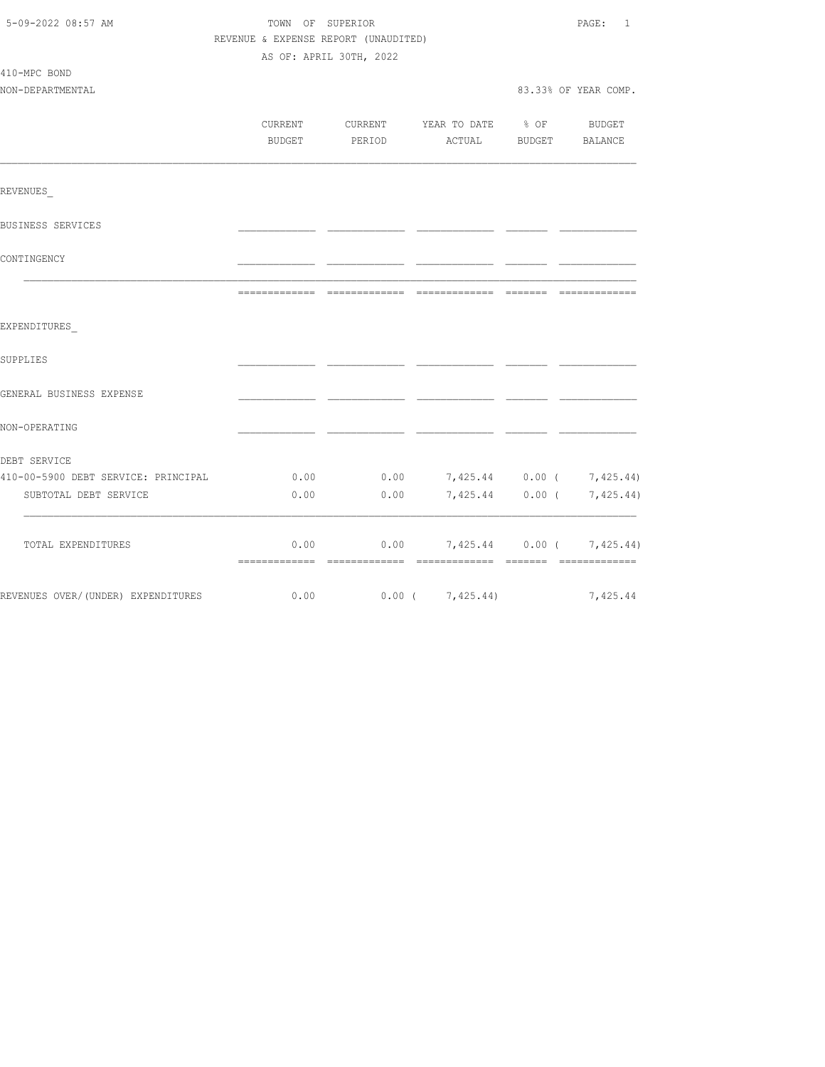5-09-2022 08:57 AM

TOWN OF SUPERIOR

REVENUE & EXPENSE REPORT (UNAUDITED)

AS OF: APRIL 30TH, 2022

410-MPC BOND

NON-DEPARTMENTAL

83.33% OF YEAR COMP.

| | CURRENT BUDGET | CURRENT PERIOD | YEAR TO DATE ACTUAL | % OF BUDGET | BUDGET BALANCE |
|---|---|---|---|---|---|
| REVENUES | | | | | |
| BUSINESS SERVICES | | | | | |
| CONTINGENCY | | | | | |
| EXPENDITURES | | | | | |
| SUPPLIES | | | | | |
| GENERAL BUSINESS EXPENSE | | | | | |
| NON-OPERATING | | | | | |
| DEBT SERVICE | | | | | |
| 410-00-5900 DEBT SERVICE: PRINCIPAL | 0.00 | 0.00 | 7,425.44 | 0.00 | ( 7,425.44) |
| SUBTOTAL DEBT SERVICE | 0.00 | 0.00 | 7,425.44 | 0.00 | ( 7,425.44) |
| TOTAL EXPENDITURES | 0.00 | 0.00 | 7,425.44 | 0.00 | ( 7,425.44) |
| REVENUES OVER/(UNDER) EXPENDITURES | 0.00 | 0.00 | ( 7,425.44) | | 7,425.44 |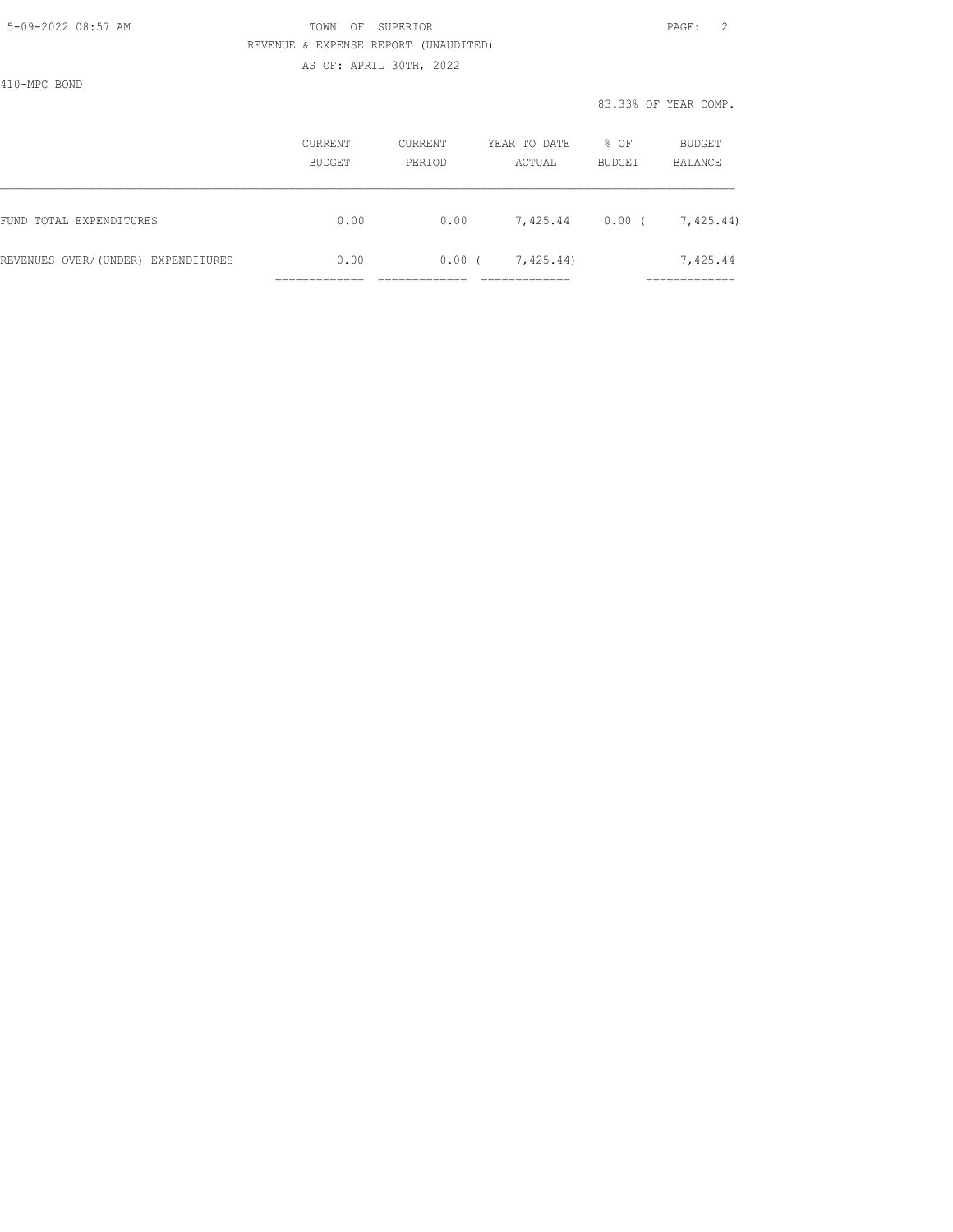TOWN OF SUPERIOR

REVENUE & EXPENSE REPORT (UNAUDITED)

AS OF: APRIL 30TH, 2022

410-MPC BOND

83.33% OF YEAR COMP.

| | CURRENT BUDGET | CURRENT PERIOD | YEAR TO DATE ACTUAL | % OF BUDGET | BUDGET BALANCE |
|---|---|---|---|---|---|
| FUND TOTAL EXPENDITURES | 0.00 | 0.00 | 7,425.44 | 0.00 | ( 7,425.44) |
| REVENUES OVER/(UNDER) EXPENDITURES | 0.00 | 0.00 | ( 7,425.44) | | 7,425.44 |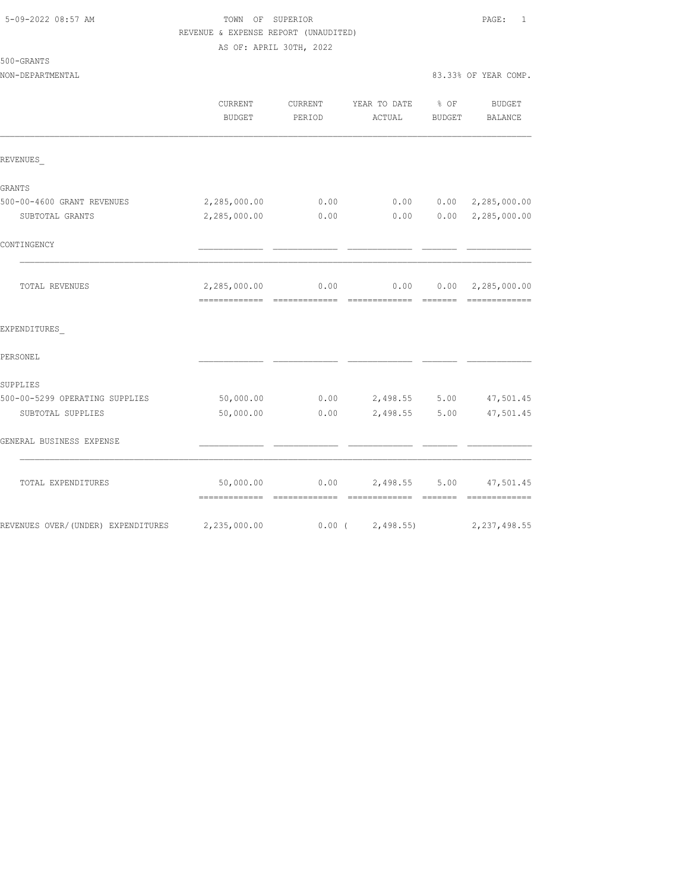5-09-2022 08:57 AM

TOWN OF SUPERIOR

REVENUE & EXPENSE REPORT (UNAUDITED)

AS OF: APRIL 30TH, 2022

500-GRANTS

NON-DEPARTMENTAL — 83.33% OF YEAR COMP.

| | CURRENT BUDGET | CURRENT PERIOD | YEAR TO DATE ACTUAL | % OF BUDGET | BUDGET BALANCE |
|---|---|---|---|---|---|
| REVENUES_ | | | | | |
| GRANTS | | | | | |
| 500-00-4600 GRANT REVENUES | 2,285,000.00 | 0.00 | 0.00 | 0.00 | 2,285,000.00 |
| SUBTOTAL GRANTS | 2,285,000.00 | 0.00 | 0.00 | 0.00 | 2,285,000.00 |
| CONTINGENCY | | | | | |
| TOTAL REVENUES | 2,285,000.00 | 0.00 | 0.00 | 0.00 | 2,285,000.00 |
| EXPENDITURES_ | | | | | |
| PERSONEL | | | | | |
| SUPPLIES | | | | | |
| 500-00-5299 OPERATING SUPPLIES | 50,000.00 | 0.00 | 2,498.55 | 5.00 | 47,501.45 |
| SUBTOTAL SUPPLIES | 50,000.00 | 0.00 | 2,498.55 | 5.00 | 47,501.45 |
| GENERAL BUSINESS EXPENSE | | | | | |
| TOTAL EXPENDITURES | 50,000.00 | 0.00 | 2,498.55 | 5.00 | 47,501.45 |
| REVENUES OVER/(UNDER) EXPENDITURES | 2,235,000.00 | 0.00 | ( 2,498.55) | | 2,237,498.55 |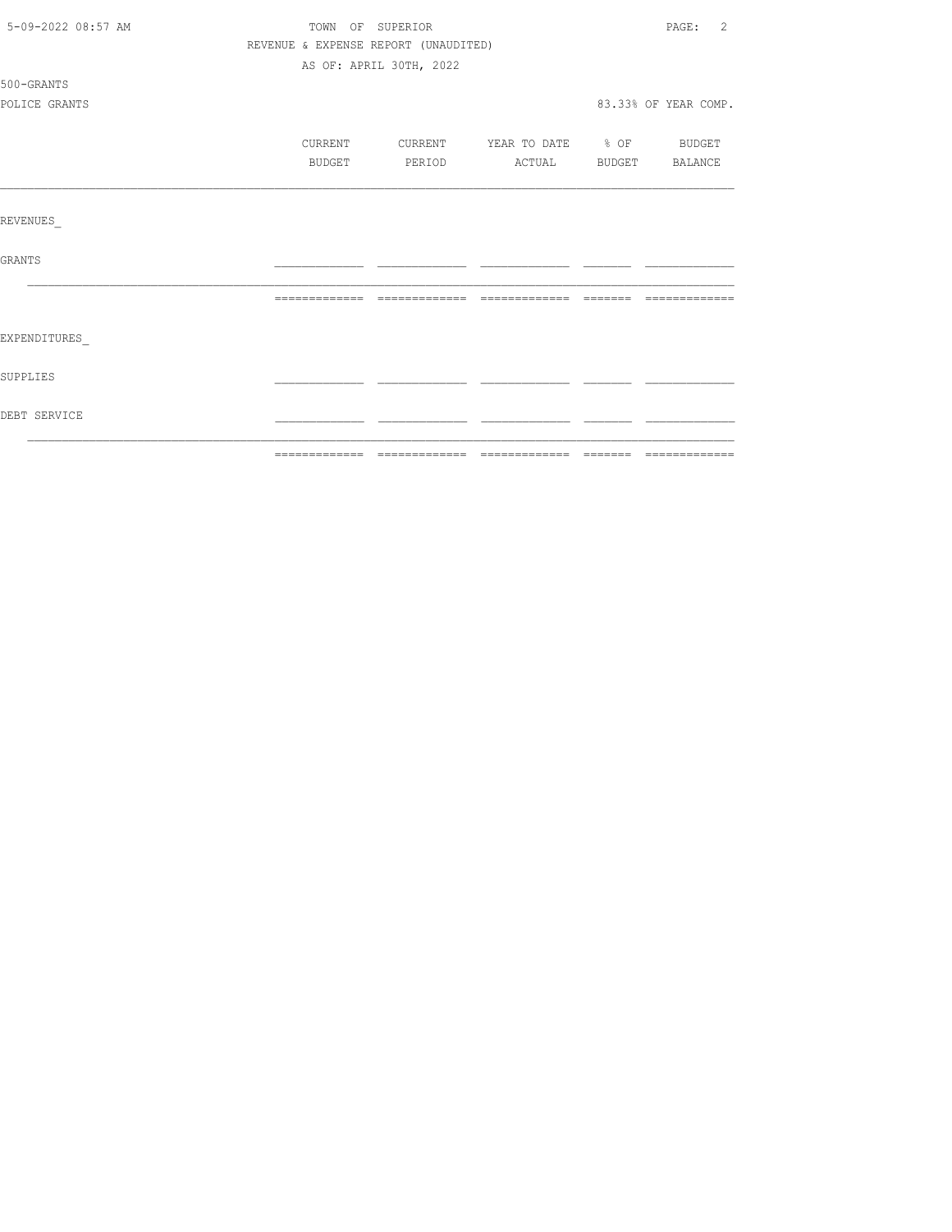TOWN OF SUPERIOR

REVENUE & EXPENSE REPORT (UNAUDITED)

AS OF: APRIL 30TH, 2022

500-GRANTS

POLICE GRANTS

83.33% OF YEAR COMP.

| | CURRENT BUDGET | CURRENT PERIOD | YEAR TO DATE ACTUAL | % OF BUDGET | BUDGET BALANCE |
|---|---|---|---|---|---|
| REVENUES_ | | | | | |
| GRANTS | | | | | |
| | | | | | |
| EXPENDITURES_ | | | | | |
| SUPPLIES | | | | | |
| DEBT SERVICE | | | | | |
| | | | | | |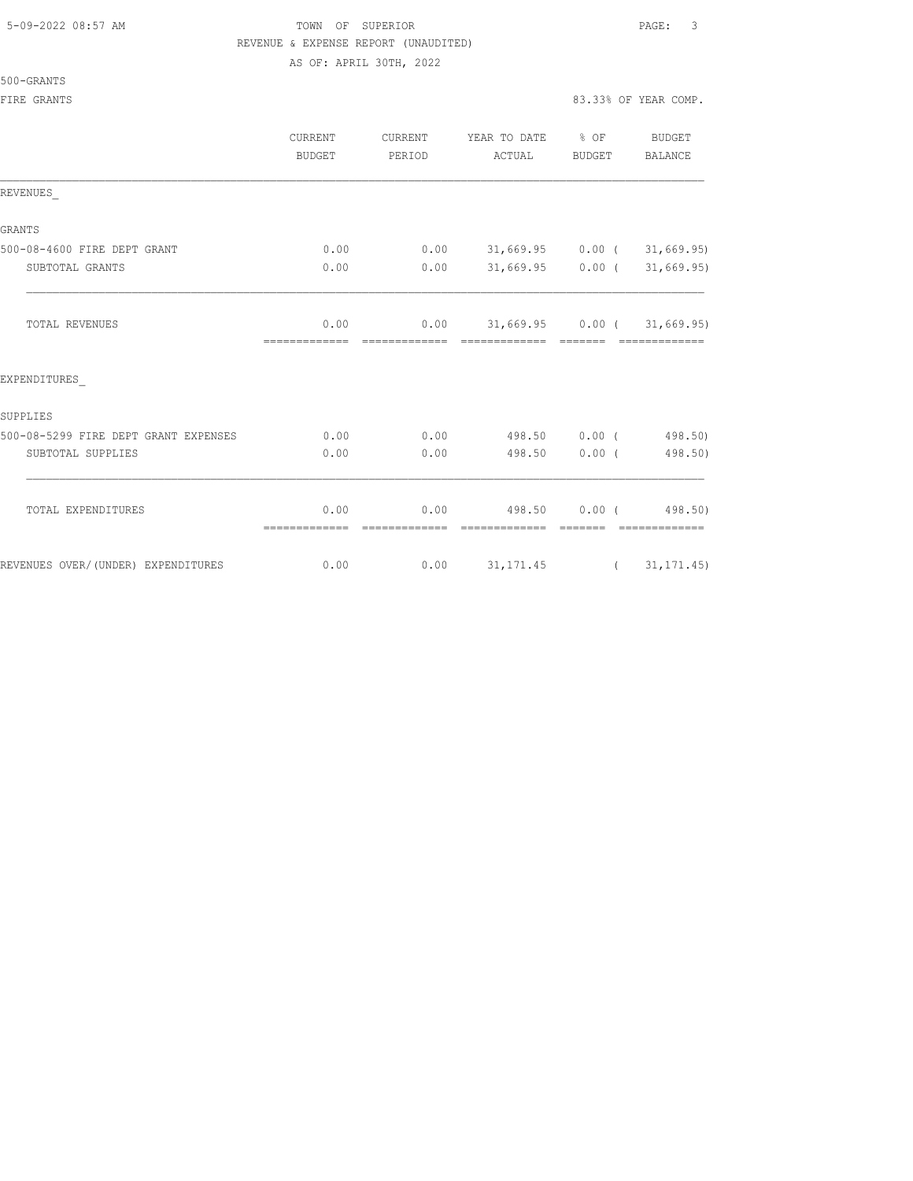TOWN OF SUPERIOR

REVENUE & EXPENSE REPORT (UNAUDITED)

AS OF: APRIL 30TH, 2022

500-GRANTS

FIRE GRANTS

83.33% OF YEAR COMP.

| | CURRENT BUDGET | CURRENT PERIOD | YEAR TO DATE ACTUAL | % OF BUDGET | BUDGET BALANCE |
|---|---|---|---|---|---|
| REVENUES_ | | | | | |
| GRANTS | | | | | |
| 500-08-4600 FIRE DEPT GRANT | 0.00 | 0.00 | 31,669.95 | 0.00 | ( 31,669.95) |
| SUBTOTAL GRANTS | 0.00 | 0.00 | 31,669.95 | 0.00 | ( 31,669.95) |
| TOTAL REVENUES | 0.00 | 0.00 | 31,669.95 | 0.00 | ( 31,669.95) |
| EXPENDITURES_ | | | | | |
| SUPPLIES | | | | | |
| 500-08-5299 FIRE DEPT GRANT EXPENSES | 0.00 | 0.00 | 498.50 | 0.00 | ( 498.50) |
| SUBTOTAL SUPPLIES | 0.00 | 0.00 | 498.50 | 0.00 | ( 498.50) |
| TOTAL EXPENDITURES | 0.00 | 0.00 | 498.50 | 0.00 | ( 498.50) |
| REVENUES OVER/(UNDER) EXPENDITURES | 0.00 | 0.00 | 31,171.45 | | ( 31,171.45) |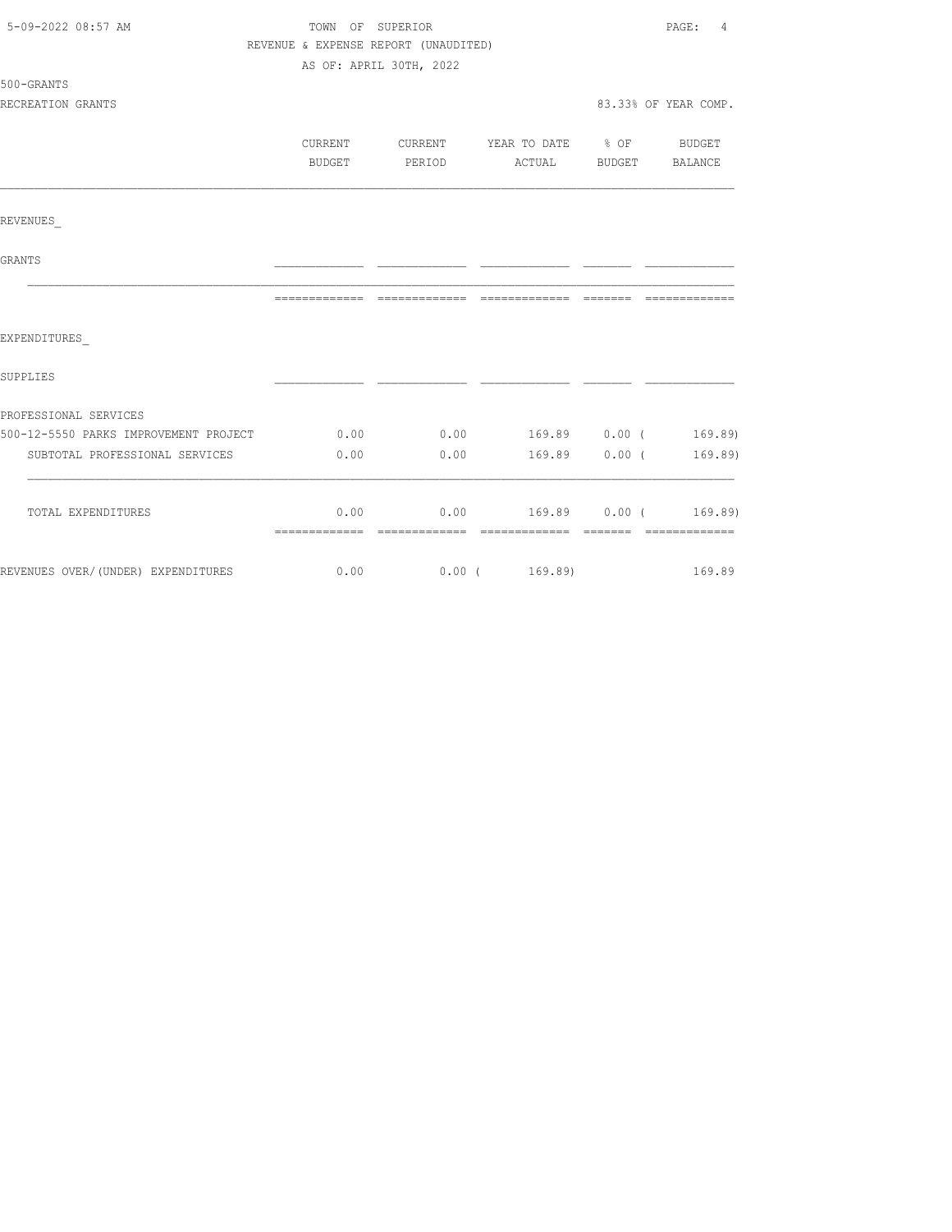TOWN OF SUPERIOR

REVENUE & EXPENSE REPORT (UNAUDITED)

AS OF: APRIL 30TH, 2022

500-GRANTS

RECREATION GRANTS — 83.33% OF YEAR COMP.

| | CURRENT BUDGET | CURRENT PERIOD | YEAR TO DATE ACTUAL | % OF BUDGET | BUDGET BALANCE |
|---|---|---|---|---|---|
| **REVENUES** | | | | | |
| GRANTS | | | | | |
| **EXPENDITURES** | | | | | |
| SUPPLIES | | | | | |
| PROFESSIONAL SERVICES | | | | | |
| 500-12-5550 PARKS IMPROVEMENT PROJECT | 0.00 | 0.00 | 169.89 | 0.00 | ( 169.89) |
| SUBTOTAL PROFESSIONAL SERVICES | 0.00 | 0.00 | 169.89 | 0.00 | ( 169.89) |
| TOTAL EXPENDITURES | 0.00 | 0.00 | 169.89 | 0.00 | ( 169.89) |
| REVENUES OVER/(UNDER) EXPENDITURES | 0.00 | 0.00 | ( 169.89) | | 169.89 |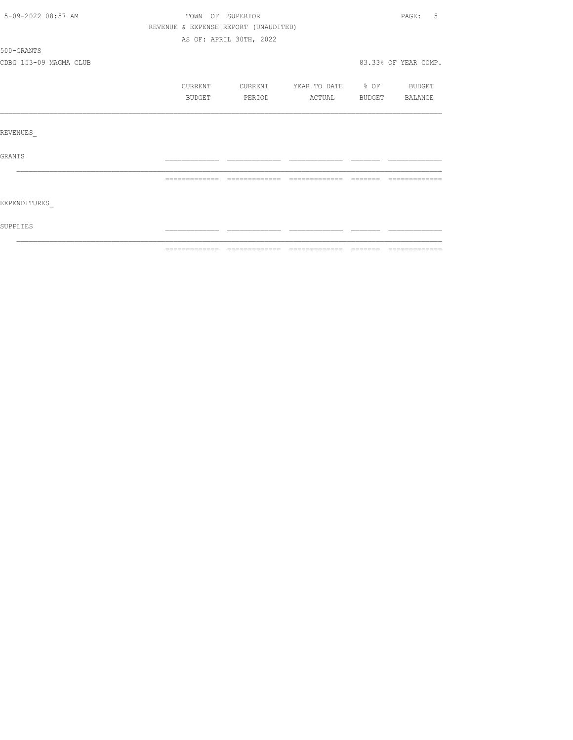TOWN OF SUPERIOR

REVENUE & EXPENSE REPORT (UNAUDITED)

AS OF: APRIL 30TH, 2022

500-GRANTS

CDBG 153-09 MAGMA CLUB

83.33% OF YEAR COMP.

| | CURRENT BUDGET | CURRENT PERIOD | YEAR TO DATE ACTUAL | % OF BUDGET | BUDGET BALANCE |
|---|---|---|---|---|---|
| REVENUES_ | | | | | |
| GRANTS | | | | | |
| EXPENDITURES_ | | | | | |
| SUPPLIES | | | | | |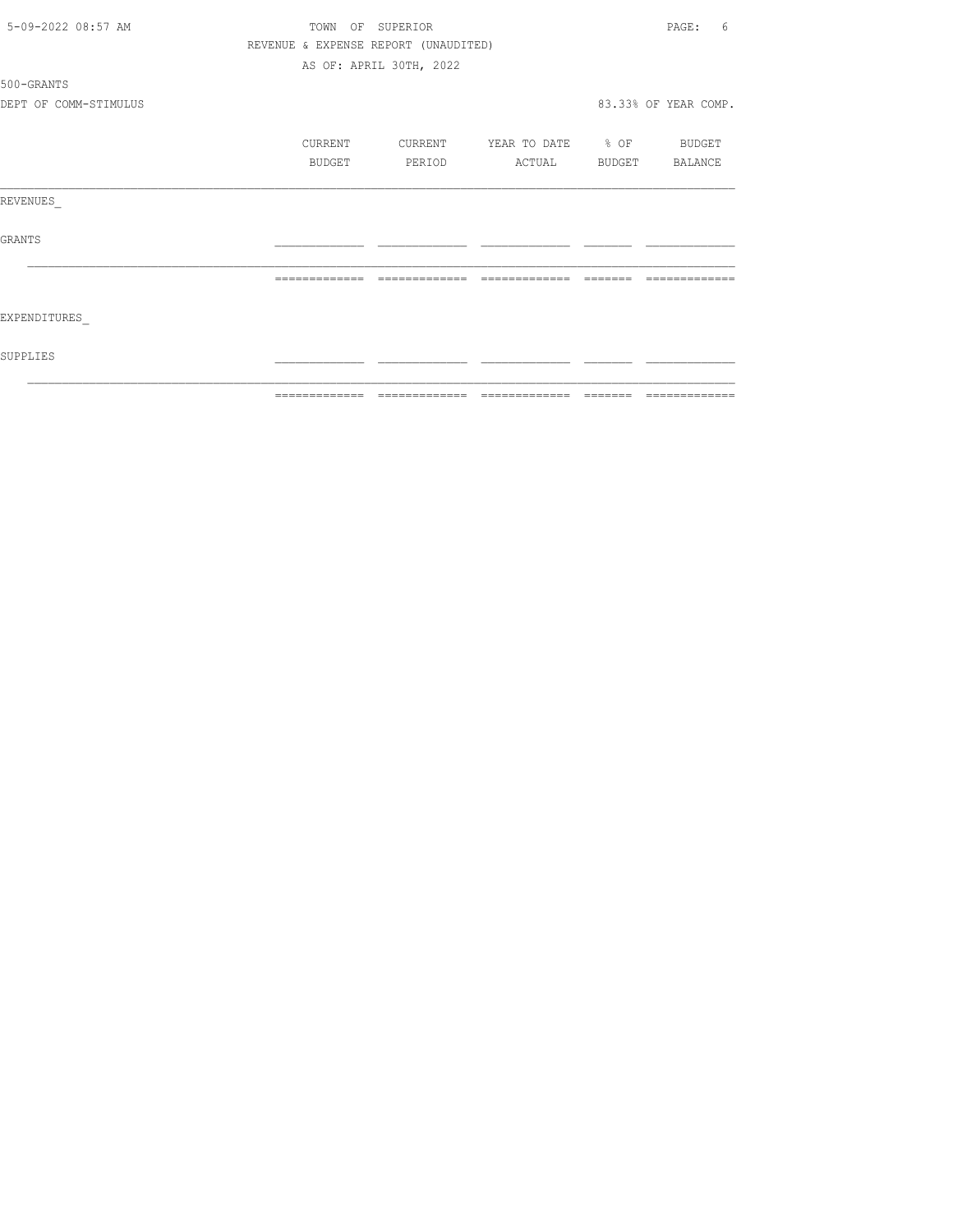TOWN OF SUPERIOR

REVENUE & EXPENSE REPORT (UNAUDITED)

AS OF: APRIL 30TH, 2022

500-GRANTS

DEPT OF COMM-STIMULUS — 83.33% OF YEAR COMP.

| | CURRENT BUDGET | CURRENT PERIOD | YEAR TO DATE ACTUAL | % OF BUDGET | BUDGET BALANCE |
|---|---|---|---|---|---|
| REVENUES_ | | | | | |
| GRANTS | | | | | |
| | | | | | |
| EXPENDITURES_ | | | | | |
| SUPPLIES | | | | | |
| | | | | | |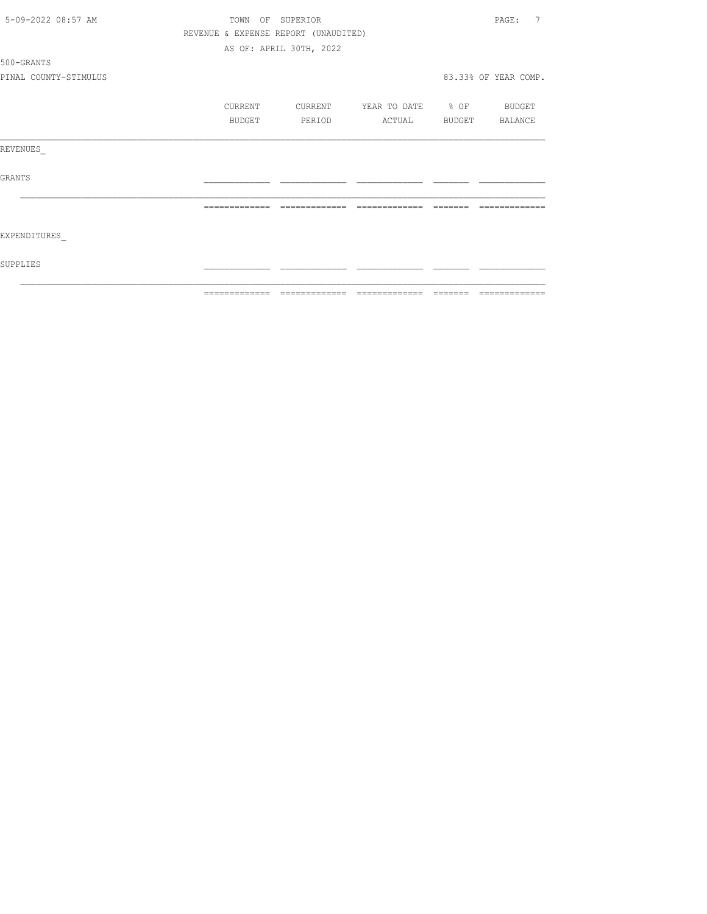TOWN OF SUPERIOR

REVENUE & EXPENSE REPORT (UNAUDITED)

AS OF: APRIL 30TH, 2022

500-GRANTS

PINAL COUNTY-STIMULUS

83.33% OF YEAR COMP.

| | CURRENT BUDGET | CURRENT PERIOD | YEAR TO DATE ACTUAL | % OF BUDGET | BUDGET BALANCE |
|---|---|---|---|---|---|
| REVENUES_ | | | | | |
| GRANTS | | | | | |
| | | | | | |
| EXPENDITURES_ | | | | | |
| SUPPLIES | | | | | |
| | | | | | |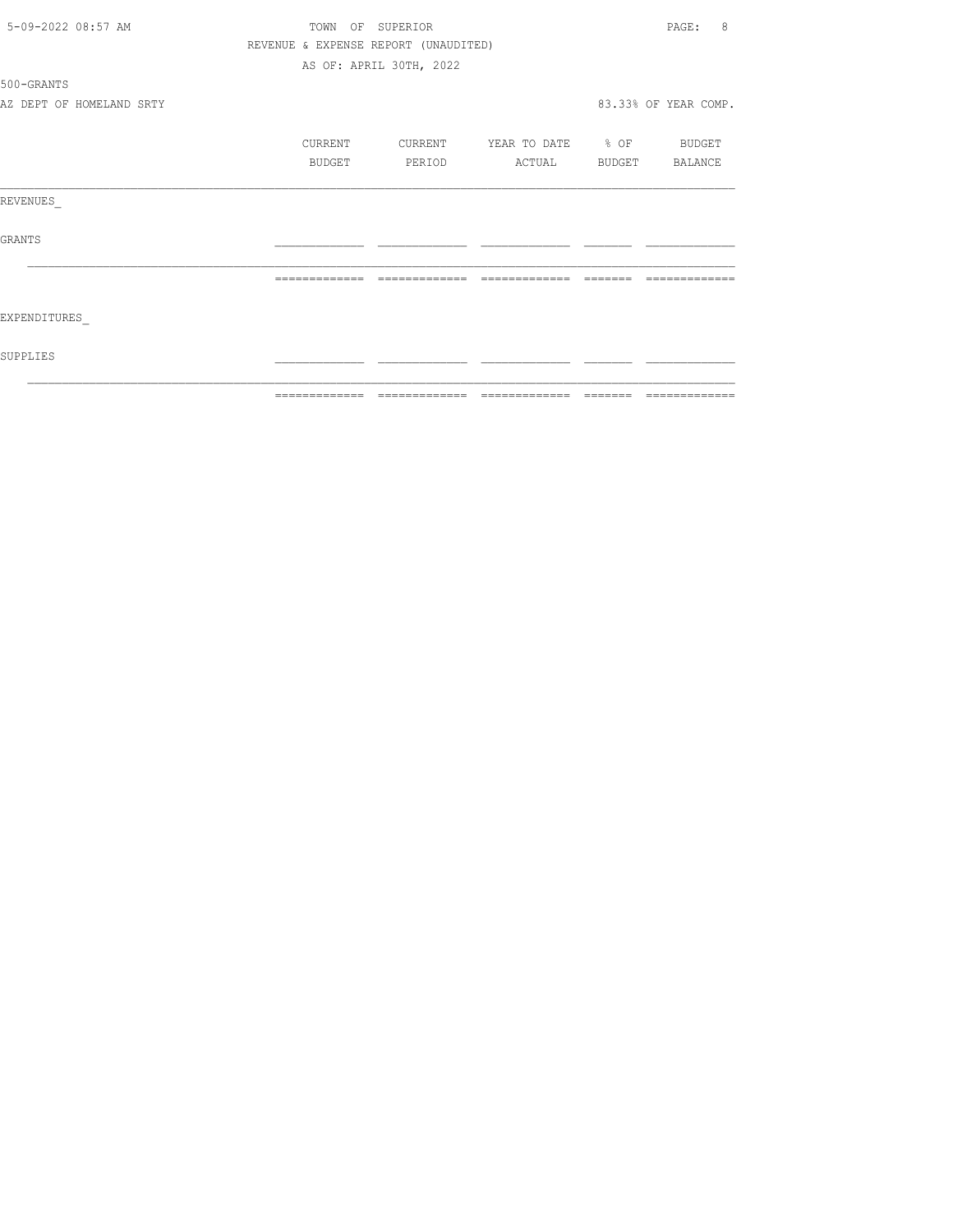TOWN OF SUPERIOR

REVENUE & EXPENSE REPORT (UNAUDITED)

AS OF: APRIL 30TH, 2022

500-GRANTS

AZ DEPT OF HOMELAND SRTY

83.33% OF YEAR COMP.

| | CURRENT BUDGET | CURRENT PERIOD | YEAR TO DATE ACTUAL | % OF BUDGET | BUDGET BALANCE |
|---|---|---|---|---|---|
| REVENUES_ | | | | | |
| GRANTS | | | | | |
| | | | | | |
| EXPENDITURES_ | | | | | |
| SUPPLIES | | | | | |
| | | | | | |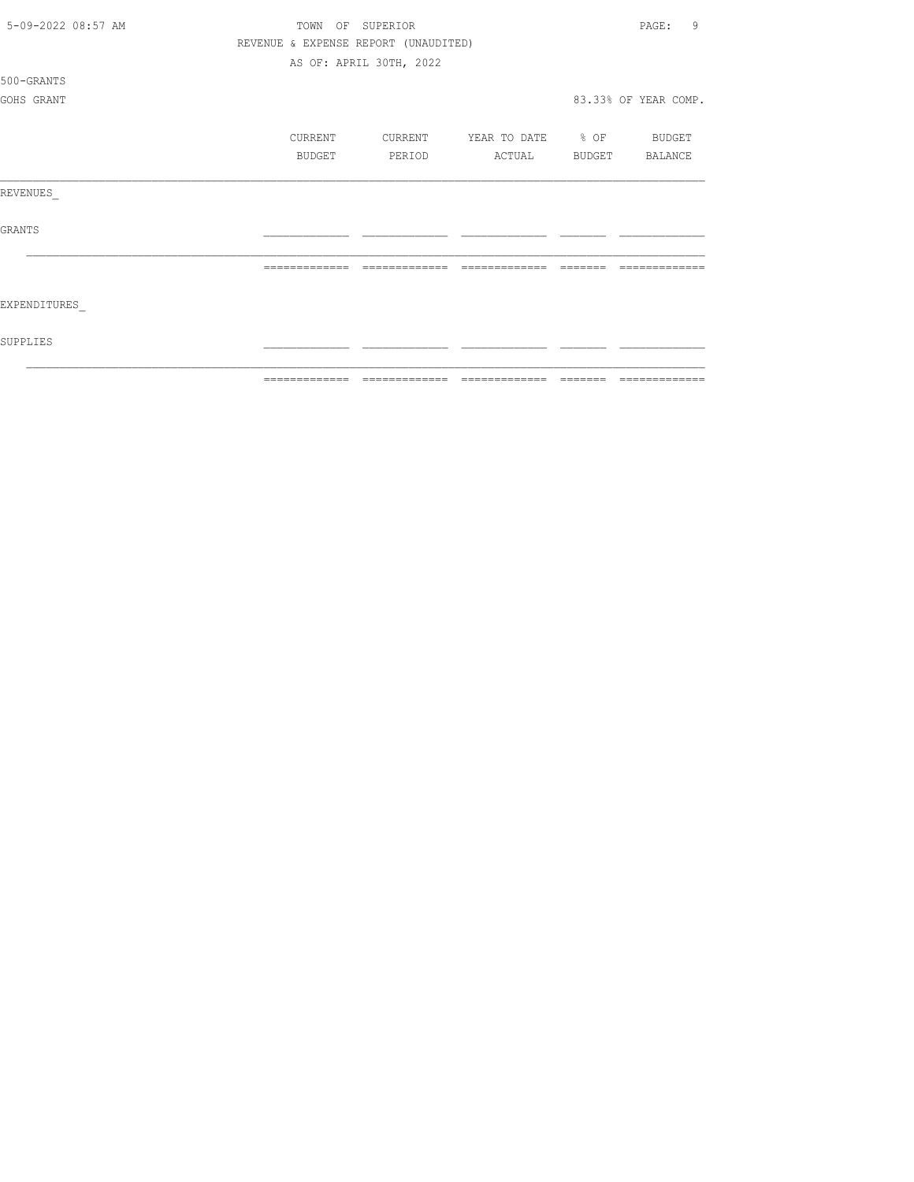TOWN OF SUPERIOR

REVENUE & EXPENSE REPORT (UNAUDITED)

AS OF: APRIL 30TH, 2022

500-GRANTS

GOHS GRANT

83.33% OF YEAR COMP.

| | CURRENT BUDGET | CURRENT PERIOD | YEAR TO DATE ACTUAL | % OF BUDGET | BUDGET BALANCE |
|---|---|---|---|---|---|
| REVENUES_ | | | | | |
| GRANTS | | | | | |
| | | | | | |
| EXPENDITURES_ | | | | | |
| SUPPLIES | | | | | |
| | | | | | |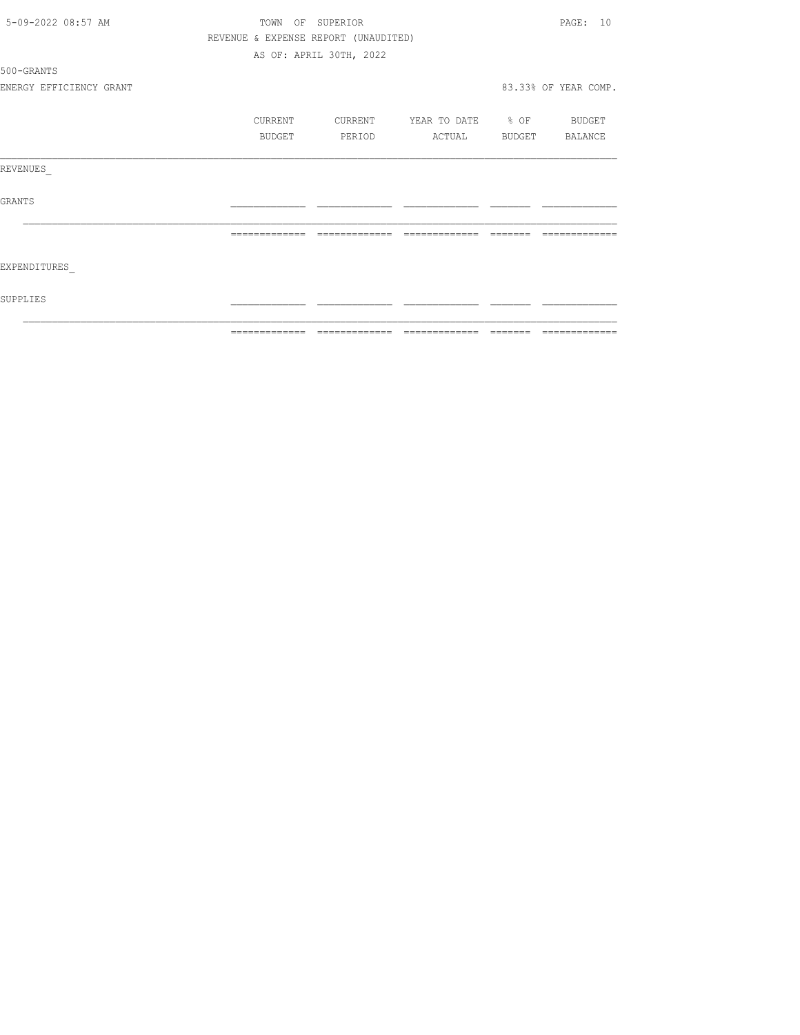TOWN OF SUPERIOR

REVENUE & EXPENSE REPORT (UNAUDITED)

AS OF: APRIL 30TH, 2022

500-GRANTS

ENERGY EFFICIENCY GRANT

83.33% OF YEAR COMP.

| | CURRENT BUDGET | CURRENT PERIOD | YEAR TO DATE ACTUAL | % OF BUDGET | BUDGET BALANCE |
|---|---|---|---|---|---|
| REVENUES_ | | | | | |
| GRANTS | | | | | |
| EXPENDITURES_ | | | | | |
| SUPPLIES | | | | | |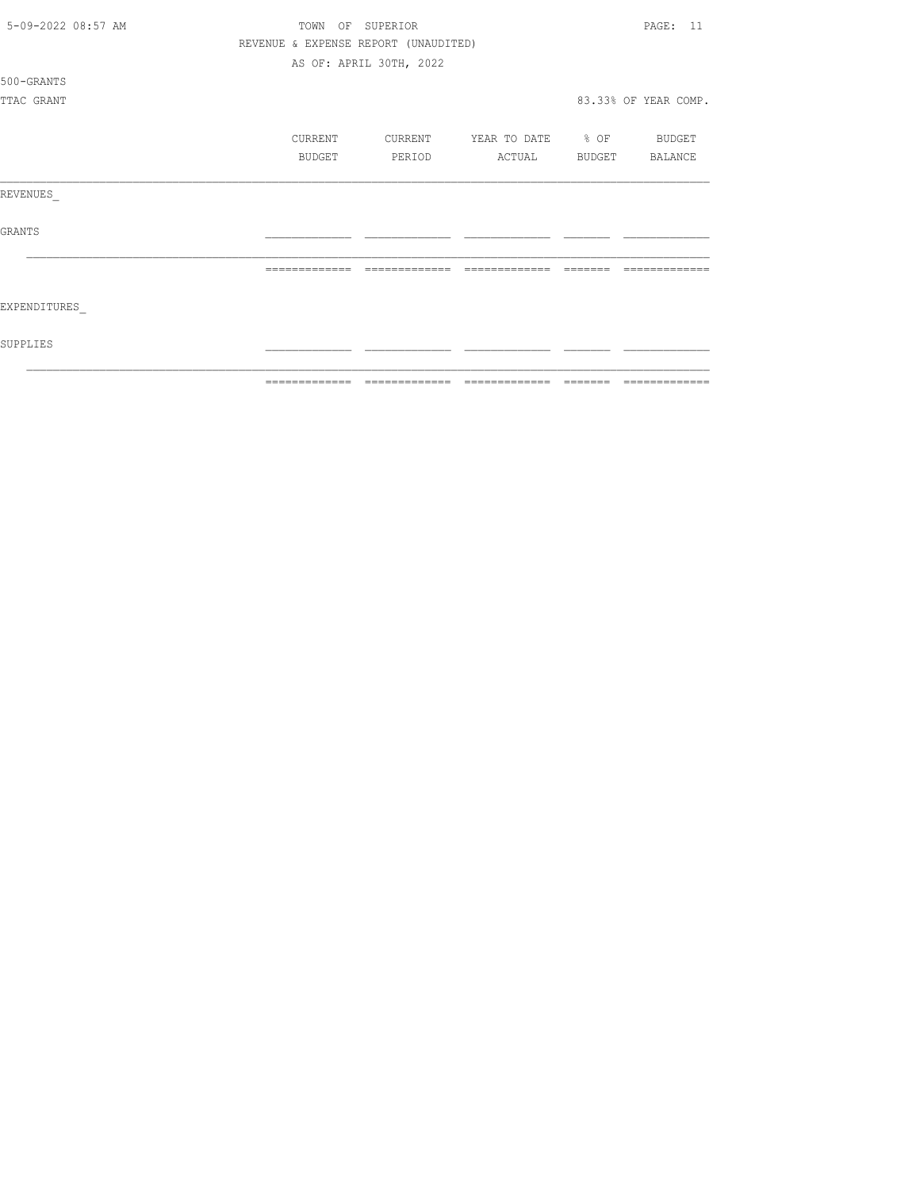TOWN OF SUPERIOR

REVENUE & EXPENSE REPORT (UNAUDITED)

AS OF: APRIL 30TH, 2022

500-GRANTS

TTAC GRANT

83.33% OF YEAR COMP.

| | CURRENT BUDGET | CURRENT PERIOD | YEAR TO DATE ACTUAL | % OF BUDGET | BUDGET BALANCE |
|---|---|---|---|---|---|
| REVENUES_ | | | | | |
| GRANTS | | | | | |
| | | | | | |
| EXPENDITURES_ | | | | | |
| SUPPLIES | | | | | |
| | | | | | |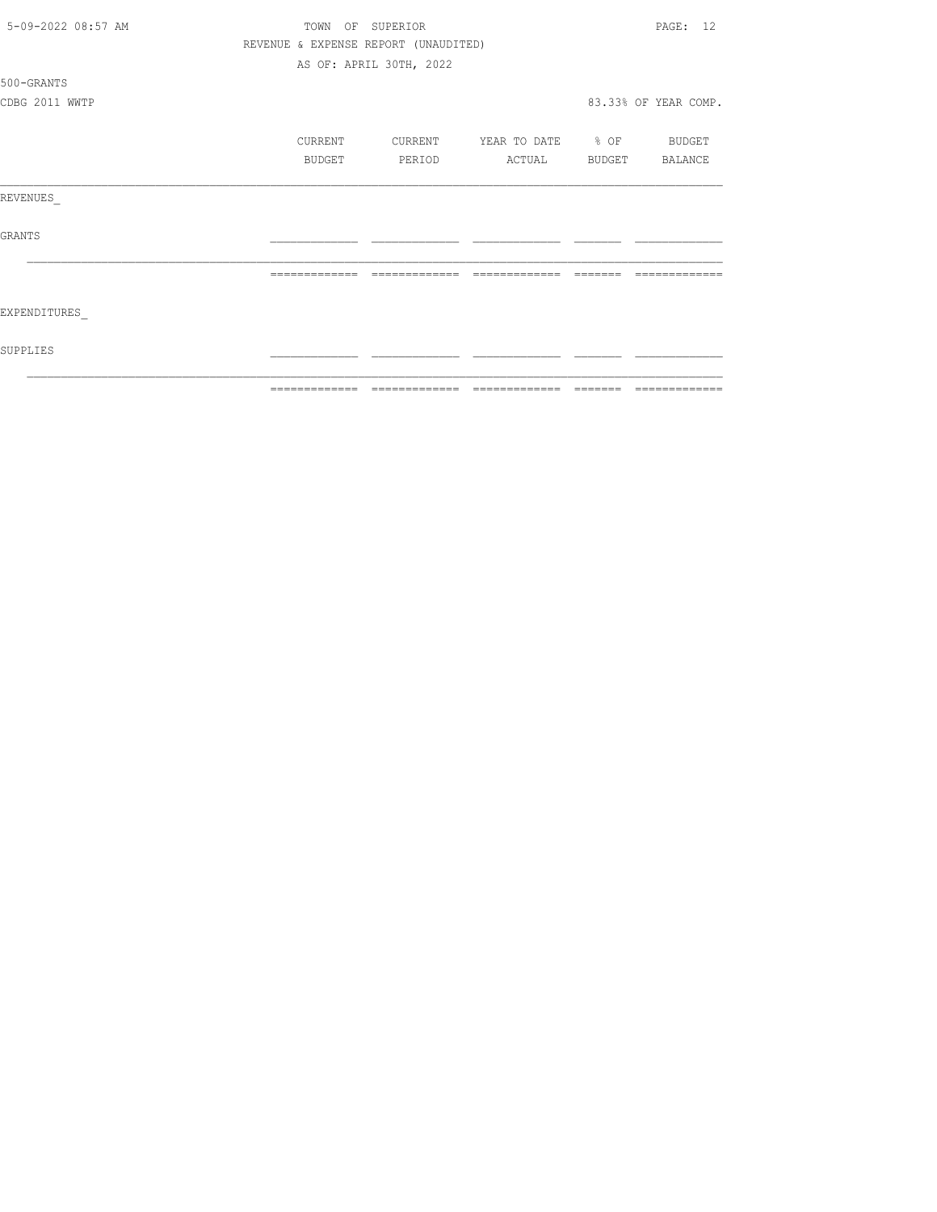TOWN OF SUPERIOR

REVENUE & EXPENSE REPORT (UNAUDITED)

AS OF: APRIL 30TH, 2022

500-GRANTS

CDBG 2011 WWTP

83.33% OF YEAR COMP.

| | CURRENT BUDGET | CURRENT PERIOD | YEAR TO DATE ACTUAL | % OF BUDGET | BUDGET BALANCE |
|---|---|---|---|---|---|
| REVENUES_ | | | | | |
| GRANTS | | | | | |
| EXPENDITURES_ | | | | | |
| SUPPLIES | | | | | |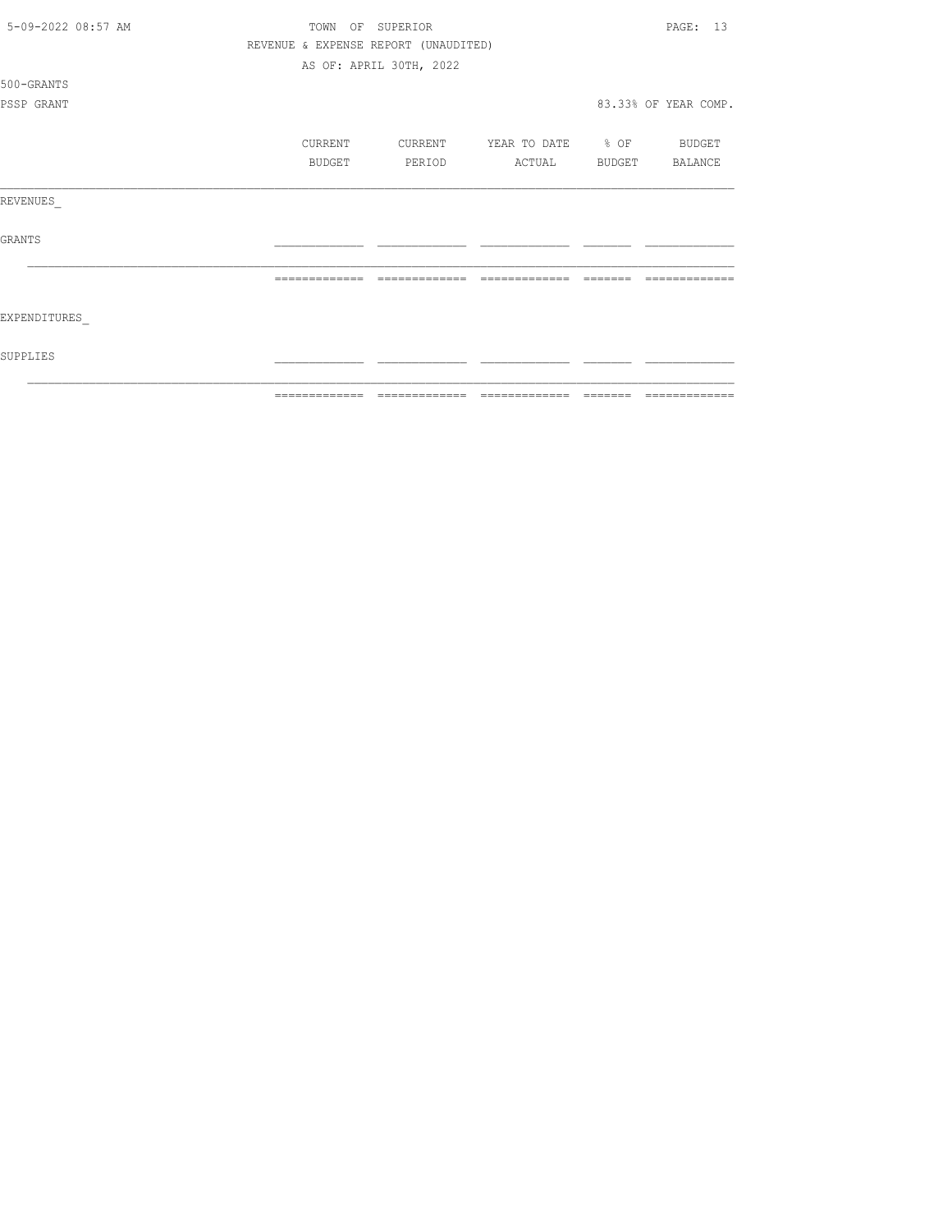TOWN OF SUPERIOR

REVENUE & EXPENSE REPORT (UNAUDITED)

AS OF: APRIL 30TH, 2022

500-GRANTS

PSSP GRANT

83.33% OF YEAR COMP.

| | CURRENT BUDGET | CURRENT PERIOD | YEAR TO DATE ACTUAL | % OF BUDGET | BUDGET BALANCE |
|---|---|---|---|---|---|
| REVENUES_ | | | | | |
| GRANTS | | | | | |
| | | | | | |
| EXPENDITURES_ | | | | | |
| SUPPLIES | | | | | |
| | | | | | |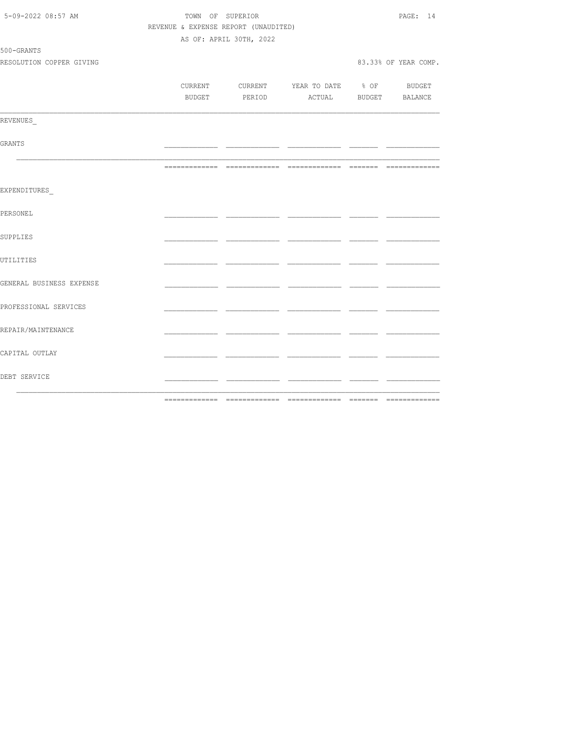TOWN OF SUPERIOR

REVENUE & EXPENSE REPORT (UNAUDITED)

AS OF: APRIL 30TH, 2022

500-GRANTS

RESOLUTION COPPER GIVING

83.33% OF YEAR COMP.

| | CURRENT BUDGET | CURRENT PERIOD | YEAR TO DATE ACTUAL | % OF BUDGET | BUDGET BALANCE |
|---|---|---|---|---|---|
| REVENUES_ | | | | | |
| GRANTS | | | | | |
| | | | | | |
| EXPENDITURES_ | | | | | |
| PERSONEL | | | | | |
| SUPPLIES | | | | | |
| UTILITIES | | | | | |
| GENERAL BUSINESS EXPENSE | | | | | |
| PROFESSIONAL SERVICES | | | | | |
| REPAIR/MAINTENANCE | | | | | |
| CAPITAL OUTLAY | | | | | |
| DEBT SERVICE | | | | | |
| | | | | | |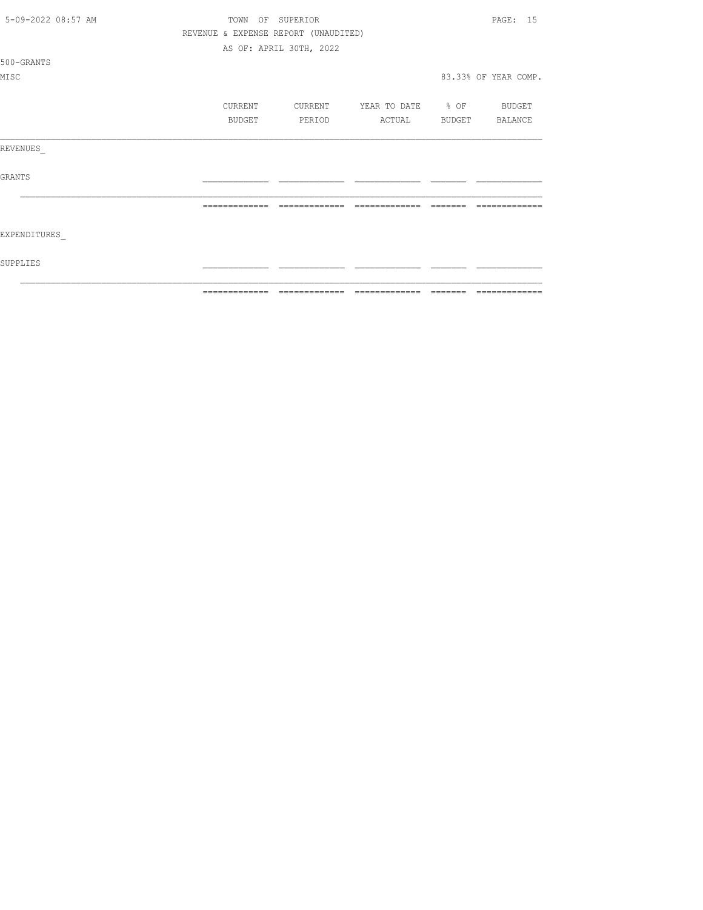TOWN OF SUPERIOR

REVENUE & EXPENSE REPORT (UNAUDITED)

AS OF: APRIL 30TH, 2022

500-GRANTS

MISC

83.33% OF YEAR COMP.

| | CURRENT BUDGET | CURRENT PERIOD | YEAR TO DATE ACTUAL | % OF BUDGET | BUDGET BALANCE |
|---|---|---|---|---|---|
| REVENUES_ | | | | | |
| GRANTS | | | | | |
| | | | | | |
| EXPENDITURES_ | | | | | |
| SUPPLIES | | | | | |
| | | | | | |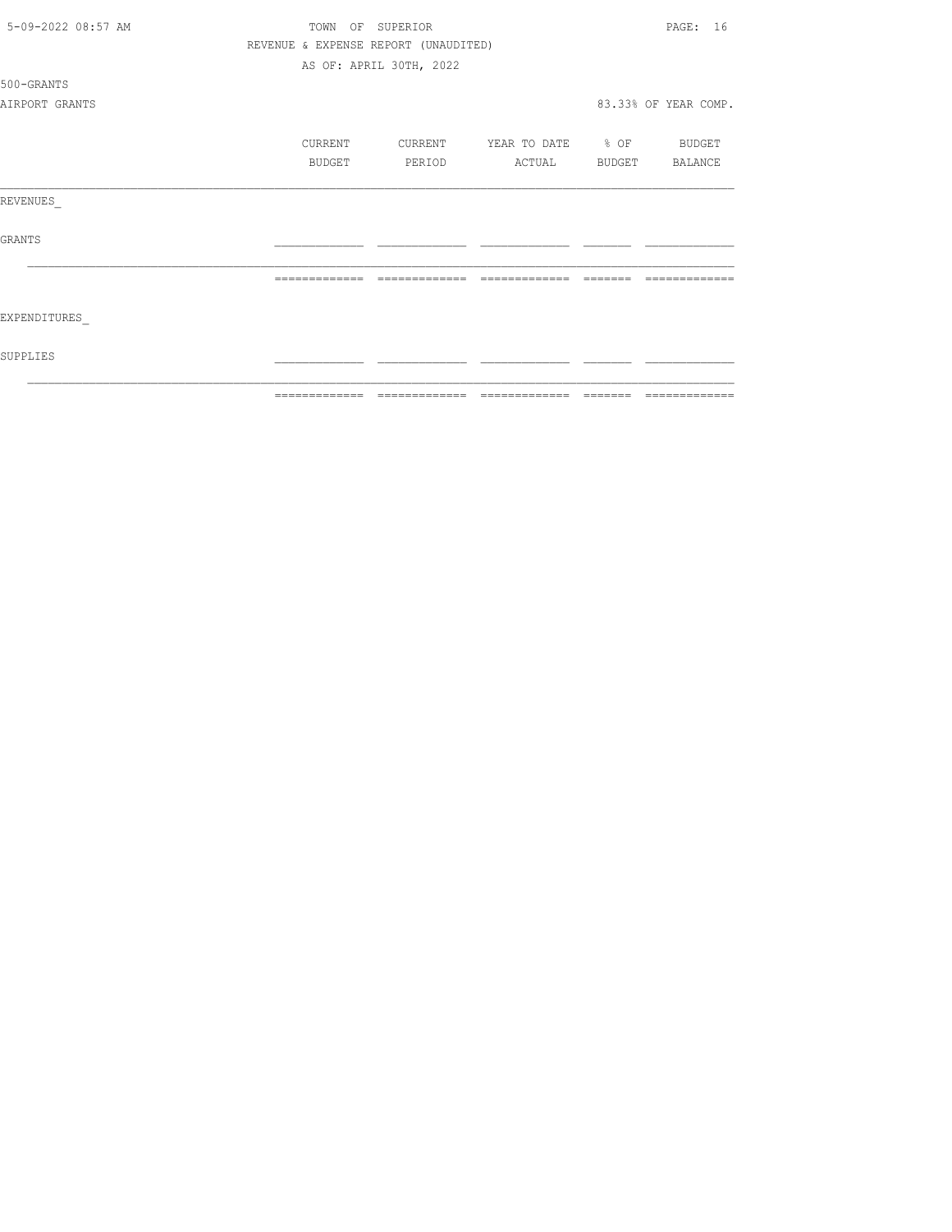TOWN OF SUPERIOR

REVENUE & EXPENSE REPORT (UNAUDITED)

AS OF: APRIL 30TH, 2022

500-GRANTS

AIRPORT GRANTS

83.33% OF YEAR COMP.

| | CURRENT BUDGET | CURRENT PERIOD | YEAR TO DATE ACTUAL | % OF BUDGET | BUDGET BALANCE |
|---|---|---|---|---|---|
| REVENUES_ | | | | | |
| GRANTS | | | | | |
| | | | | | |
| EXPENDITURES_ | | | | | |
| SUPPLIES | | | | | |
| | | | | | |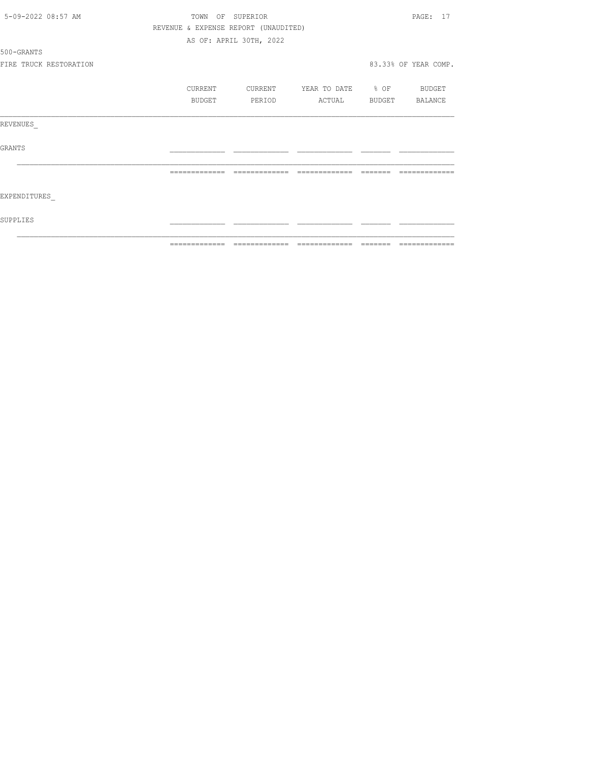TOWN OF SUPERIOR

REVENUE & EXPENSE REPORT (UNAUDITED)

AS OF: APRIL 30TH, 2022

500-GRANTS

FIRE TRUCK RESTORATION

83.33% OF YEAR COMP.

| | CURRENT BUDGET | CURRENT PERIOD | YEAR TO DATE ACTUAL | % OF BUDGET | BUDGET BALANCE |
|---|---|---|---|---|---|
| REVENUES_ | | | | | |
| GRANTS | | | | | |
| EXPENDITURES_ | | | | | |
| SUPPLIES | | | | | |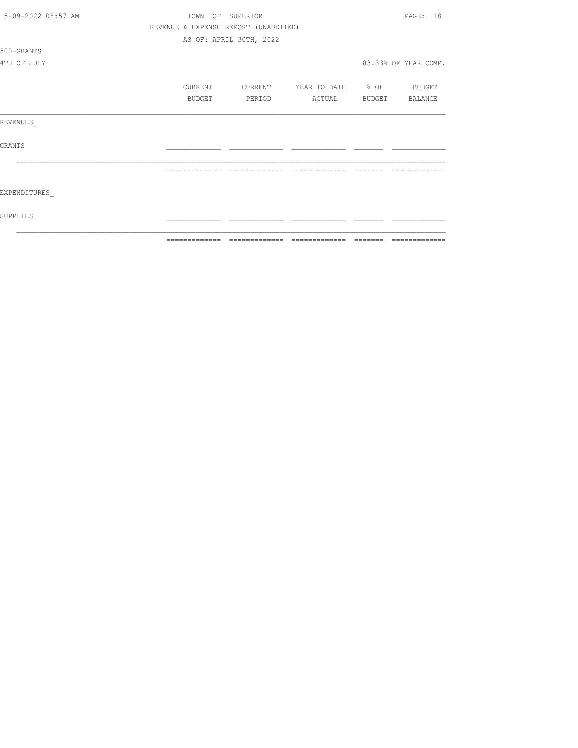TOWN OF SUPERIOR

REVENUE & EXPENSE REPORT (UNAUDITED)

AS OF: APRIL 30TH, 2022

500-GRANTS

4TH OF JULY

83.33% OF YEAR COMP.

| | CURRENT BUDGET | CURRENT PERIOD | YEAR TO DATE ACTUAL | % OF BUDGET | BUDGET BALANCE |
|---|---|---|---|---|---|
| REVENUES_ | | | | | |
| GRANTS | | | | | |
| | | | | | |
| EXPENDITURES_ | | | | | |
| SUPPLIES | | | | | |
| | | | | | |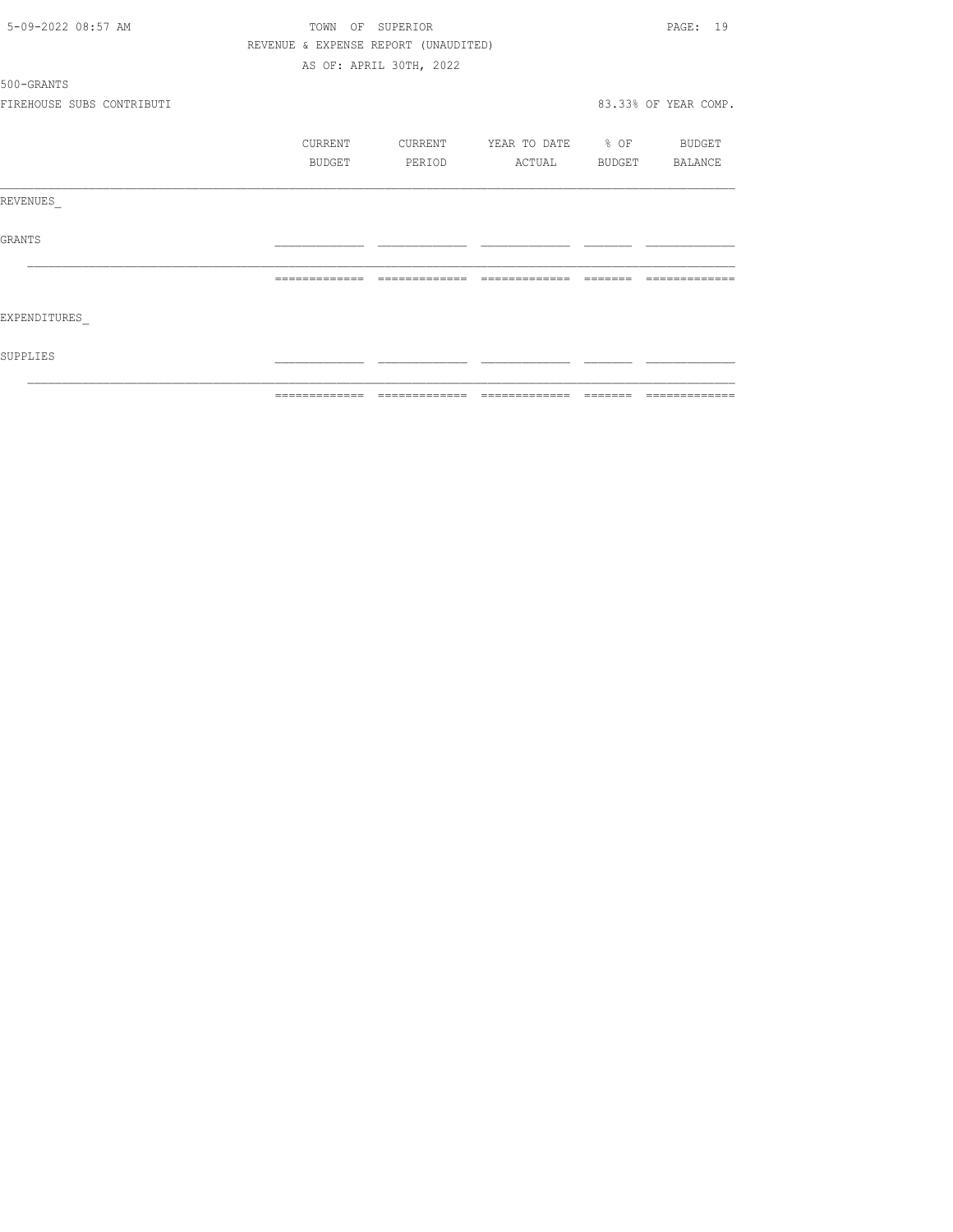TOWN OF SUPERIOR

REVENUE & EXPENSE REPORT (UNAUDITED)

AS OF: APRIL 30TH, 2022

500-GRANTS

FIREHOUSE SUBS CONTRIBUTI

83.33% OF YEAR COMP.

| | CURRENT BUDGET | CURRENT PERIOD | YEAR TO DATE ACTUAL | % OF BUDGET | BUDGET BALANCE |
|---|---|---|---|---|---|
| REVENUES_ | | | | | |
| GRANTS | | | | | |
| | | | | | |
| EXPENDITURES_ | | | | | |
| SUPPLIES | | | | | |
| | | | | | |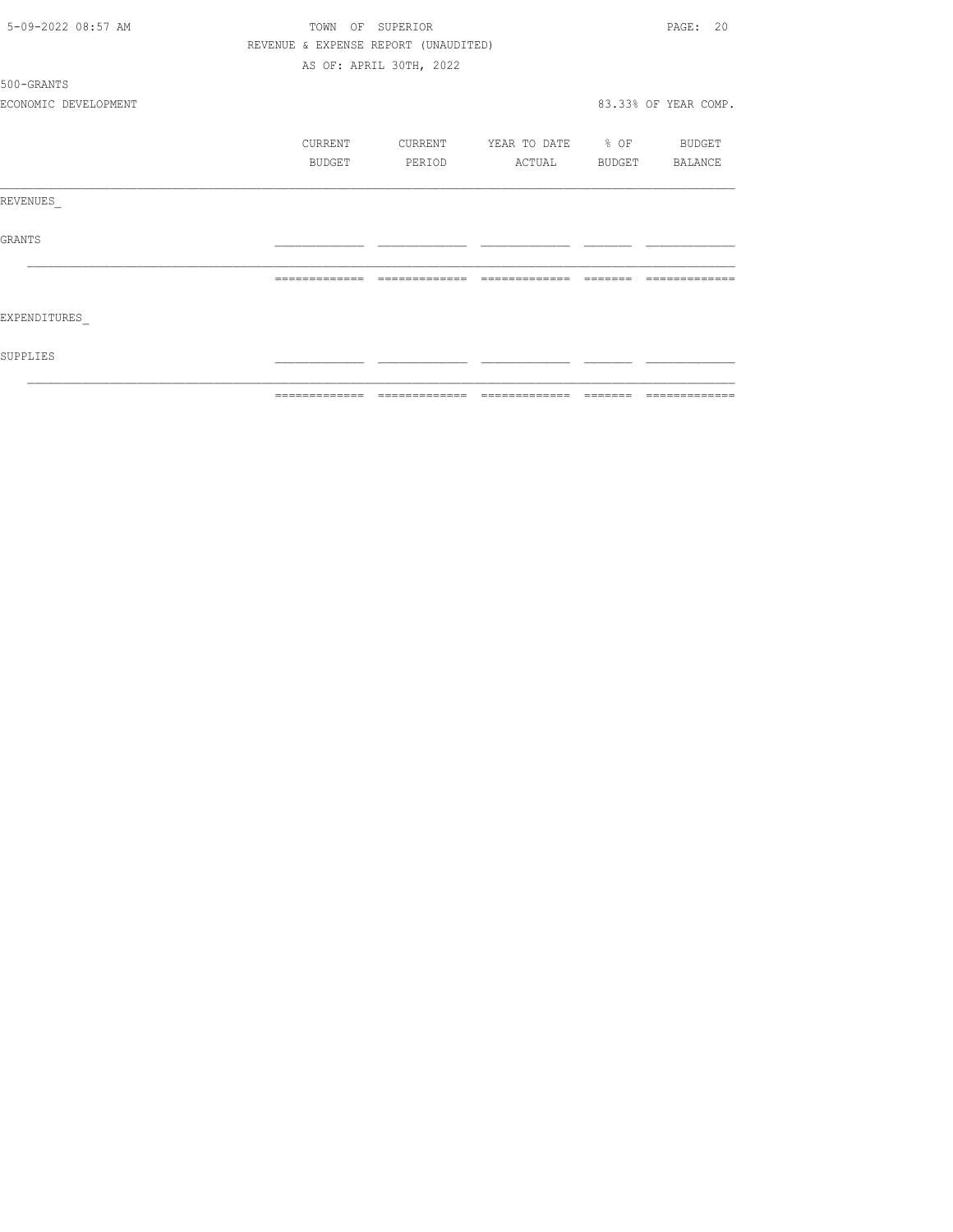TOWN OF SUPERIOR

REVENUE & EXPENSE REPORT (UNAUDITED)

AS OF: APRIL 30TH, 2022

500-GRANTS

ECONOMIC DEVELOPMENT

83.33% OF YEAR COMP.

| | CURRENT BUDGET | CURRENT PERIOD | YEAR TO DATE ACTUAL | % OF BUDGET | BUDGET BALANCE |
|---|---|---|---|---|---|
| REVENUES_ | | | | | |
| GRANTS | | | | | |
| | | | | | |
| EXPENDITURES_ | | | | | |
| SUPPLIES | | | | | |
| | | | | | |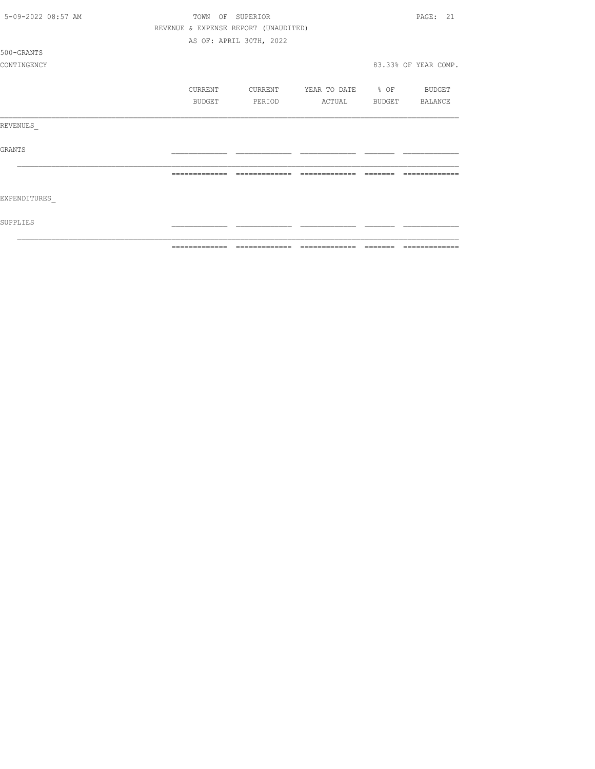TOWN OF SUPERIOR

REVENUE & EXPENSE REPORT (UNAUDITED)

AS OF: APRIL 30TH, 2022

500-GRANTS

CONTINGENCY

83.33% OF YEAR COMP.

| | CURRENT BUDGET | CURRENT PERIOD | YEAR TO DATE ACTUAL | % OF BUDGET | BUDGET BALANCE |
|---|---|---|---|---|---|
| REVENUES_ | | | | | |
| GRANTS | | | | | |
| | | | | | |
| EXPENDITURES_ | | | | | |
| SUPPLIES | | | | | |
| | | | | | |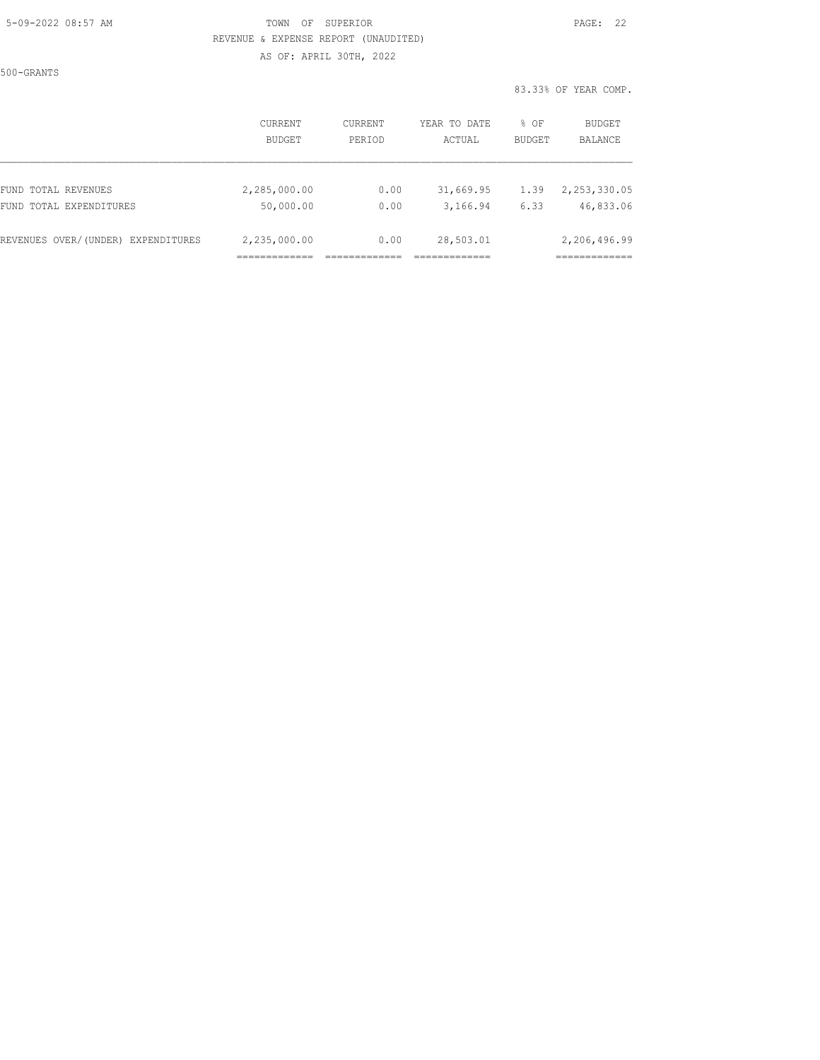TOWN OF SUPERIOR

REVENUE & EXPENSE REPORT (UNAUDITED)

AS OF: APRIL 30TH, 2022

500-GRANTS

83.33% OF YEAR COMP.

| | CURRENT BUDGET | CURRENT PERIOD | YEAR TO DATE ACTUAL | % OF BUDGET | BUDGET BALANCE |
|---|---|---|---|---|---|
| FUND TOTAL REVENUES | 2,285,000.00 | 0.00 | 31,669.95 | 1.39 | 2,253,330.05 |
| FUND TOTAL EXPENDITURES | 50,000.00 | 0.00 | 3,166.94 | 6.33 | 46,833.06 |
| REVENUES OVER/(UNDER) EXPENDITURES | 2,235,000.00 | 0.00 | 28,503.01 | | 2,206,496.99 |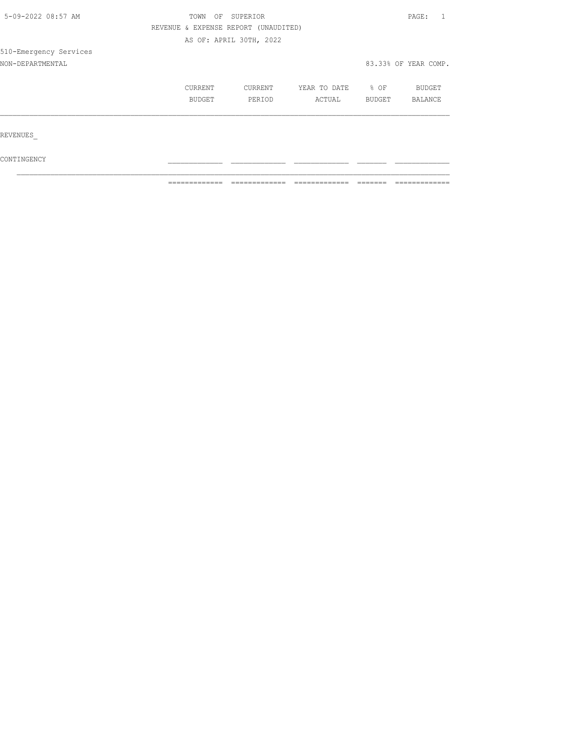TOWN OF SUPERIOR

REVENUE & EXPENSE REPORT (UNAUDITED)

AS OF: APRIL 30TH, 2022

510-Emergency Services

NON-DEPARTMENTAL

83.33% OF YEAR COMP.

| | CURRENT BUDGET | CURRENT PERIOD | YEAR TO DATE ACTUAL | % OF BUDGET | BUDGET BALANCE |
|---|---|---|---|---|---|
| REVENUES_ | | | | | |
| CONTINGENCY | | | | | |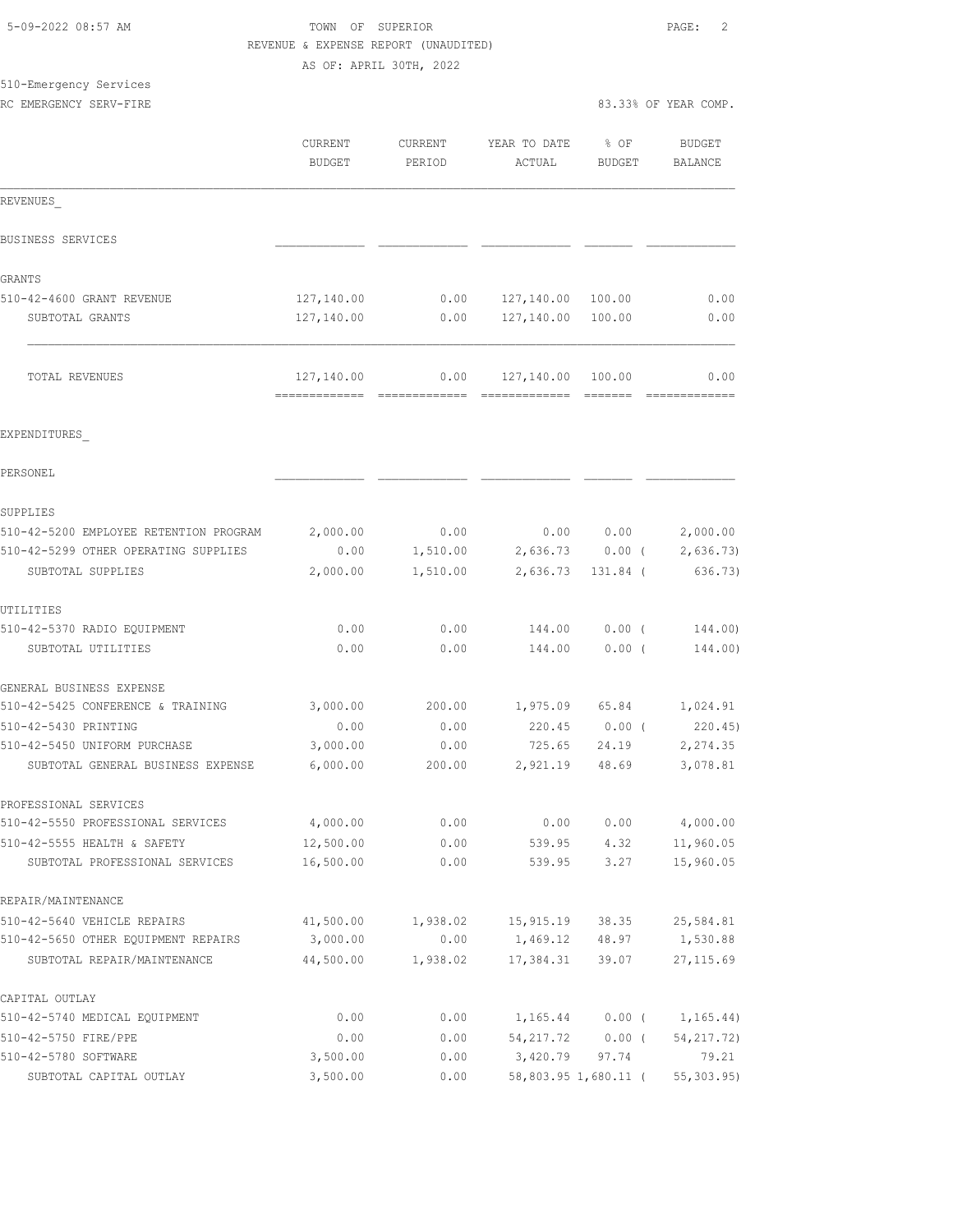TOWN OF SUPERIOR

REVENUE & EXPENSE REPORT (UNAUDITED)

AS OF: APRIL 30TH, 2022

510-Emergency Services

RC EMERGENCY SERV-FIRE

83.33% OF YEAR COMP.

| | CURRENT BUDGET | CURRENT PERIOD | YEAR TO DATE ACTUAL | % OF BUDGET | BUDGET BALANCE |
|---|---|---|---|---|---|
| REVENUES_ | | | | | |
| BUSINESS SERVICES | | | | | |
| GRANTS | | | | | |
| 510-42-4600 GRANT REVENUE | 127,140.00 | 0.00 | 127,140.00 | 100.00 | 0.00 |
| SUBTOTAL GRANTS | 127,140.00 | 0.00 | 127,140.00 | 100.00 | 0.00 |
| TOTAL REVENUES | 127,140.00 | 0.00 | 127,140.00 | 100.00 | 0.00 |
| EXPENDITURES_ | | | | | |
| PERSONEL | | | | | |
| SUPPLIES | | | | | |
| 510-42-5200 EMPLOYEE RETENTION PROGRAM | 2,000.00 | 0.00 | 0.00 | 0.00 | 2,000.00 |
| 510-42-5299 OTHER OPERATING SUPPLIES | 0.00 | 1,510.00 | 2,636.73 | 0.00 ( | 2,636.73) |
| SUBTOTAL SUPPLIES | 2,000.00 | 1,510.00 | 2,636.73 | 131.84 ( | 636.73) |
| UTILITIES | | | | | |
| 510-42-5370 RADIO EQUIPMENT | 0.00 | 0.00 | 144.00 | 0.00 ( | 144.00) |
| SUBTOTAL UTILITIES | 0.00 | 0.00 | 144.00 | 0.00 ( | 144.00) |
| GENERAL BUSINESS EXPENSE | | | | | |
| 510-42-5425 CONFERENCE & TRAINING | 3,000.00 | 200.00 | 1,975.09 | 65.84 | 1,024.91 |
| 510-42-5430 PRINTING | 0.00 | 0.00 | 220.45 | 0.00 ( | 220.45) |
| 510-42-5450 UNIFORM PURCHASE | 3,000.00 | 0.00 | 725.65 | 24.19 | 2,274.35 |
| SUBTOTAL GENERAL BUSINESS EXPENSE | 6,000.00 | 200.00 | 2,921.19 | 48.69 | 3,078.81 |
| PROFESSIONAL SERVICES | | | | | |
| 510-42-5550 PROFESSIONAL SERVICES | 4,000.00 | 0.00 | 0.00 | 0.00 | 4,000.00 |
| 510-42-5555 HEALTH & SAFETY | 12,500.00 | 0.00 | 539.95 | 4.32 | 11,960.05 |
| SUBTOTAL PROFESSIONAL SERVICES | 16,500.00 | 0.00 | 539.95 | 3.27 | 15,960.05 |
| REPAIR/MAINTENANCE | | | | | |
| 510-42-5640 VEHICLE REPAIRS | 41,500.00 | 1,938.02 | 15,915.19 | 38.35 | 25,584.81 |
| 510-42-5650 OTHER EQUIPMENT REPAIRS | 3,000.00 | 0.00 | 1,469.12 | 48.97 | 1,530.88 |
| SUBTOTAL REPAIR/MAINTENANCE | 44,500.00 | 1,938.02 | 17,384.31 | 39.07 | 27,115.69 |
| CAPITAL OUTLAY | | | | | |
| 510-42-5740 MEDICAL EQUIPMENT | 0.00 | 0.00 | 1,165.44 | 0.00 ( | 1,165.44) |
| 510-42-5750 FIRE/PPE | 0.00 | 0.00 | 54,217.72 | 0.00 ( | 54,217.72) |
| 510-42-5780 SOFTWARE | 3,500.00 | 0.00 | 3,420.79 | 97.74 | 79.21 |
| SUBTOTAL CAPITAL OUTLAY | 3,500.00 | 0.00 | 58,803.95 | 1,680.11 ( | 55,303.95) |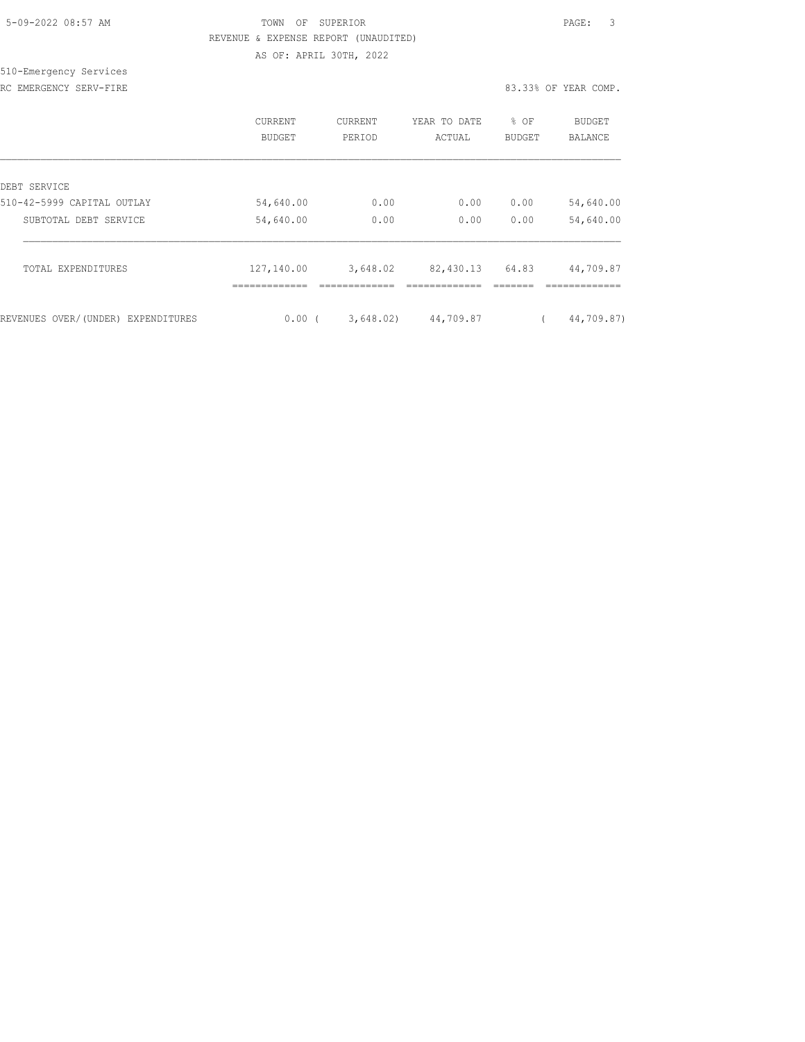TOWN OF SUPERIOR

REVENUE & EXPENSE REPORT (UNAUDITED)

AS OF: APRIL 30TH, 2022

510-Emergency Services

RC EMERGENCY SERV-FIRE

83.33% OF YEAR COMP.

| | CURRENT BUDGET | CURRENT PERIOD | YEAR TO DATE ACTUAL | % OF BUDGET | BUDGET BALANCE |
|---|---|---|---|---|---|
| DEBT SERVICE | | | | | |
| 510-42-5999 CAPITAL OUTLAY | 54,640.00 | 0.00 | 0.00 | 0.00 | 54,640.00 |
| SUBTOTAL DEBT SERVICE | 54,640.00 | 0.00 | 0.00 | 0.00 | 54,640.00 |
| TOTAL EXPENDITURES | 127,140.00 | 3,648.02 | 82,430.13 | 64.83 | 44,709.87 |
| REVENUES OVER/(UNDER) EXPENDITURES | 0.00 | ( 3,648.02) | 44,709.87 | | ( 44,709.87) |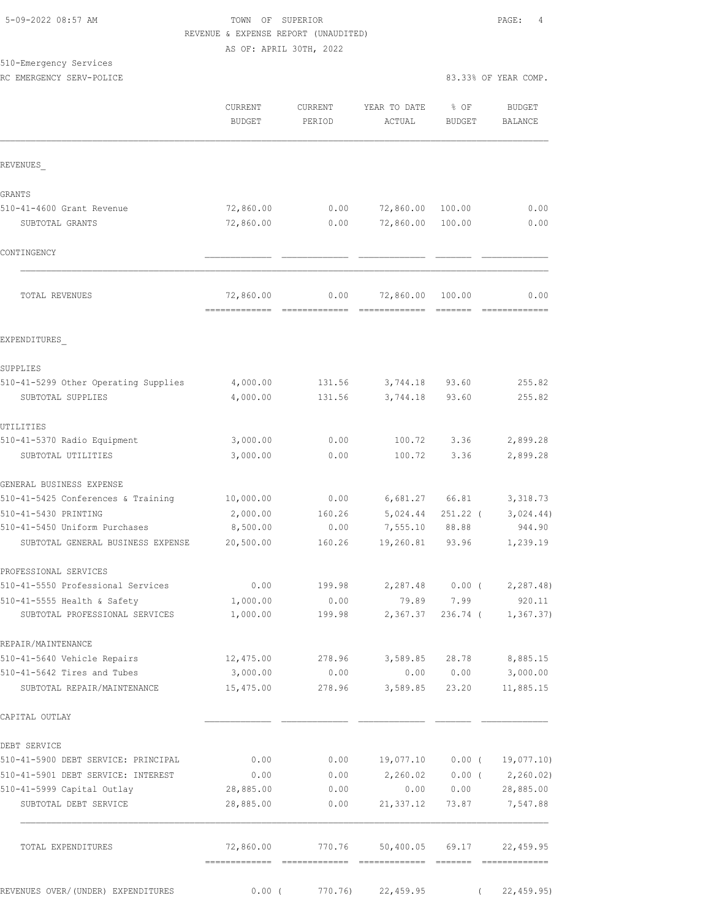5-09-2022 08:57 AM

TOWN OF SUPERIOR
REVENUE & EXPENSE REPORT (UNAUDITED)
AS OF: APRIL 30TH, 2022

510-Emergency Services
RC EMERGENCY SERV-POLICE

83.33% OF YEAR COMP.

| | CURRENT BUDGET | CURRENT PERIOD | YEAR TO DATE ACTUAL | % OF BUDGET | BUDGET BALANCE |
|---|---|---|---|---|---|
| REVENUES_ | | | | | |
| GRANTS | | | | | |
| 510-41-4600 Grant Revenue | 72,860.00 | 0.00 | 72,860.00 | 100.00 | 0.00 |
| SUBTOTAL GRANTS | 72,860.00 | 0.00 | 72,860.00 | 100.00 | 0.00 |
| CONTINGENCY | | | | | |
| TOTAL REVENUES | 72,860.00 | 0.00 | 72,860.00 | 100.00 | 0.00 |
| EXPENDITURES_ | | | | | |
| SUPPLIES | | | | | |
| 510-41-5299 Other Operating Supplies | 4,000.00 | 131.56 | 3,744.18 | 93.60 | 255.82 |
| SUBTOTAL SUPPLIES | 4,000.00 | 131.56 | 3,744.18 | 93.60 | 255.82 |
| UTILITIES | | | | | |
| 510-41-5370 Radio Equipment | 3,000.00 | 0.00 | 100.72 | 3.36 | 2,899.28 |
| SUBTOTAL UTILITIES | 3,000.00 | 0.00 | 100.72 | 3.36 | 2,899.28 |
| GENERAL BUSINESS EXPENSE | | | | | |
| 510-41-5425 Conferences & Training | 10,000.00 | 0.00 | 6,681.27 | 66.81 | 3,318.73 |
| 510-41-5430 PRINTING | 2,000.00 | 160.26 | 5,024.44 | 251.22 | ( 3,024.44) |
| 510-41-5450 Uniform Purchases | 8,500.00 | 0.00 | 7,555.10 | 88.88 | 944.90 |
| SUBTOTAL GENERAL BUSINESS EXPENSE | 20,500.00 | 160.26 | 19,260.81 | 93.96 | 1,239.19 |
| PROFESSIONAL SERVICES | | | | | |
| 510-41-5550 Professional Services | 0.00 | 199.98 | 2,287.48 | 0.00 | ( 2,287.48) |
| 510-41-5555 Health & Safety | 1,000.00 | 0.00 | 79.89 | 7.99 | 920.11 |
| SUBTOTAL PROFESSIONAL SERVICES | 1,000.00 | 199.98 | 2,367.37 | 236.74 | ( 1,367.37) |
| REPAIR/MAINTENANCE | | | | | |
| 510-41-5640 Vehicle Repairs | 12,475.00 | 278.96 | 3,589.85 | 28.78 | 8,885.15 |
| 510-41-5642 Tires and Tubes | 3,000.00 | 0.00 | 0.00 | 0.00 | 3,000.00 |
| SUBTOTAL REPAIR/MAINTENANCE | 15,475.00 | 278.96 | 3,589.85 | 23.20 | 11,885.15 |
| CAPITAL OUTLAY | | | | | |
| DEBT SERVICE | | | | | |
| 510-41-5900 DEBT SERVICE: PRINCIPAL | 0.00 | 0.00 | 19,077.10 | 0.00 | ( 19,077.10) |
| 510-41-5901 DEBT SERVICE: INTEREST | 0.00 | 0.00 | 2,260.02 | 0.00 | ( 2,260.02) |
| 510-41-5999 Capital Outlay | 28,885.00 | 0.00 | 0.00 | 0.00 | 28,885.00 |
| SUBTOTAL DEBT SERVICE | 28,885.00 | 0.00 | 21,337.12 | 73.87 | 7,547.88 |
| TOTAL EXPENDITURES | 72,860.00 | 770.76 | 50,400.05 | 69.17 | 22,459.95 |
| REVENUES OVER/(UNDER) EXPENDITURES | 0.00 | ( 770.76) | 22,459.95 | | ( 22,459.95) |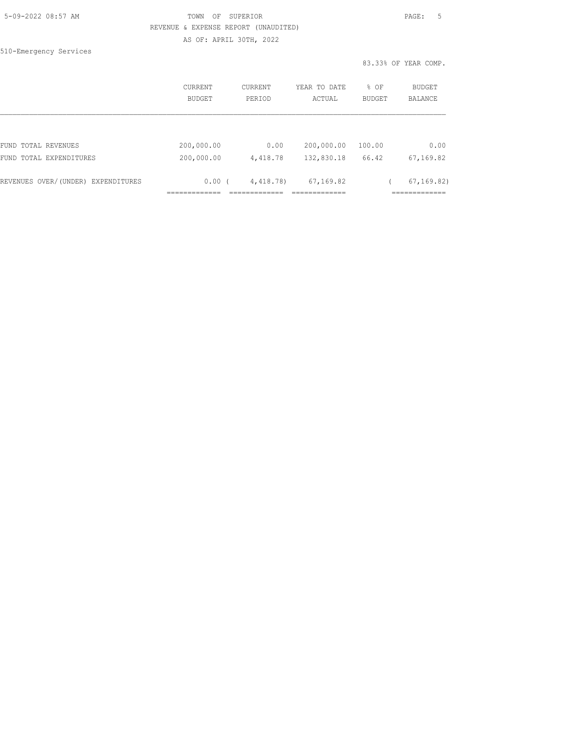TOWN OF SUPERIOR

REVENUE & EXPENSE REPORT (UNAUDITED)

AS OF: APRIL 30TH, 2022

510-Emergency Services

83.33% OF YEAR COMP.

| | CURRENT BUDGET | CURRENT PERIOD | YEAR TO DATE ACTUAL | % OF BUDGET | BUDGET BALANCE |
|---|---|---|---|---|---|
| FUND TOTAL REVENUES | 200,000.00 | 0.00 | 200,000.00 | 100.00 | 0.00 |
| FUND TOTAL EXPENDITURES | 200,000.00 | 4,418.78 | 132,830.18 | 66.42 | 67,169.82 |
| REVENUES OVER/(UNDER) EXPENDITURES | 0.00 | ( 4,418.78) | 67,169.82 | | ( 67,169.82) |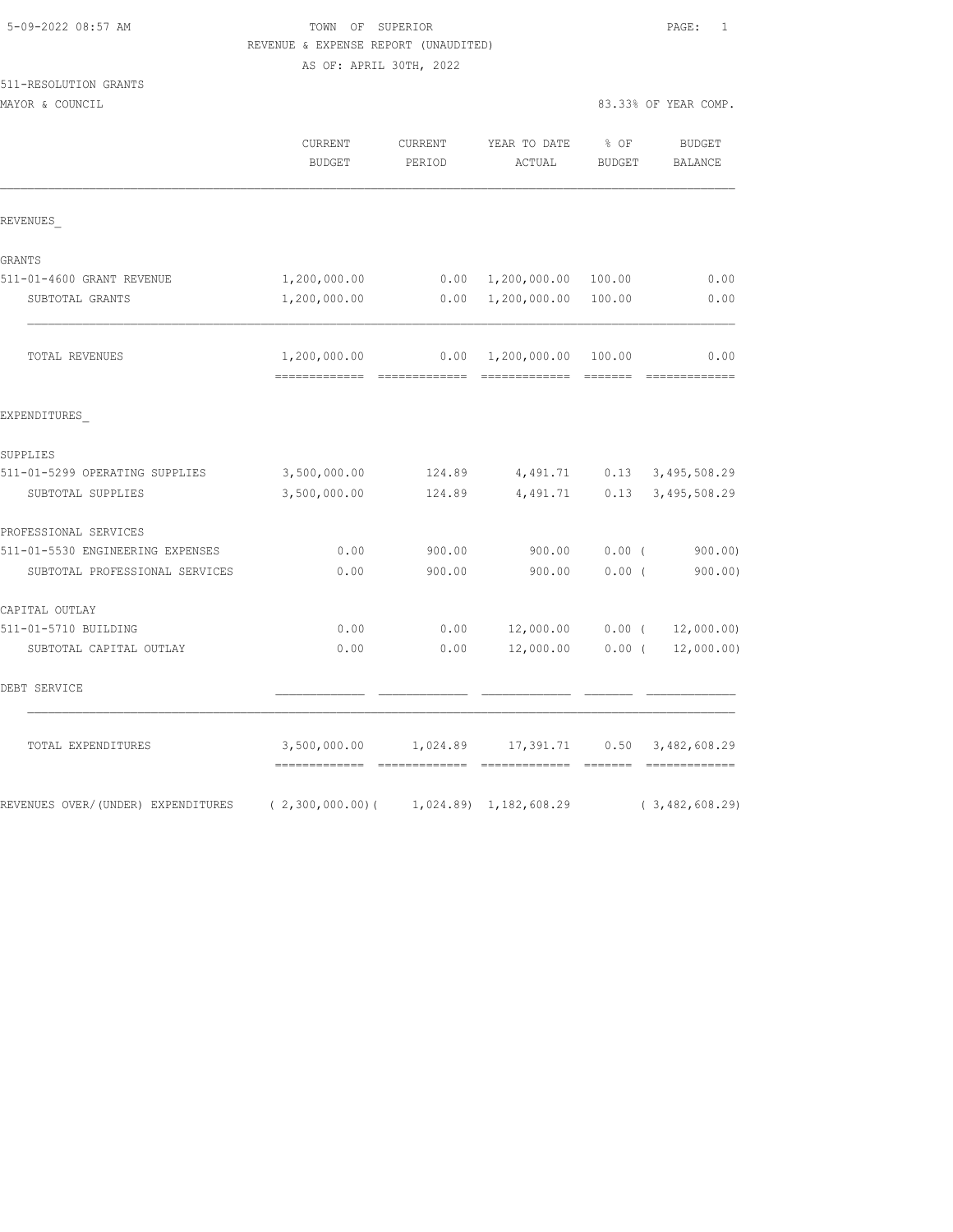TOWN OF SUPERIOR
REVENUE & EXPENSE REPORT (UNAUDITED)
AS OF: APRIL 30TH, 2022

511-RESOLUTION GRANTS
MAYOR & COUNCIL

83.33% OF YEAR COMP.

| | CURRENT BUDGET | CURRENT PERIOD | YEAR TO DATE ACTUAL | % OF BUDGET | BUDGET BALANCE |
|---|---|---|---|---|---|
| **REVENUES** | | | | | |
| GRANTS | | | | | |
| 511-01-4600 GRANT REVENUE | 1,200,000.00 | 0.00 | 1,200,000.00 | 100.00 | 0.00 |
| SUBTOTAL GRANTS | 1,200,000.00 | 0.00 | 1,200,000.00 | 100.00 | 0.00 |
| TOTAL REVENUES | 1,200,000.00 | 0.00 | 1,200,000.00 | 100.00 | 0.00 |
| **EXPENDITURES** | | | | | |
| SUPPLIES | | | | | |
| 511-01-5299 OPERATING SUPPLIES | 3,500,000.00 | 124.89 | 4,491.71 | 0.13 | 3,495,508.29 |
| SUBTOTAL SUPPLIES | 3,500,000.00 | 124.89 | 4,491.71 | 0.13 | 3,495,508.29 |
| PROFESSIONAL SERVICES | | | | | |
| 511-01-5530 ENGINEERING EXPENSES | 0.00 | 900.00 | 900.00 | 0.00 | ( 900.00) |
| SUBTOTAL PROFESSIONAL SERVICES | 0.00 | 900.00 | 900.00 | 0.00 | ( 900.00) |
| CAPITAL OUTLAY | | | | | |
| 511-01-5710 BUILDING | 0.00 | 0.00 | 12,000.00 | 0.00 | ( 12,000.00) |
| SUBTOTAL CAPITAL OUTLAY | 0.00 | 0.00 | 12,000.00 | 0.00 | ( 12,000.00) |
| DEBT SERVICE | | | | | |
| TOTAL EXPENDITURES | 3,500,000.00 | 1,024.89 | 17,391.71 | 0.50 | 3,482,608.29 |
| REVENUES OVER/(UNDER) EXPENDITURES | ( 2,300,000.00) | ( 1,024.89) | 1,182,608.29 | | ( 3,482,608.29) |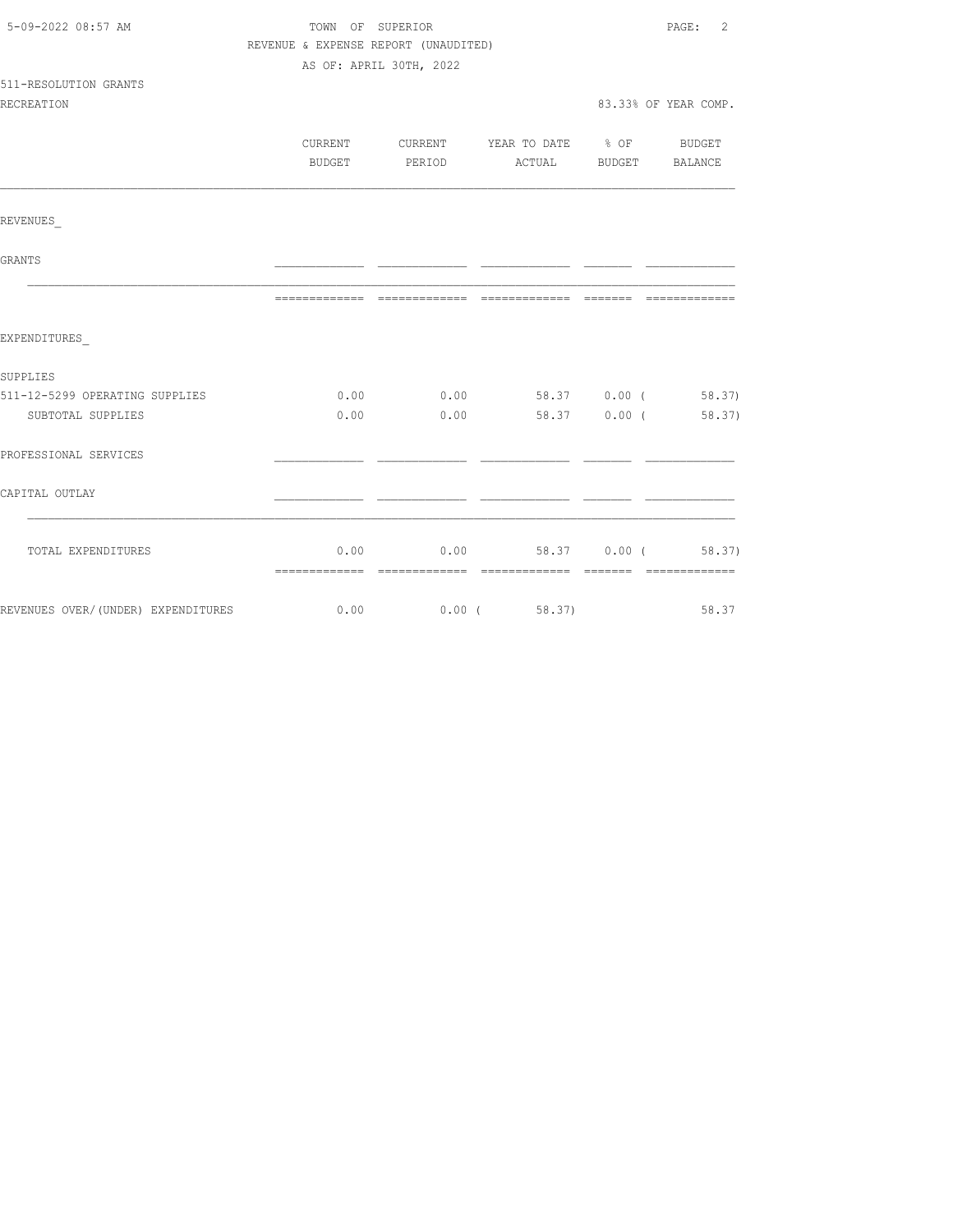TOWN OF SUPERIOR

REVENUE & EXPENSE REPORT (UNAUDITED)

AS OF: APRIL 30TH, 2022

511-RESOLUTION GRANTS

RECREATION — 83.33% OF YEAR COMP.

| | CURRENT BUDGET | CURRENT PERIOD | YEAR TO DATE ACTUAL | % OF BUDGET | BUDGET BALANCE |
|---|---|---|---|---|---|
| REVENUES_ | | | | | |
| GRANTS | | | | | |
| EXPENDITURES_ | | | | | |
| SUPPLIES | | | | | |
| 511-12-5299 OPERATING SUPPLIES | 0.00 | 0.00 | 58.37 | 0.00 | ( 58.37) |
| SUBTOTAL SUPPLIES | 0.00 | 0.00 | 58.37 | 0.00 | ( 58.37) |
| PROFESSIONAL SERVICES | | | | | |
| CAPITAL OUTLAY | | | | | |
| TOTAL EXPENDITURES | 0.00 | 0.00 | 58.37 | 0.00 | ( 58.37) |
| REVENUES OVER/(UNDER) EXPENDITURES | 0.00 | 0.00 | ( 58.37) | | 58.37 |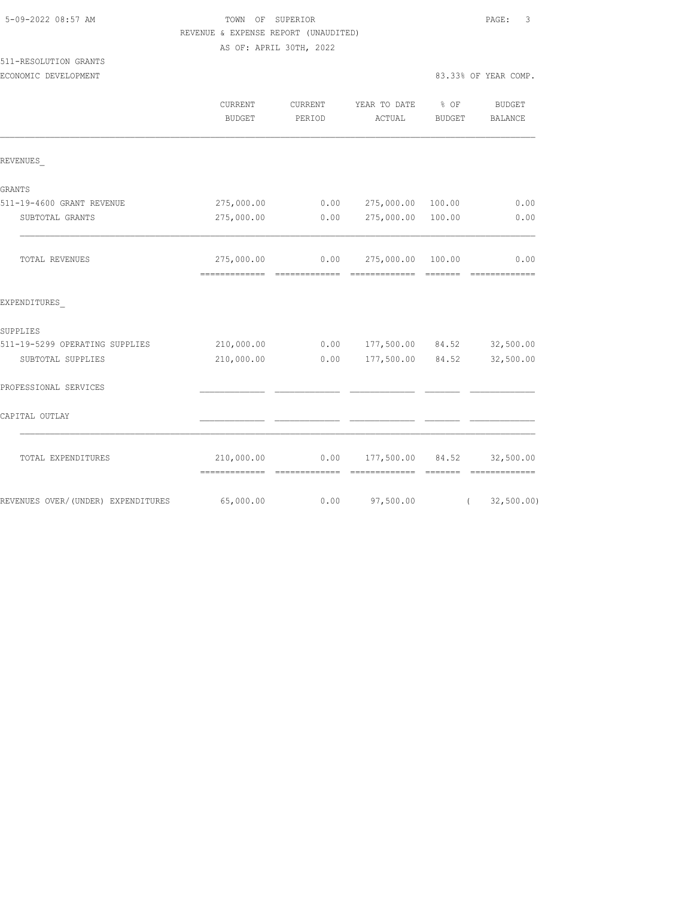TOWN OF SUPERIOR

REVENUE & EXPENSE REPORT (UNAUDITED)

AS OF: APRIL 30TH, 2022

511-RESOLUTION GRANTS

ECONOMIC DEVELOPMENT — 83.33% OF YEAR COMP.

| | CURRENT BUDGET | CURRENT PERIOD | YEAR TO DATE ACTUAL | % OF BUDGET | BUDGET BALANCE |
|---|---|---|---|---|---|
| **REVENUES** | | | | | |
| GRANTS | | | | | |
| 511-19-4600 GRANT REVENUE | 275,000.00 | 0.00 | 275,000.00 | 100.00 | 0.00 |
| SUBTOTAL GRANTS | 275,000.00 | 0.00 | 275,000.00 | 100.00 | 0.00 |
| TOTAL REVENUES | 275,000.00 | 0.00 | 275,000.00 | 100.00 | 0.00 |
| **EXPENDITURES** | | | | | |
| SUPPLIES | | | | | |
| 511-19-5299 OPERATING SUPPLIES | 210,000.00 | 0.00 | 177,500.00 | 84.52 | 32,500.00 |
| SUBTOTAL SUPPLIES | 210,000.00 | 0.00 | 177,500.00 | 84.52 | 32,500.00 |
| PROFESSIONAL SERVICES | | | | | |
| CAPITAL OUTLAY | | | | | |
| TOTAL EXPENDITURES | 210,000.00 | 0.00 | 177,500.00 | 84.52 | 32,500.00 |
| REVENUES OVER/(UNDER) EXPENDITURES | 65,000.00 | 0.00 | 97,500.00 | | ( 32,500.00) |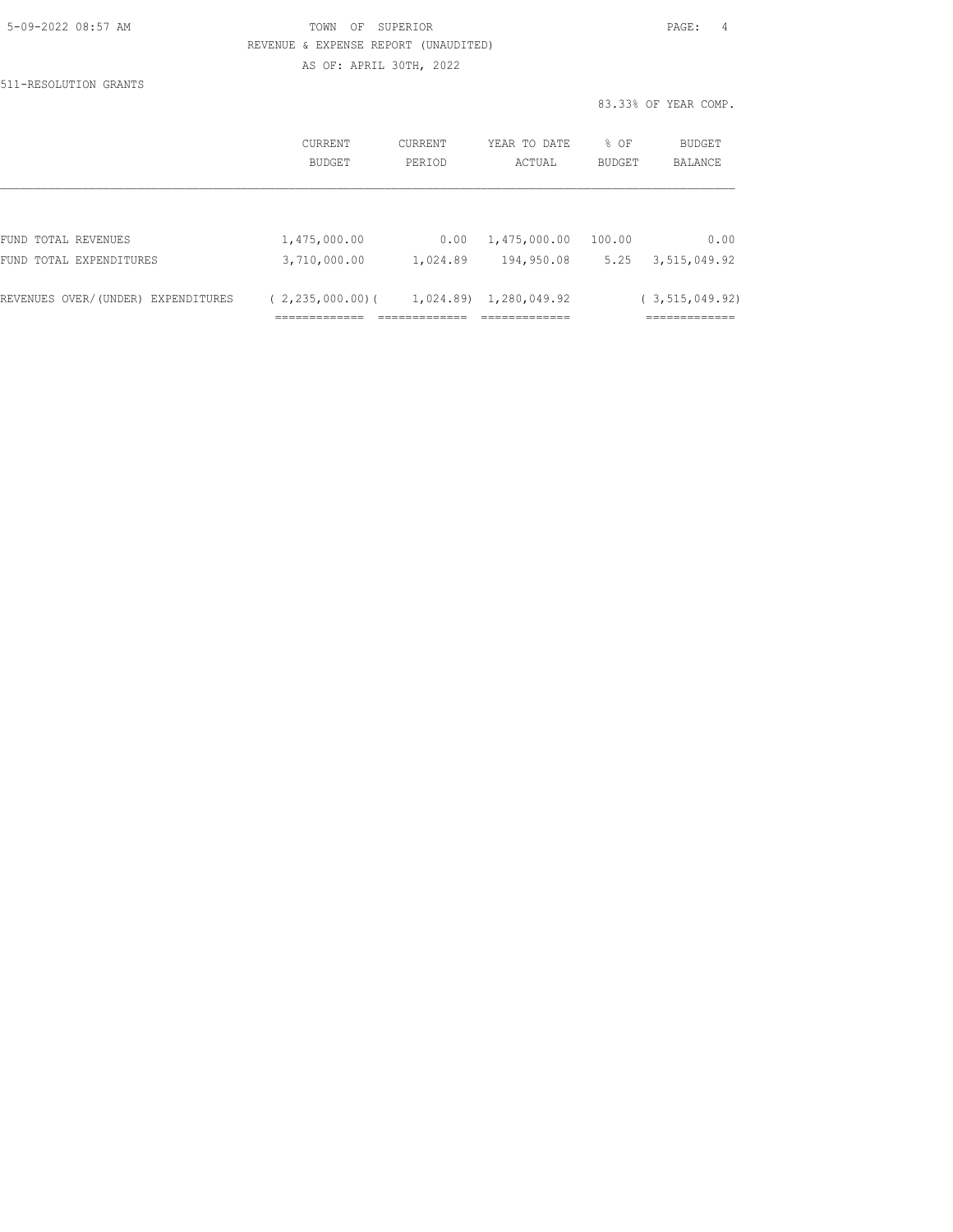TOWN OF SUPERIOR

REVENUE & EXPENSE REPORT (UNAUDITED)

AS OF: APRIL 30TH, 2022

511-RESOLUTION GRANTS

83.33% OF YEAR COMP.

| | CURRENT BUDGET | CURRENT PERIOD | YEAR TO DATE ACTUAL | % OF BUDGET | BUDGET BALANCE |
|---|---|---|---|---|---|
| FUND TOTAL REVENUES | 1,475,000.00 | 0.00 | 1,475,000.00 | 100.00 | 0.00 |
| FUND TOTAL EXPENDITURES | 3,710,000.00 | 1,024.89 | 194,950.08 | 5.25 | 3,515,049.92 |
| REVENUES OVER/(UNDER) EXPENDITURES | ( 2,235,000.00) | ( 1,024.89) | 1,280,049.92 | | ( 3,515,049.92) |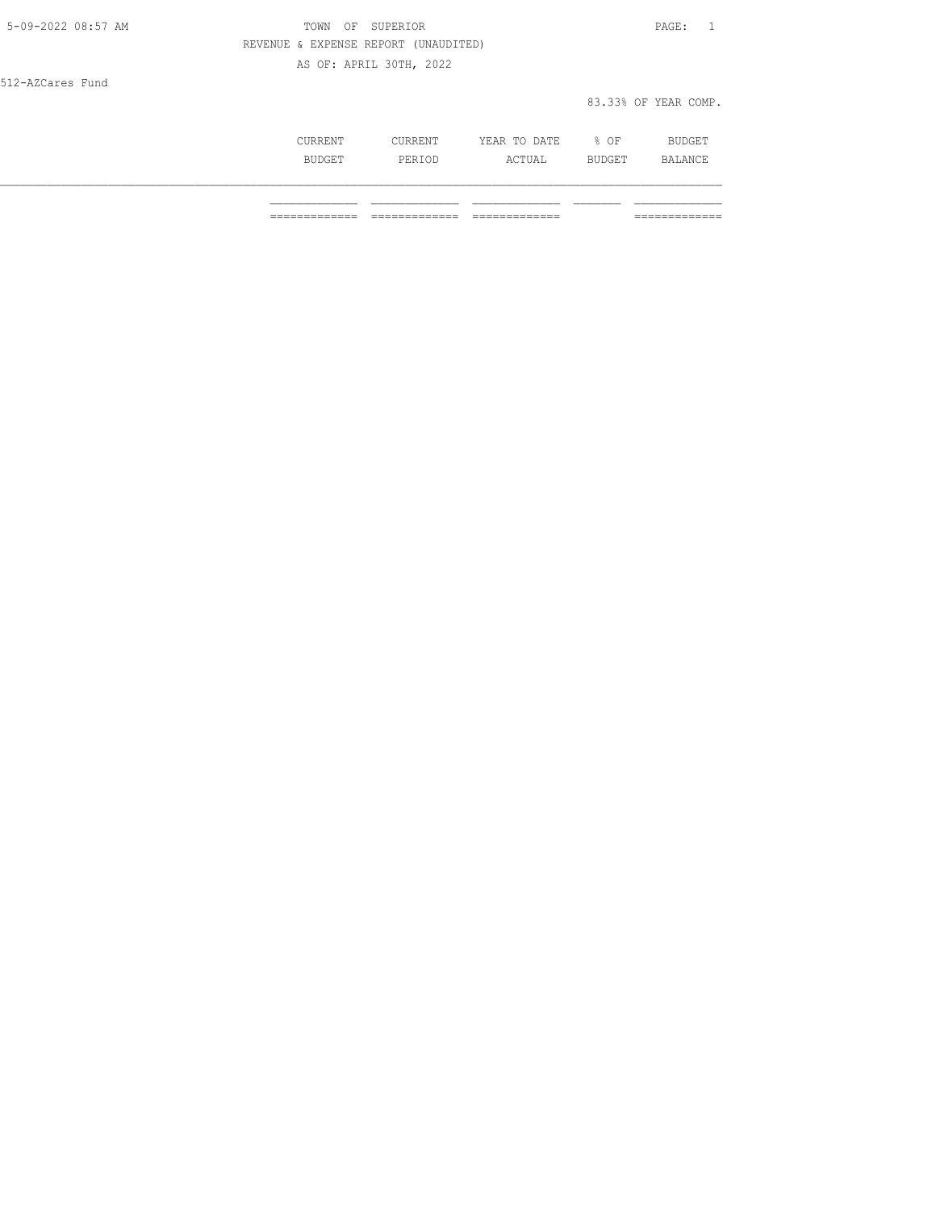TOWN OF SUPERIOR

REVENUE & EXPENSE REPORT (UNAUDITED)

AS OF: APRIL 30TH, 2022

512-AZCares Fund

83.33% OF YEAR COMP.

| | CURRENT BUDGET | CURRENT PERIOD | YEAR TO DATE ACTUAL | % OF BUDGET | BUDGET BALANCE |
|---|---|---|---|---|---|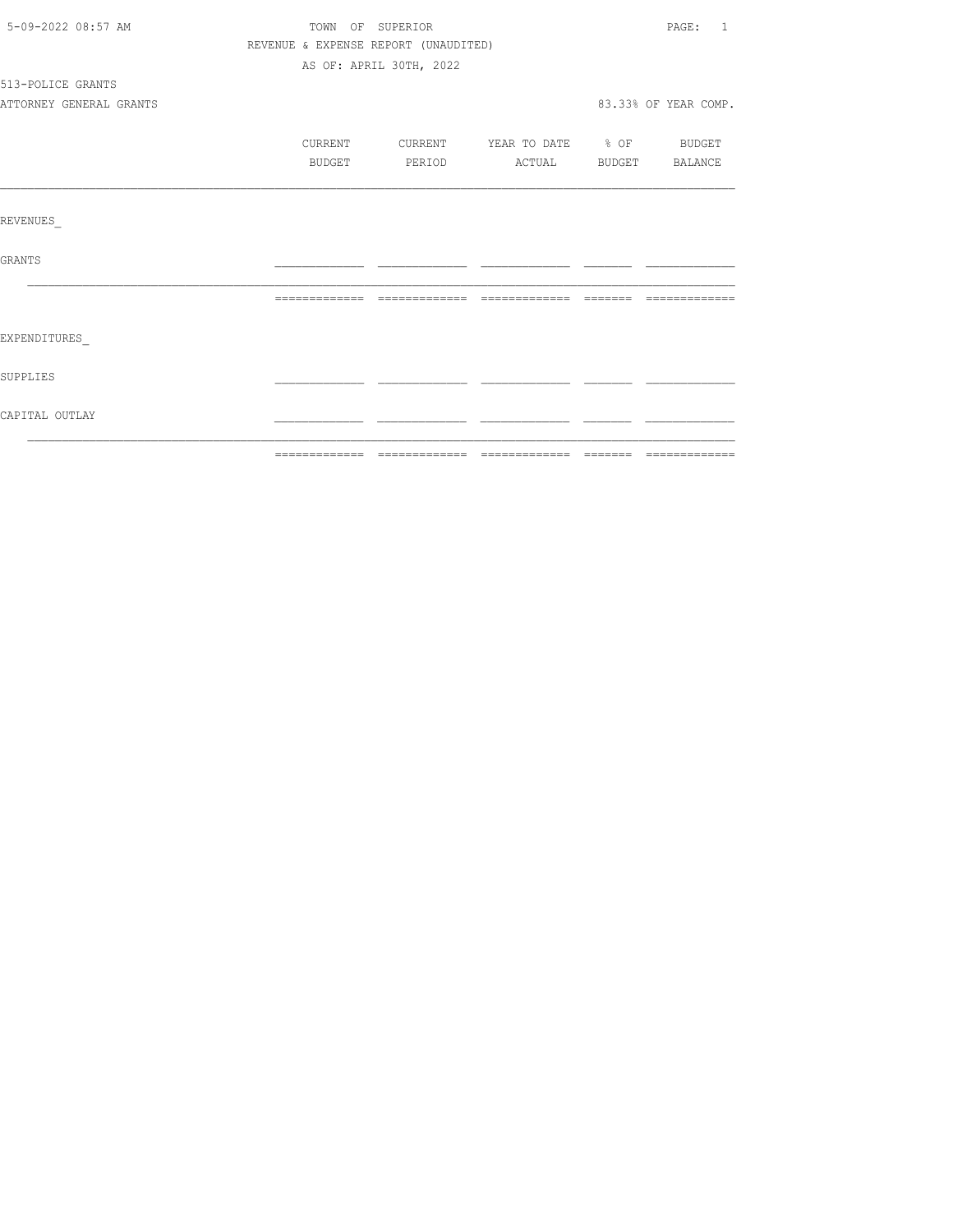TOWN OF SUPERIOR

REVENUE & EXPENSE REPORT (UNAUDITED)

AS OF: APRIL 30TH, 2022

513-POLICE GRANTS

ATTORNEY GENERAL GRANTS

83.33% OF YEAR COMP.

| | CURRENT BUDGET | CURRENT PERIOD | YEAR TO DATE ACTUAL | % OF BUDGET | BUDGET BALANCE |
|---|---|---|---|---|---|
| REVENUES_ | | | | | |
| GRANTS | | | | | |
| EXPENDITURES_ | | | | | |
| SUPPLIES | | | | | |
| CAPITAL OUTLAY | | | | | |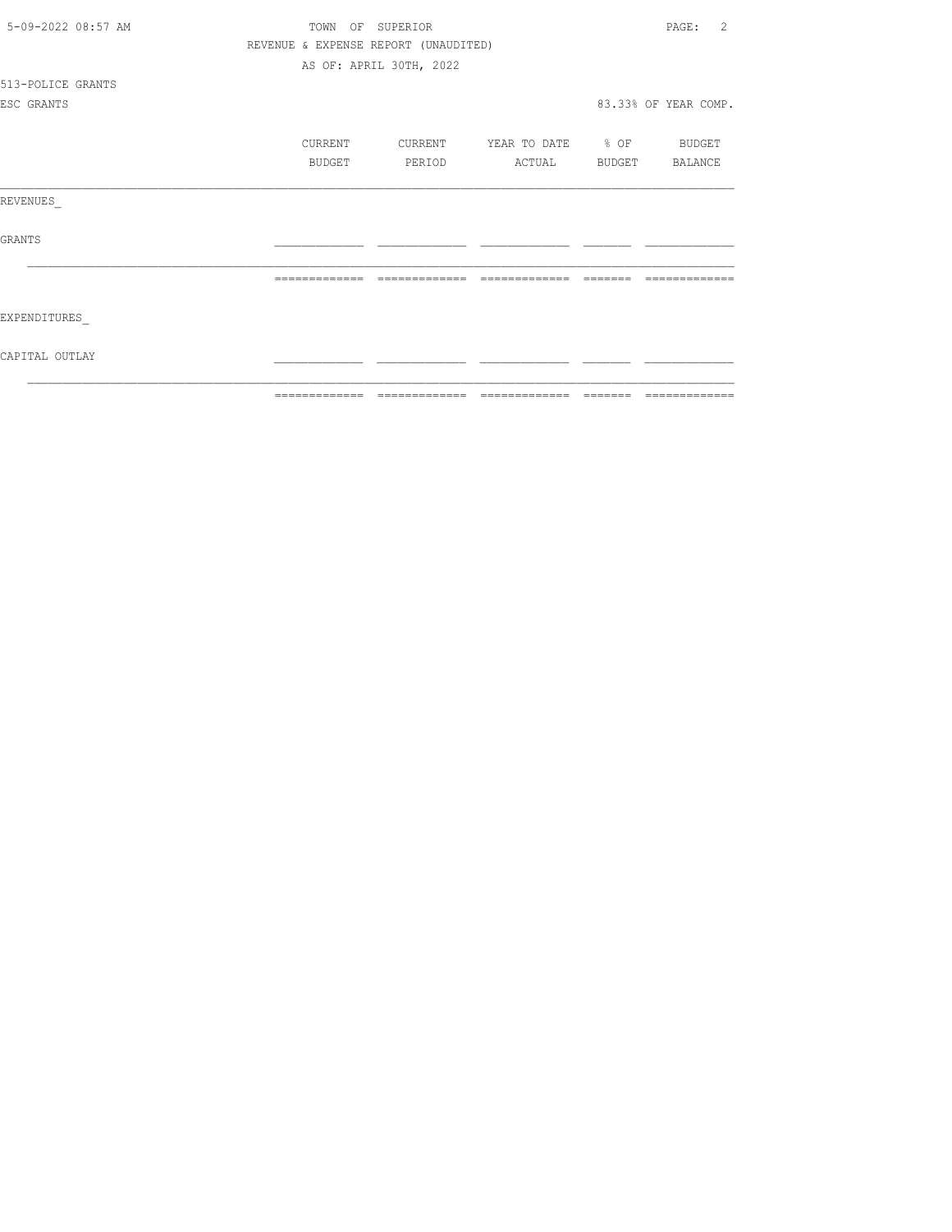TOWN OF SUPERIOR

REVENUE & EXPENSE REPORT (UNAUDITED)

AS OF: APRIL 30TH, 2022

513-POLICE GRANTS

ESC GRANTS

83.33% OF YEAR COMP.

| | CURRENT BUDGET | CURRENT PERIOD | YEAR TO DATE ACTUAL | % OF BUDGET | BUDGET BALANCE |
|---|---|---|---|---|---|
| REVENUES_ | | | | | |
| GRANTS | | | | | |
| EXPENDITURES_ | | | | | |
| CAPITAL OUTLAY | | | | | |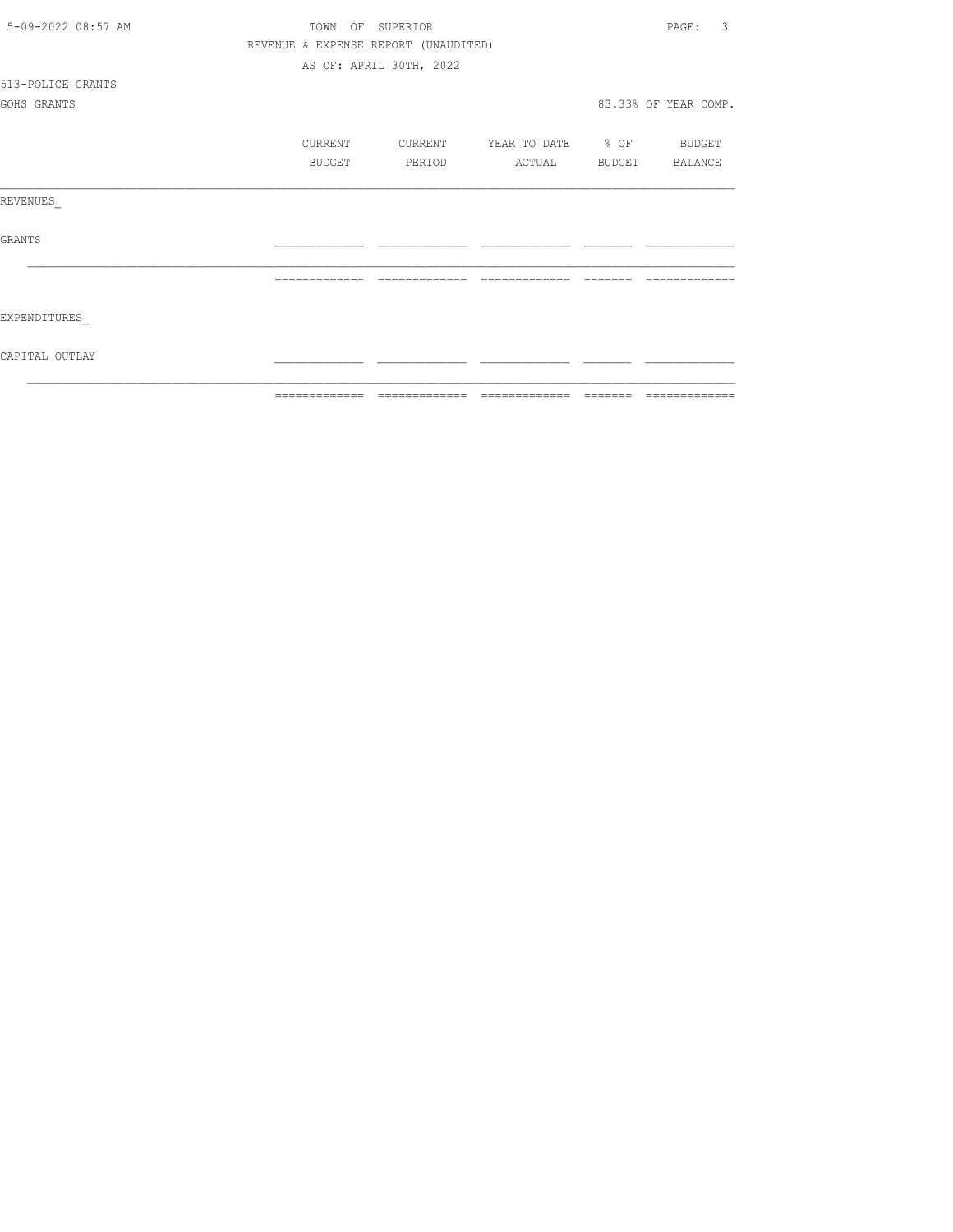TOWN OF SUPERIOR

REVENUE & EXPENSE REPORT (UNAUDITED)

AS OF: APRIL 30TH, 2022

513-POLICE GRANTS

GOHS GRANTS

83.33% OF YEAR COMP.

| | CURRENT BUDGET | CURRENT PERIOD | YEAR TO DATE ACTUAL | % OF BUDGET | BUDGET BALANCE |
|---|---|---|---|---|---|
| REVENUES_ | | | | | |
| GRANTS | | | | | |
| | | | | | |
| EXPENDITURES_ | | | | | |
| CAPITAL OUTLAY | | | | | |
| | | | | | |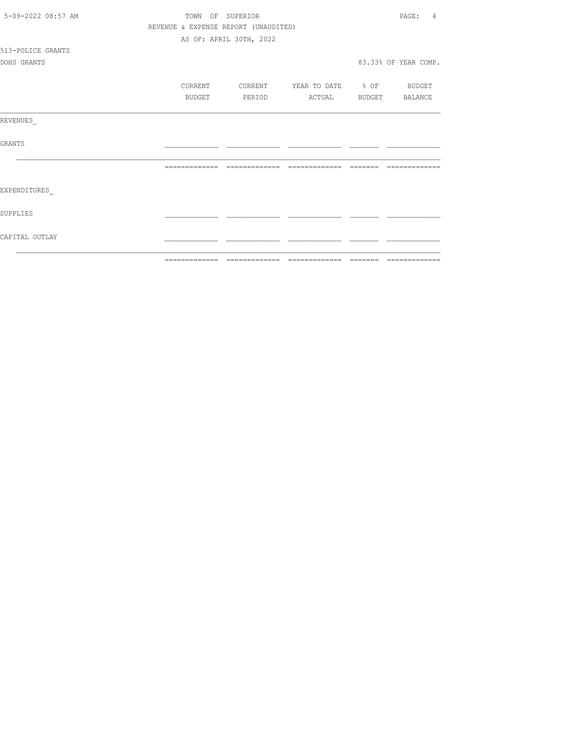TOWN OF SUPERIOR

REVENUE & EXPENSE REPORT (UNAUDITED)

AS OF: APRIL 30TH, 2022

513-POLICE GRANTS

DOHS GRANTS

83.33% OF YEAR COMP.

| | CURRENT BUDGET | CURRENT PERIOD | YEAR TO DATE ACTUAL | % OF BUDGET | BUDGET BALANCE |
|---|---|---|---|---|---|
| REVENUES_ | | | | | |
| GRANTS | | | | | |
| | | | | | |
| EXPENDITURES_ | | | | | |
| SUPPLIES | | | | | |
| CAPITAL OUTLAY | | | | | |
| | | | | | |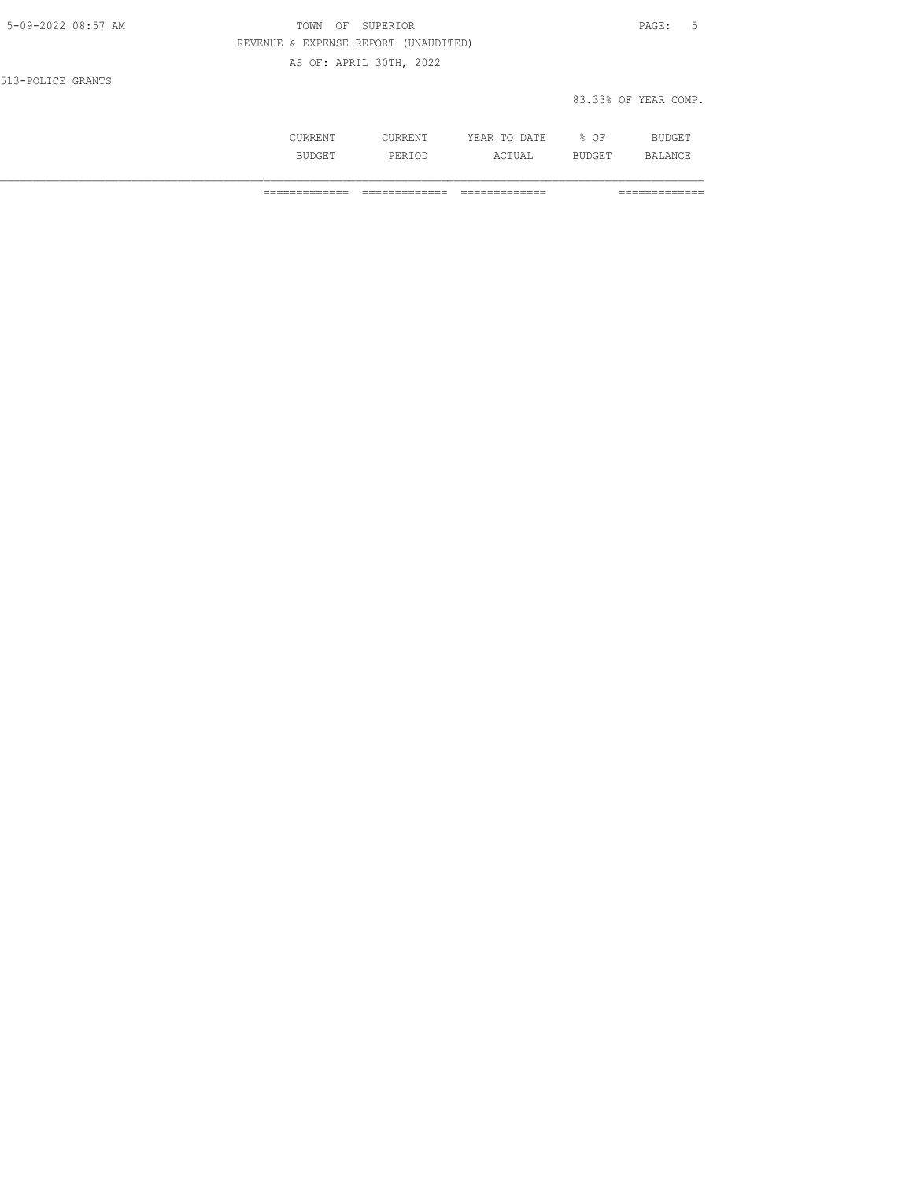TOWN OF SUPERIOR

REVENUE & EXPENSE REPORT (UNAUDITED)

AS OF: APRIL 30TH, 2022

513-POLICE GRANTS

83.33% OF YEAR COMP.

| | CURRENT BUDGET | CURRENT PERIOD | YEAR TO DATE ACTUAL | % OF BUDGET | BUDGET BALANCE |
|---|---|---|---|---|---|
| | ============= | ============= | ============= | | ============= |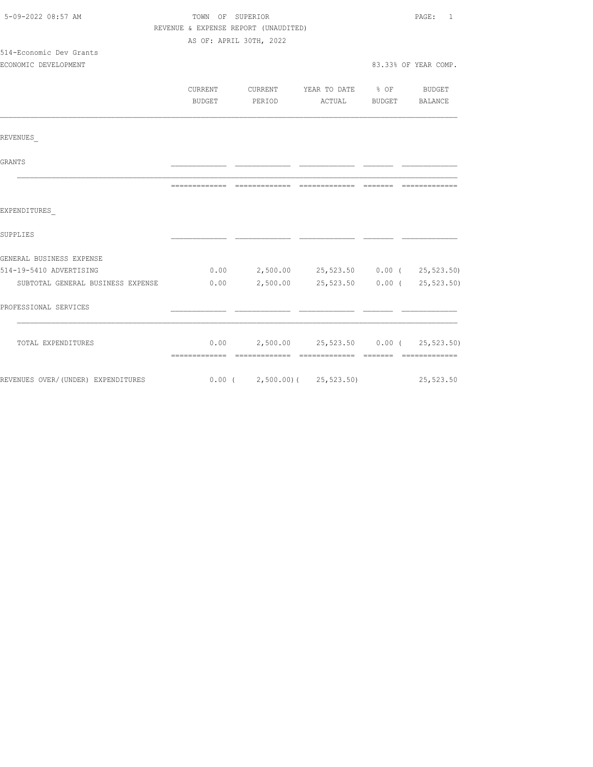5-09-2022 08:57 AM

TOWN OF SUPERIOR

REVENUE & EXPENSE REPORT (UNAUDITED)

AS OF: APRIL 30TH, 2022

514-Economic Dev Grants

ECONOMIC DEVELOPMENT

83.33% OF YEAR COMP.

| | CURRENT BUDGET | CURRENT PERIOD | YEAR TO DATE ACTUAL | % OF BUDGET | BUDGET BALANCE |
|---|---|---|---|---|---|
| REVENUES_ | | | | | |
| GRANTS | | | | | |
| EXPENDITURES_ | | | | | |
| SUPPLIES | | | | | |
| GENERAL BUSINESS EXPENSE | | | | | |
| 514-19-5410 ADVERTISING | 0.00 | 2,500.00 | 25,523.50 | 0.00 | ( 25,523.50) |
| SUBTOTAL GENERAL BUSINESS EXPENSE | 0.00 | 2,500.00 | 25,523.50 | 0.00 | ( 25,523.50) |
| PROFESSIONAL SERVICES | | | | | |
| TOTAL EXPENDITURES | 0.00 | 2,500.00 | 25,523.50 | 0.00 | ( 25,523.50) |
| REVENUES OVER/(UNDER) EXPENDITURES | 0.00 | ( 2,500.00) | ( 25,523.50) | | 25,523.50 |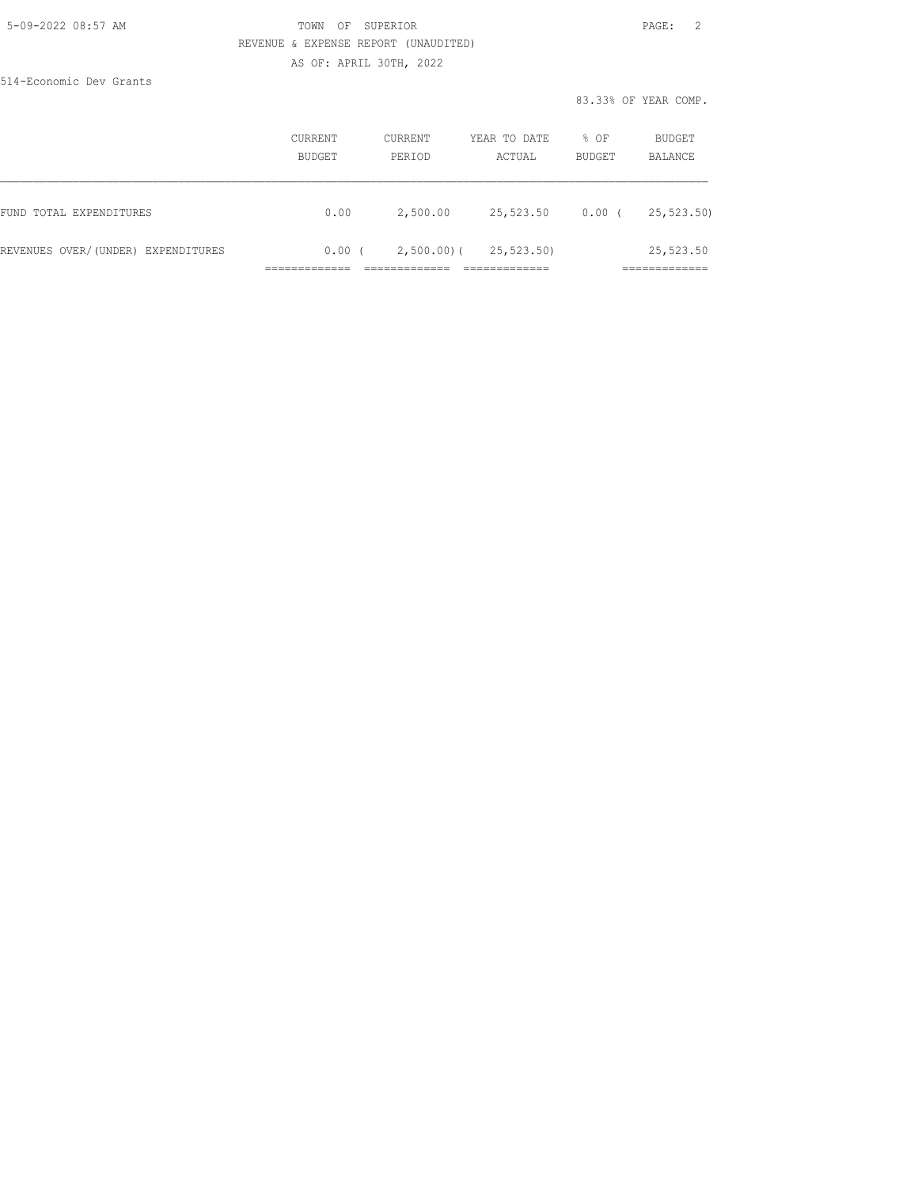REVENUE & EXPENSE REPORT (UNAUDITED)

AS OF: APRIL 30TH, 2022

514-Economic Dev Grants

83.33% OF YEAR COMP.

| | CURRENT BUDGET | CURRENT PERIOD | YEAR TO DATE ACTUAL | % OF BUDGET | BUDGET BALANCE |
|---|---|---|---|---|---|
| FUND TOTAL EXPENDITURES | 0.00 | 2,500.00 | 25,523.50 | 0.00 | ( 25,523.50) |
| REVENUES OVER/(UNDER) EXPENDITURES | 0.00 | ( 2,500.00) | ( 25,523.50) | | 25,523.50 |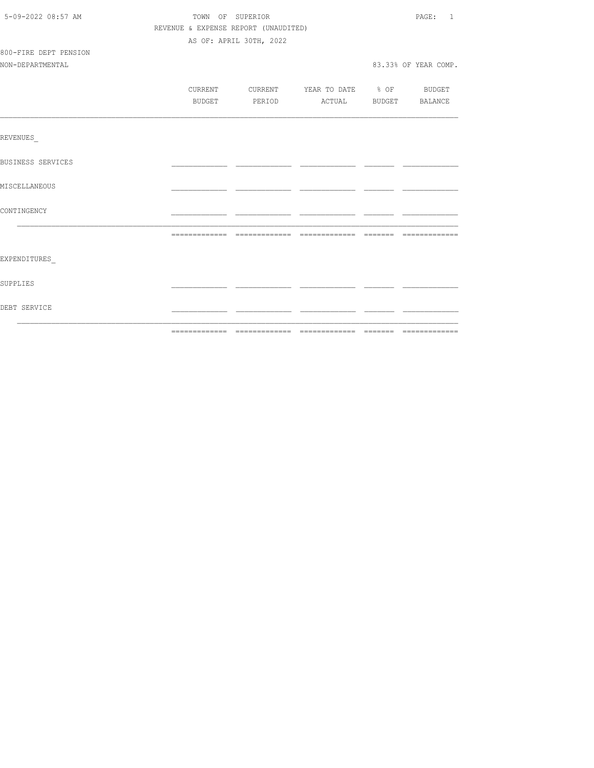TOWN OF SUPERIOR

REVENUE & EXPENSE REPORT (UNAUDITED)

AS OF: APRIL 30TH, 2022

800-FIRE DEPT PENSION

NON-DEPARTMENTAL

83.33% OF YEAR COMP.

| | CURRENT BUDGET | CURRENT PERIOD | YEAR TO DATE ACTUAL | % OF BUDGET | BUDGET BALANCE |
|---|---|---|---|---|---|
| REVENUES_ | | | | | |
| BUSINESS SERVICES | | | | | |
| MISCELLANEOUS | | | | | |
| CONTINGENCY | | | | | |
| | | | | | |
| EXPENDITURES_ | | | | | |
| SUPPLIES | | | | | |
| DEBT SERVICE | | | | | |
| | | | | | |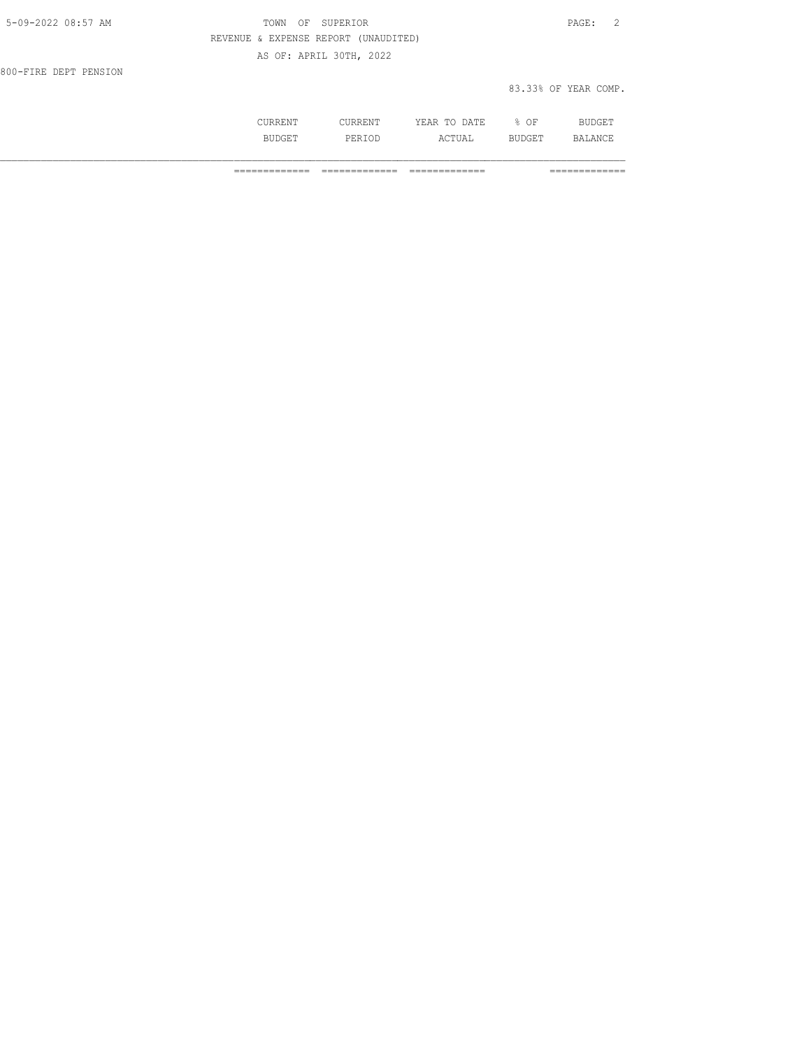TOWN OF SUPERIOR

REVENUE & EXPENSE REPORT (UNAUDITED)

AS OF: APRIL 30TH, 2022

800-FIRE DEPT PENSION

83.33% OF YEAR COMP.

| | CURRENT BUDGET | CURRENT PERIOD | YEAR TO DATE ACTUAL | % OF BUDGET | BUDGET BALANCE |
|---|---|---|---|---|---|
| | ============= | ============= | ============= | | ============= |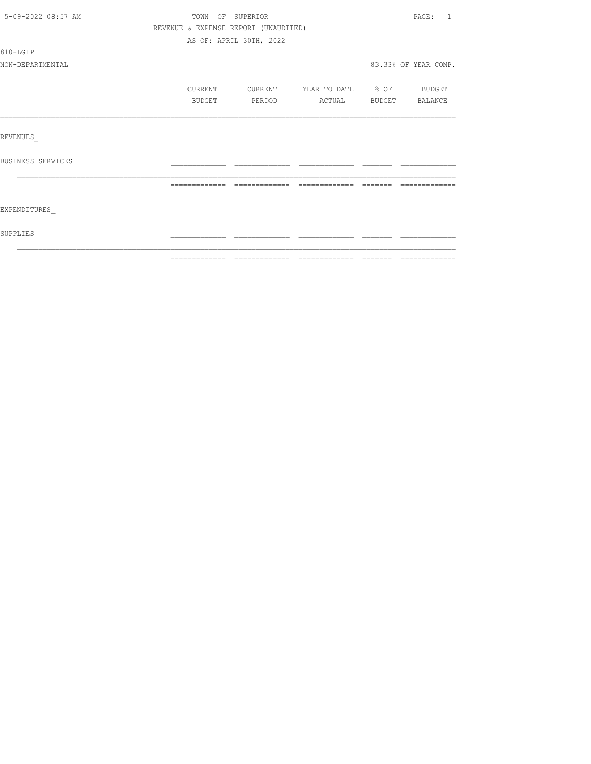TOWN OF SUPERIOR

REVENUE & EXPENSE REPORT (UNAUDITED)

AS OF: APRIL 30TH, 2022

5-09-2022 08:57 AM

810-LGIP

NON-DEPARTMENTAL

83.33% OF YEAR COMP.

| | CURRENT BUDGET | CURRENT PERIOD | YEAR TO DATE ACTUAL | % OF BUDGET | BUDGET BALANCE |
|---|---|---|---|---|---|
| REVENUES_ | | | | | |
| BUSINESS SERVICES | | | | | |
| EXPENDITURES_ | | | | | |
| SUPPLIES | | | | | |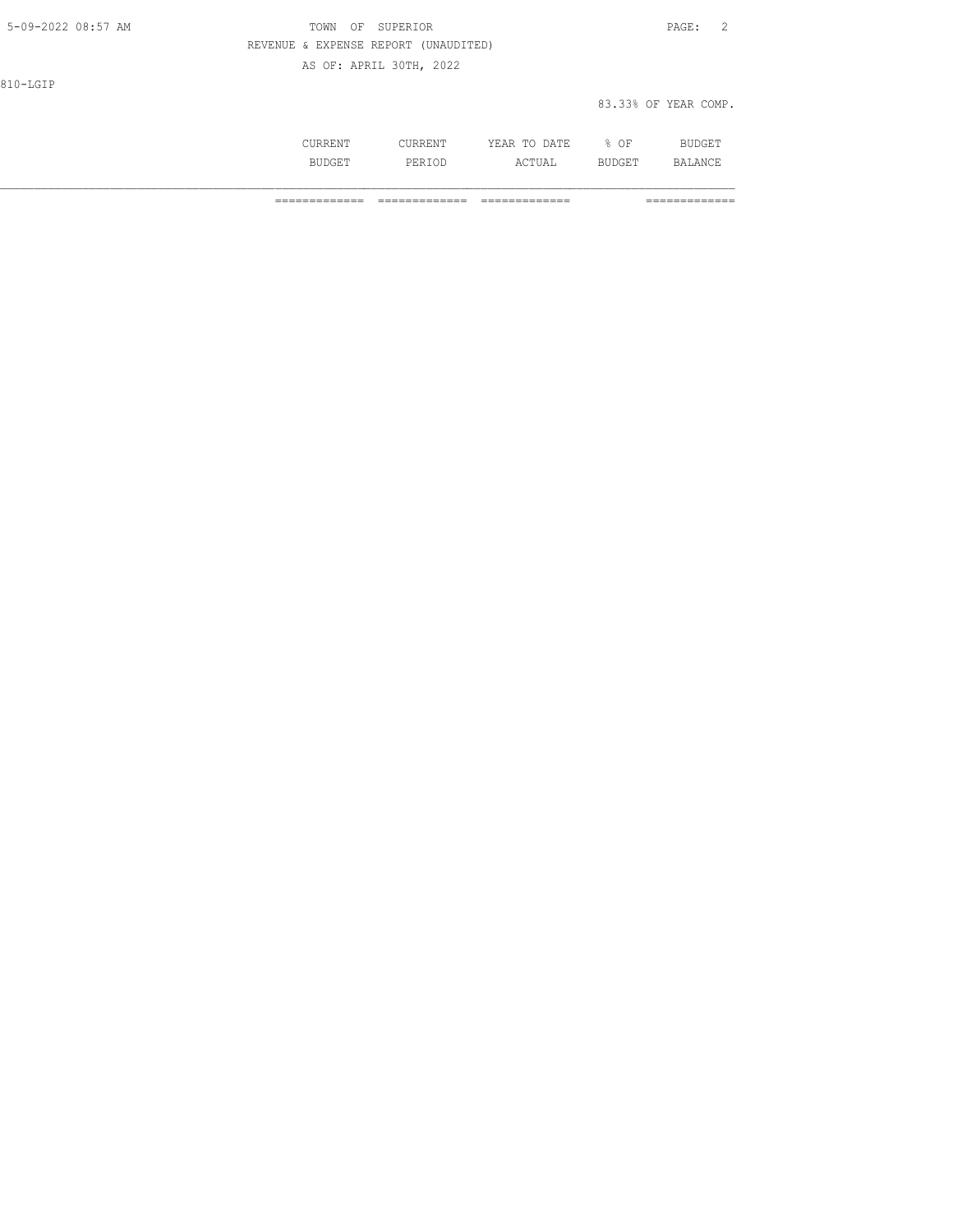TOWN OF SUPERIOR

REVENUE & EXPENSE REPORT (UNAUDITED)

AS OF: APRIL 30TH, 2022

810-LGIP

83.33% OF YEAR COMP.

| | CURRENT BUDGET | CURRENT PERIOD | YEAR TO DATE ACTUAL | % OF BUDGET | BUDGET BALANCE |
|---|---|---|---|---|---|
| | ============= | ============= | ============= | | ============= |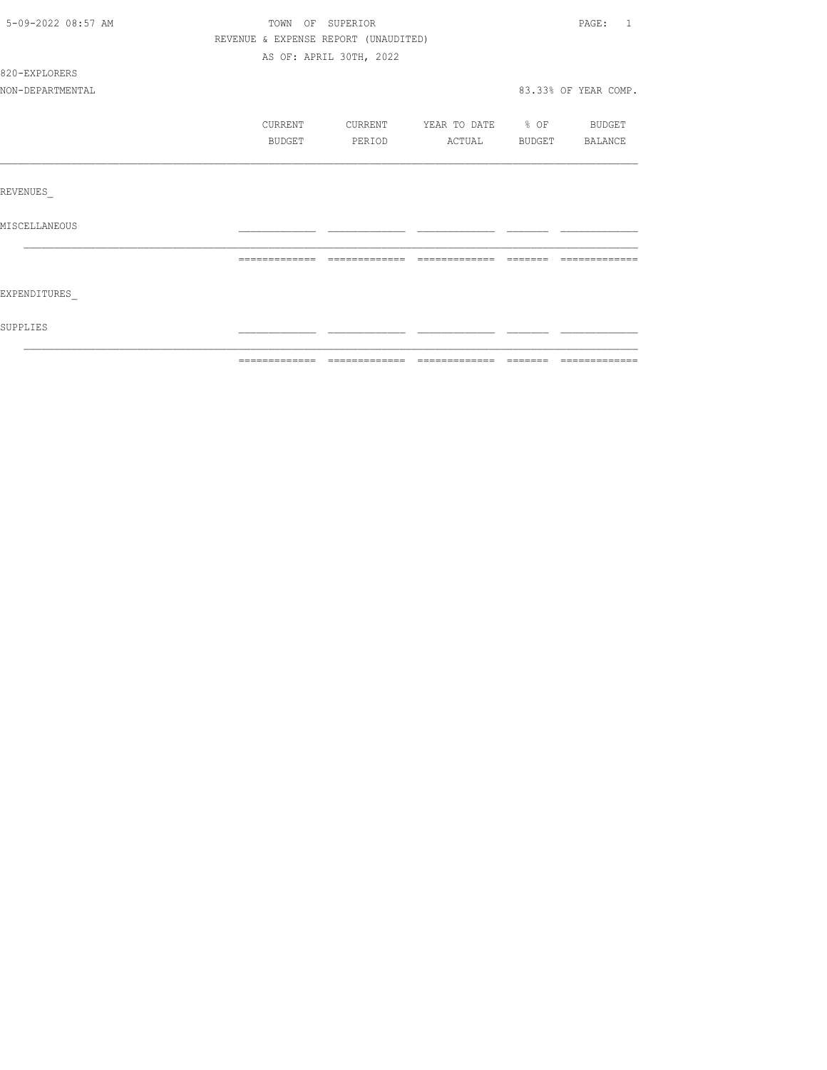TOWN OF SUPERIOR

REVENUE & EXPENSE REPORT (UNAUDITED)

AS OF: APRIL 30TH, 2022

820-EXPLORERS

NON-DEPARTMENTAL

83.33% OF YEAR COMP.

| | CURRENT BUDGET | CURRENT PERIOD | YEAR TO DATE ACTUAL | % OF BUDGET | BUDGET BALANCE |
|---|---|---|---|---|---|
| REVENUES_ | | | | | |
| MISCELLANEOUS | | | | | |
| EXPENDITURES_ | | | | | |
| SUPPLIES | | | | | |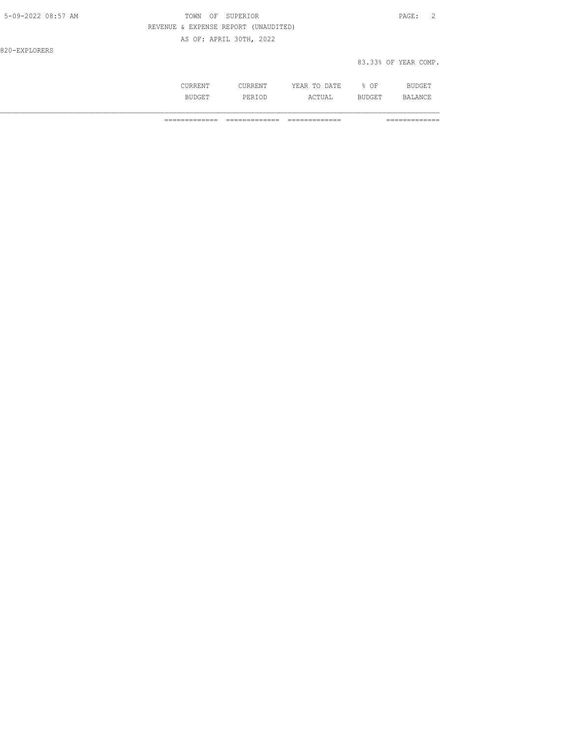TOWN OF SUPERIOR

REVENUE & EXPENSE REPORT (UNAUDITED)

AS OF: APRIL 30TH, 2022

820-EXPLORERS

83.33% OF YEAR COMP.

| | CURRENT BUDGET | CURRENT PERIOD | YEAR TO DATE ACTUAL | % OF BUDGET | BUDGET BALANCE |
|---|---|---|---|---|---|
| | ============= | ============= | ============= | | ============= |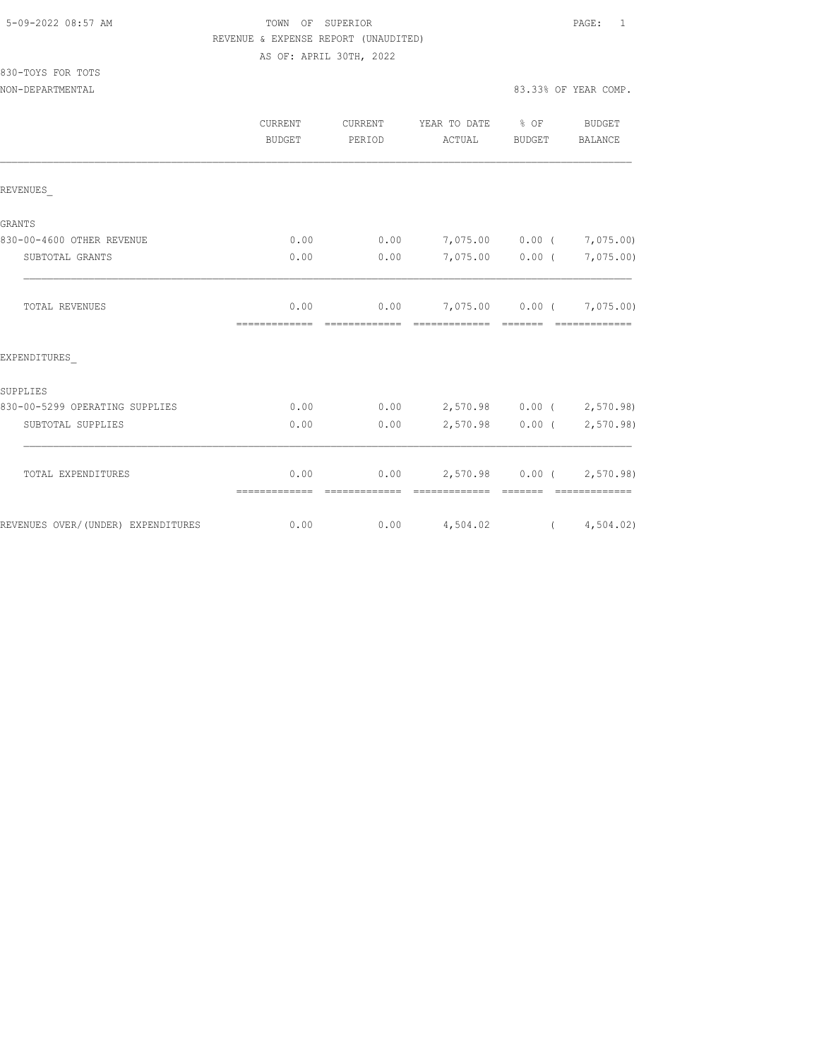5-09-2022 08:57 AM

TOWN OF SUPERIOR

REVENUE & EXPENSE REPORT (UNAUDITED)

AS OF: APRIL 30TH, 2022

830-TOYS FOR TOTS

NON-DEPARTMENTAL

83.33% OF YEAR COMP.

| | CURRENT BUDGET | CURRENT PERIOD | YEAR TO DATE ACTUAL | % OF BUDGET | BUDGET BALANCE |
|---|---|---|---|---|---|
| REVENUES_ | | | | | |
| GRANTS | | | | | |
| 830-00-4600 OTHER REVENUE | 0.00 | 0.00 | 7,075.00 | 0.00 | ( 7,075.00) |
| SUBTOTAL GRANTS | 0.00 | 0.00 | 7,075.00 | 0.00 | ( 7,075.00) |
| TOTAL REVENUES | 0.00 | 0.00 | 7,075.00 | 0.00 | ( 7,075.00) |
| EXPENDITURES_ | | | | | |
| SUPPLIES | | | | | |
| 830-00-5299 OPERATING SUPPLIES | 0.00 | 0.00 | 2,570.98 | 0.00 | ( 2,570.98) |
| SUBTOTAL SUPPLIES | 0.00 | 0.00 | 2,570.98 | 0.00 | ( 2,570.98) |
| TOTAL EXPENDITURES | 0.00 | 0.00 | 2,570.98 | 0.00 | ( 2,570.98) |
| REVENUES OVER/(UNDER) EXPENDITURES | 0.00 | 0.00 | 4,504.02 | | ( 4,504.02) |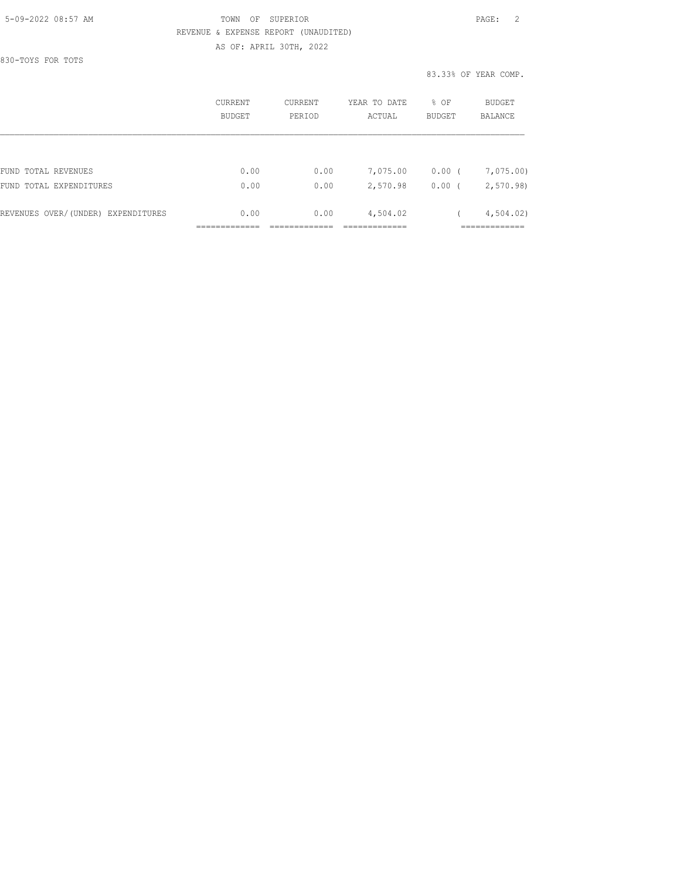TOWN OF SUPERIOR

REVENUE & EXPENSE REPORT (UNAUDITED)

AS OF: APRIL 30TH, 2022

830-TOYS FOR TOTS

83.33% OF YEAR COMP.

|  | CURRENT BUDGET | CURRENT PERIOD | YEAR TO DATE ACTUAL | % OF BUDGET | BUDGET BALANCE |
|---|---|---|---|---|---|
| FUND TOTAL REVENUES | 0.00 | 0.00 | 7,075.00 | 0.00 | ( 7,075.00) |
| FUND TOTAL EXPENDITURES | 0.00 | 0.00 | 2,570.98 | 0.00 | ( 2,570.98) |
| REVENUES OVER/(UNDER) EXPENDITURES | 0.00 | 0.00 | 4,504.02 |  | ( 4,504.02) |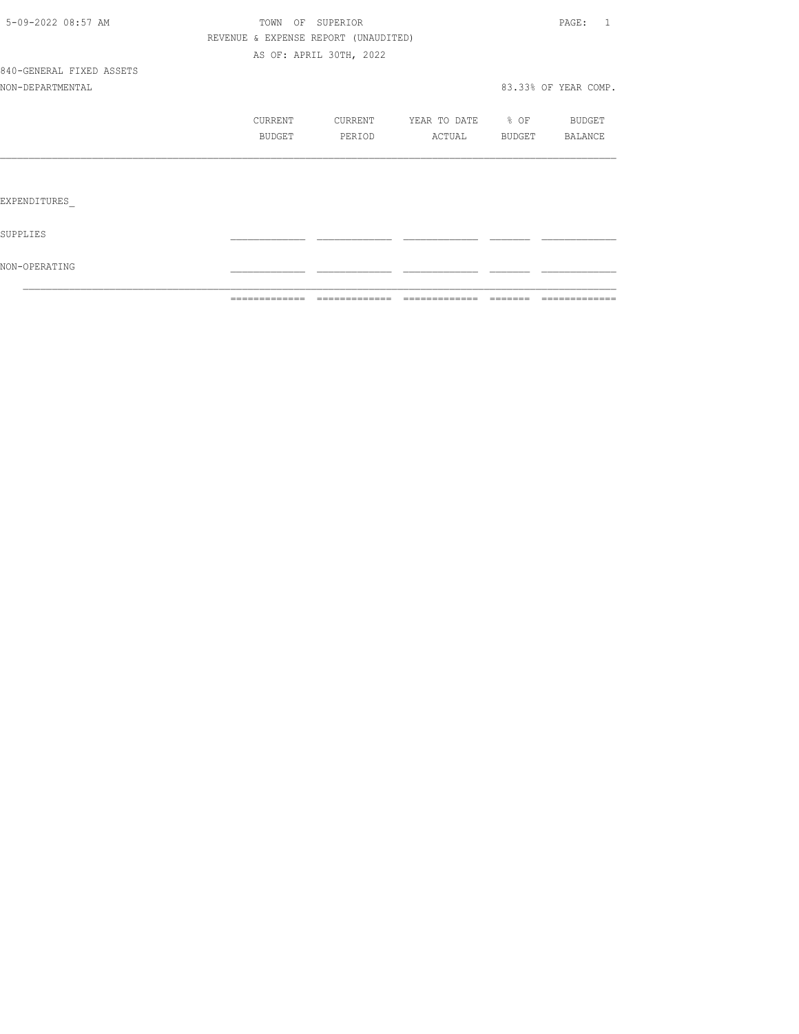TOWN OF SUPERIOR

REVENUE & EXPENSE REPORT (UNAUDITED)

AS OF: APRIL 30TH, 2022

840-GENERAL FIXED ASSETS

NON-DEPARTMENTAL

83.33% OF YEAR COMP.

| | CURRENT BUDGET | CURRENT PERIOD | YEAR TO DATE ACTUAL | % OF BUDGET | BUDGET BALANCE |
|---|---|---|---|---|---|
| EXPENDITURES_ | | | | | |
| SUPPLIES | | | | | |
| NON-OPERATING | | | | | |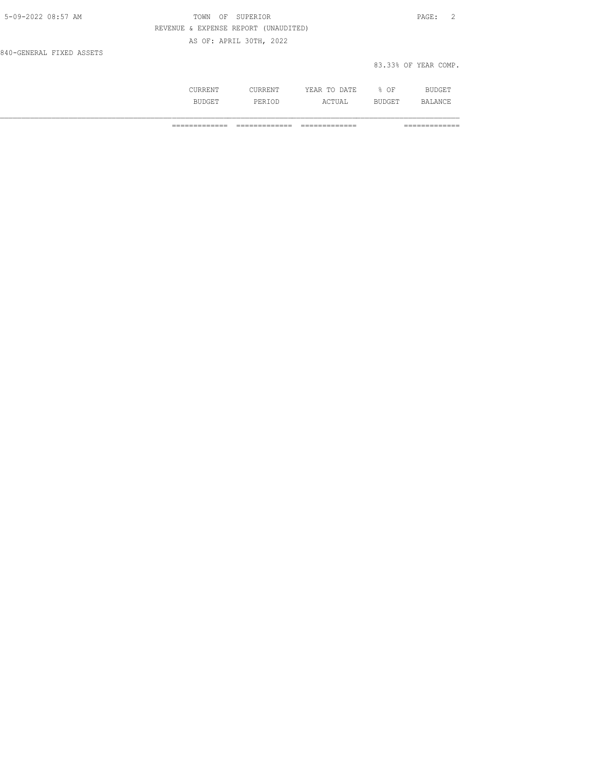REVENUE & EXPENSE REPORT (UNAUDITED)

AS OF: APRIL 30TH, 2022

840-GENERAL FIXED ASSETS

83.33% OF YEAR COMP.

| | CURRENT BUDGET | CURRENT PERIOD | YEAR TO DATE ACTUAL | % OF BUDGET | BUDGET BALANCE |
|---|---|---|---|---|---|
| | ============= | ============= | ============= | | ============= |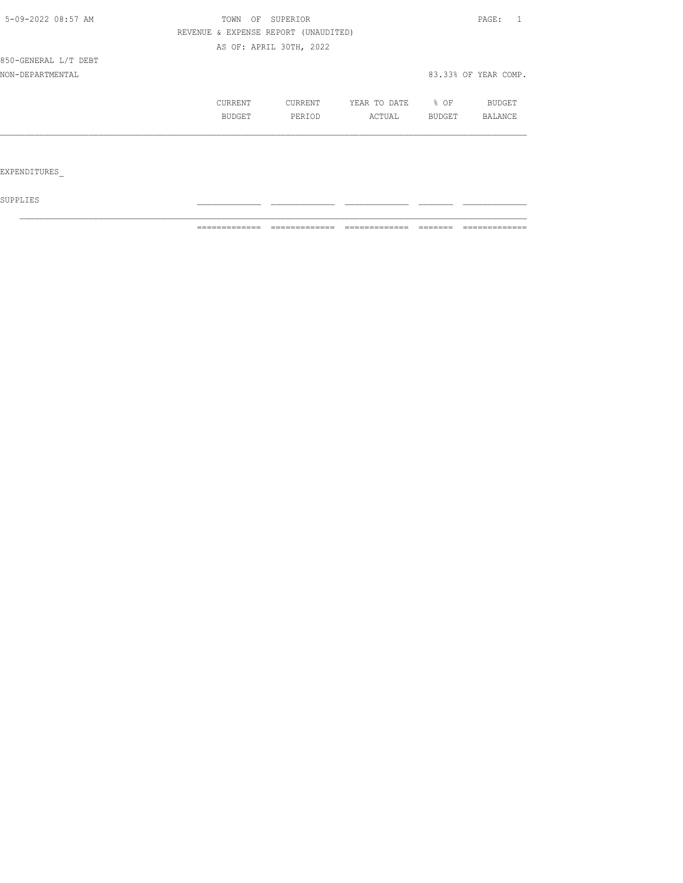TOWN OF SUPERIOR

REVENUE & EXPENSE REPORT (UNAUDITED)

AS OF: APRIL 30TH, 2022

850-GENERAL L/T DEBT

NON-DEPARTMENTAL

83.33% OF YEAR COMP.

| | CURRENT BUDGET | CURRENT PERIOD | YEAR TO DATE ACTUAL | % OF BUDGET | BUDGET BALANCE |
|---|---|---|---|---|---|
| EXPENDITURES | | | | | |
| SUPPLIES | | | | | |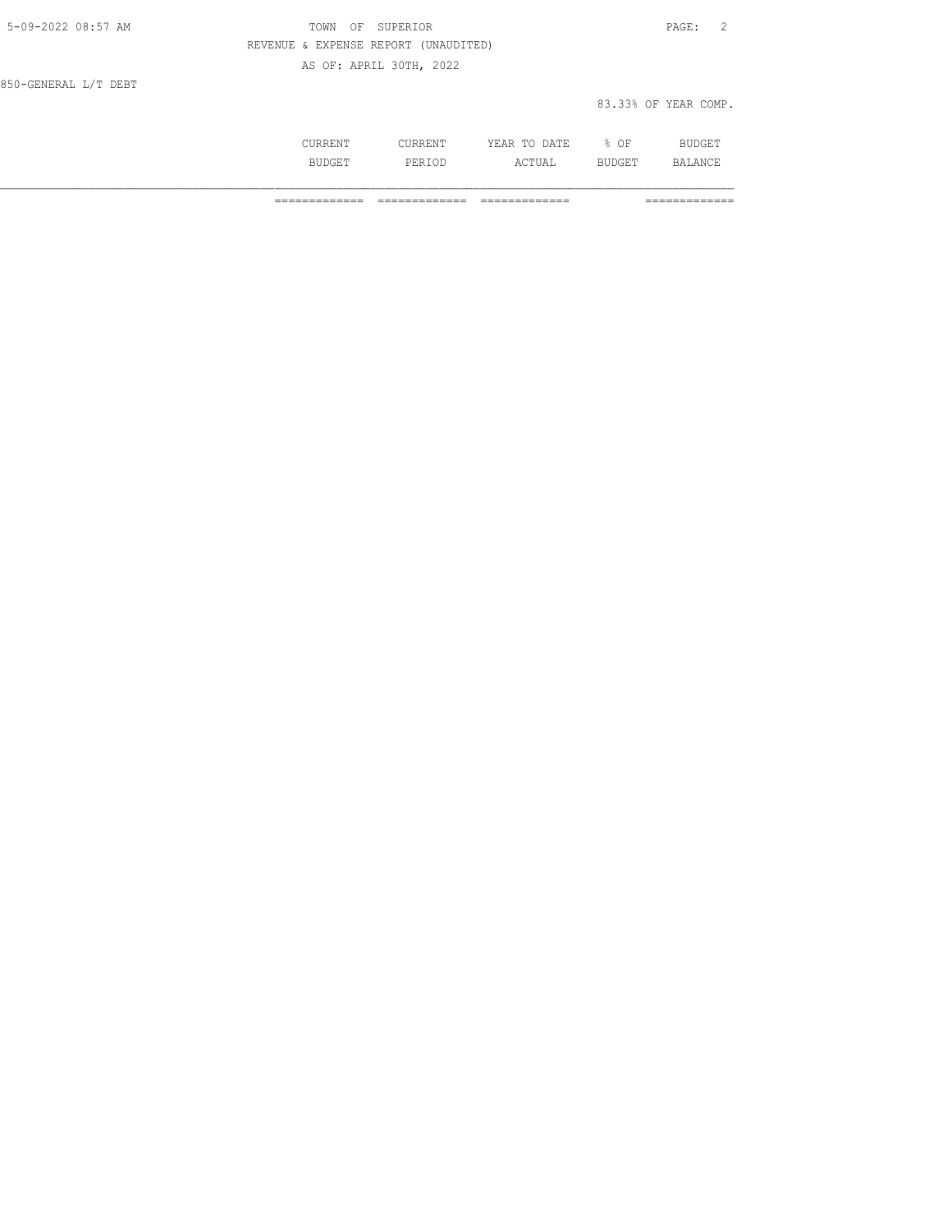5-09-2022 08:57 AM

TOWN OF SUPERIOR

REVENUE & EXPENSE REPORT (UNAUDITED)

AS OF: APRIL 30TH, 2022

850-GENERAL L/T DEBT

83.33% OF YEAR COMP.

| | CURRENT BUDGET | CURRENT PERIOD | YEAR TO DATE ACTUAL | % OF BUDGET | BUDGET BALANCE |
|---|---|---|---|---|---|
| | ============= | ============= | ============= | | ============= |